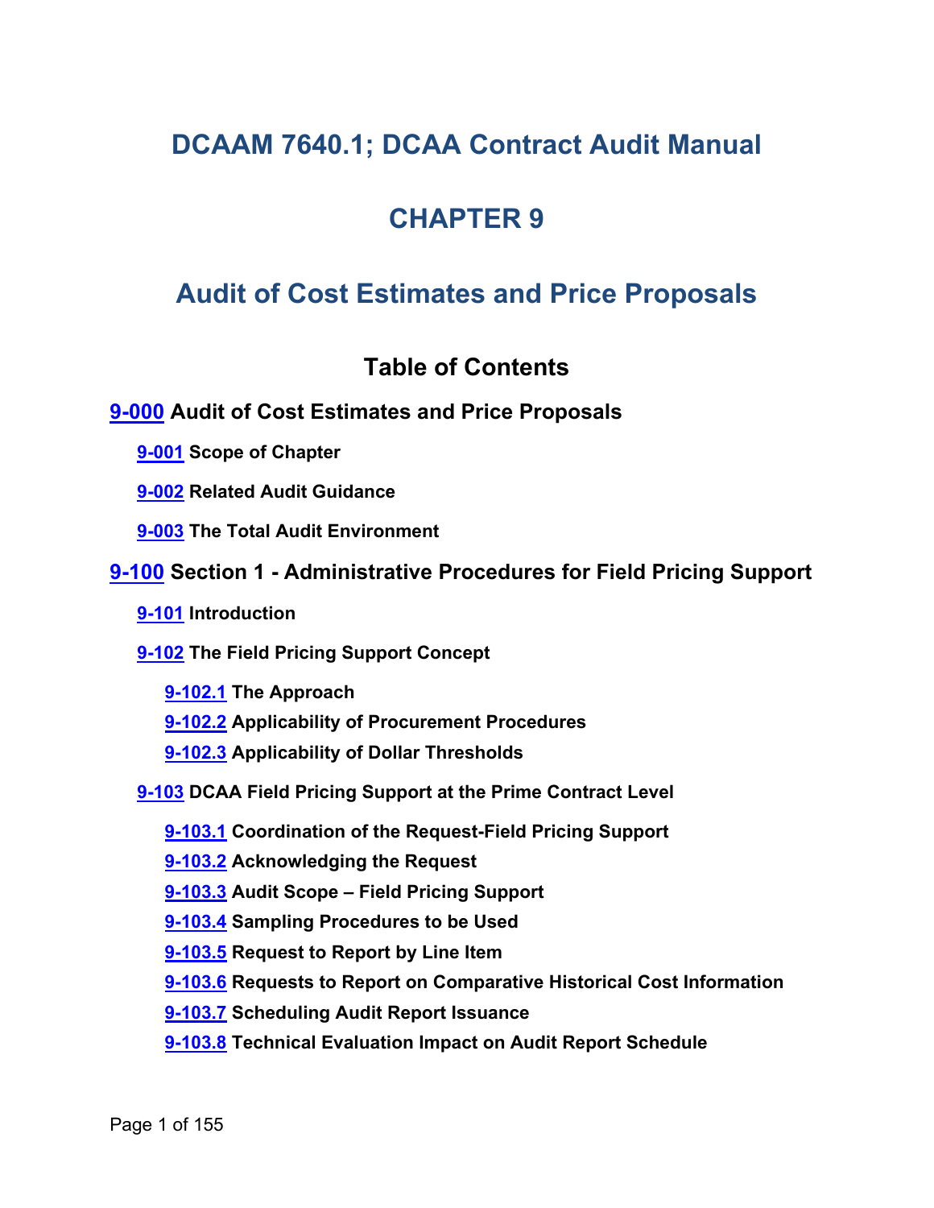# DCAAM 7640.1; DCAA Contract Audit Manual

# CHAPTER 9

# Audit of Cost Estimates and Price Proposals

## Table of Contents

**9-000 Audit of Cost Estimates and Price Proposals**

- **9-001 Scope of Chapter**
- **9-002 Related Audit Guidance**
- **9-003 The Total Audit Environment**

**9-100 Section 1 - Administrative Procedures for Field Pricing Support**

- **9-101 Introduction**
- **9-102 The Field Pricing Support Concept**
  - **9-102.1 The Approach**
  - **9-102.2 Applicability of Procurement Procedures**
  - **9-102.3 Applicability of Dollar Thresholds**
- **9-103 DCAA Field Pricing Support at the Prime Contract Level**
  - **9-103.1 Coordination of the Request-Field Pricing Support**
  - **9-103.2 Acknowledging the Request**
  - **9-103.3 Audit Scope – Field Pricing Support**
  - **9-103.4 Sampling Procedures to be Used**
  - **9-103.5 Request to Report by Line Item**
  - **9-103.6 Requests to Report on Comparative Historical Cost Information**
  - **9-103.7 Scheduling Audit Report Issuance**
  - **9-103.8 Technical Evaluation Impact on Audit Report Schedule**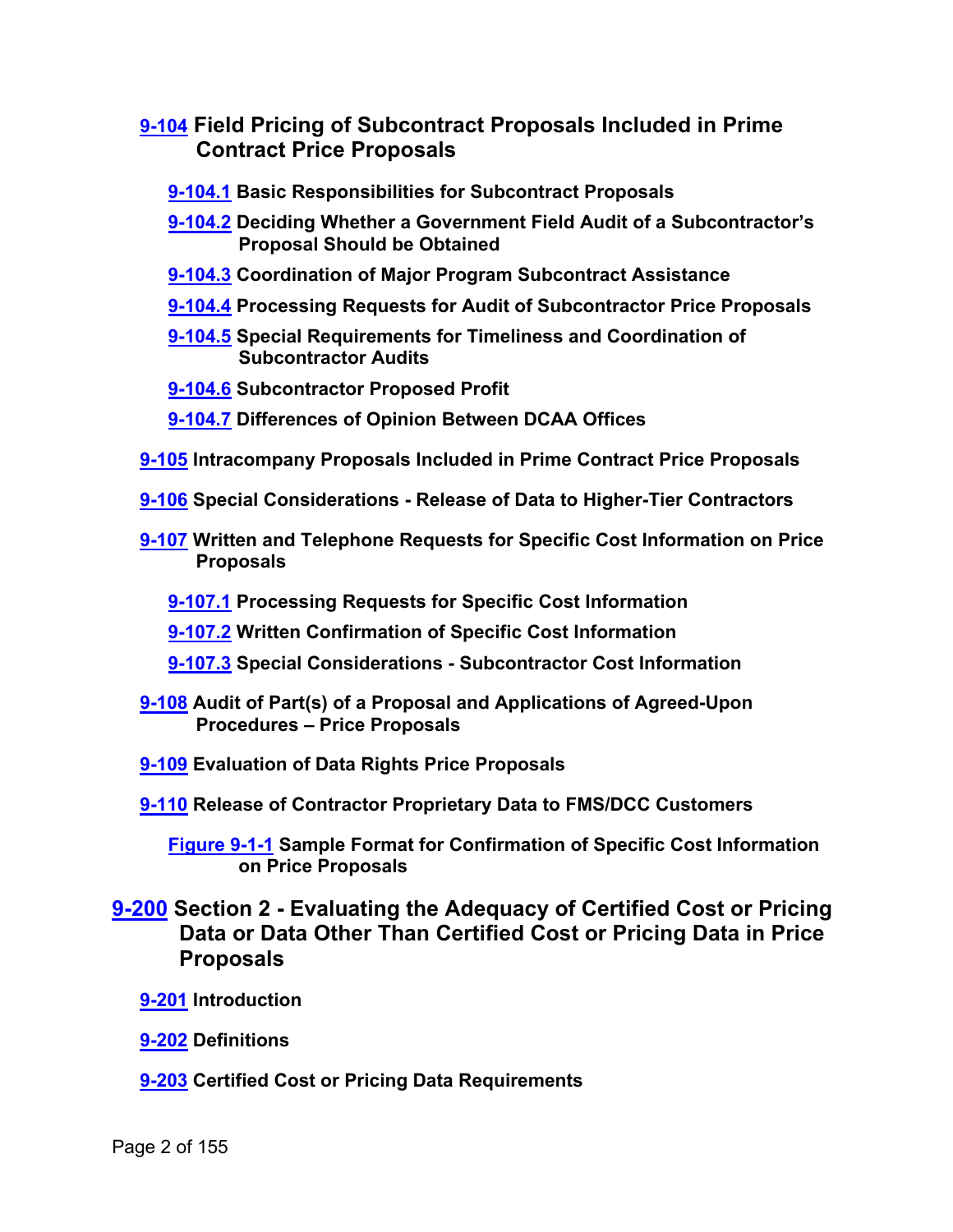**9-104 Field Pricing of Subcontract Proposals Included in Prime Contract Price Proposals**

- **9-104.1 Basic Responsibilities for Subcontract Proposals**
- **9-104.2 Deciding Whether a Government Field Audit of a Subcontractor's Proposal Should be Obtained**
- **9-104.3 Coordination of Major Program Subcontract Assistance**
- **9-104.4 Processing Requests for Audit of Subcontractor Price Proposals**
- **9-104.5 Special Requirements for Timeliness and Coordination of Subcontractor Audits**
- **9-104.6 Subcontractor Proposed Profit**
- **9-104.7 Differences of Opinion Between DCAA Offices**

**9-105 Intracompany Proposals Included in Prime Contract Price Proposals**

**9-106 Special Considerations - Release of Data to Higher-Tier Contractors**

**9-107 Written and Telephone Requests for Specific Cost Information on Price Proposals**

- **9-107.1 Processing Requests for Specific Cost Information**
- **9-107.2 Written Confirmation of Specific Cost Information**
- **9-107.3 Special Considerations - Subcontractor Cost Information**

**9-108 Audit of Part(s) of a Proposal and Applications of Agreed-Upon Procedures – Price Proposals**

**9-109 Evaluation of Data Rights Price Proposals**

**9-110 Release of Contractor Proprietary Data to FMS/DCC Customers**

- **Figure 9-1-1 Sample Format for Confirmation of Specific Cost Information on Price Proposals**

## 9-200 Section 2 - Evaluating the Adequacy of Certified Cost or Pricing Data or Data Other Than Certified Cost or Pricing Data in Price Proposals

**9-201 Introduction**

**9-202 Definitions**

**9-203 Certified Cost or Pricing Data Requirements**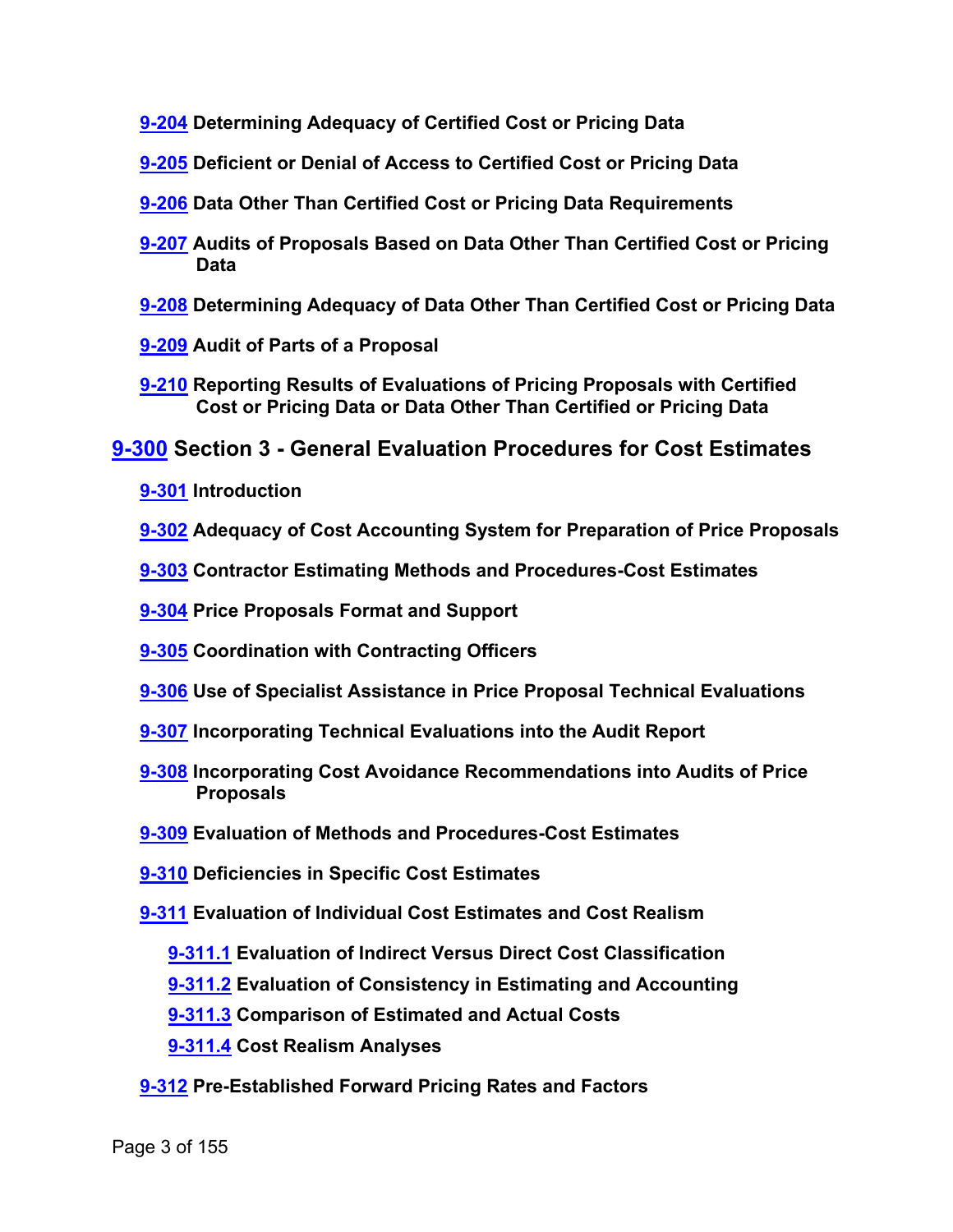**9-204 Determining Adequacy of Certified Cost or Pricing Data**

**9-205 Deficient or Denial of Access to Certified Cost or Pricing Data**

**9-206 Data Other Than Certified Cost or Pricing Data Requirements**

**9-207 Audits of Proposals Based on Data Other Than Certified Cost or Pricing Data**

**9-208 Determining Adequacy of Data Other Than Certified Cost or Pricing Data**

**9-209 Audit of Parts of a Proposal**

**9-210 Reporting Results of Evaluations of Pricing Proposals with Certified Cost or Pricing Data or Data Other Than Certified or Pricing Data**

## 9-300 Section 3 - General Evaluation Procedures for Cost Estimates

**9-301 Introduction**

**9-302 Adequacy of Cost Accounting System for Preparation of Price Proposals**

**9-303 Contractor Estimating Methods and Procedures-Cost Estimates**

**9-304 Price Proposals Format and Support**

**9-305 Coordination with Contracting Officers**

**9-306 Use of Specialist Assistance in Price Proposal Technical Evaluations**

**9-307 Incorporating Technical Evaluations into the Audit Report**

**9-308 Incorporating Cost Avoidance Recommendations into Audits of Price Proposals**

**9-309 Evaluation of Methods and Procedures-Cost Estimates**

**9-310 Deficiencies in Specific Cost Estimates**

**9-311 Evaluation of Individual Cost Estimates and Cost Realism**

- **9-311.1 Evaluation of Indirect Versus Direct Cost Classification**
- **9-311.2 Evaluation of Consistency in Estimating and Accounting**
- **9-311.3 Comparison of Estimated and Actual Costs**
- **9-311.4 Cost Realism Analyses**

**9-312 Pre-Established Forward Pricing Rates and Factors**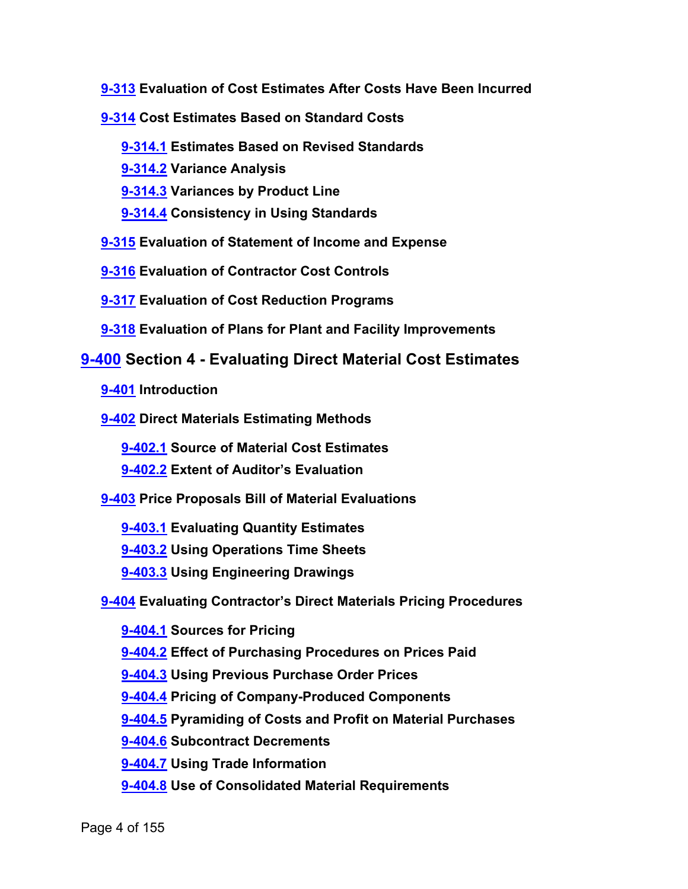**9-313** **Evaluation of Cost Estimates After Costs Have Been Incurred**

**9-314** **Cost Estimates Based on Standard Costs**

- **9-314.1** **Estimates Based on Revised Standards**
- **9-314.2** **Variance Analysis**
- **9-314.3** **Variances by Product Line**
- **9-314.4** **Consistency in Using Standards**

**9-315** **Evaluation of Statement of Income and Expense**

**9-316** **Evaluation of Contractor Cost Controls**

**9-317** **Evaluation of Cost Reduction Programs**

**9-318** **Evaluation of Plans for Plant and Facility Improvements**

## 9-400 Section 4 - Evaluating Direct Material Cost Estimates

**9-401** **Introduction**

**9-402** **Direct Materials Estimating Methods**

- **9-402.1** **Source of Material Cost Estimates**
- **9-402.2** **Extent of Auditor's Evaluation**

**9-403** **Price Proposals Bill of Material Evaluations**

- **9-403.1** **Evaluating Quantity Estimates**
- **9-403.2** **Using Operations Time Sheets**
- **9-403.3** **Using Engineering Drawings**

**9-404** **Evaluating Contractor's Direct Materials Pricing Procedures**

- **9-404.1** **Sources for Pricing**
- **9-404.2** **Effect of Purchasing Procedures on Prices Paid**
- **9-404.3** **Using Previous Purchase Order Prices**
- **9-404.4** **Pricing of Company-Produced Components**
- **9-404.5** **Pyramiding of Costs and Profit on Material Purchases**
- **9-404.6** **Subcontract Decrements**
- **9-404.7** **Using Trade Information**
- **9-404.8** **Use of Consolidated Material Requirements**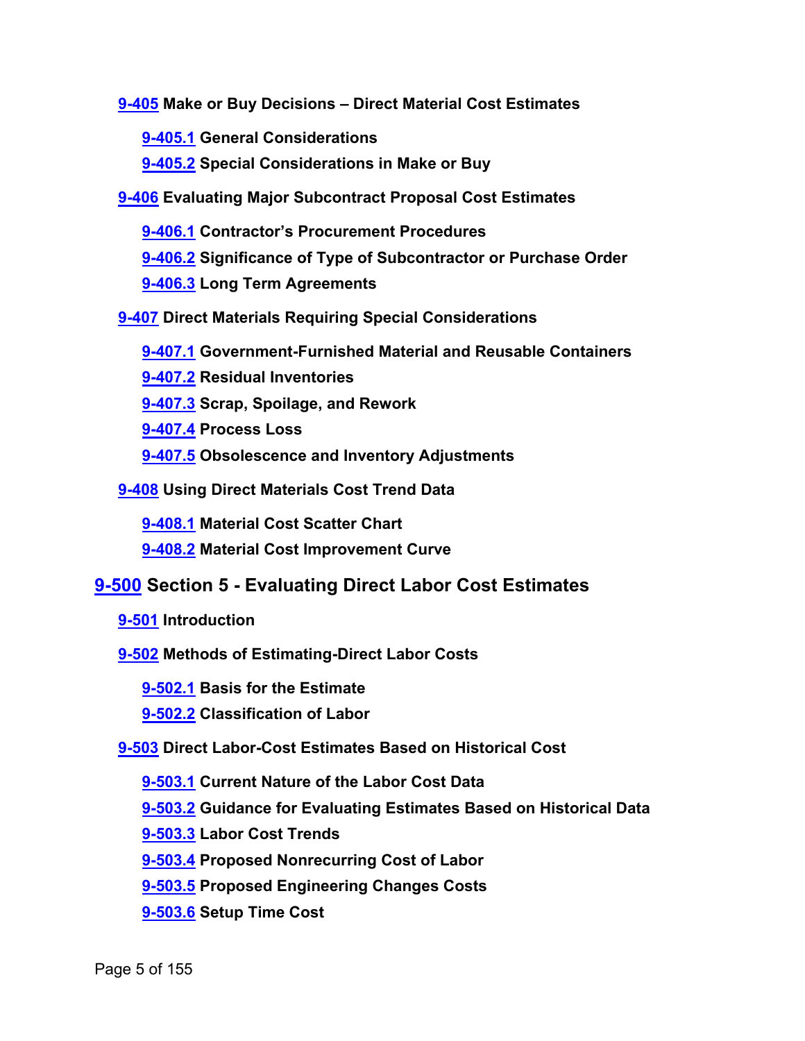**9-405 Make or Buy Decisions – Direct Material Cost Estimates**

- **9-405.1 General Considerations**
- **9-405.2 Special Considerations in Make or Buy**

**9-406 Evaluating Major Subcontract Proposal Cost Estimates**

- **9-406.1 Contractor's Procurement Procedures**
- **9-406.2 Significance of Type of Subcontractor or Purchase Order**
- **9-406.3 Long Term Agreements**

**9-407 Direct Materials Requiring Special Considerations**

- **9-407.1 Government-Furnished Material and Reusable Containers**
- **9-407.2 Residual Inventories**
- **9-407.3 Scrap, Spoilage, and Rework**
- **9-407.4 Process Loss**
- **9-407.5 Obsolescence and Inventory Adjustments**

**9-408 Using Direct Materials Cost Trend Data**

- **9-408.1 Material Cost Scatter Chart**
- **9-408.2 Material Cost Improvement Curve**

## 9-500 Section 5 - Evaluating Direct Labor Cost Estimates

**9-501 Introduction**

**9-502 Methods of Estimating-Direct Labor Costs**

- **9-502.1 Basis for the Estimate**
- **9-502.2 Classification of Labor**

**9-503 Direct Labor-Cost Estimates Based on Historical Cost**

- **9-503.1 Current Nature of the Labor Cost Data**
- **9-503.2 Guidance for Evaluating Estimates Based on Historical Data**
- **9-503.3 Labor Cost Trends**
- **9-503.4 Proposed Nonrecurring Cost of Labor**
- **9-503.5 Proposed Engineering Changes Costs**
- **9-503.6 Setup Time Cost**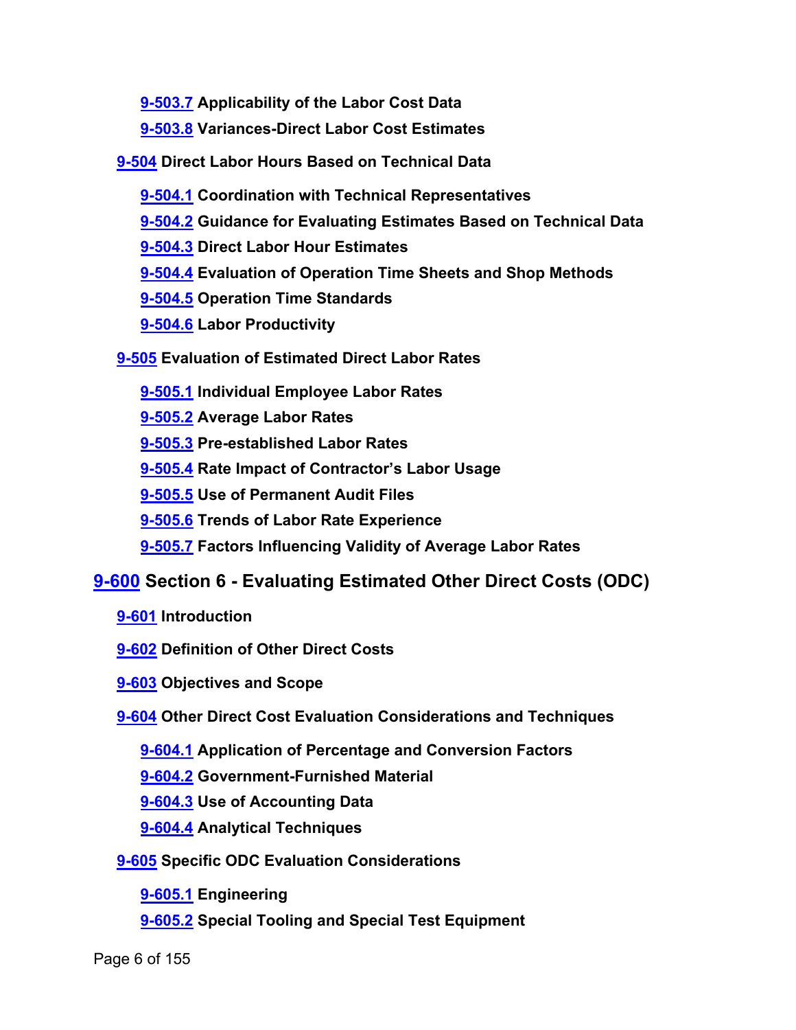- **9-503.7 Applicability of the Labor Cost Data**
- **9-503.8 Variances-Direct Labor Cost Estimates**

**9-504 Direct Labor Hours Based on Technical Data**

- **9-504.1 Coordination with Technical Representatives**
- **9-504.2 Guidance for Evaluating Estimates Based on Technical Data**
- **9-504.3 Direct Labor Hour Estimates**
- **9-504.4 Evaluation of Operation Time Sheets and Shop Methods**
- **9-504.5 Operation Time Standards**
- **9-504.6 Labor Productivity**

**9-505 Evaluation of Estimated Direct Labor Rates**

- **9-505.1 Individual Employee Labor Rates**
- **9-505.2 Average Labor Rates**
- **9-505.3 Pre-established Labor Rates**
- **9-505.4 Rate Impact of Contractor's Labor Usage**
- **9-505.5 Use of Permanent Audit Files**
- **9-505.6 Trends of Labor Rate Experience**
- **9-505.7 Factors Influencing Validity of Average Labor Rates**

## 9-600 Section 6 - Evaluating Estimated Other Direct Costs (ODC)

**9-601 Introduction**

**9-602 Definition of Other Direct Costs**

**9-603 Objectives and Scope**

**9-604 Other Direct Cost Evaluation Considerations and Techniques**

- **9-604.1 Application of Percentage and Conversion Factors**
- **9-604.2 Government-Furnished Material**
- **9-604.3 Use of Accounting Data**
- **9-604.4 Analytical Techniques**

**9-605 Specific ODC Evaluation Considerations**

- **9-605.1 Engineering**
- **9-605.2 Special Tooling and Special Test Equipment**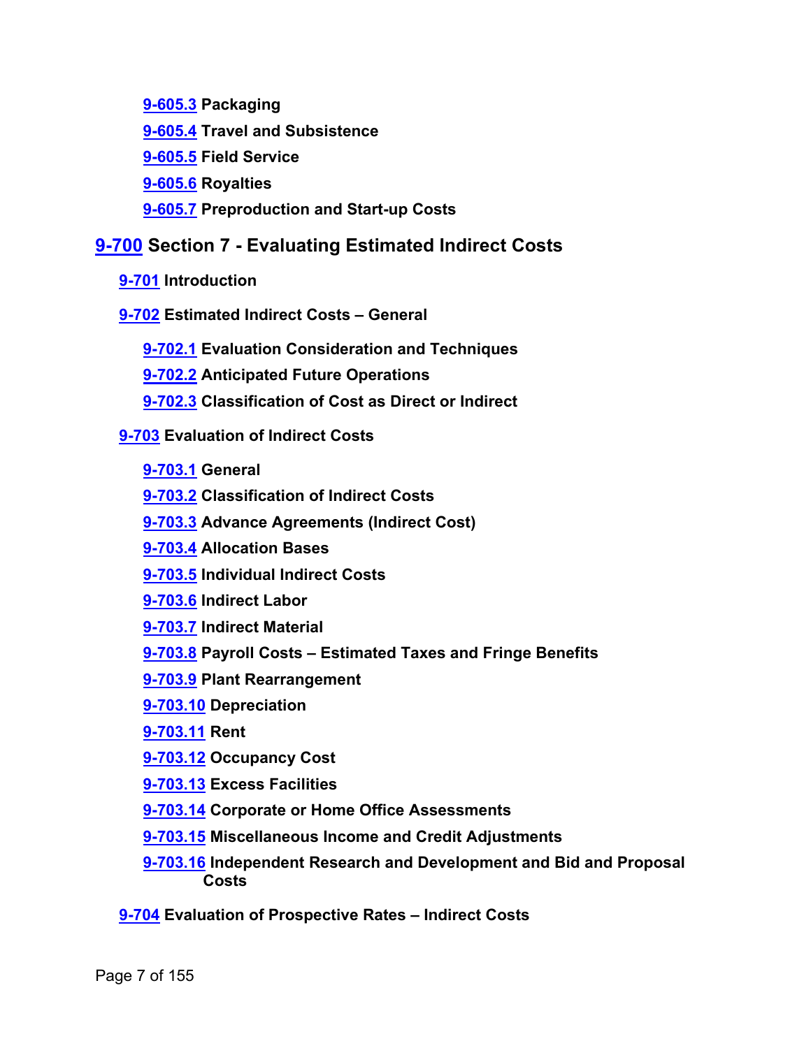**9-605.3 Packaging**

**9-605.4 Travel and Subsistence**

**9-605.5 Field Service**

**9-605.6 Royalties**

**9-605.7 Preproduction and Start-up Costs**

## 9-700 Section 7 - Evaluating Estimated Indirect Costs

**9-701 Introduction**

**9-702 Estimated Indirect Costs – General**

**9-702.1 Evaluation Consideration and Techniques**

**9-702.2 Anticipated Future Operations**

**9-702.3 Classification of Cost as Direct or Indirect**

**9-703 Evaluation of Indirect Costs**

**9-703.1 General**

**9-703.2 Classification of Indirect Costs**

**9-703.3 Advance Agreements (Indirect Cost)**

**9-703.4 Allocation Bases**

**9-703.5 Individual Indirect Costs**

**9-703.6 Indirect Labor**

**9-703.7 Indirect Material**

**9-703.8 Payroll Costs – Estimated Taxes and Fringe Benefits**

**9-703.9 Plant Rearrangement**

**9-703.10 Depreciation**

**9-703.11 Rent**

**9-703.12 Occupancy Cost**

**9-703.13 Excess Facilities**

**9-703.14 Corporate or Home Office Assessments**

**9-703.15 Miscellaneous Income and Credit Adjustments**

**9-703.16 Independent Research and Development and Bid and Proposal Costs**

**9-704 Evaluation of Prospective Rates – Indirect Costs**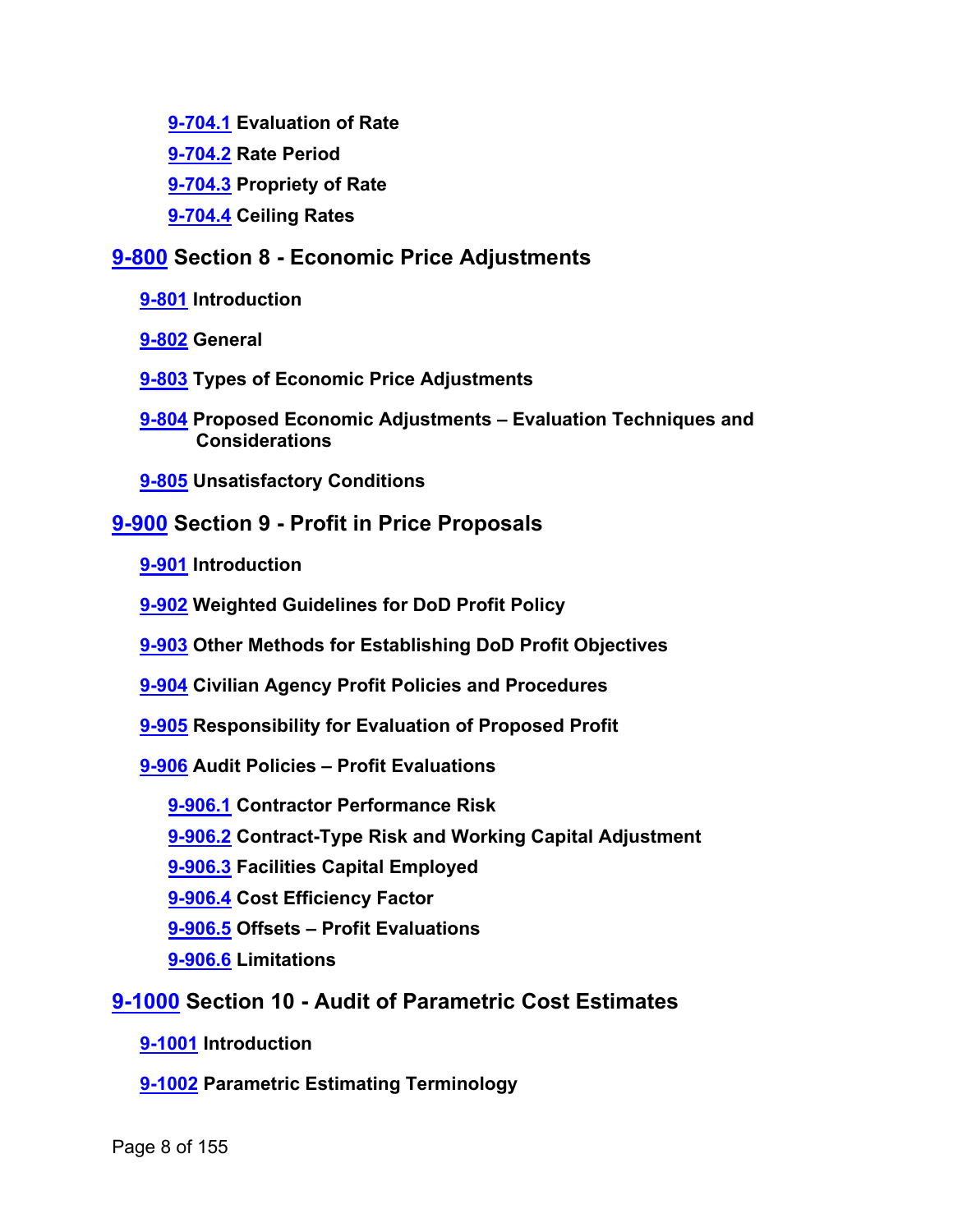**9-704.1 Evaluation of Rate**

**9-704.2 Rate Period**

**9-704.3 Propriety of Rate**

**9-704.4 Ceiling Rates**

## 9-800 Section 8 - Economic Price Adjustments

**9-801 Introduction**

**9-802 General**

**9-803 Types of Economic Price Adjustments**

**9-804 Proposed Economic Adjustments – Evaluation Techniques and Considerations**

**9-805 Unsatisfactory Conditions**

## 9-900 Section 9 - Profit in Price Proposals

**9-901 Introduction**

**9-902 Weighted Guidelines for DoD Profit Policy**

**9-903 Other Methods for Establishing DoD Profit Objectives**

**9-904 Civilian Agency Profit Policies and Procedures**

**9-905 Responsibility for Evaluation of Proposed Profit**

**9-906 Audit Policies – Profit Evaluations**

**9-906.1 Contractor Performance Risk**

**9-906.2 Contract-Type Risk and Working Capital Adjustment**

**9-906.3 Facilities Capital Employed**

**9-906.4 Cost Efficiency Factor**

**9-906.5 Offsets – Profit Evaluations**

**9-906.6 Limitations**

## 9-1000 Section 10 - Audit of Parametric Cost Estimates

**9-1001 Introduction**

**9-1002 Parametric Estimating Terminology**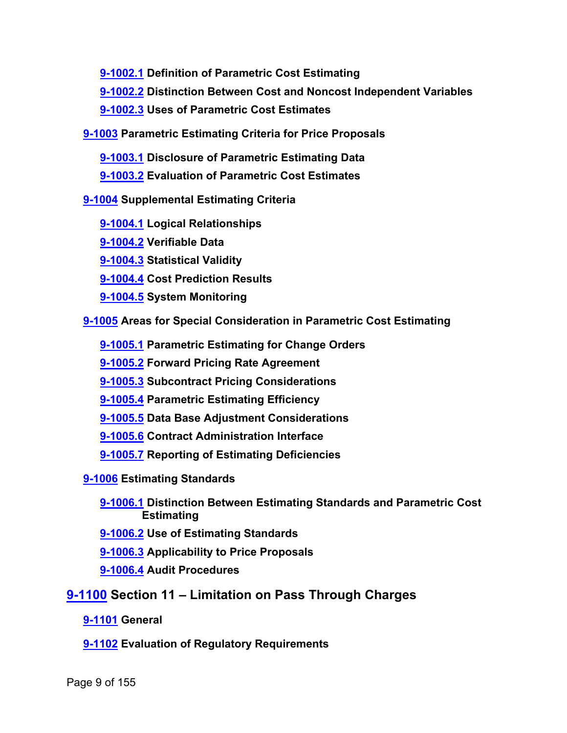- **9-1002.1 Definition of Parametric Cost Estimating**
- **9-1002.2 Distinction Between Cost and Noncost Independent Variables**
- **9-1002.3 Uses of Parametric Cost Estimates**

**9-1003 Parametric Estimating Criteria for Price Proposals**

- **9-1003.1 Disclosure of Parametric Estimating Data**
- **9-1003.2 Evaluation of Parametric Cost Estimates**

**9-1004 Supplemental Estimating Criteria**

- **9-1004.1 Logical Relationships**
- **9-1004.2 Verifiable Data**
- **9-1004.3 Statistical Validity**
- **9-1004.4 Cost Prediction Results**
- **9-1004.5 System Monitoring**

**9-1005 Areas for Special Consideration in Parametric Cost Estimating**

- **9-1005.1 Parametric Estimating for Change Orders**
- **9-1005.2 Forward Pricing Rate Agreement**
- **9-1005.3 Subcontract Pricing Considerations**
- **9-1005.4 Parametric Estimating Efficiency**
- **9-1005.5 Data Base Adjustment Considerations**
- **9-1005.6 Contract Administration Interface**
- **9-1005.7 Reporting of Estimating Deficiencies**

**9-1006 Estimating Standards**

- **9-1006.1 Distinction Between Estimating Standards and Parametric Cost Estimating**
- **9-1006.2 Use of Estimating Standards**
- **9-1006.3 Applicability to Price Proposals**
- **9-1006.4 Audit Procedures**

## 9-1100 Section 11 – Limitation on Pass Through Charges

**9-1101 General**

**9-1102 Evaluation of Regulatory Requirements**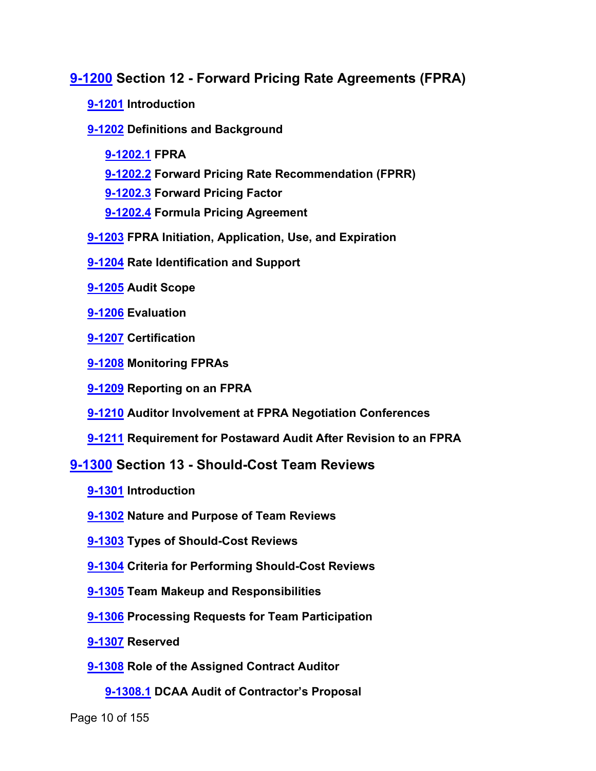**9-1200 Section 12 - Forward Pricing Rate Agreements (FPRA)**

- **9-1201 Introduction**
- **9-1202 Definitions and Background**
  - **9-1202.1 FPRA**
  - **9-1202.2 Forward Pricing Rate Recommendation (FPRR)**
  - **9-1202.3 Forward Pricing Factor**
  - **9-1202.4 Formula Pricing Agreement**
- **9-1203 FPRA Initiation, Application, Use, and Expiration**
- **9-1204 Rate Identification and Support**
- **9-1205 Audit Scope**
- **9-1206 Evaluation**
- **9-1207 Certification**
- **9-1208 Monitoring FPRAs**
- **9-1209 Reporting on an FPRA**
- **9-1210 Auditor Involvement at FPRA Negotiation Conferences**
- **9-1211 Requirement for Postaward Audit After Revision to an FPRA**

**9-1300 Section 13 - Should-Cost Team Reviews**

- **9-1301 Introduction**
- **9-1302 Nature and Purpose of Team Reviews**
- **9-1303 Types of Should-Cost Reviews**
- **9-1304 Criteria for Performing Should-Cost Reviews**
- **9-1305 Team Makeup and Responsibilities**
- **9-1306 Processing Requests for Team Participation**
- **9-1307 Reserved**
- **9-1308 Role of the Assigned Contract Auditor**
  - **9-1308.1 DCAA Audit of Contractor's Proposal**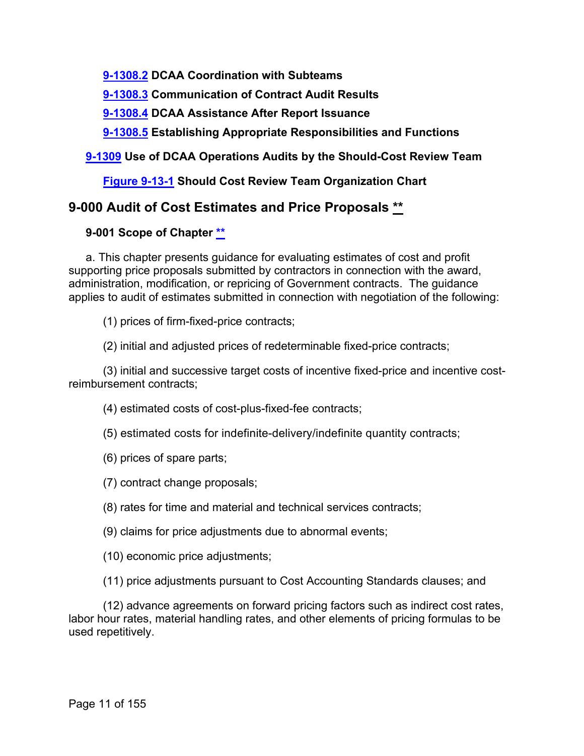[9-1308.2](#) **DCAA Coordination with Subteams**

[9-1308.3](#) **Communication of Contract Audit Results**

[9-1308.4](#) **DCAA Assistance After Report Issuance**

[9-1308.5](#) **Establishing Appropriate Responsibilities and Functions**

[9-1309](#) **Use of DCAA Operations Audits by the Should-Cost Review Team**

[Figure 9-13-1](#) **Should Cost Review Team Organization Chart**

## 9-000 Audit of Cost Estimates and Price Proposals [**](#)

### 9-001 Scope of Chapter [**](#)

a. This chapter presents guidance for evaluating estimates of cost and profit supporting price proposals submitted by contractors in connection with the award, administration, modification, or repricing of Government contracts. The guidance applies to audit of estimates submitted in connection with negotiation of the following:

(1) prices of firm-fixed-price contracts;

(2) initial and adjusted prices of redeterminable fixed-price contracts;

(3) initial and successive target costs of incentive fixed-price and incentive cost-reimbursement contracts;

(4) estimated costs of cost-plus-fixed-fee contracts;

(5) estimated costs for indefinite-delivery/indefinite quantity contracts;

(6) prices of spare parts;

(7) contract change proposals;

(8) rates for time and material and technical services contracts;

(9) claims for price adjustments due to abnormal events;

(10) economic price adjustments;

(11) price adjustments pursuant to Cost Accounting Standards clauses; and

(12) advance agreements on forward pricing factors such as indirect cost rates, labor hour rates, material handling rates, and other elements of pricing formulas to be used repetitively.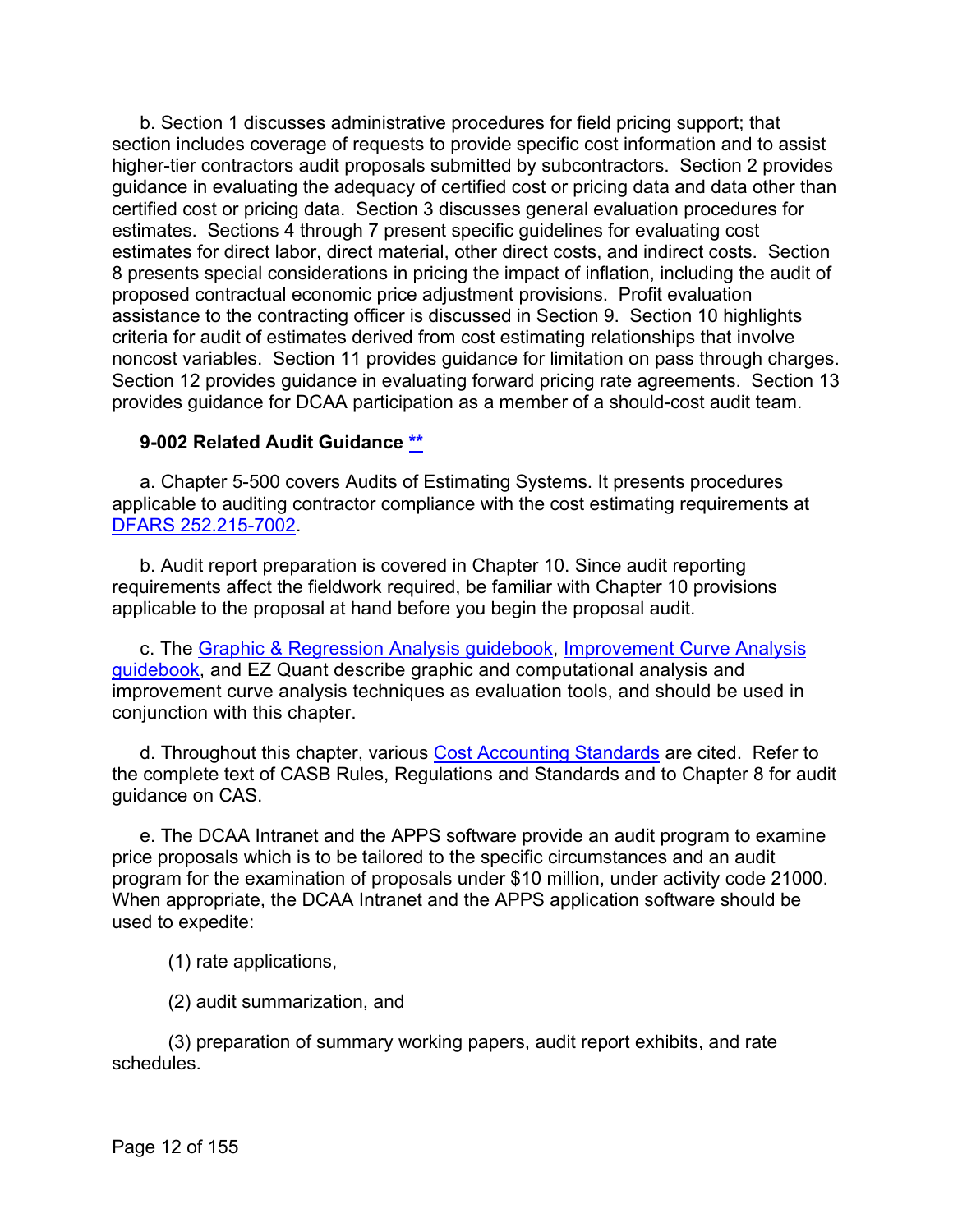b. Section 1 discusses administrative procedures for field pricing support; that section includes coverage of requests to provide specific cost information and to assist higher-tier contractors audit proposals submitted by subcontractors. Section 2 provides guidance in evaluating the adequacy of certified cost or pricing data and data other than certified cost or pricing data. Section 3 discusses general evaluation procedures for estimates. Sections 4 through 7 present specific guidelines for evaluating cost estimates for direct labor, direct material, other direct costs, and indirect costs. Section 8 presents special considerations in pricing the impact of inflation, including the audit of proposed contractual economic price adjustment provisions. Profit evaluation assistance to the contracting officer is discussed in Section 9. Section 10 highlights criteria for audit of estimates derived from cost estimating relationships that involve noncost variables. Section 11 provides guidance for limitation on pass through charges. Section 12 provides guidance in evaluating forward pricing rate agreements. Section 13 provides guidance for DCAA participation as a member of a should-cost audit team.

### 9-002 Related Audit Guidance **

a. Chapter 5-500 covers Audits of Estimating Systems. It presents procedures applicable to auditing contractor compliance with the cost estimating requirements at DFARS 252.215-7002.

b. Audit report preparation is covered in Chapter 10. Since audit reporting requirements affect the fieldwork required, be familiar with Chapter 10 provisions applicable to the proposal at hand before you begin the proposal audit.

c. The Graphic & Regression Analysis guidebook, Improvement Curve Analysis guidebook, and EZ Quant describe graphic and computational analysis and improvement curve analysis techniques as evaluation tools, and should be used in conjunction with this chapter.

d. Throughout this chapter, various Cost Accounting Standards are cited. Refer to the complete text of CASB Rules, Regulations and Standards and to Chapter 8 for audit guidance on CAS.

e. The DCAA Intranet and the APPS software provide an audit program to examine price proposals which is to be tailored to the specific circumstances and an audit program for the examination of proposals under $10 million, under activity code 21000. When appropriate, the DCAA Intranet and the APPS application software should be used to expedite:

(1) rate applications,

(2) audit summarization, and

(3) preparation of summary working papers, audit report exhibits, and rate schedules.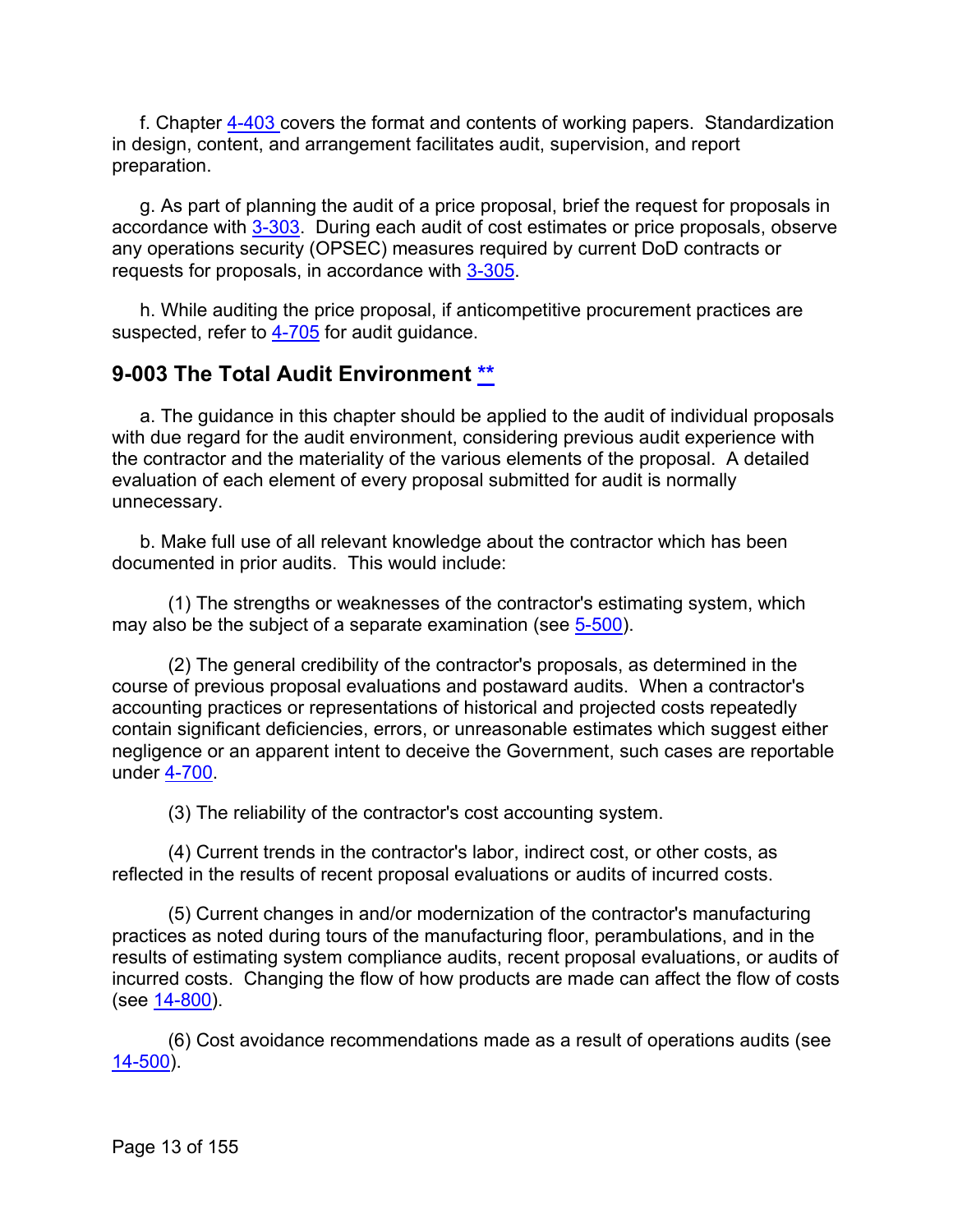f. Chapter 4-403 covers the format and contents of working papers. Standardization in design, content, and arrangement facilitates audit, supervision, and report preparation.

g. As part of planning the audit of a price proposal, brief the request for proposals in accordance with 3-303. During each audit of cost estimates or price proposals, observe any operations security (OPSEC) measures required by current DoD contracts or requests for proposals, in accordance with 3-305.

h. While auditing the price proposal, if anticompetitive procurement practices are suspected, refer to 4-705 for audit guidance.

## 9-003 The Total Audit Environment **

a. The guidance in this chapter should be applied to the audit of individual proposals with due regard for the audit environment, considering previous audit experience with the contractor and the materiality of the various elements of the proposal. A detailed evaluation of each element of every proposal submitted for audit is normally unnecessary.

b. Make full use of all relevant knowledge about the contractor which has been documented in prior audits. This would include:

(1) The strengths or weaknesses of the contractor's estimating system, which may also be the subject of a separate examination (see 5-500).

(2) The general credibility of the contractor's proposals, as determined in the course of previous proposal evaluations and postaward audits. When a contractor's accounting practices or representations of historical and projected costs repeatedly contain significant deficiencies, errors, or unreasonable estimates which suggest either negligence or an apparent intent to deceive the Government, such cases are reportable under 4-700.

(3) The reliability of the contractor's cost accounting system.

(4) Current trends in the contractor's labor, indirect cost, or other costs, as reflected in the results of recent proposal evaluations or audits of incurred costs.

(5) Current changes in and/or modernization of the contractor's manufacturing practices as noted during tours of the manufacturing floor, perambulations, and in the results of estimating system compliance audits, recent proposal evaluations, or audits of incurred costs. Changing the flow of how products are made can affect the flow of costs (see 14-800).

(6) Cost avoidance recommendations made as a result of operations audits (see 14-500).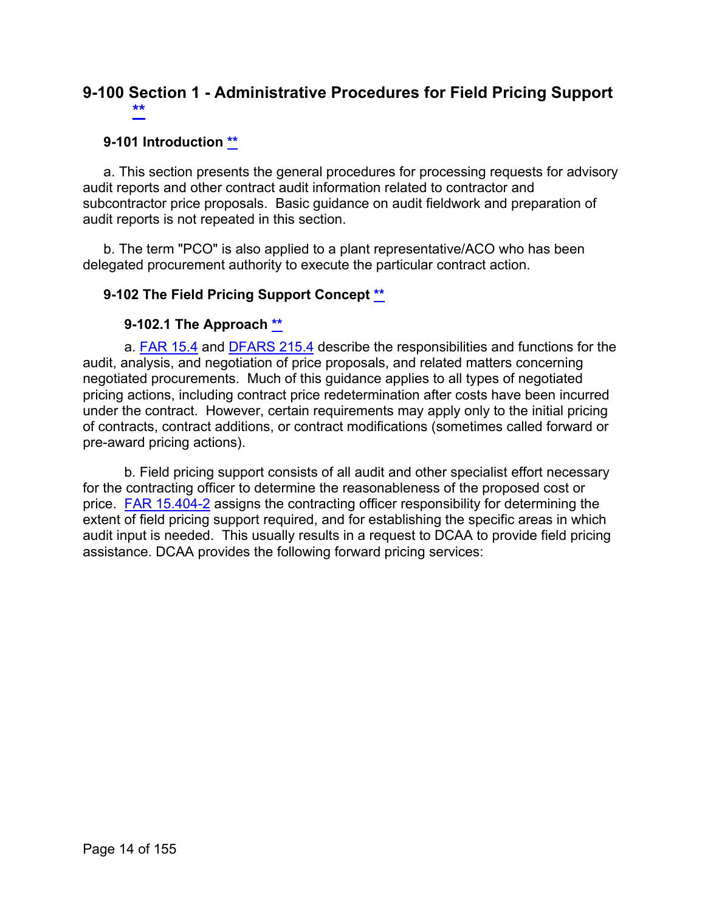# 9-100 Section 1 - Administrative Procedures for Field Pricing Support **

## 9-101 Introduction **

a. This section presents the general procedures for processing requests for advisory audit reports and other contract audit information related to contractor and subcontractor price proposals. Basic guidance on audit fieldwork and preparation of audit reports is not repeated in this section.

b. The term "PCO" is also applied to a plant representative/ACO who has been delegated procurement authority to execute the particular contract action.

## 9-102 The Field Pricing Support Concept **

### 9-102.1 The Approach **

a. FAR 15.4 and DFARS 215.4 describe the responsibilities and functions for the audit, analysis, and negotiation of price proposals, and related matters concerning negotiated procurements. Much of this guidance applies to all types of negotiated pricing actions, including contract price redetermination after costs have been incurred under the contract. However, certain requirements may apply only to the initial pricing of contracts, contract additions, or contract modifications (sometimes called forward or pre-award pricing actions).

b. Field pricing support consists of all audit and other specialist effort necessary for the contracting officer to determine the reasonableness of the proposed cost or price. FAR 15.404-2 assigns the contracting officer responsibility for determining the extent of field pricing support required, and for establishing the specific areas in which audit input is needed. This usually results in a request to DCAA to provide field pricing assistance. DCAA provides the following forward pricing services: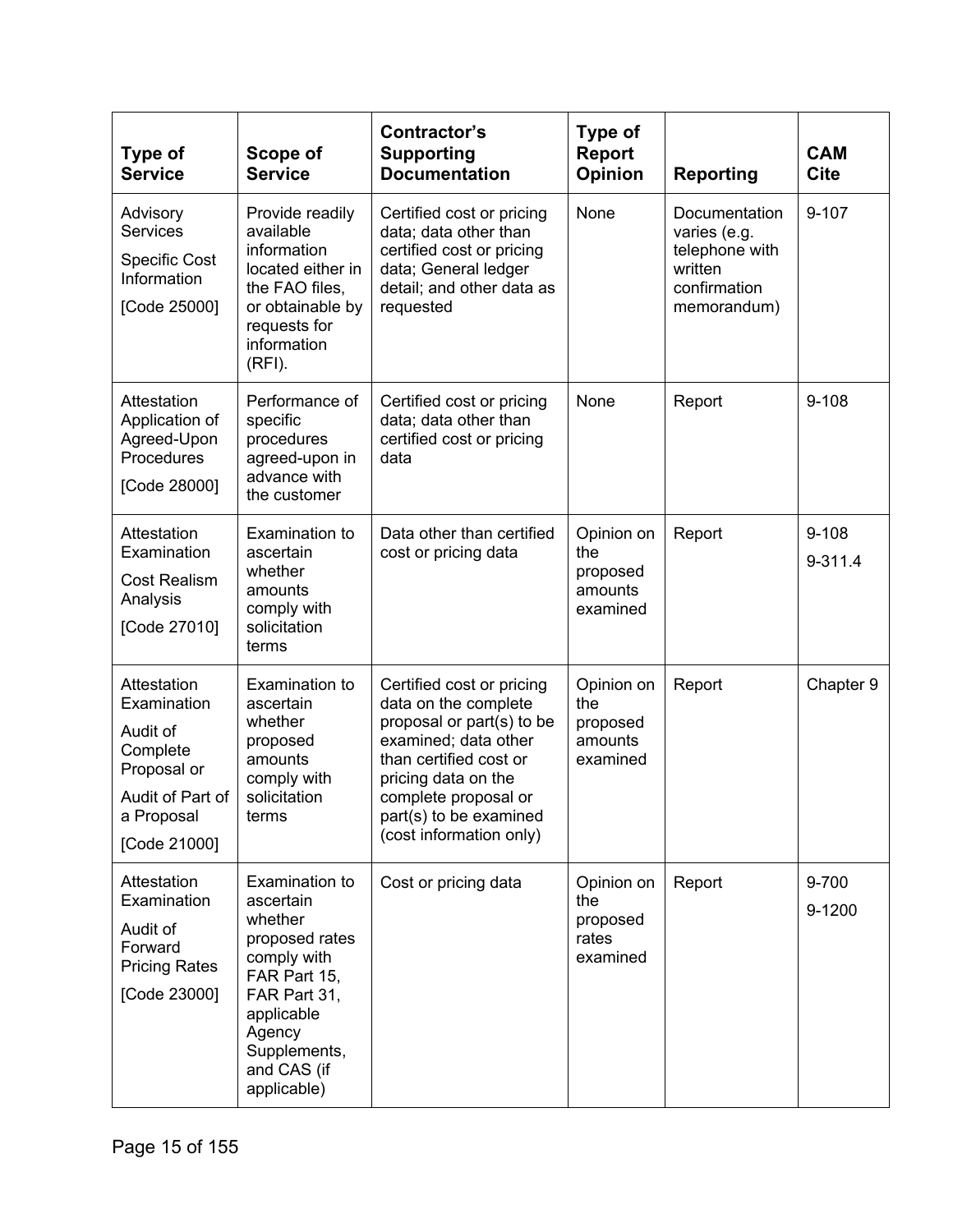| Type of Service | Scope of Service | Contractor's Supporting Documentation | Type of Report Opinion | Reporting | CAM Cite |
|---|---|---|---|---|---|
| Advisory Services<br>Specific Cost Information<br>[Code 25000] | Provide readily available information located either in the FAO files, or obtainable by requests for information (RFI). | Certified cost or pricing data; data other than certified cost or pricing data; General ledger detail; and other data as requested | None | Documentation varies (e.g. telephone with written confirmation memorandum) | 9-107 |
| Attestation Application of Agreed-Upon Procedures<br>[Code 28000] | Performance of specific procedures agreed-upon in advance with the customer | Certified cost or pricing data; data other than certified cost or pricing data | None | Report | 9-108 |
| Attestation Examination<br>Cost Realism Analysis<br>[Code 27010] | Examination to ascertain whether amounts comply with solicitation terms | Data other than certified cost or pricing data | Opinion on the proposed amounts examined | Report | 9-108<br>9-311.4 |
| Attestation Examination<br>Audit of Complete Proposal or<br>Audit of Part of a Proposal<br>[Code 21000] | Examination to ascertain whether proposed amounts comply with solicitation terms | Certified cost or pricing data on the complete proposal or part(s) to be examined; data other than certified cost or pricing data on the complete proposal or part(s) to be examined (cost information only) | Opinion on the proposed amounts examined | Report | Chapter 9 |
| Attestation Examination<br>Audit of Forward Pricing Rates<br>[Code 23000] | Examination to ascertain whether proposed rates comply with FAR Part 15, FAR Part 31, applicable Agency Supplements, and CAS (if applicable) | Cost or pricing data | Opinion on the proposed rates examined | Report | 9-700<br>9-1200 |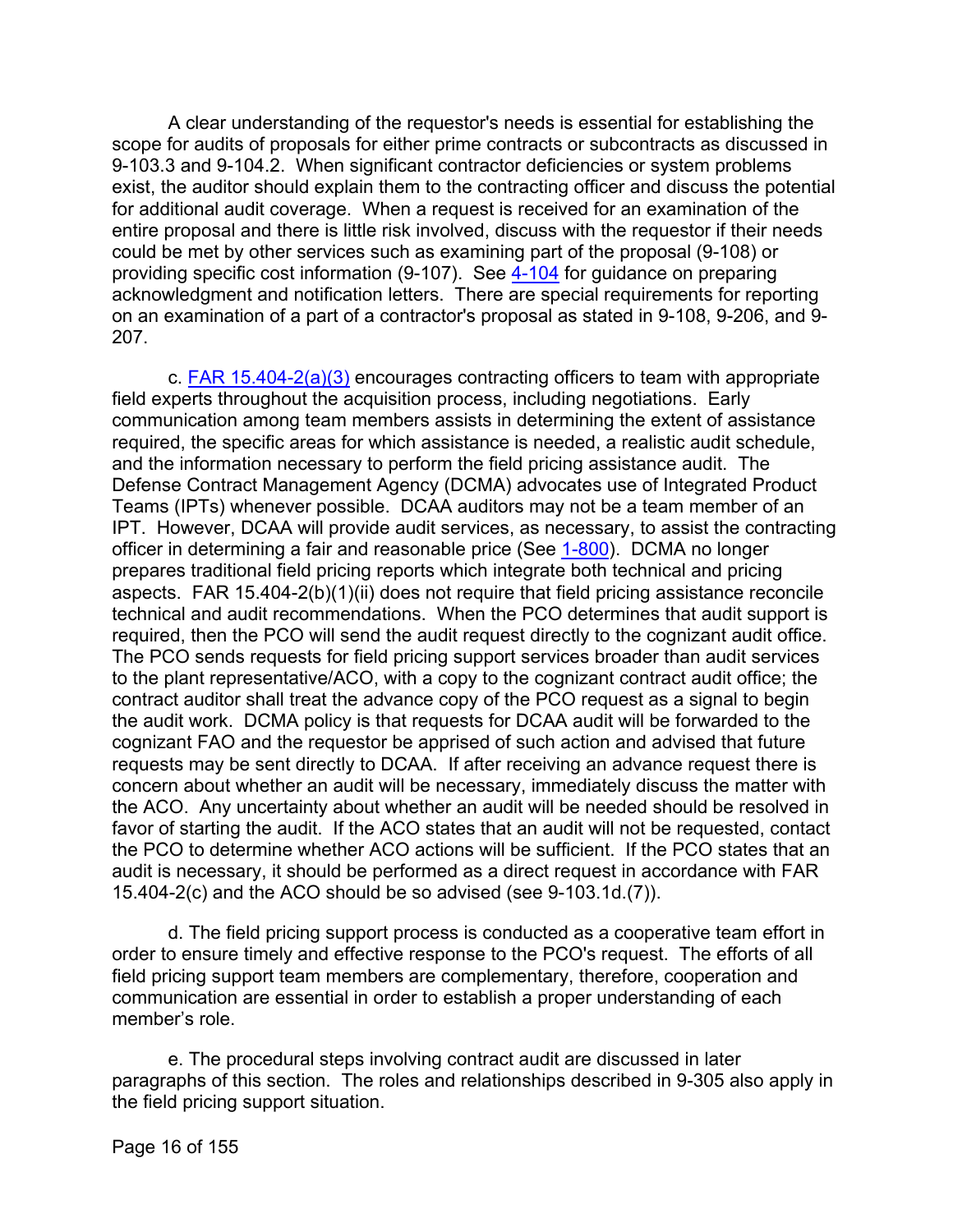A clear understanding of the requestor's needs is essential for establishing the scope for audits of proposals for either prime contracts or subcontracts as discussed in 9-103.3 and 9-104.2. When significant contractor deficiencies or system problems exist, the auditor should explain them to the contracting officer and discuss the potential for additional audit coverage. When a request is received for an examination of the entire proposal and there is little risk involved, discuss with the requestor if their needs could be met by other services such as examining part of the proposal (9-108) or providing specific cost information (9-107). See 4-104 for guidance on preparing acknowledgment and notification letters. There are special requirements for reporting on an examination of a part of a contractor's proposal as stated in 9-108, 9-206, and 9-207.

c. FAR 15.404-2(a)(3) encourages contracting officers to team with appropriate field experts throughout the acquisition process, including negotiations. Early communication among team members assists in determining the extent of assistance required, the specific areas for which assistance is needed, a realistic audit schedule, and the information necessary to perform the field pricing assistance audit. The Defense Contract Management Agency (DCMA) advocates use of Integrated Product Teams (IPTs) whenever possible. DCAA auditors may not be a team member of an IPT. However, DCAA will provide audit services, as necessary, to assist the contracting officer in determining a fair and reasonable price (See 1-800). DCMA no longer prepares traditional field pricing reports which integrate both technical and pricing aspects. FAR 15.404-2(b)(1)(ii) does not require that field pricing assistance reconcile technical and audit recommendations. When the PCO determines that audit support is required, then the PCO will send the audit request directly to the cognizant audit office. The PCO sends requests for field pricing support services broader than audit services to the plant representative/ACO, with a copy to the cognizant contract audit office; the contract auditor shall treat the advance copy of the PCO request as a signal to begin the audit work. DCMA policy is that requests for DCAA audit will be forwarded to the cognizant FAO and the requestor be apprised of such action and advised that future requests may be sent directly to DCAA. If after receiving an advance request there is concern about whether an audit will be necessary, immediately discuss the matter with the ACO. Any uncertainty about whether an audit will be needed should be resolved in favor of starting the audit. If the ACO states that an audit will not be requested, contact the PCO to determine whether ACO actions will be sufficient. If the PCO states that an audit is necessary, it should be performed as a direct request in accordance with FAR 15.404-2(c) and the ACO should be so advised (see 9-103.1d.(7)).

d. The field pricing support process is conducted as a cooperative team effort in order to ensure timely and effective response to the PCO's request. The efforts of all field pricing support team members are complementary, therefore, cooperation and communication are essential in order to establish a proper understanding of each member's role.

e. The procedural steps involving contract audit are discussed in later paragraphs of this section. The roles and relationships described in 9-305 also apply in the field pricing support situation.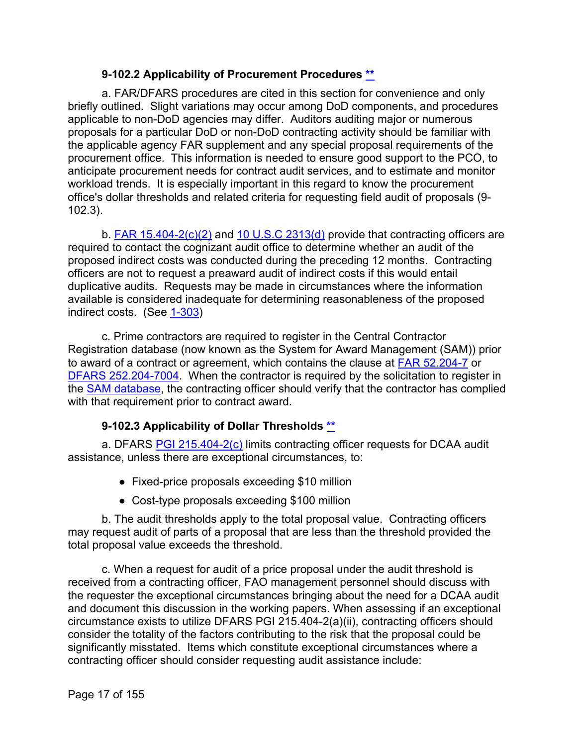### 9-102.2 Applicability of Procurement Procedures **

a. FAR/DFARS procedures are cited in this section for convenience and only briefly outlined. Slight variations may occur among DoD components, and procedures applicable to non-DoD agencies may differ. Auditors auditing major or numerous proposals for a particular DoD or non-DoD contracting activity should be familiar with the applicable agency FAR supplement and any special proposal requirements of the procurement office. This information is needed to ensure good support to the PCO, to anticipate procurement needs for contract audit services, and to estimate and monitor workload trends. It is especially important in this regard to know the procurement office's dollar thresholds and related criteria for requesting field audit of proposals (9-102.3).

b. FAR 15.404-2(c)(2) and 10 U.S.C 2313(d) provide that contracting officers are required to contact the cognizant audit office to determine whether an audit of the proposed indirect costs was conducted during the preceding 12 months. Contracting officers are not to request a preaward audit of indirect costs if this would entail duplicative audits. Requests may be made in circumstances where the information available is considered inadequate for determining reasonableness of the proposed indirect costs. (See 1-303)

c. Prime contractors are required to register in the Central Contractor Registration database (now known as the System for Award Management (SAM)) prior to award of a contract or agreement, which contains the clause at FAR 52.204-7 or DFARS 252.204-7004. When the contractor is required by the solicitation to register in the SAM database, the contracting officer should verify that the contractor has complied with that requirement prior to contract award.

### 9-102.3 Applicability of Dollar Thresholds **

a. DFARS PGI 215.404-2(c) limits contracting officer requests for DCAA audit assistance, unless there are exceptional circumstances, to:

- Fixed-price proposals exceeding $10 million
- Cost-type proposals exceeding $100 million

b. The audit thresholds apply to the total proposal value. Contracting officers may request audit of parts of a proposal that are less than the threshold provided the total proposal value exceeds the threshold.

c. When a request for audit of a price proposal under the audit threshold is received from a contracting officer, FAO management personnel should discuss with the requester the exceptional circumstances bringing about the need for a DCAA audit and document this discussion in the working papers. When assessing if an exceptional circumstance exists to utilize DFARS PGI 215.404-2(a)(ii), contracting officers should consider the totality of the factors contributing to the risk that the proposal could be significantly misstated. Items which constitute exceptional circumstances where a contracting officer should consider requesting audit assistance include: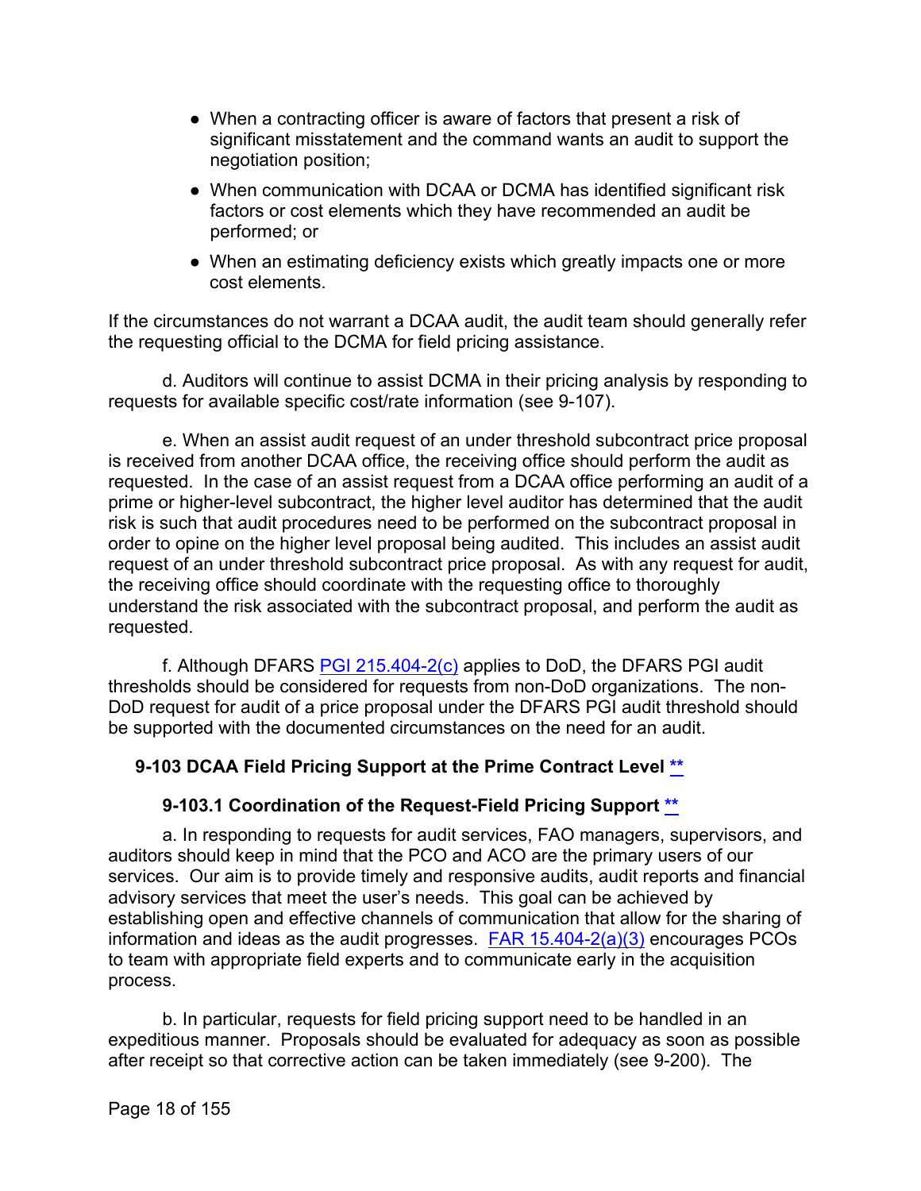- When a contracting officer is aware of factors that present a risk of significant misstatement and the command wants an audit to support the negotiation position;
- When communication with DCAA or DCMA has identified significant risk factors or cost elements which they have recommended an audit be performed; or
- When an estimating deficiency exists which greatly impacts one or more cost elements.

If the circumstances do not warrant a DCAA audit, the audit team should generally refer the requesting official to the DCMA for field pricing assistance.

d. Auditors will continue to assist DCMA in their pricing analysis by responding to requests for available specific cost/rate information (see 9-107).

e. When an assist audit request of an under threshold subcontract price proposal is received from another DCAA office, the receiving office should perform the audit as requested. In the case of an assist request from a DCAA office performing an audit of a prime or higher-level subcontract, the higher level auditor has determined that the audit risk is such that audit procedures need to be performed on the subcontract proposal in order to opine on the higher level proposal being audited. This includes an assist audit request of an under threshold subcontract price proposal. As with any request for audit, the receiving office should coordinate with the requesting office to thoroughly understand the risk associated with the subcontract proposal, and perform the audit as requested.

f. Although DFARS PGI 215.404-2(c) applies to DoD, the DFARS PGI audit thresholds should be considered for requests from non-DoD organizations. The non-DoD request for audit of a price proposal under the DFARS PGI audit threshold should be supported with the documented circumstances on the need for an audit.

## 9-103 DCAA Field Pricing Support at the Prime Contract Level **

### 9-103.1 Coordination of the Request-Field Pricing Support **

a. In responding to requests for audit services, FAO managers, supervisors, and auditors should keep in mind that the PCO and ACO are the primary users of our services. Our aim is to provide timely and responsive audits, audit reports and financial advisory services that meet the user's needs. This goal can be achieved by establishing open and effective channels of communication that allow for the sharing of information and ideas as the audit progresses. FAR 15.404-2(a)(3) encourages PCOs to team with appropriate field experts and to communicate early in the acquisition process.

b. In particular, requests for field pricing support need to be handled in an expeditious manner. Proposals should be evaluated for adequacy as soon as possible after receipt so that corrective action can be taken immediately (see 9-200). The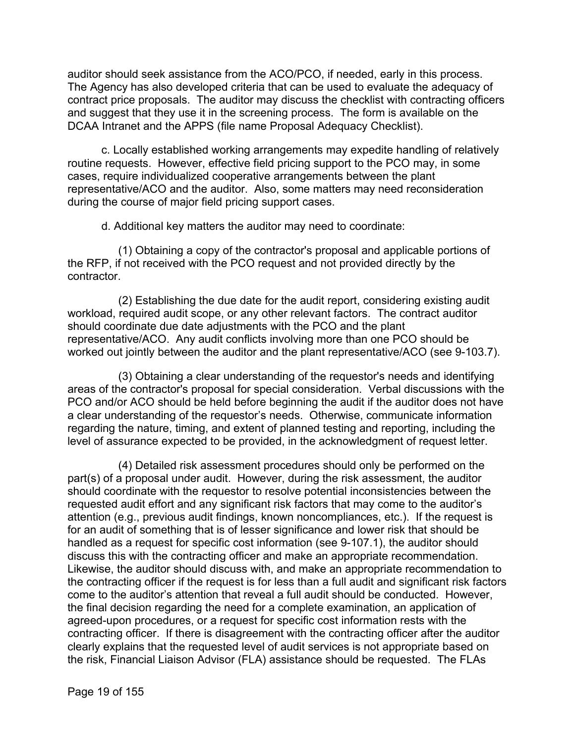auditor should seek assistance from the ACO/PCO, if needed, early in this process. The Agency has also developed criteria that can be used to evaluate the adequacy of contract price proposals. The auditor may discuss the checklist with contracting officers and suggest that they use it in the screening process. The form is available on the DCAA Intranet and the APPS (file name Proposal Adequacy Checklist).

c. Locally established working arrangements may expedite handling of relatively routine requests. However, effective field pricing support to the PCO may, in some cases, require individualized cooperative arrangements between the plant representative/ACO and the auditor. Also, some matters may need reconsideration during the course of major field pricing support cases.

d. Additional key matters the auditor may need to coordinate:

(1) Obtaining a copy of the contractor's proposal and applicable portions of the RFP, if not received with the PCO request and not provided directly by the contractor.

(2) Establishing the due date for the audit report, considering existing audit workload, required audit scope, or any other relevant factors. The contract auditor should coordinate due date adjustments with the PCO and the plant representative/ACO. Any audit conflicts involving more than one PCO should be worked out jointly between the auditor and the plant representative/ACO (see 9-103.7).

(3) Obtaining a clear understanding of the requestor's needs and identifying areas of the contractor's proposal for special consideration. Verbal discussions with the PCO and/or ACO should be held before beginning the audit if the auditor does not have a clear understanding of the requestor's needs. Otherwise, communicate information regarding the nature, timing, and extent of planned testing and reporting, including the level of assurance expected to be provided, in the acknowledgment of request letter.

(4) Detailed risk assessment procedures should only be performed on the part(s) of a proposal under audit. However, during the risk assessment, the auditor should coordinate with the requestor to resolve potential inconsistencies between the requested audit effort and any significant risk factors that may come to the auditor's attention (e.g., previous audit findings, known noncompliances, etc.). If the request is for an audit of something that is of lesser significance and lower risk that should be handled as a request for specific cost information (see 9-107.1), the auditor should discuss this with the contracting officer and make an appropriate recommendation. Likewise, the auditor should discuss with, and make an appropriate recommendation to the contracting officer if the request is for less than a full audit and significant risk factors come to the auditor's attention that reveal a full audit should be conducted. However, the final decision regarding the need for a complete examination, an application of agreed-upon procedures, or a request for specific cost information rests with the contracting officer. If there is disagreement with the contracting officer after the auditor clearly explains that the requested level of audit services is not appropriate based on the risk, Financial Liaison Advisor (FLA) assistance should be requested. The FLAs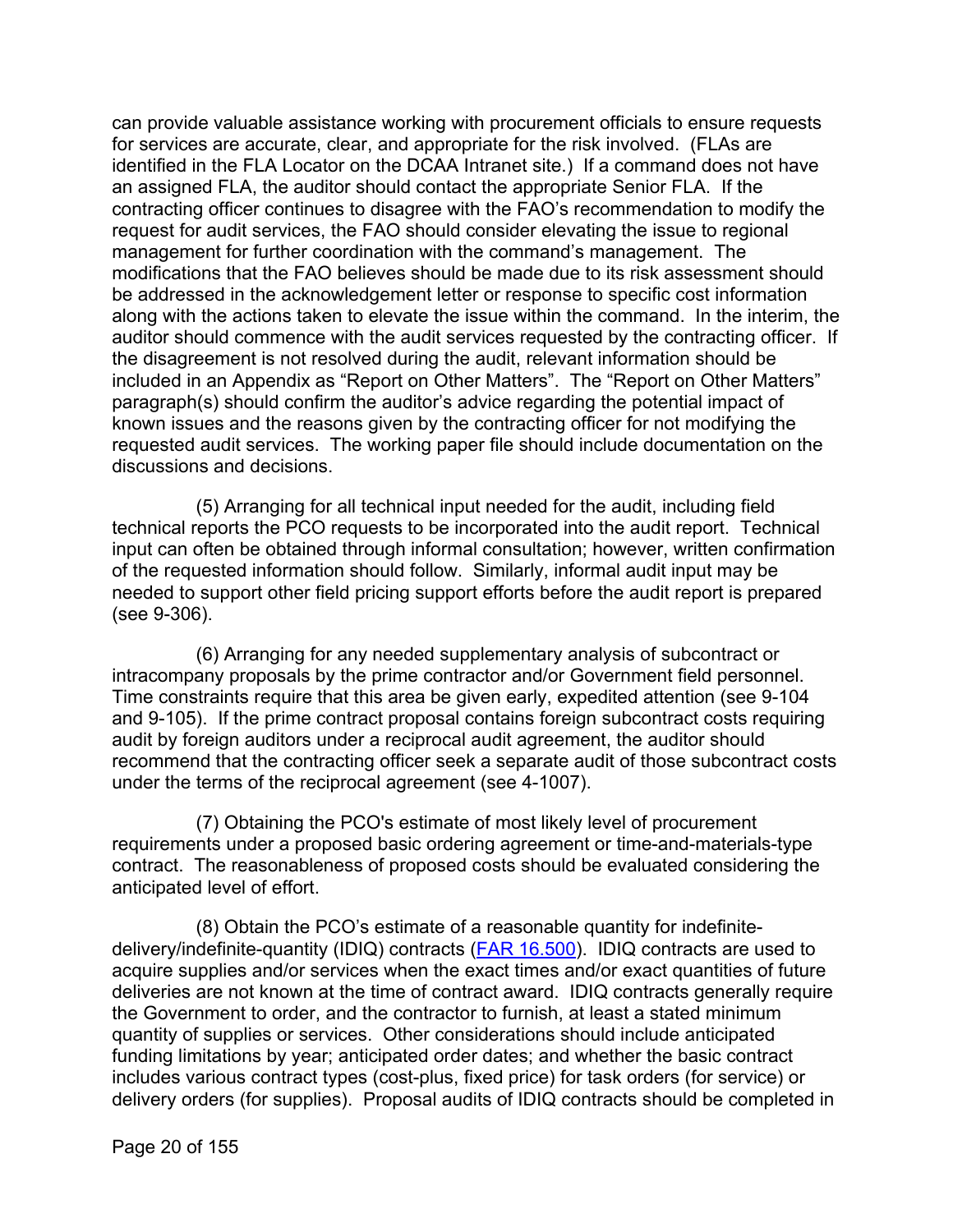can provide valuable assistance working with procurement officials to ensure requests for services are accurate, clear, and appropriate for the risk involved. (FLAs are identified in the FLA Locator on the DCAA Intranet site.) If a command does not have an assigned FLA, the auditor should contact the appropriate Senior FLA. If the contracting officer continues to disagree with the FAO's recommendation to modify the request for audit services, the FAO should consider elevating the issue to regional management for further coordination with the command's management. The modifications that the FAO believes should be made due to its risk assessment should be addressed in the acknowledgement letter or response to specific cost information along with the actions taken to elevate the issue within the command. In the interim, the auditor should commence with the audit services requested by the contracting officer. If the disagreement is not resolved during the audit, relevant information should be included in an Appendix as "Report on Other Matters". The "Report on Other Matters" paragraph(s) should confirm the auditor's advice regarding the potential impact of known issues and the reasons given by the contracting officer for not modifying the requested audit services. The working paper file should include documentation on the discussions and decisions.

(5) Arranging for all technical input needed for the audit, including field technical reports the PCO requests to be incorporated into the audit report. Technical input can often be obtained through informal consultation; however, written confirmation of the requested information should follow. Similarly, informal audit input may be needed to support other field pricing support efforts before the audit report is prepared (see 9-306).

(6) Arranging for any needed supplementary analysis of subcontract or intracompany proposals by the prime contractor and/or Government field personnel. Time constraints require that this area be given early, expedited attention (see 9-104 and 9-105). If the prime contract proposal contains foreign subcontract costs requiring audit by foreign auditors under a reciprocal audit agreement, the auditor should recommend that the contracting officer seek a separate audit of those subcontract costs under the terms of the reciprocal agreement (see 4-1007).

(7) Obtaining the PCO's estimate of most likely level of procurement requirements under a proposed basic ordering agreement or time-and-materials-type contract. The reasonableness of proposed costs should be evaluated considering the anticipated level of effort.

(8) Obtain the PCO's estimate of a reasonable quantity for indefinite-delivery/indefinite-quantity (IDIQ) contracts (FAR 16.500). IDIQ contracts are used to acquire supplies and/or services when the exact times and/or exact quantities of future deliveries are not known at the time of contract award. IDIQ contracts generally require the Government to order, and the contractor to furnish, at least a stated minimum quantity of supplies or services. Other considerations should include anticipated funding limitations by year; anticipated order dates; and whether the basic contract includes various contract types (cost-plus, fixed price) for task orders (for service) or delivery orders (for supplies). Proposal audits of IDIQ contracts should be completed in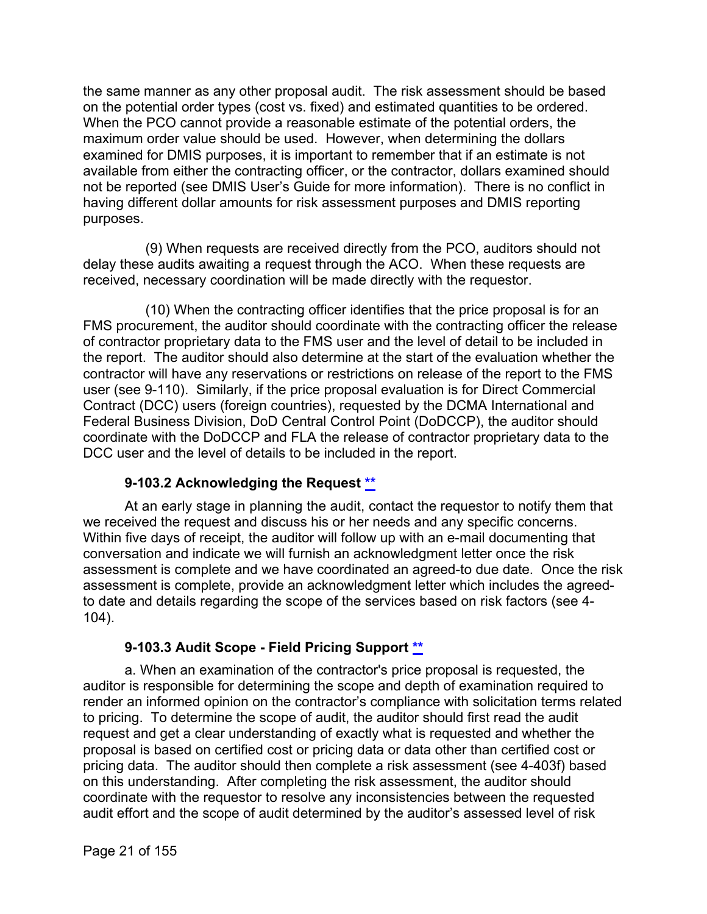the same manner as any other proposal audit. The risk assessment should be based on the potential order types (cost vs. fixed) and estimated quantities to be ordered. When the PCO cannot provide a reasonable estimate of the potential orders, the maximum order value should be used. However, when determining the dollars examined for DMIS purposes, it is important to remember that if an estimate is not available from either the contracting officer, or the contractor, dollars examined should not be reported (see DMIS User's Guide for more information). There is no conflict in having different dollar amounts for risk assessment purposes and DMIS reporting purposes.

(9) When requests are received directly from the PCO, auditors should not delay these audits awaiting a request through the ACO. When these requests are received, necessary coordination will be made directly with the requestor.

(10) When the contracting officer identifies that the price proposal is for an FMS procurement, the auditor should coordinate with the contracting officer the release of contractor proprietary data to the FMS user and the level of detail to be included in the report. The auditor should also determine at the start of the evaluation whether the contractor will have any reservations or restrictions on release of the report to the FMS user (see 9-110). Similarly, if the price proposal evaluation is for Direct Commercial Contract (DCC) users (foreign countries), requested by the DCMA International and Federal Business Division, DoD Central Control Point (DoDCCP), the auditor should coordinate with the DoDCCP and FLA the release of contractor proprietary data to the DCC user and the level of details to be included in the report.

### 9-103.2 Acknowledging the Request **

At an early stage in planning the audit, contact the requestor to notify them that we received the request and discuss his or her needs and any specific concerns. Within five days of receipt, the auditor will follow up with an e-mail documenting that conversation and indicate we will furnish an acknowledgment letter once the risk assessment is complete and we have coordinated an agreed-to due date. Once the risk assessment is complete, provide an acknowledgment letter which includes the agreed-to date and details regarding the scope of the services based on risk factors (see 4-104).

### 9-103.3 Audit Scope - Field Pricing Support **

a. When an examination of the contractor's price proposal is requested, the auditor is responsible for determining the scope and depth of examination required to render an informed opinion on the contractor's compliance with solicitation terms related to pricing. To determine the scope of audit, the auditor should first read the audit request and get a clear understanding of exactly what is requested and whether the proposal is based on certified cost or pricing data or data other than certified cost or pricing data. The auditor should then complete a risk assessment (see 4-403f) based on this understanding. After completing the risk assessment, the auditor should coordinate with the requestor to resolve any inconsistencies between the requested audit effort and the scope of audit determined by the auditor's assessed level of risk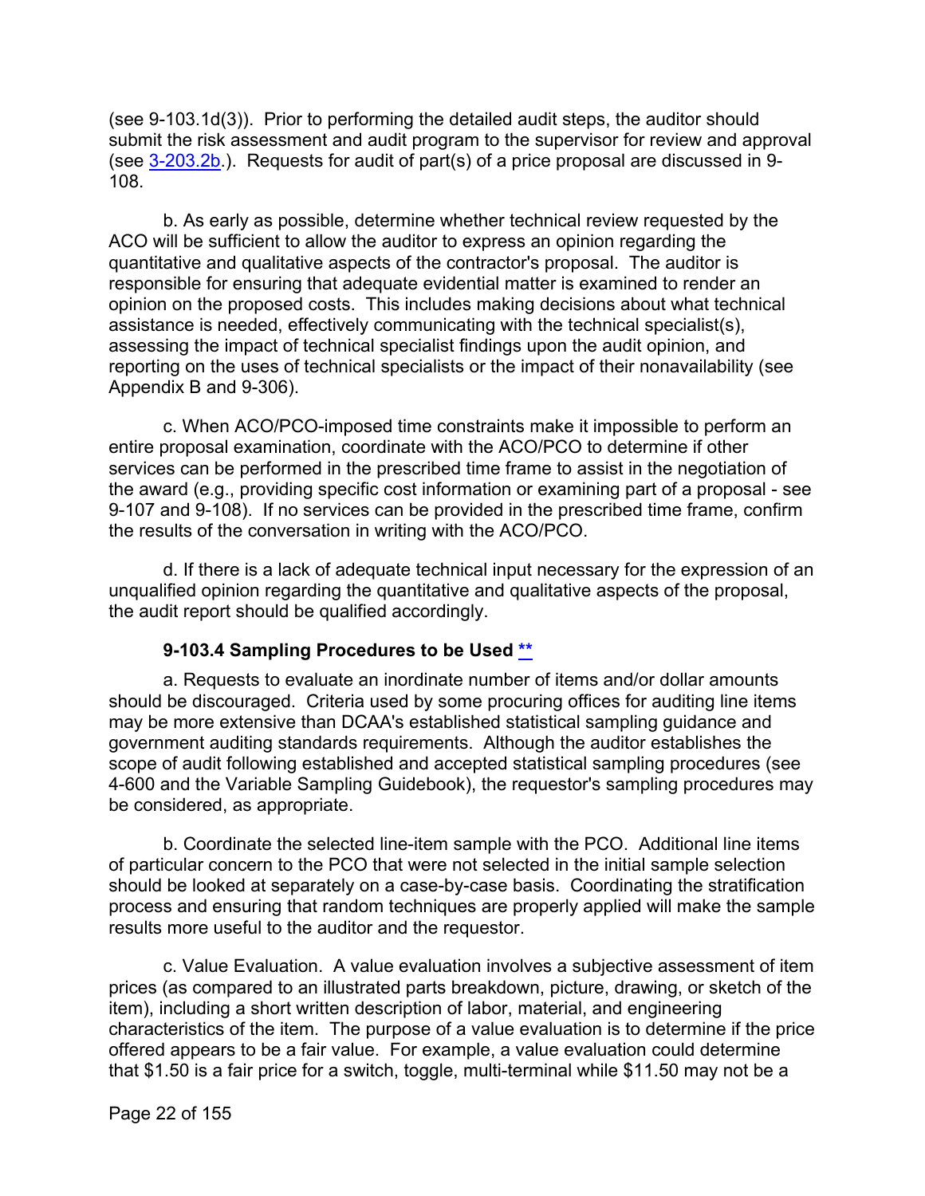(see 9-103.1d(3)). Prior to performing the detailed audit steps, the auditor should submit the risk assessment and audit program to the supervisor for review and approval (see 3-203.2b.). Requests for audit of part(s) of a price proposal are discussed in 9-108.

b. As early as possible, determine whether technical review requested by the ACO will be sufficient to allow the auditor to express an opinion regarding the quantitative and qualitative aspects of the contractor's proposal. The auditor is responsible for ensuring that adequate evidential matter is examined to render an opinion on the proposed costs. This includes making decisions about what technical assistance is needed, effectively communicating with the technical specialist(s), assessing the impact of technical specialist findings upon the audit opinion, and reporting on the uses of technical specialists or the impact of their nonavailability (see Appendix B and 9-306).

c. When ACO/PCO-imposed time constraints make it impossible to perform an entire proposal examination, coordinate with the ACO/PCO to determine if other services can be performed in the prescribed time frame to assist in the negotiation of the award (e.g., providing specific cost information or examining part of a proposal - see 9-107 and 9-108). If no services can be provided in the prescribed time frame, confirm the results of the conversation in writing with the ACO/PCO.

d. If there is a lack of adequate technical input necessary for the expression of an unqualified opinion regarding the quantitative and qualitative aspects of the proposal, the audit report should be qualified accordingly.

### 9-103.4 Sampling Procedures to be Used **

a. Requests to evaluate an inordinate number of items and/or dollar amounts should be discouraged. Criteria used by some procuring offices for auditing line items may be more extensive than DCAA's established statistical sampling guidance and government auditing standards requirements. Although the auditor establishes the scope of audit following established and accepted statistical sampling procedures (see 4-600 and the Variable Sampling Guidebook), the requestor's sampling procedures may be considered, as appropriate.

b. Coordinate the selected line-item sample with the PCO. Additional line items of particular concern to the PCO that were not selected in the initial sample selection should be looked at separately on a case-by-case basis. Coordinating the stratification process and ensuring that random techniques are properly applied will make the sample results more useful to the auditor and the requestor.

c. Value Evaluation. A value evaluation involves a subjective assessment of item prices (as compared to an illustrated parts breakdown, picture, drawing, or sketch of the item), including a short written description of labor, material, and engineering characteristics of the item. The purpose of a value evaluation is to determine if the price offered appears to be a fair value. For example, a value evaluation could determine that $1.50 is a fair price for a switch, toggle, multi-terminal while $11.50 may not be a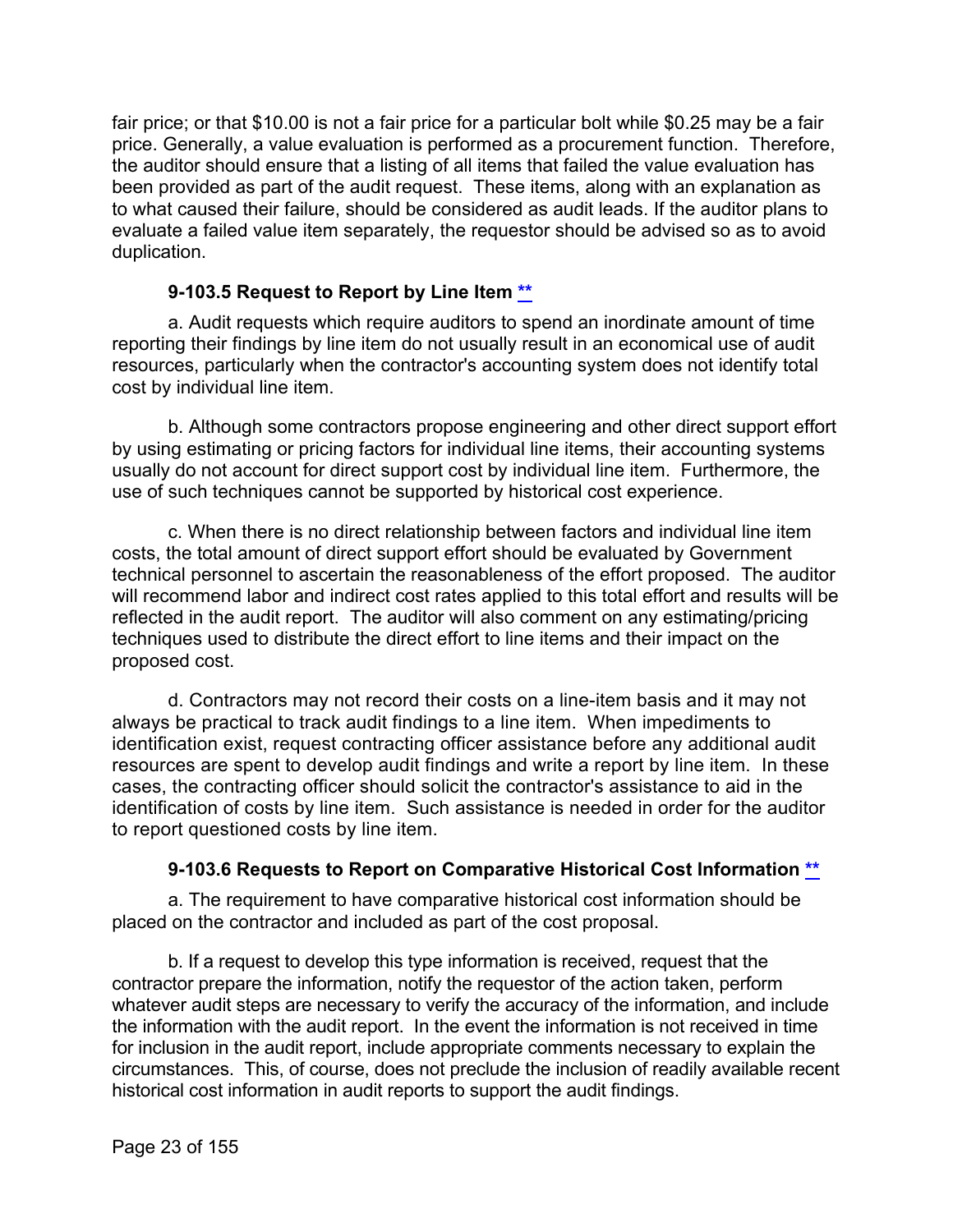fair price; or that $10.00 is not a fair price for a particular bolt while $0.25 may be a fair price. Generally, a value evaluation is performed as a procurement function. Therefore, the auditor should ensure that a listing of all items that failed the value evaluation has been provided as part of the audit request. These items, along with an explanation as to what caused their failure, should be considered as audit leads. If the auditor plans to evaluate a failed value item separately, the requestor should be advised so as to avoid duplication.

### 9-103.5 Request to Report by Line Item **

a. Audit requests which require auditors to spend an inordinate amount of time reporting their findings by line item do not usually result in an economical use of audit resources, particularly when the contractor's accounting system does not identify total cost by individual line item.

b. Although some contractors propose engineering and other direct support effort by using estimating or pricing factors for individual line items, their accounting systems usually do not account for direct support cost by individual line item. Furthermore, the use of such techniques cannot be supported by historical cost experience.

c. When there is no direct relationship between factors and individual line item costs, the total amount of direct support effort should be evaluated by Government technical personnel to ascertain the reasonableness of the effort proposed. The auditor will recommend labor and indirect cost rates applied to this total effort and results will be reflected in the audit report. The auditor will also comment on any estimating/pricing techniques used to distribute the direct effort to line items and their impact on the proposed cost.

d. Contractors may not record their costs on a line-item basis and it may not always be practical to track audit findings to a line item. When impediments to identification exist, request contracting officer assistance before any additional audit resources are spent to develop audit findings and write a report by line item. In these cases, the contracting officer should solicit the contractor's assistance to aid in the identification of costs by line item. Such assistance is needed in order for the auditor to report questioned costs by line item.

### 9-103.6 Requests to Report on Comparative Historical Cost Information **

a. The requirement to have comparative historical cost information should be placed on the contractor and included as part of the cost proposal.

b. If a request to develop this type information is received, request that the contractor prepare the information, notify the requestor of the action taken, perform whatever audit steps are necessary to verify the accuracy of the information, and include the information with the audit report. In the event the information is not received in time for inclusion in the audit report, include appropriate comments necessary to explain the circumstances. This, of course, does not preclude the inclusion of readily available recent historical cost information in audit reports to support the audit findings.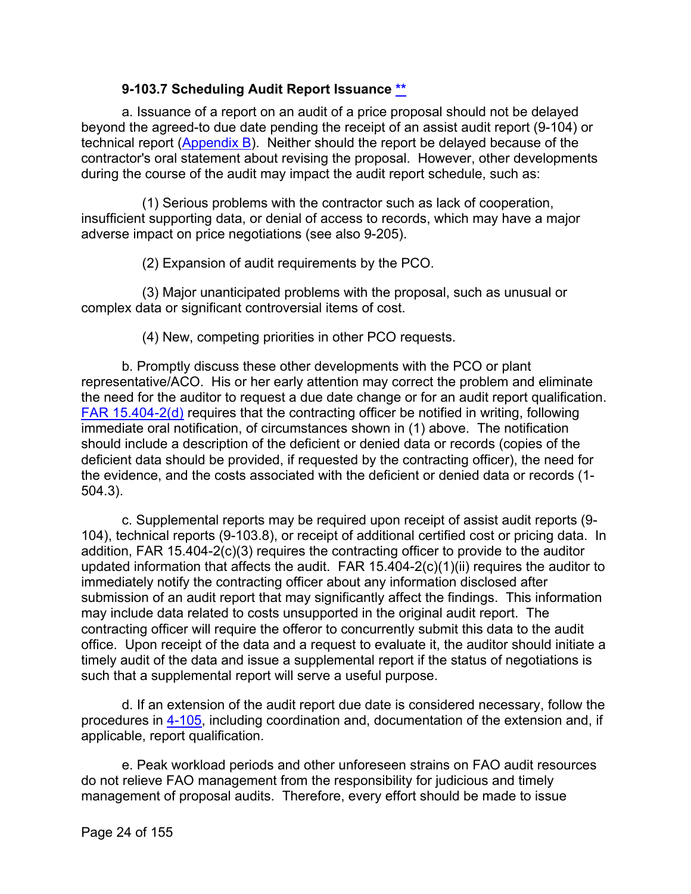### 9-103.7 Scheduling Audit Report Issuance **

a. Issuance of a report on an audit of a price proposal should not be delayed beyond the agreed-to due date pending the receipt of an assist audit report (9-104) or technical report (Appendix B). Neither should the report be delayed because of the contractor's oral statement about revising the proposal. However, other developments during the course of the audit may impact the audit report schedule, such as:

(1) Serious problems with the contractor such as lack of cooperation, insufficient supporting data, or denial of access to records, which may have a major adverse impact on price negotiations (see also 9-205).

(2) Expansion of audit requirements by the PCO.

(3) Major unanticipated problems with the proposal, such as unusual or complex data or significant controversial items of cost.

(4) New, competing priorities in other PCO requests.

b. Promptly discuss these other developments with the PCO or plant representative/ACO. His or her early attention may correct the problem and eliminate the need for the auditor to request a due date change or for an audit report qualification. FAR 15.404-2(d) requires that the contracting officer be notified in writing, following immediate oral notification, of circumstances shown in (1) above. The notification should include a description of the deficient or denied data or records (copies of the deficient data should be provided, if requested by the contracting officer), the need for the evidence, and the costs associated with the deficient or denied data or records (1-504.3).

c. Supplemental reports may be required upon receipt of assist audit reports (9-104), technical reports (9-103.8), or receipt of additional certified cost or pricing data. In addition, FAR 15.404-2(c)(3) requires the contracting officer to provide to the auditor updated information that affects the audit. FAR 15.404-2(c)(1)(ii) requires the auditor to immediately notify the contracting officer about any information disclosed after submission of an audit report that may significantly affect the findings. This information may include data related to costs unsupported in the original audit report. The contracting officer will require the offeror to concurrently submit this data to the audit office. Upon receipt of the data and a request to evaluate it, the auditor should initiate a timely audit of the data and issue a supplemental report if the status of negotiations is such that a supplemental report will serve a useful purpose.

d. If an extension of the audit report due date is considered necessary, follow the procedures in 4-105, including coordination and, documentation of the extension and, if applicable, report qualification.

e. Peak workload periods and other unforeseen strains on FAO audit resources do not relieve FAO management from the responsibility for judicious and timely management of proposal audits. Therefore, every effort should be made to issue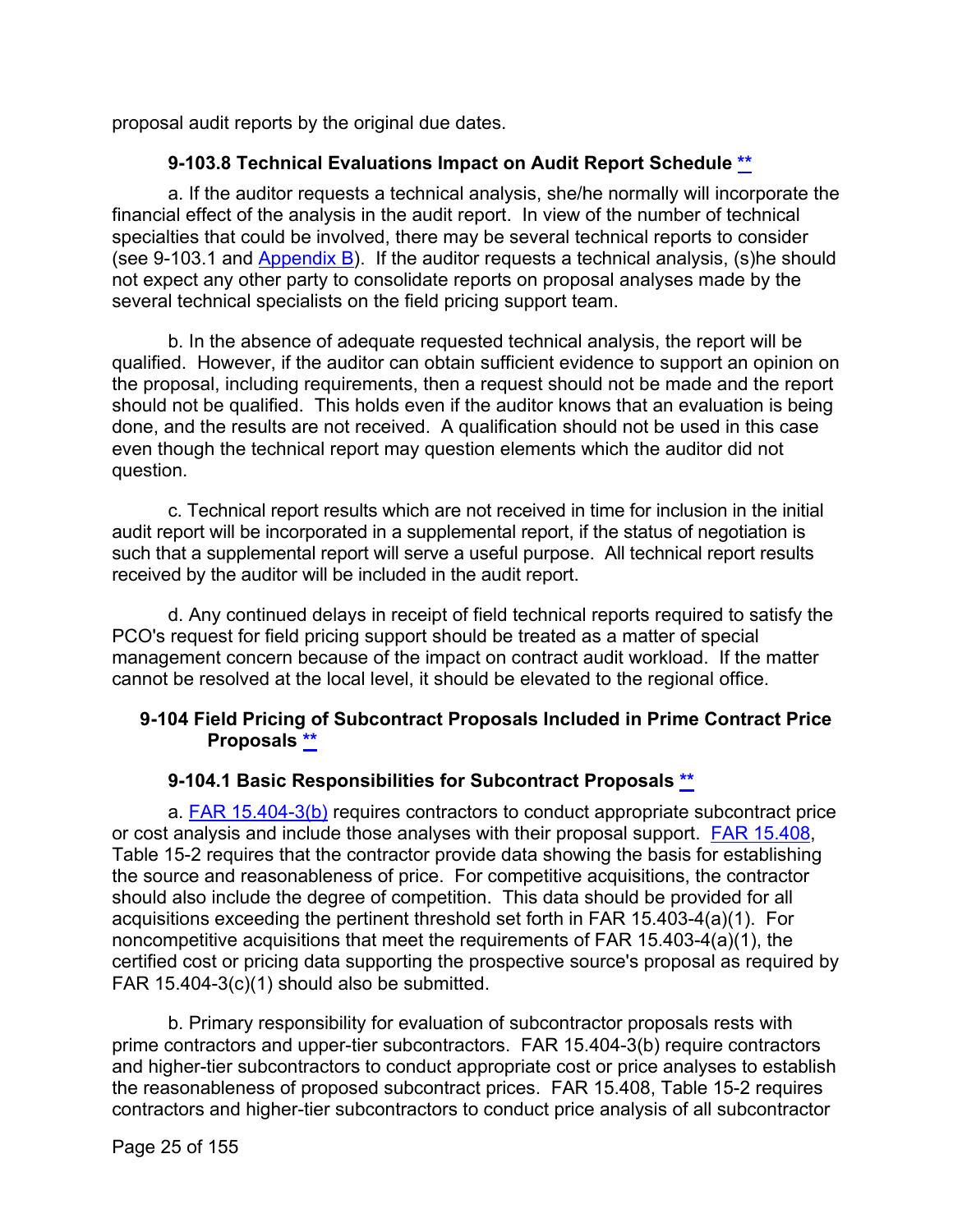proposal audit reports by the original due dates.

### 9-103.8 Technical Evaluations Impact on Audit Report Schedule **

a. If the auditor requests a technical analysis, she/he normally will incorporate the financial effect of the analysis in the audit report. In view of the number of technical specialties that could be involved, there may be several technical reports to consider (see 9-103.1 and Appendix B). If the auditor requests a technical analysis, (s)he should not expect any other party to consolidate reports on proposal analyses made by the several technical specialists on the field pricing support team.

b. In the absence of adequate requested technical analysis, the report will be qualified. However, if the auditor can obtain sufficient evidence to support an opinion on the proposal, including requirements, then a request should not be made and the report should not be qualified. This holds even if the auditor knows that an evaluation is being done, and the results are not received. A qualification should not be used in this case even though the technical report may question elements which the auditor did not question.

c. Technical report results which are not received in time for inclusion in the initial audit report will be incorporated in a supplemental report, if the status of negotiation is such that a supplemental report will serve a useful purpose. All technical report results received by the auditor will be included in the audit report.

d. Any continued delays in receipt of field technical reports required to satisfy the PCO's request for field pricing support should be treated as a matter of special management concern because of the impact on contract audit workload. If the matter cannot be resolved at the local level, it should be elevated to the regional office.

## 9-104 Field Pricing of Subcontract Proposals Included in Prime Contract Price Proposals **

### 9-104.1 Basic Responsibilities for Subcontract Proposals **

a. FAR 15.404-3(b) requires contractors to conduct appropriate subcontract price or cost analysis and include those analyses with their proposal support. FAR 15.408, Table 15-2 requires that the contractor provide data showing the basis for establishing the source and reasonableness of price. For competitive acquisitions, the contractor should also include the degree of competition. This data should be provided for all acquisitions exceeding the pertinent threshold set forth in FAR 15.403-4(a)(1). For noncompetitive acquisitions that meet the requirements of FAR 15.403-4(a)(1), the certified cost or pricing data supporting the prospective source's proposal as required by FAR 15.404-3(c)(1) should also be submitted.

b. Primary responsibility for evaluation of subcontractor proposals rests with prime contractors and upper-tier subcontractors. FAR 15.404-3(b) require contractors and higher-tier subcontractors to conduct appropriate cost or price analyses to establish the reasonableness of proposed subcontract prices. FAR 15.408, Table 15-2 requires contractors and higher-tier subcontractors to conduct price analysis of all subcontractor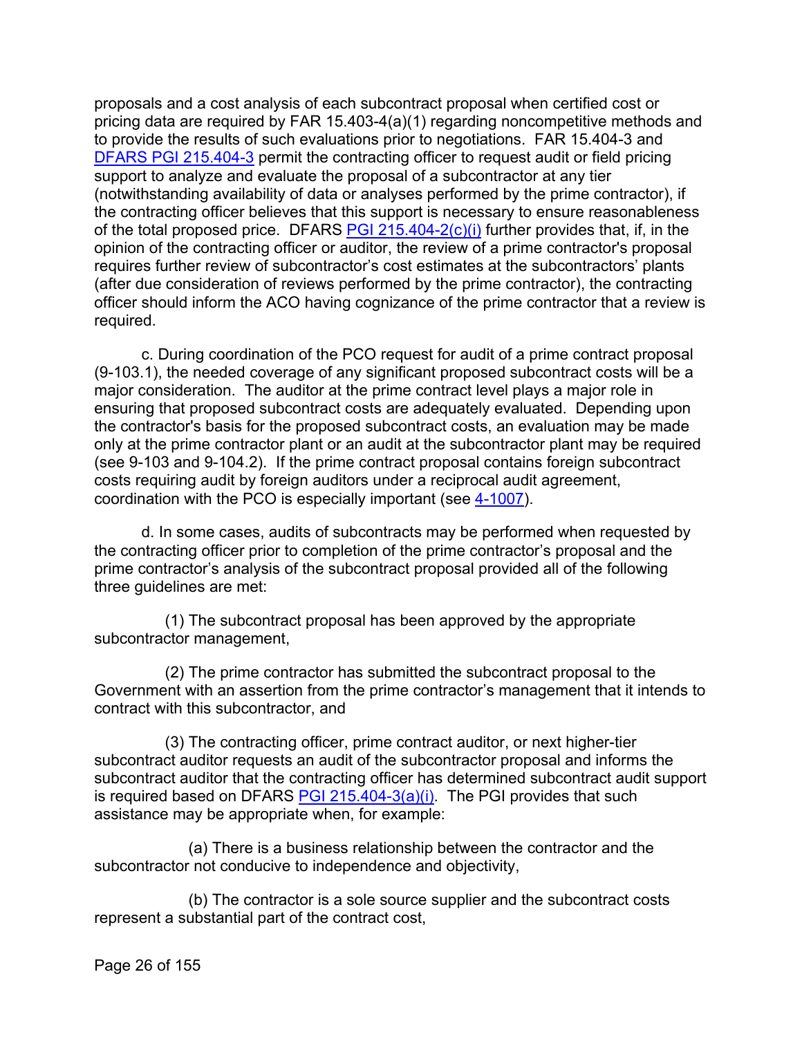proposals and a cost analysis of each subcontract proposal when certified cost or pricing data are required by FAR 15.403-4(a)(1) regarding noncompetitive methods and to provide the results of such evaluations prior to negotiations. FAR 15.404-3 and DFARS PGI 215.404-3 permit the contracting officer to request audit or field pricing support to analyze and evaluate the proposal of a subcontractor at any tier (notwithstanding availability of data or analyses performed by the prime contractor), if the contracting officer believes that this support is necessary to ensure reasonableness of the total proposed price. DFARS PGI 215.404-2(c)(i) further provides that, if, in the opinion of the contracting officer or auditor, the review of a prime contractor's proposal requires further review of subcontractor's cost estimates at the subcontractors' plants (after due consideration of reviews performed by the prime contractor), the contracting officer should inform the ACO having cognizance of the prime contractor that a review is required.

c. During coordination of the PCO request for audit of a prime contract proposal (9-103.1), the needed coverage of any significant proposed subcontract costs will be a major consideration. The auditor at the prime contract level plays a major role in ensuring that proposed subcontract costs are adequately evaluated. Depending upon the contractor's basis for the proposed subcontract costs, an evaluation may be made only at the prime contractor plant or an audit at the subcontractor plant may be required (see 9-103 and 9-104.2). If the prime contract proposal contains foreign subcontract costs requiring audit by foreign auditors under a reciprocal audit agreement, coordination with the PCO is especially important (see 4-1007).

d. In some cases, audits of subcontracts may be performed when requested by the contracting officer prior to completion of the prime contractor's proposal and the prime contractor's analysis of the subcontract proposal provided all of the following three guidelines are met:

(1) The subcontract proposal has been approved by the appropriate subcontractor management,

(2) The prime contractor has submitted the subcontract proposal to the Government with an assertion from the prime contractor's management that it intends to contract with this subcontractor, and

(3) The contracting officer, prime contract auditor, or next higher-tier subcontract auditor requests an audit of the subcontractor proposal and informs the subcontractor auditor that the contracting officer has determined subcontract audit support is required based on DFARS PGI 215.404-3(a)(i). The PGI provides that such assistance may be appropriate when, for example:

(a) There is a business relationship between the contractor and the subcontractor not conducive to independence and objectivity,

(b) The contractor is a sole source supplier and the subcontract costs represent a substantial part of the contract cost,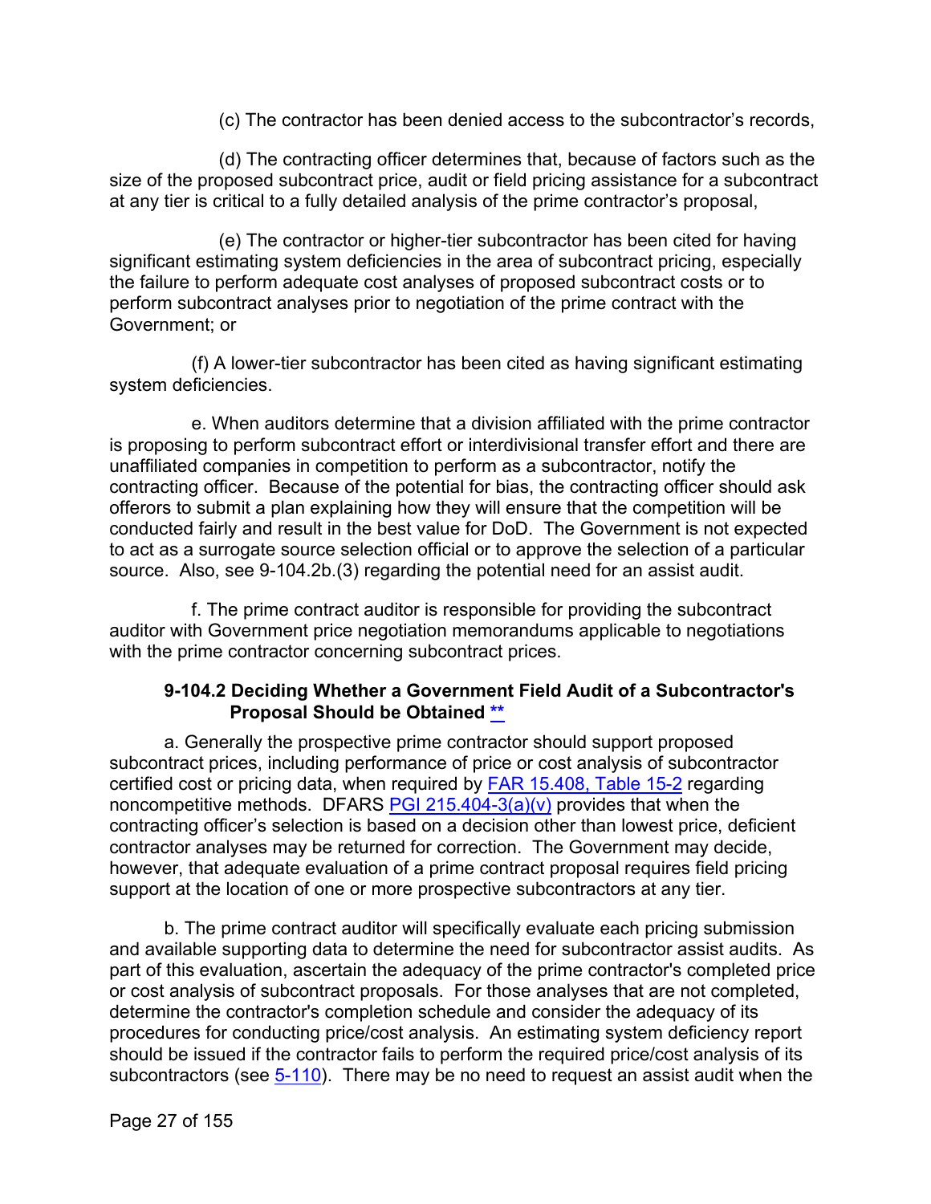(c) The contractor has been denied access to the subcontractor's records,

(d) The contracting officer determines that, because of factors such as the size of the proposed subcontract price, audit or field pricing assistance for a subcontract at any tier is critical to a fully detailed analysis of the prime contractor's proposal,

(e) The contractor or higher-tier subcontractor has been cited for having significant estimating system deficiencies in the area of subcontract pricing, especially the failure to perform adequate cost analyses of proposed subcontract costs or to perform subcontract analyses prior to negotiation of the prime contract with the Government; or

(f) A lower-tier subcontractor has been cited as having significant estimating system deficiencies.

e. When auditors determine that a division affiliated with the prime contractor is proposing to perform subcontract effort or interdivisional transfer effort and there are unaffiliated companies in competition to perform as a subcontractor, notify the contracting officer. Because of the potential for bias, the contracting officer should ask offerors to submit a plan explaining how they will ensure that the competition will be conducted fairly and result in the best value for DoD. The Government is not expected to act as a surrogate source selection official or to approve the selection of a particular source. Also, see 9-104.2b.(3) regarding the potential need for an assist audit.

f. The prime contract auditor is responsible for providing the subcontract auditor with Government price negotiation memorandums applicable to negotiations with the prime contractor concerning subcontract prices.

### 9-104.2 Deciding Whether a Government Field Audit of a Subcontractor's Proposal Should be Obtained **

a. Generally the prospective prime contractor should support proposed subcontract prices, including performance of price or cost analysis of subcontractor certified cost or pricing data, when required by FAR 15.408, Table 15-2 regarding noncompetitive methods. DFARS PGI 215.404-3(a)(v) provides that when the contracting officer's selection is based on a decision other than lowest price, deficient contractor analyses may be returned for correction. The Government may decide, however, that adequate evaluation of a prime contract proposal requires field pricing support at the location of one or more prospective subcontractors at any tier.

b. The prime contract auditor will specifically evaluate each pricing submission and available supporting data to determine the need for subcontractor assist audits. As part of this evaluation, ascertain the adequacy of the prime contractor's completed price or cost analysis of subcontract proposals. For those analyses that are not completed, determine the contractor's completion schedule and consider the adequacy of its procedures for conducting price/cost analysis. An estimating system deficiency report should be issued if the contractor fails to perform the required price/cost analysis of its subcontractors (see 5-110). There may be no need to request an assist audit when the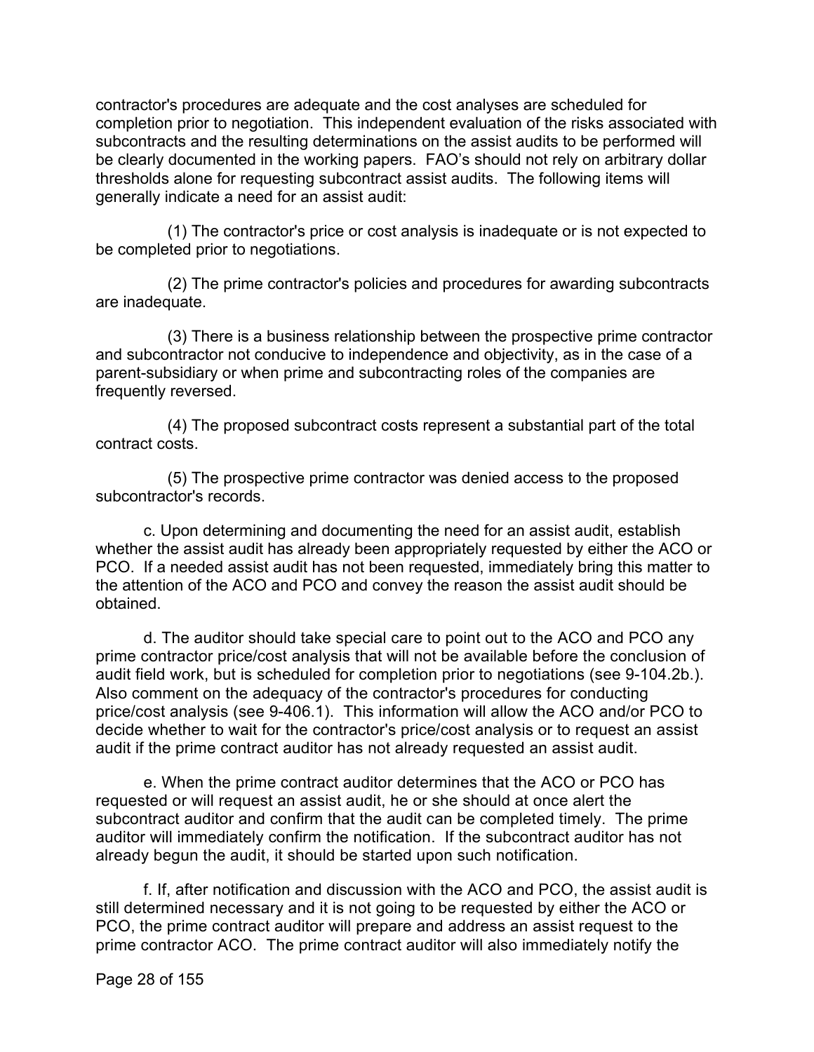contractor's procedures are adequate and the cost analyses are scheduled for completion prior to negotiation. This independent evaluation of the risks associated with subcontracts and the resulting determinations on the assist audits to be performed will be clearly documented in the working papers. FAO's should not rely on arbitrary dollar thresholds alone for requesting subcontract assist audits. The following items will generally indicate a need for an assist audit:

(1) The contractor's price or cost analysis is inadequate or is not expected to be completed prior to negotiations.

(2) The prime contractor's policies and procedures for awarding subcontracts are inadequate.

(3) There is a business relationship between the prospective prime contractor and subcontractor not conducive to independence and objectivity, as in the case of a parent-subsidiary or when prime and subcontracting roles of the companies are frequently reversed.

(4) The proposed subcontract costs represent a substantial part of the total contract costs.

(5) The prospective prime contractor was denied access to the proposed subcontractor's records.

c. Upon determining and documenting the need for an assist audit, establish whether the assist audit has already been appropriately requested by either the ACO or PCO. If a needed assist audit has not been requested, immediately bring this matter to the attention of the ACO and PCO and convey the reason the assist audit should be obtained.

d. The auditor should take special care to point out to the ACO and PCO any prime contractor price/cost analysis that will not be available before the conclusion of audit field work, but is scheduled for completion prior to negotiations (see 9-104.2b.). Also comment on the adequacy of the contractor's procedures for conducting price/cost analysis (see 9-406.1). This information will allow the ACO and/or PCO to decide whether to wait for the contractor's price/cost analysis or to request an assist audit if the prime contract auditor has not already requested an assist audit.

e. When the prime contract auditor determines that the ACO or PCO has requested or will request an assist audit, he or she should at once alert the subcontract auditor and confirm that the audit can be completed timely. The prime auditor will immediately confirm the notification. If the subcontract auditor has not already begun the audit, it should be started upon such notification.

f. If, after notification and discussion with the ACO and PCO, the assist audit is still determined necessary and it is not going to be requested by either the ACO or PCO, the prime contract auditor will prepare and address an assist request to the prime contractor ACO. The prime contract auditor will also immediately notify the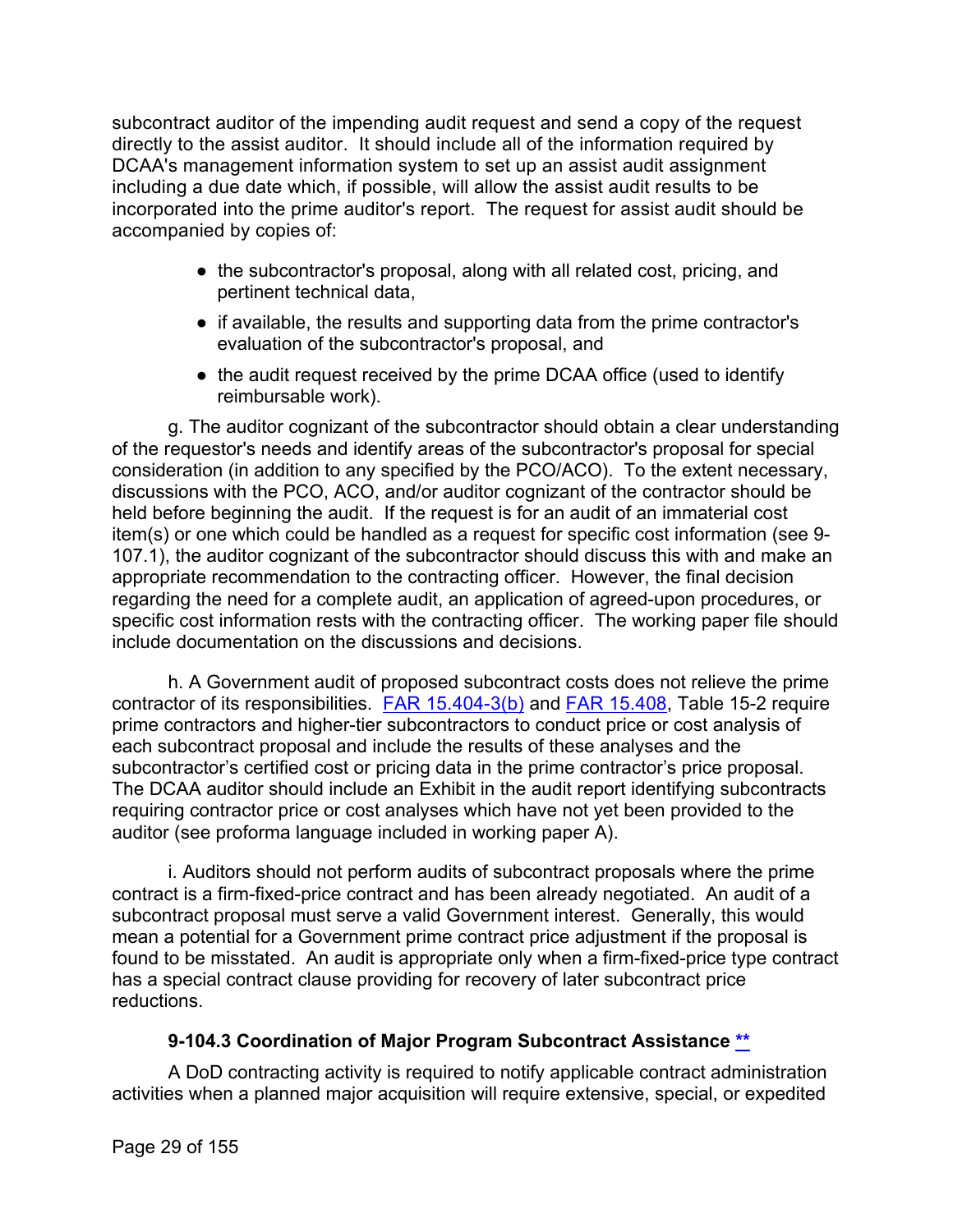subcontract auditor of the impending audit request and send a copy of the request directly to the assist auditor. It should include all of the information required by DCAA's management information system to set up an assist audit assignment including a due date which, if possible, will allow the assist audit results to be incorporated into the prime auditor's report. The request for assist audit should be accompanied by copies of:

- the subcontractor's proposal, along with all related cost, pricing, and pertinent technical data,
- if available, the results and supporting data from the prime contractor's evaluation of the subcontractor's proposal, and
- the audit request received by the prime DCAA office (used to identify reimbursable work).

g. The auditor cognizant of the subcontractor should obtain a clear understanding of the requestor's needs and identify areas of the subcontractor's proposal for special consideration (in addition to any specified by the PCO/ACO). To the extent necessary, discussions with the PCO, ACO, and/or auditor cognizant of the contractor should be held before beginning the audit. If the request is for an audit of an immaterial cost item(s) or one which could be handled as a request for specific cost information (see 9-107.1), the auditor cognizant of the subcontractor should discuss this with and make an appropriate recommendation to the contracting officer. However, the final decision regarding the need for a complete audit, an application of agreed-upon procedures, or specific cost information rests with the contracting officer. The working paper file should include documentation on the discussions and decisions.

h. A Government audit of proposed subcontract costs does not relieve the prime contractor of its responsibilities. [FAR 15.404-3(b)] and [FAR 15.408], Table 15-2 require prime contractors and higher-tier subcontractors to conduct price or cost analysis of each subcontract proposal and include the results of these analyses and the subcontractor's certified cost or pricing data in the prime contractor's price proposal. The DCAA auditor should include an Exhibit in the audit report identifying subcontracts requiring contractor price or cost analyses which have not yet been provided to the auditor (see proforma language included in working paper A).

i. Auditors should not perform audits of subcontract proposals where the prime contract is a firm-fixed-price contract and has been already negotiated. An audit of a subcontract proposal must serve a valid Government interest. Generally, this would mean a potential for a Government prime contract price adjustment if the proposal is found to be misstated. An audit is appropriate only when a firm-fixed-price type contract has a special contract clause providing for recovery of later subcontract price reductions.

### 9-104.3 Coordination of Major Program Subcontract Assistance **

A DoD contracting activity is required to notify applicable contract administration activities when a planned major acquisition will require extensive, special, or expedited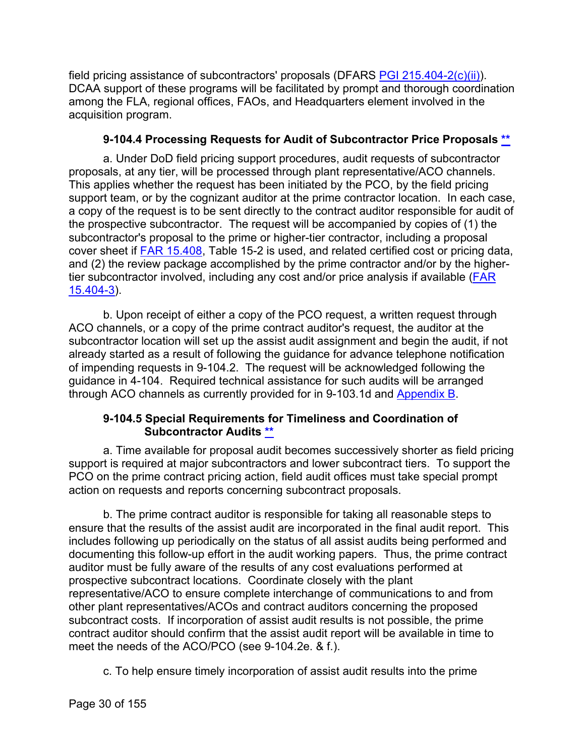field pricing assistance of subcontractors' proposals (DFARS PGI 215.404-2(c)(ii)). DCAA support of these programs will be facilitated by prompt and thorough coordination among the FLA, regional offices, FAOs, and Headquarters element involved in the acquisition program.

### 9-104.4 Processing Requests for Audit of Subcontractor Price Proposals **

a. Under DoD field pricing support procedures, audit requests of subcontractor proposals, at any tier, will be processed through plant representative/ACO channels. This applies whether the request has been initiated by the PCO, by the field pricing support team, or by the cognizant auditor at the prime contractor location. In each case, a copy of the request is to be sent directly to the contract auditor responsible for audit of the prospective subcontractor. The request will be accompanied by copies of (1) the subcontractor's proposal to the prime or higher-tier contractor, including a proposal cover sheet if FAR 15.408, Table 15-2 is used, and related certified cost or pricing data, and (2) the review package accomplished by the prime contractor and/or by the higher-tier subcontractor involved, including any cost and/or price analysis if available (FAR 15.404-3).

b. Upon receipt of either a copy of the PCO request, a written request through ACO channels, or a copy of the prime contract auditor's request, the auditor at the subcontractor location will set up the assist audit assignment and begin the audit, if not already started as a result of following the guidance for advance telephone notification of impending requests in 9-104.2. The request will be acknowledged following the guidance in 4-104. Required technical assistance for such audits will be arranged through ACO channels as currently provided for in 9-103.1d and Appendix B.

### 9-104.5 Special Requirements for Timeliness and Coordination of Subcontractor Audits **

a. Time available for proposal audit becomes successively shorter as field pricing support is required at major subcontractors and lower subcontract tiers. To support the PCO on the prime contract pricing action, field audit offices must take special prompt action on requests and reports concerning subcontract proposals.

b. The prime contract auditor is responsible for taking all reasonable steps to ensure that the results of the assist audit are incorporated in the final audit report. This includes following up periodically on the status of all assist audits being performed and documenting this follow-up effort in the audit working papers. Thus, the prime contract auditor must be fully aware of the results of any cost evaluations performed at prospective subcontract locations. Coordinate closely with the plant representative/ACO to ensure complete interchange of communications to and from other plant representatives/ACOs and contract auditors concerning the proposed subcontract costs. If incorporation of assist audit results is not possible, the prime contract auditor should confirm that the assist audit report will be available in time to meet the needs of the ACO/PCO (see 9-104.2e. & f.).

c. To help ensure timely incorporation of assist audit results into the prime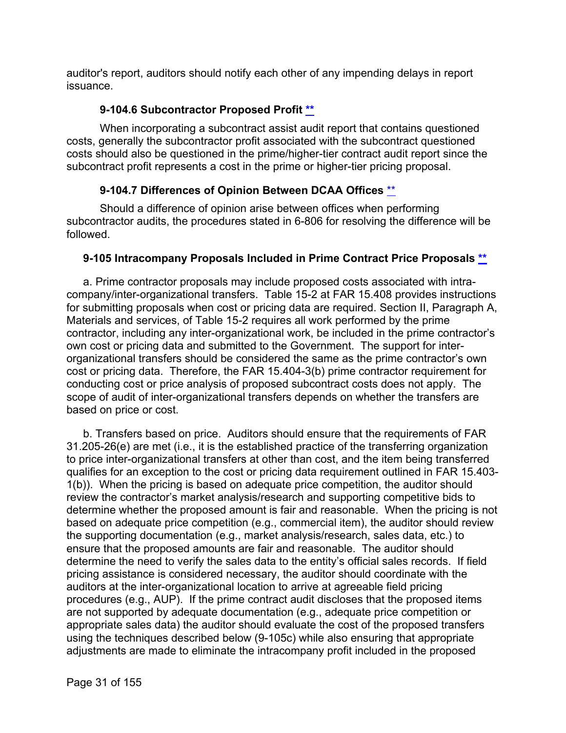auditor's report, auditors should notify each other of any impending delays in report issuance.

#### 9-104.6 Subcontractor Proposed Profit **

When incorporating a subcontract assist audit report that contains questioned costs, generally the subcontractor profit associated with the subcontract questioned costs should also be questioned in the prime/higher-tier contract audit report since the subcontract profit represents a cost in the prime or higher-tier pricing proposal.

#### 9-104.7 Differences of Opinion Between DCAA Offices **

Should a difference of opinion arise between offices when performing subcontractor audits, the procedures stated in 6-806 for resolving the difference will be followed.

### 9-105 Intracompany Proposals Included in Prime Contract Price Proposals **

a. Prime contractor proposals may include proposed costs associated with intra-company/inter-organizational transfers. Table 15-2 at FAR 15.408 provides instructions for submitting proposals when cost or pricing data are required. Section II, Paragraph A, Materials and services, of Table 15-2 requires all work performed by the prime contractor, including any inter-organizational work, be included in the prime contractor's own cost or pricing data and submitted to the Government. The support for inter-organizational transfers should be considered the same as the prime contractor's own cost or pricing data. Therefore, the FAR 15.404-3(b) prime contractor requirement for conducting cost or price analysis of proposed subcontract costs does not apply. The scope of audit of inter-organizational transfers depends on whether the transfers are based on price or cost.

b. Transfers based on price. Auditors should ensure that the requirements of FAR 31.205-26(e) are met (i.e., it is the established practice of the transferring organization to price inter-organizational transfers at other than cost, and the item being transferred qualifies for an exception to the cost or pricing data requirement outlined in FAR 15.403-1(b)). When the pricing is based on adequate price competition, the auditor should review the contractor's market analysis/research and supporting competitive bids to determine whether the proposed amount is fair and reasonable. When the pricing is not based on adequate price competition (e.g., commercial item), the auditor should review the supporting documentation (e.g., market analysis/research, sales data, etc.) to ensure that the proposed amounts are fair and reasonable. The auditor should determine the need to verify the sales data to the entity's official sales records. If field pricing assistance is considered necessary, the auditor should coordinate with the auditors at the inter-organizational location to arrive at agreeable field pricing procedures (e.g., AUP). If the prime contract audit discloses that the proposed items are not supported by adequate documentation (e.g., adequate price competition or appropriate sales data) the auditor should evaluate the cost of the proposed transfers using the techniques described below (9-105c) while also ensuring that appropriate adjustments are made to eliminate the intracompany profit included in the proposed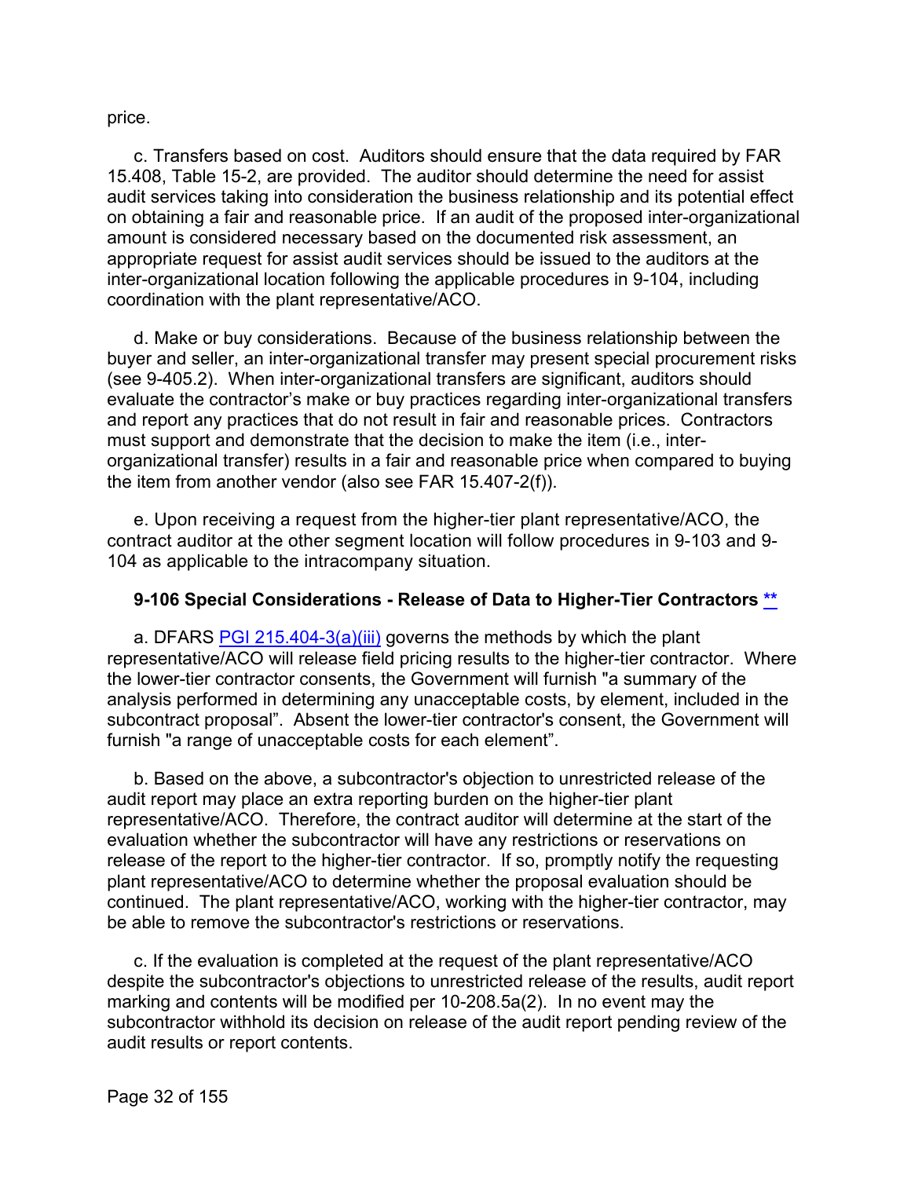price.

c. Transfers based on cost. Auditors should ensure that the data required by FAR 15.408, Table 15-2, are provided. The auditor should determine the need for assist audit services taking into consideration the business relationship and its potential effect on obtaining a fair and reasonable price. If an audit of the proposed inter-organizational amount is considered necessary based on the documented risk assessment, an appropriate request for assist audit services should be issued to the auditors at the inter-organizational location following the applicable procedures in 9-104, including coordination with the plant representative/ACO.

d. Make or buy considerations. Because of the business relationship between the buyer and seller, an inter-organizational transfer may present special procurement risks (see 9-405.2). When inter-organizational transfers are significant, auditors should evaluate the contractor's make or buy practices regarding inter-organizational transfers and report any practices that do not result in fair and reasonable prices. Contractors must support and demonstrate that the decision to make the item (i.e., inter-organizational transfer) results in a fair and reasonable price when compared to buying the item from another vendor (also see FAR 15.407-2(f)).

e. Upon receiving a request from the higher-tier plant representative/ACO, the contract auditor at the other segment location will follow procedures in 9-103 and 9-104 as applicable to the intracompany situation.

### 9-106 Special Considerations - Release of Data to Higher-Tier Contractors **

a. DFARS PGI 215.404-3(a)(iii) governs the methods by which the plant representative/ACO will release field pricing results to the higher-tier contractor. Where the lower-tier contractor consents, the Government will furnish "a summary of the analysis performed in determining any unacceptable costs, by element, included in the subcontract proposal". Absent the lower-tier contractor's consent, the Government will furnish "a range of unacceptable costs for each element".

b. Based on the above, a subcontractor's objection to unrestricted release of the audit report may place an extra reporting burden on the higher-tier plant representative/ACO. Therefore, the contract auditor will determine at the start of the evaluation whether the subcontractor will have any restrictions or reservations on release of the report to the higher-tier contractor. If so, promptly notify the requesting plant representative/ACO to determine whether the proposal evaluation should be continued. The plant representative/ACO, working with the higher-tier contractor, may be able to remove the subcontractor's restrictions or reservations.

c. If the evaluation is completed at the request of the plant representative/ACO despite the subcontractor's objections to unrestricted release of the results, audit report marking and contents will be modified per 10-208.5a(2). In no event may the subcontractor withhold its decision on release of the audit report pending review of the audit results or report contents.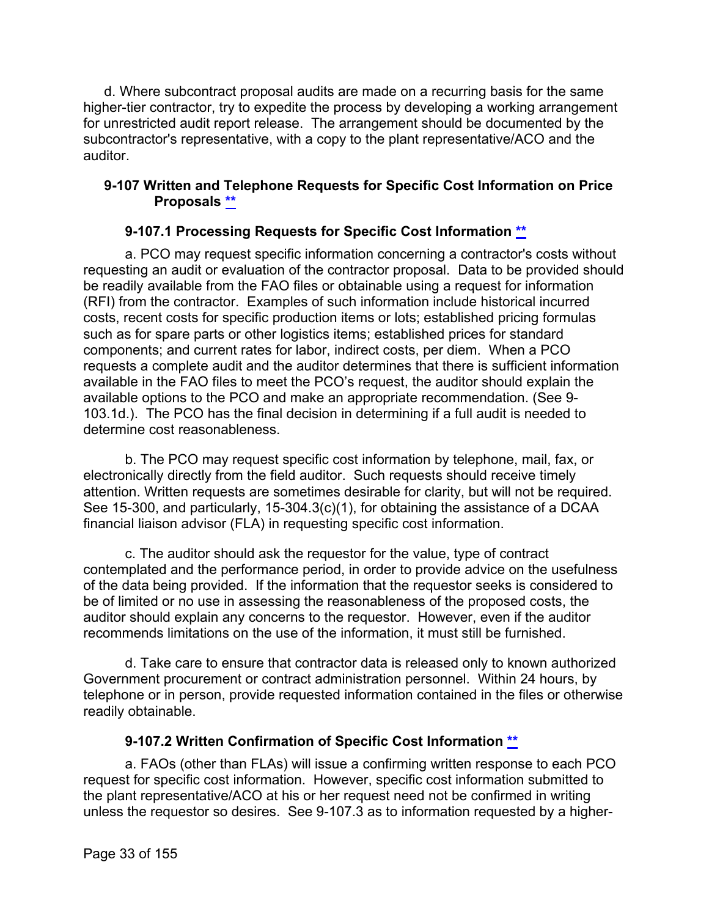d. Where subcontract proposal audits are made on a recurring basis for the same higher-tier contractor, try to expedite the process by developing a working arrangement for unrestricted audit report release. The arrangement should be documented by the subcontractor's representative, with a copy to the plant representative/ACO and the auditor.

### 9-107 Written and Telephone Requests for Specific Cost Information on Price Proposals **

#### 9-107.1 Processing Requests for Specific Cost Information **

a. PCO may request specific information concerning a contractor's costs without requesting an audit or evaluation of the contractor proposal. Data to be provided should be readily available from the FAO files or obtainable using a request for information (RFI) from the contractor. Examples of such information include historical incurred costs, recent costs for specific production items or lots; established pricing formulas such as for spare parts or other logistics items; established prices for standard components; and current rates for labor, indirect costs, per diem. When a PCO requests a complete audit and the auditor determines that there is sufficient information available in the FAO files to meet the PCO's request, the auditor should explain the available options to the PCO and make an appropriate recommendation. (See 9-103.1d.). The PCO has the final decision in determining if a full audit is needed to determine cost reasonableness.

b. The PCO may request specific cost information by telephone, mail, fax, or electronically directly from the field auditor. Such requests should receive timely attention. Written requests are sometimes desirable for clarity, but will not be required. See 15-300, and particularly, 15-304.3(c)(1), for obtaining the assistance of a DCAA financial liaison advisor (FLA) in requesting specific cost information.

c. The auditor should ask the requestor for the value, type of contract contemplated and the performance period, in order to provide advice on the usefulness of the data being provided. If the information that the requestor seeks is considered to be of limited or no use in assessing the reasonableness of the proposed costs, the auditor should explain any concerns to the requestor. However, even if the auditor recommends limitations on the use of the information, it must still be furnished.

d. Take care to ensure that contractor data is released only to known authorized Government procurement or contract administration personnel. Within 24 hours, by telephone or in person, provide requested information contained in the files or otherwise readily obtainable.

#### 9-107.2 Written Confirmation of Specific Cost Information **

a. FAOs (other than FLAs) will issue a confirming written response to each PCO request for specific cost information. However, specific cost information submitted to the plant representative/ACO at his or her request need not be confirmed in writing unless the requestor so desires. See 9-107.3 as to information requested by a higher-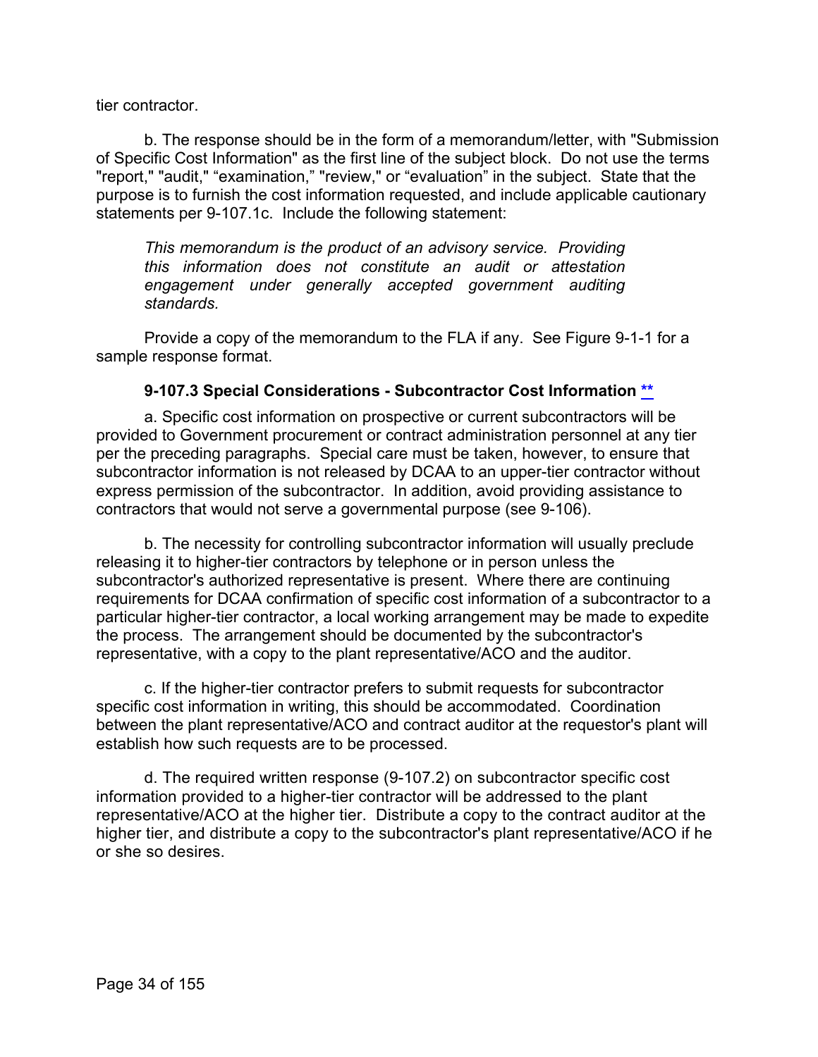tier contractor.

b. The response should be in the form of a memorandum/letter, with "Submission of Specific Cost Information" as the first line of the subject block. Do not use the terms "report," "audit," “examination,” "review," or “evaluation” in the subject. State that the purpose is to furnish the cost information requested, and include applicable cautionary statements per 9-107.1c. Include the following statement:

> *This memorandum is the product of an advisory service. Providing this information does not constitute an audit or attestation engagement under generally accepted government auditing standards.*

Provide a copy of the memorandum to the FLA if any. See Figure 9-1-1 for a sample response format.

### 9-107.3 Special Considerations - Subcontractor Cost Information **

a. Specific cost information on prospective or current subcontractors will be provided to Government procurement or contract administration personnel at any tier per the preceding paragraphs. Special care must be taken, however, to ensure that subcontractor information is not released by DCAA to an upper-tier contractor without express permission of the subcontractor. In addition, avoid providing assistance to contractors that would not serve a governmental purpose (see 9-106).

b. The necessity for controlling subcontractor information will usually preclude releasing it to higher-tier contractors by telephone or in person unless the subcontractor's authorized representative is present. Where there are continuing requirements for DCAA confirmation of specific cost information of a subcontractor to a particular higher-tier contractor, a local working arrangement may be made to expedite the process. The arrangement should be documented by the subcontractor's representative, with a copy to the plant representative/ACO and the auditor.

c. If the higher-tier contractor prefers to submit requests for subcontractor specific cost information in writing, this should be accommodated. Coordination between the plant representative/ACO and contract auditor at the requestor's plant will establish how such requests are to be processed.

d. The required written response (9-107.2) on subcontractor specific cost information provided to a higher-tier contractor will be addressed to the plant representative/ACO at the higher tier. Distribute a copy to the contract auditor at the higher tier, and distribute a copy to the subcontractor's plant representative/ACO if he or she so desires.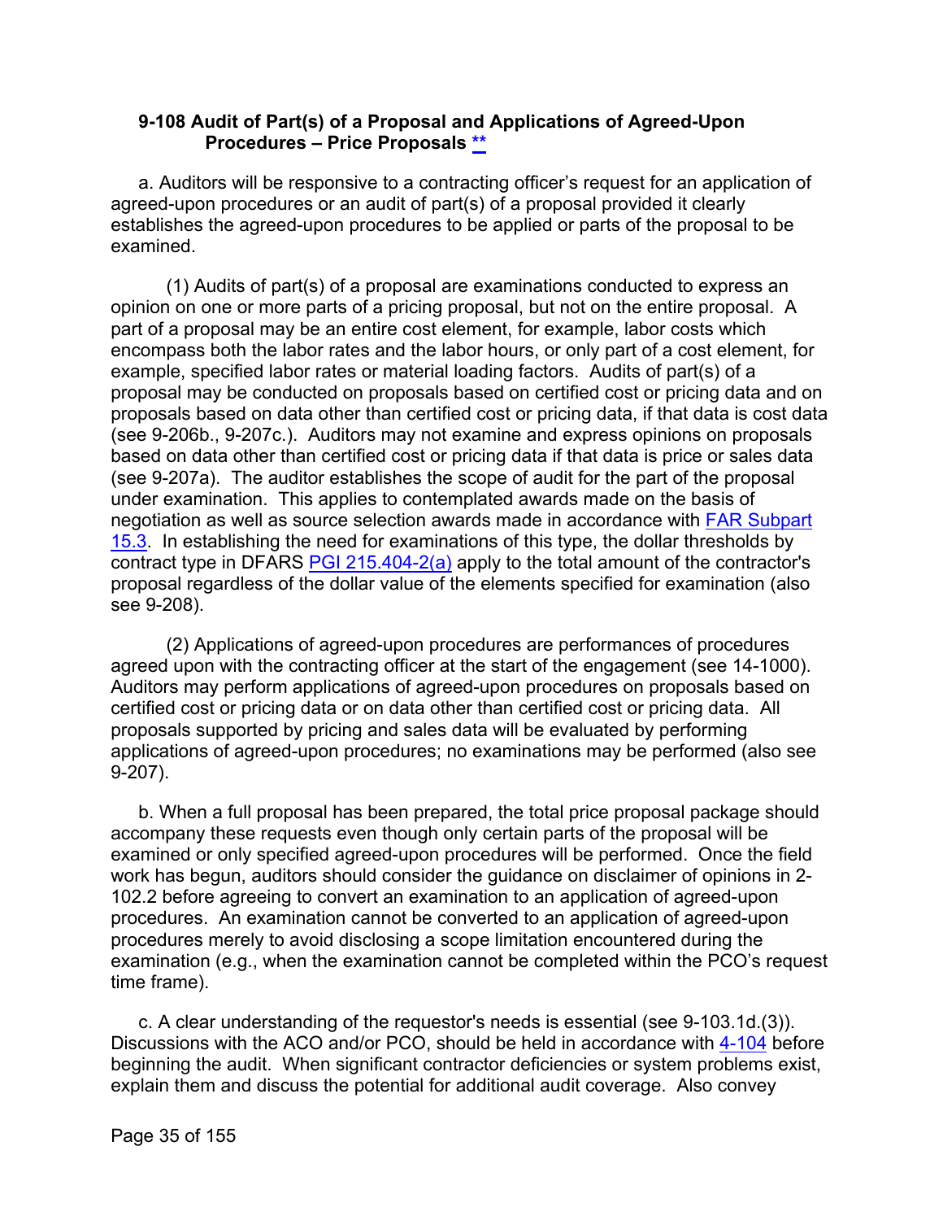### 9-108 Audit of Part(s) of a Proposal and Applications of Agreed-Upon Procedures – Price Proposals **

a. Auditors will be responsive to a contracting officer's request for an application of agreed-upon procedures or an audit of part(s) of a proposal provided it clearly establishes the agreed-upon procedures to be applied or parts of the proposal to be examined.

(1) Audits of part(s) of a proposal are examinations conducted to express an opinion on one or more parts of a pricing proposal, but not on the entire proposal. A part of a proposal may be an entire cost element, for example, labor costs which encompass both the labor rates and the labor hours, or only part of a cost element, for example, specified labor rates or material loading factors. Audits of part(s) of a proposal may be conducted on proposals based on certified cost or pricing data and on proposals based on data other than certified cost or pricing data, if that data is cost data (see 9-206b., 9-207c.). Auditors may not examine and express opinions on proposals based on data other than certified cost or pricing data if that data is price or sales data (see 9-207a). The auditor establishes the scope of audit for the part of the proposal under examination. This applies to contemplated awards made on the basis of negotiation as well as source selection awards made in accordance with FAR Subpart 15.3. In establishing the need for examinations of this type, the dollar thresholds by contract type in DFARS PGI 215.404-2(a) apply to the total amount of the contractor's proposal regardless of the dollar value of the elements specified for examination (also see 9-208).

(2) Applications of agreed-upon procedures are performances of procedures agreed upon with the contracting officer at the start of the engagement (see 14-1000). Auditors may perform applications of agreed-upon procedures on proposals based on certified cost or pricing data or on data other than certified cost or pricing data. All proposals supported by pricing and sales data will be evaluated by performing applications of agreed-upon procedures; no examinations may be performed (also see 9-207).

b. When a full proposal has been prepared, the total price proposal package should accompany these requests even though only certain parts of the proposal will be examined or only specified agreed-upon procedures will be performed. Once the field work has begun, auditors should consider the guidance on disclaimer of opinions in 2-102.2 before agreeing to convert an examination to an application of agreed-upon procedures. An examination cannot be converted to an application of agreed-upon procedures merely to avoid disclosing a scope limitation encountered during the examination (e.g., when the examination cannot be completed within the PCO's request time frame).

c. A clear understanding of the requestor's needs is essential (see 9-103.1d.(3)). Discussions with the ACO and/or PCO, should be held in accordance with 4-104 before beginning the audit. When significant contractor deficiencies or system problems exist, explain them and discuss the potential for additional audit coverage. Also convey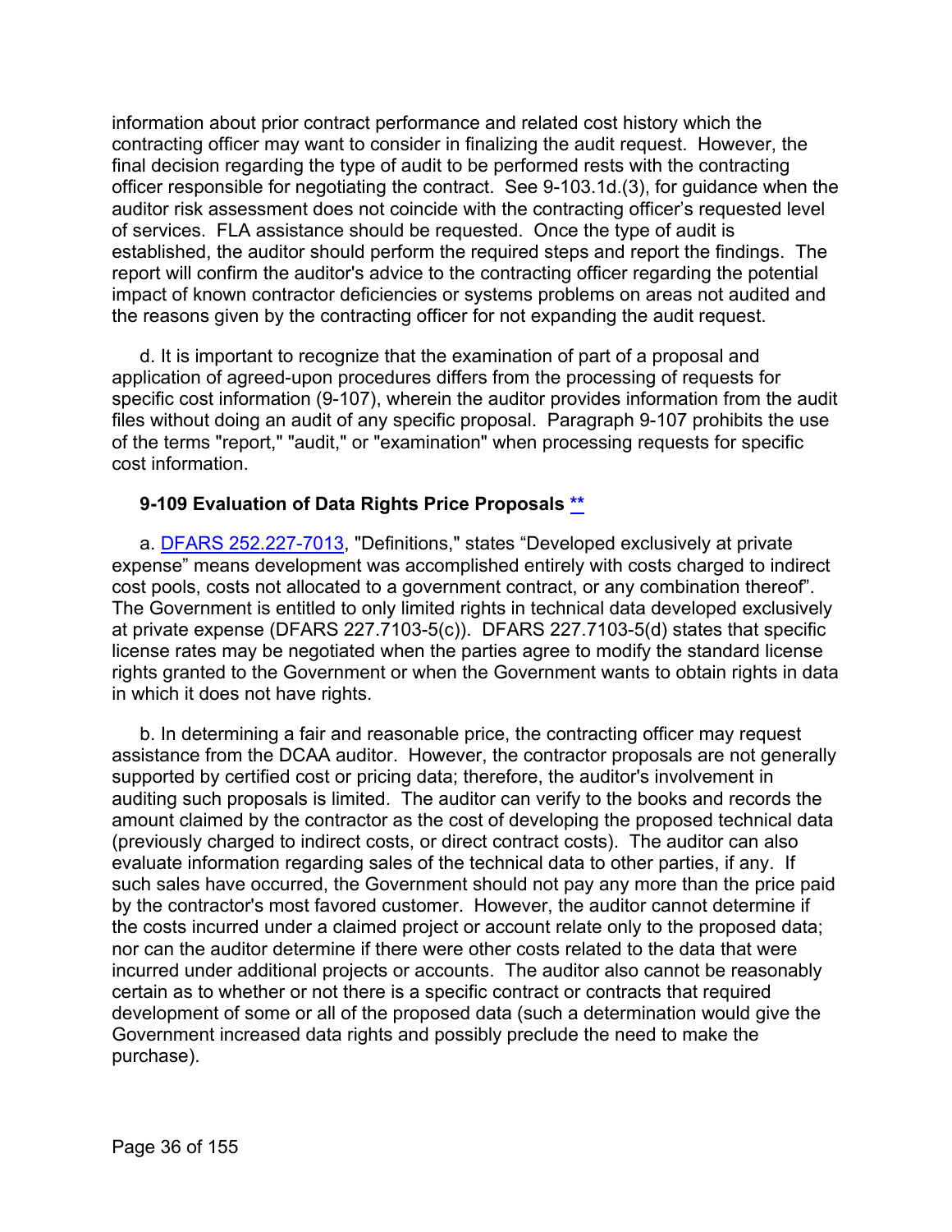information about prior contract performance and related cost history which the contracting officer may want to consider in finalizing the audit request. However, the final decision regarding the type of audit to be performed rests with the contracting officer responsible for negotiating the contract. See 9-103.1d.(3), for guidance when the auditor risk assessment does not coincide with the contracting officer's requested level of services. FLA assistance should be requested. Once the type of audit is established, the auditor should perform the required steps and report the findings. The report will confirm the auditor's advice to the contracting officer regarding the potential impact of known contractor deficiencies or systems problems on areas not audited and the reasons given by the contracting officer for not expanding the audit request.

d. It is important to recognize that the examination of part of a proposal and application of agreed-upon procedures differs from the processing of requests for specific cost information (9-107), wherein the auditor provides information from the audit files without doing an audit of any specific proposal. Paragraph 9-107 prohibits the use of the terms "report," "audit," or "examination" when processing requests for specific cost information.

### 9-109 Evaluation of Data Rights Price Proposals [**](#)

a. [DFARS 252.227-7013](#), "Definitions," states "Developed exclusively at private expense" means development was accomplished entirely with costs charged to indirect cost pools, costs not allocated to a government contract, or any combination thereof". The Government is entitled to only limited rights in technical data developed exclusively at private expense (DFARS 227.7103-5(c)). DFARS 227.7103-5(d) states that specific license rates may be negotiated when the parties agree to modify the standard license rights granted to the Government or when the Government wants to obtain rights in data in which it does not have rights.

b. In determining a fair and reasonable price, the contracting officer may request assistance from the DCAA auditor. However, the contractor proposals are not generally supported by certified cost or pricing data; therefore, the auditor's involvement in auditing such proposals is limited. The auditor can verify to the books and records the amount claimed by the contractor as the cost of developing the proposed technical data (previously charged to indirect costs, or direct contract costs). The auditor can also evaluate information regarding sales of the technical data to other parties, if any. If such sales have occurred, the Government should not pay any more than the price paid by the contractor's most favored customer. However, the auditor cannot determine if the costs incurred under a claimed project or account relate only to the proposed data; nor can the auditor determine if there were other costs related to the data that were incurred under additional projects or accounts. The auditor also cannot be reasonably certain as to whether or not there is a specific contract or contracts that required development of some or all of the proposed data (such a determination would give the Government increased data rights and possibly preclude the need to make the purchase).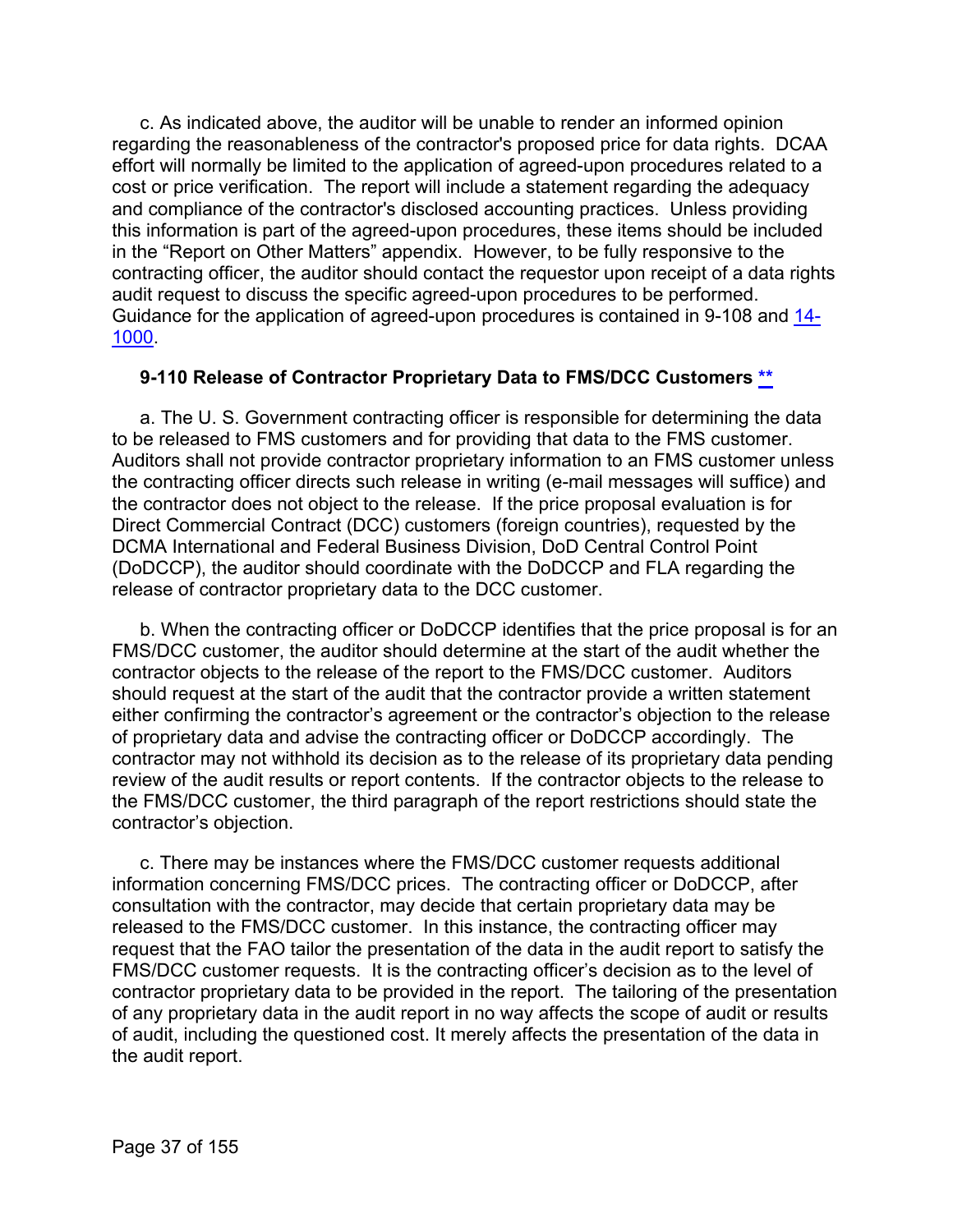c. As indicated above, the auditor will be unable to render an informed opinion regarding the reasonableness of the contractor's proposed price for data rights. DCAA effort will normally be limited to the application of agreed-upon procedures related to a cost or price verification. The report will include a statement regarding the adequacy and compliance of the contractor's disclosed accounting practices. Unless providing this information is part of the agreed-upon procedures, these items should be included in the "Report on Other Matters" appendix. However, to be fully responsive to the contracting officer, the auditor should contact the requestor upon receipt of a data rights audit request to discuss the specific agreed-upon procedures to be performed. Guidance for the application of agreed-upon procedures is contained in 9-108 and 14-1000.

### 9-110 Release of Contractor Proprietary Data to FMS/DCC Customers **

a. The U. S. Government contracting officer is responsible for determining the data to be released to FMS customers and for providing that data to the FMS customer. Auditors shall not provide contractor proprietary information to an FMS customer unless the contracting officer directs such release in writing (e-mail messages will suffice) and the contractor does not object to the release. If the price proposal evaluation is for Direct Commercial Contract (DCC) customers (foreign countries), requested by the DCMA International and Federal Business Division, DoD Central Control Point (DoDCCP), the auditor should coordinate with the DoDCCP and FLA regarding the release of contractor proprietary data to the DCC customer.

b. When the contracting officer or DoDCCP identifies that the price proposal is for an FMS/DCC customer, the auditor should determine at the start of the audit whether the contractor objects to the release of the report to the FMS/DCC customer. Auditors should request at the start of the audit that the contractor provide a written statement either confirming the contractor's agreement or the contractor's objection to the release of proprietary data and advise the contracting officer or DoDCCP accordingly. The contractor may not withhold its decision as to the release of its proprietary data pending review of the audit results or report contents. If the contractor objects to the release to the FMS/DCC customer, the third paragraph of the report restrictions should state the contractor's objection.

c. There may be instances where the FMS/DCC customer requests additional information concerning FMS/DCC prices. The contracting officer or DoDCCP, after consultation with the contractor, may decide that certain proprietary data may be released to the FMS/DCC customer. In this instance, the contracting officer may request that the FAO tailor the presentation of the data in the audit report to satisfy the FMS/DCC customer requests. It is the contracting officer's decision as to the level of contractor proprietary data to be provided in the report. The tailoring of the presentation of any proprietary data in the audit report in no way affects the scope of audit or results of audit, including the questioned cost. It merely affects the presentation of the data in the audit report.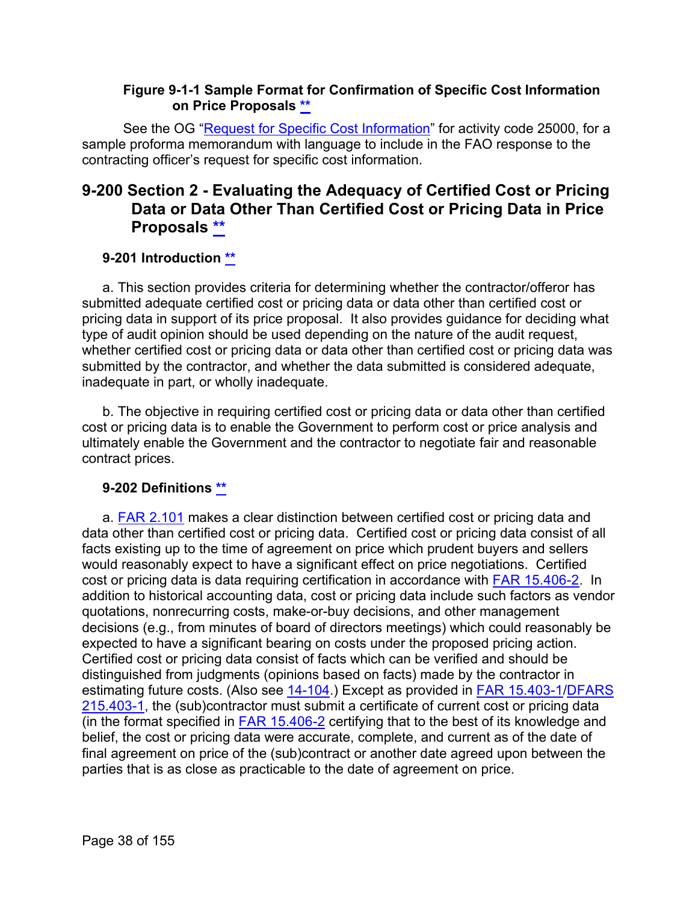#### Figure 9-1-1 Sample Format for Confirmation of Specific Cost Information on Price Proposals **

See the OG "Request for Specific Cost Information" for activity code 25000, for a sample proforma memorandum with language to include in the FAO response to the contracting officer's request for specific cost information.

## 9-200 Section 2 - Evaluating the Adequacy of Certified Cost or Pricing Data or Data Other Than Certified Cost or Pricing Data in Price Proposals **

### 9-201 Introduction **

a. This section provides criteria for determining whether the contractor/offeror has submitted adequate certified cost or pricing data or data other than certified cost or pricing data in support of its price proposal. It also provides guidance for deciding what type of audit opinion should be used depending on the nature of the audit request, whether certified cost or pricing data or data other than certified cost or pricing data was submitted by the contractor, and whether the data submitted is considered adequate, inadequate in part, or wholly inadequate.

b. The objective in requiring certified cost or pricing data or data other than certified cost or pricing data is to enable the Government to perform cost or price analysis and ultimately enable the Government and the contractor to negotiate fair and reasonable contract prices.

### 9-202 Definitions **

a. FAR 2.101 makes a clear distinction between certified cost or pricing data and data other than certified cost or pricing data. Certified cost or pricing data consist of all facts existing up to the time of agreement on price which prudent buyers and sellers would reasonably expect to have a significant effect on price negotiations. Certified cost or pricing data is data requiring certification in accordance with FAR 15.406-2. In addition to historical accounting data, cost or pricing data include such factors as vendor quotations, nonrecurring costs, make-or-buy decisions, and other management decisions (e.g., from minutes of board of directors meetings) which could reasonably be expected to have a significant bearing on costs under the proposed pricing action. Certified cost or pricing data consist of facts which can be verified and should be distinguished from judgments (opinions based on facts) made by the contractor in estimating future costs. (Also see 14-104.) Except as provided in FAR 15.403-1/DFARS 215.403-1, the (sub)contractor must submit a certificate of current cost or pricing data (in the format specified in FAR 15.406-2 certifying that to the best of its knowledge and belief, the cost or pricing data were accurate, complete, and current as of the date of final agreement on price of the (sub)contract or another date agreed upon between the parties that is as close as practicable to the date of agreement on price.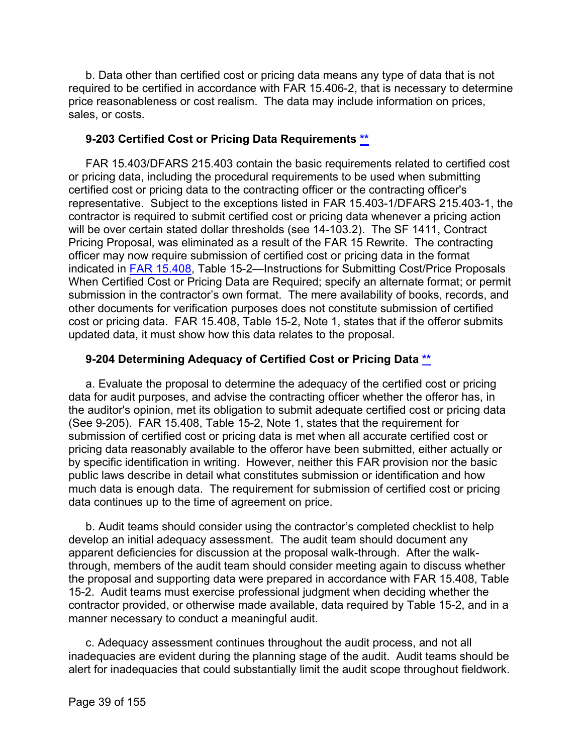b. Data other than certified cost or pricing data means any type of data that is not required to be certified in accordance with FAR 15.406-2, that is necessary to determine price reasonableness or cost realism. The data may include information on prices, sales, or costs.

### 9-203 Certified Cost or Pricing Data Requirements **

FAR 15.403/DFARS 215.403 contain the basic requirements related to certified cost or pricing data, including the procedural requirements to be used when submitting certified cost or pricing data to the contracting officer or the contracting officer's representative. Subject to the exceptions listed in FAR 15.403-1/DFARS 215.403-1, the contractor is required to submit certified cost or pricing data whenever a pricing action will be over certain stated dollar thresholds (see 14-103.2). The SF 1411, Contract Pricing Proposal, was eliminated as a result of the FAR 15 Rewrite. The contracting officer may now require submission of certified cost or pricing data in the format indicated in FAR 15.408, Table 15-2—Instructions for Submitting Cost/Price Proposals When Certified Cost or Pricing Data are Required; specify an alternate format; or permit submission in the contractor's own format. The mere availability of books, records, and other documents for verification purposes does not constitute submission of certified cost or pricing data. FAR 15.408, Table 15-2, Note 1, states that if the offeror submits updated data, it must show how this data relates to the proposal.

### 9-204 Determining Adequacy of Certified Cost or Pricing Data **

a. Evaluate the proposal to determine the adequacy of the certified cost or pricing data for audit purposes, and advise the contracting officer whether the offeror has, in the auditor's opinion, met its obligation to submit adequate certified cost or pricing data (See 9-205). FAR 15.408, Table 15-2, Note 1, states that the requirement for submission of certified cost or pricing data is met when all accurate certified cost or pricing data reasonably available to the offeror have been submitted, either actually or by specific identification in writing. However, neither this FAR provision nor the basic public laws describe in detail what constitutes submission or identification and how much data is enough data. The requirement for submission of certified cost or pricing data continues up to the time of agreement on price.

b. Audit teams should consider using the contractor's completed checklist to help develop an initial adequacy assessment. The audit team should document any apparent deficiencies for discussion at the proposal walk-through. After the walk-through, members of the audit team should consider meeting again to discuss whether the proposal and supporting data were prepared in accordance with FAR 15.408, Table 15-2. Audit teams must exercise professional judgment when deciding whether the contractor provided, or otherwise made available, data required by Table 15-2, and in a manner necessary to conduct a meaningful audit.

c. Adequacy assessment continues throughout the audit process, and not all inadequacies are evident during the planning stage of the audit. Audit teams should be alert for inadequacies that could substantially limit the audit scope throughout fieldwork.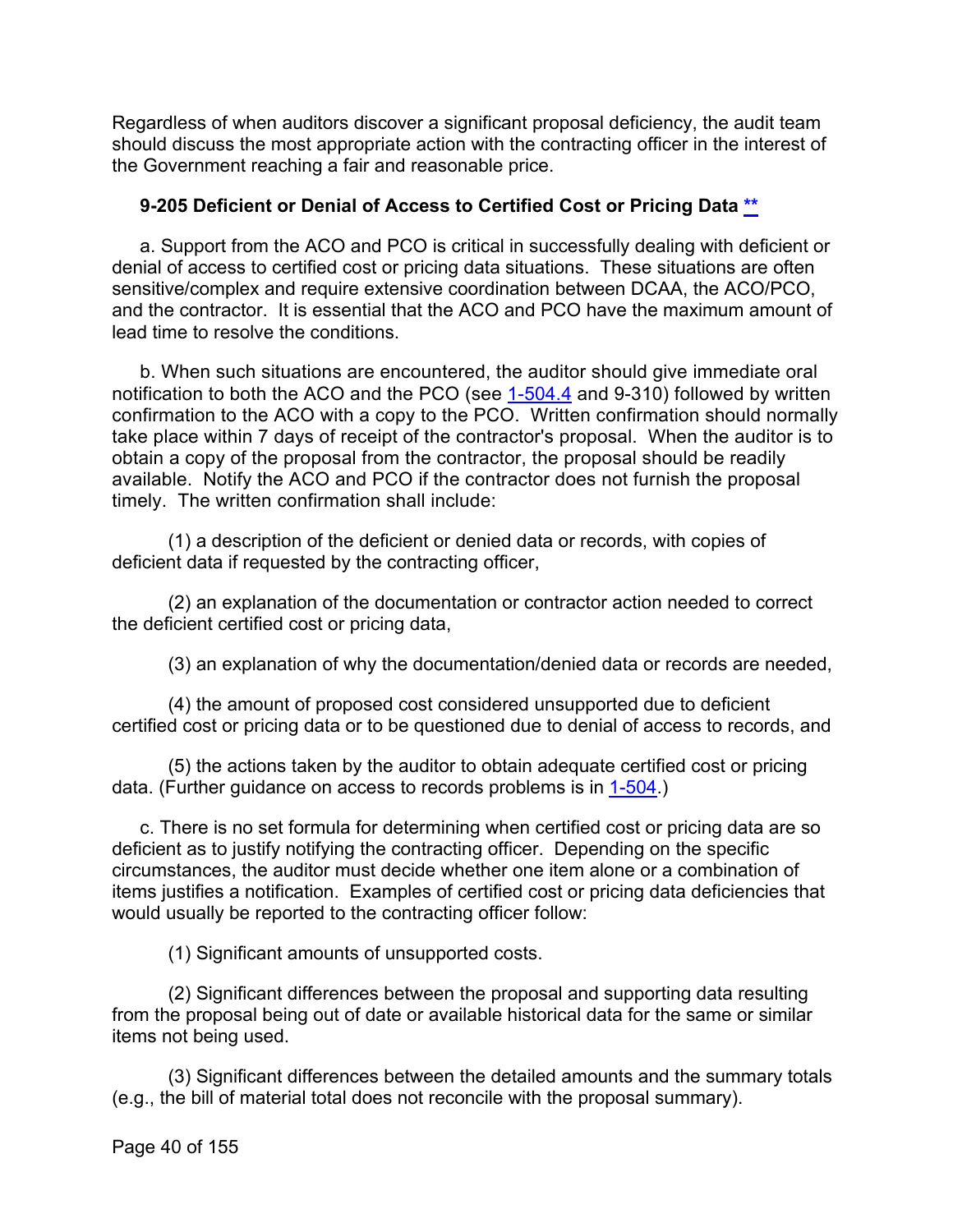Regardless of when auditors discover a significant proposal deficiency, the audit team should discuss the most appropriate action with the contracting officer in the interest of the Government reaching a fair and reasonable price.

### 9-205 Deficient or Denial of Access to Certified Cost or Pricing Data [**](#)

a. Support from the ACO and PCO is critical in successfully dealing with deficient or denial of access to certified cost or pricing data situations. These situations are often sensitive/complex and require extensive coordination between DCAA, the ACO/PCO, and the contractor. It is essential that the ACO and PCO have the maximum amount of lead time to resolve the conditions.

b. When such situations are encountered, the auditor should give immediate oral notification to both the ACO and the PCO (see [1-504.4](#) and 9-310) followed by written confirmation to the ACO with a copy to the PCO. Written confirmation should normally take place within 7 days of receipt of the contractor's proposal. When the auditor is to obtain a copy of the proposal from the contractor, the proposal should be readily available. Notify the ACO and PCO if the contractor does not furnish the proposal timely. The written confirmation shall include:

(1) a description of the deficient or denied data or records, with copies of deficient data if requested by the contracting officer,

(2) an explanation of the documentation or contractor action needed to correct the deficient certified cost or pricing data,

(3) an explanation of why the documentation/denied data or records are needed,

(4) the amount of proposed cost considered unsupported due to deficient certified cost or pricing data or to be questioned due to denial of access to records, and

(5) the actions taken by the auditor to obtain adequate certified cost or pricing data. (Further guidance on access to records problems is in [1-504](#).)

c. There is no set formula for determining when certified cost or pricing data are so deficient as to justify notifying the contracting officer. Depending on the specific circumstances, the auditor must decide whether one item alone or a combination of items justifies a notification. Examples of certified cost or pricing data deficiencies that would usually be reported to the contracting officer follow:

(1) Significant amounts of unsupported costs.

(2) Significant differences between the proposal and supporting data resulting from the proposal being out of date or available historical data for the same or similar items not being used.

(3) Significant differences between the detailed amounts and the summary totals (e.g., the bill of material total does not reconcile with the proposal summary).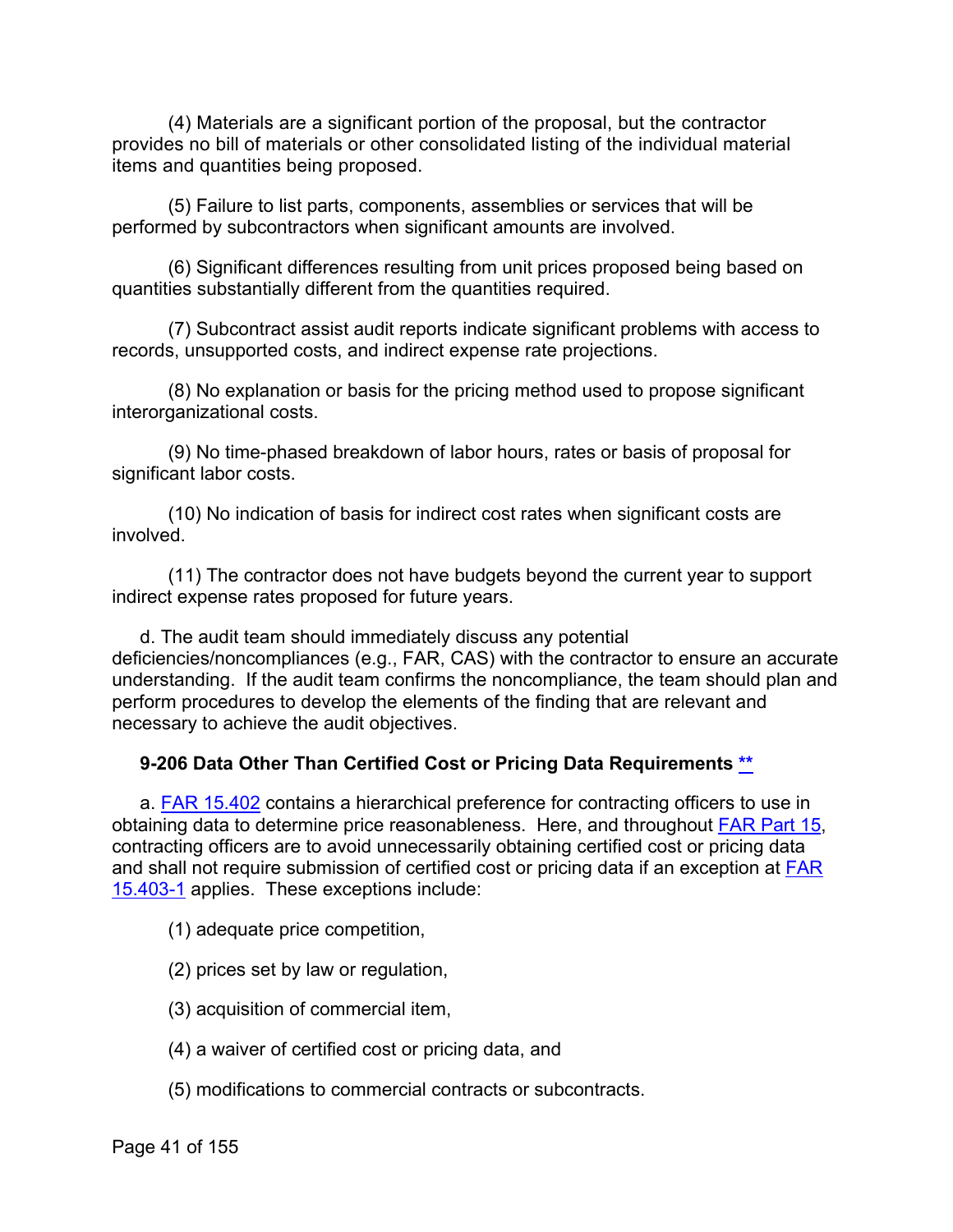(4) Materials are a significant portion of the proposal, but the contractor provides no bill of materials or other consolidated listing of the individual material items and quantities being proposed.

(5) Failure to list parts, components, assemblies or services that will be performed by subcontractors when significant amounts are involved.

(6) Significant differences resulting from unit prices proposed being based on quantities substantially different from the quantities required.

(7) Subcontract assist audit reports indicate significant problems with access to records, unsupported costs, and indirect expense rate projections.

(8) No explanation or basis for the pricing method used to propose significant interorganizational costs.

(9) No time-phased breakdown of labor hours, rates or basis of proposal for significant labor costs.

(10) No indication of basis for indirect cost rates when significant costs are involved.

(11) The contractor does not have budgets beyond the current year to support indirect expense rates proposed for future years.

d. The audit team should immediately discuss any potential deficiencies/noncompliances (e.g., FAR, CAS) with the contractor to ensure an accurate understanding. If the audit team confirms the noncompliance, the team should plan and perform procedures to develop the elements of the finding that are relevant and necessary to achieve the audit objectives.

### 9-206 Data Other Than Certified Cost or Pricing Data Requirements **

a. FAR 15.402 contains a hierarchical preference for contracting officers to use in obtaining data to determine price reasonableness. Here, and throughout FAR Part 15, contracting officers are to avoid unnecessarily obtaining certified cost or pricing data and shall not require submission of certified cost or pricing data if an exception at FAR 15.403-1 applies. These exceptions include:

(1) adequate price competition,

(2) prices set by law or regulation,

(3) acquisition of commercial item,

(4) a waiver of certified cost or pricing data, and

(5) modifications to commercial contracts or subcontracts.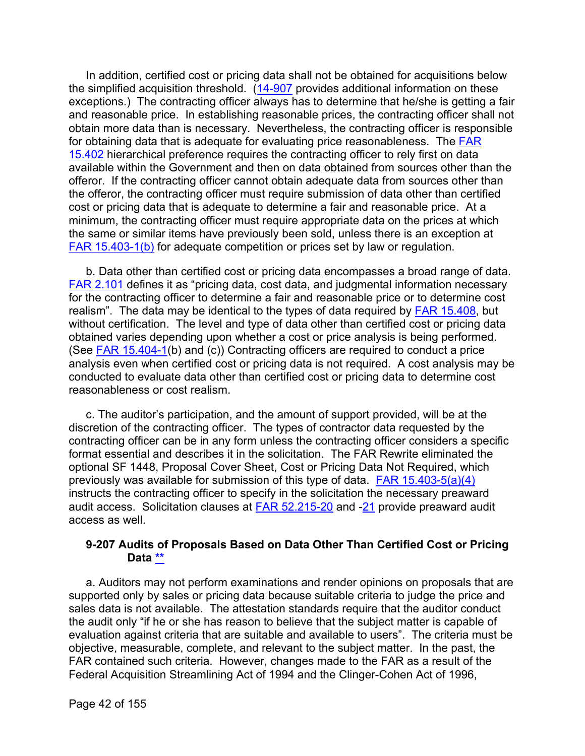In addition, certified cost or pricing data shall not be obtained for acquisitions below the simplified acquisition threshold. (14-907 provides additional information on these exceptions.) The contracting officer always has to determine that he/she is getting a fair and reasonable price. In establishing reasonable prices, the contracting officer shall not obtain more data than is necessary. Nevertheless, the contracting officer is responsible for obtaining data that is adequate for evaluating price reasonableness. The FAR 15.402 hierarchical preference requires the contracting officer to rely first on data available within the Government and then on data obtained from sources other than the offeror. If the contracting officer cannot obtain adequate data from sources other than the offeror, the contracting officer must require submission of data other than certified cost or pricing data that is adequate to determine a fair and reasonable price. At a minimum, the contracting officer must require appropriate data on the prices at which the same or similar items have previously been sold, unless there is an exception at FAR 15.403-1(b) for adequate competition or prices set by law or regulation.

b. Data other than certified cost or pricing data encompasses a broad range of data. FAR 2.101 defines it as "pricing data, cost data, and judgmental information necessary for the contracting officer to determine a fair and reasonable price or to determine cost realism". The data may be identical to the types of data required by FAR 15.408, but without certification. The level and type of data other than certified cost or pricing data obtained varies depending upon whether a cost or price analysis is being performed. (See FAR 15.404-1(b) and (c)) Contracting officers are required to conduct a price analysis even when certified cost or pricing data is not required. A cost analysis may be conducted to evaluate data other than certified cost or pricing data to determine cost reasonableness or cost realism.

c. The auditor's participation, and the amount of support provided, will be at the discretion of the contracting officer. The types of contractor data requested by the contracting officer can be in any form unless the contracting officer considers a specific format essential and describes it in the solicitation. The FAR Rewrite eliminated the optional SF 1448, Proposal Cover Sheet, Cost or Pricing Data Not Required, which previously was available for submission of this type of data. FAR 15.403-5(a)(4) instructs the contracting officer to specify in the solicitation the necessary preaward audit access. Solicitation clauses at FAR 52.215-20 and -21 provide preaward audit access as well.

### 9-207 Audits of Proposals Based on Data Other Than Certified Cost or Pricing Data **

a. Auditors may not perform examinations and render opinions on proposals that are supported only by sales or pricing data because suitable criteria to judge the price and sales data is not available. The attestation standards require that the auditor conduct the audit only "if he or she has reason to believe that the subject matter is capable of evaluation against criteria that are suitable and available to users". The criteria must be objective, measurable, complete, and relevant to the subject matter. In the past, the FAR contained such criteria. However, changes made to the FAR as a result of the Federal Acquisition Streamlining Act of 1994 and the Clinger-Cohen Act of 1996,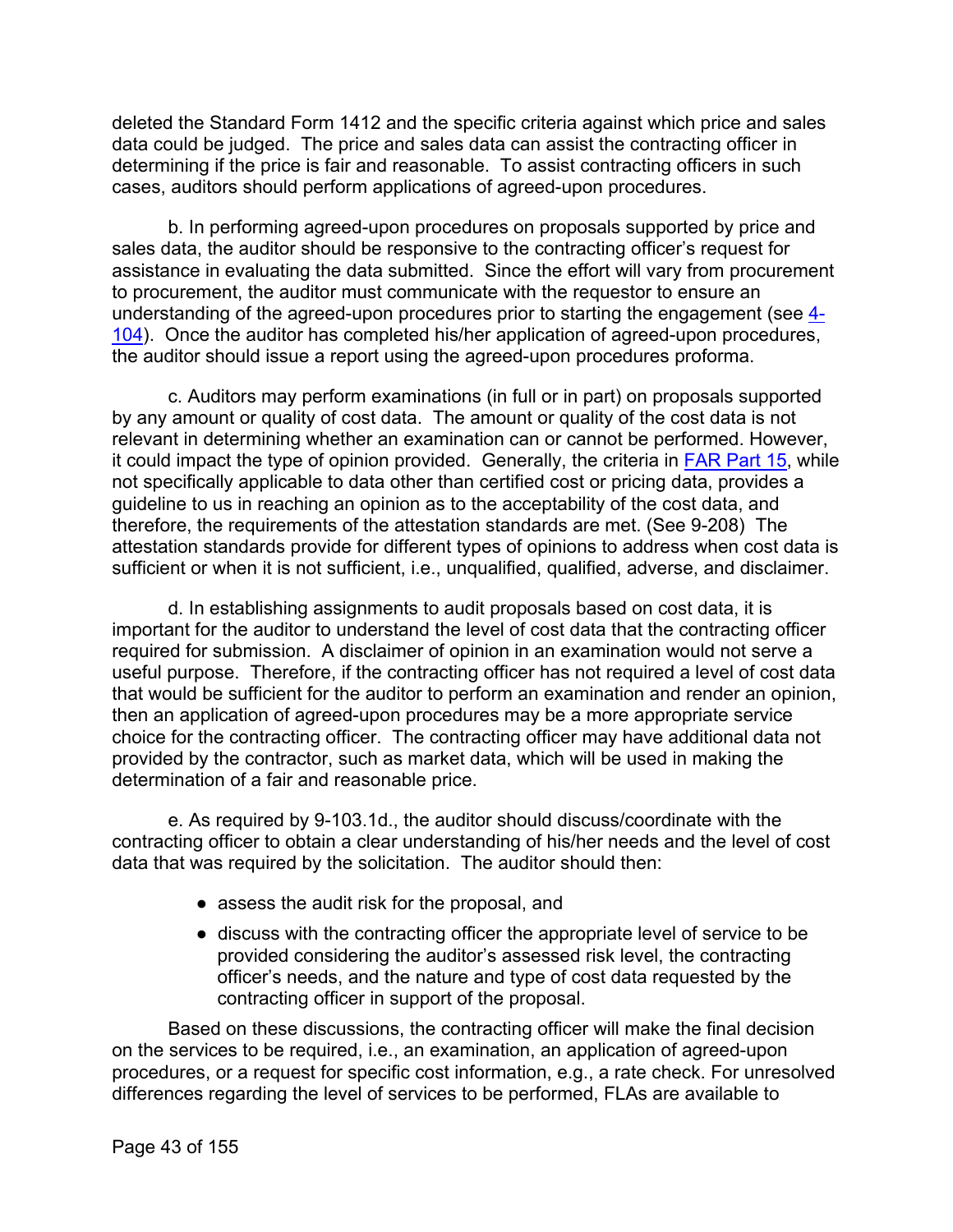deleted the Standard Form 1412 and the specific criteria against which price and sales data could be judged. The price and sales data can assist the contracting officer in determining if the price is fair and reasonable. To assist contracting officers in such cases, auditors should perform applications of agreed-upon procedures.

b. In performing agreed-upon procedures on proposals supported by price and sales data, the auditor should be responsive to the contracting officer's request for assistance in evaluating the data submitted. Since the effort will vary from procurement to procurement, the auditor must communicate with the requestor to ensure an understanding of the agreed-upon procedures prior to starting the engagement (see 4-104). Once the auditor has completed his/her application of agreed-upon procedures, the auditor should issue a report using the agreed-upon procedures proforma.

c. Auditors may perform examinations (in full or in part) on proposals supported by any amount or quality of cost data. The amount or quality of the cost data is not relevant in determining whether an examination can or cannot be performed. However, it could impact the type of opinion provided. Generally, the criteria in FAR Part 15, while not specifically applicable to data other than certified cost or pricing data, provides a guideline to us in reaching an opinion as to the acceptability of the cost data, and therefore, the requirements of the attestation standards are met. (See 9-208) The attestation standards provide for different types of opinions to address when cost data is sufficient or when it is not sufficient, i.e., unqualified, qualified, adverse, and disclaimer.

d. In establishing assignments to audit proposals based on cost data, it is important for the auditor to understand the level of cost data that the contracting officer required for submission. A disclaimer of opinion in an examination would not serve a useful purpose. Therefore, if the contracting officer has not required a level of cost data that would be sufficient for the auditor to perform an examination and render an opinion, then an application of agreed-upon procedures may be a more appropriate service choice for the contracting officer. The contracting officer may have additional data not provided by the contractor, such as market data, which will be used in making the determination of a fair and reasonable price.

e. As required by 9-103.1d., the auditor should discuss/coordinate with the contracting officer to obtain a clear understanding of his/her needs and the level of cost data that was required by the solicitation. The auditor should then:

- assess the audit risk for the proposal, and
- discuss with the contracting officer the appropriate level of service to be provided considering the auditor's assessed risk level, the contracting officer's needs, and the nature and type of cost data requested by the contracting officer in support of the proposal.

Based on these discussions, the contracting officer will make the final decision on the services to be required, i.e., an examination, an application of agreed-upon procedures, or a request for specific cost information, e.g., a rate check. For unresolved differences regarding the level of services to be performed, FLAs are available to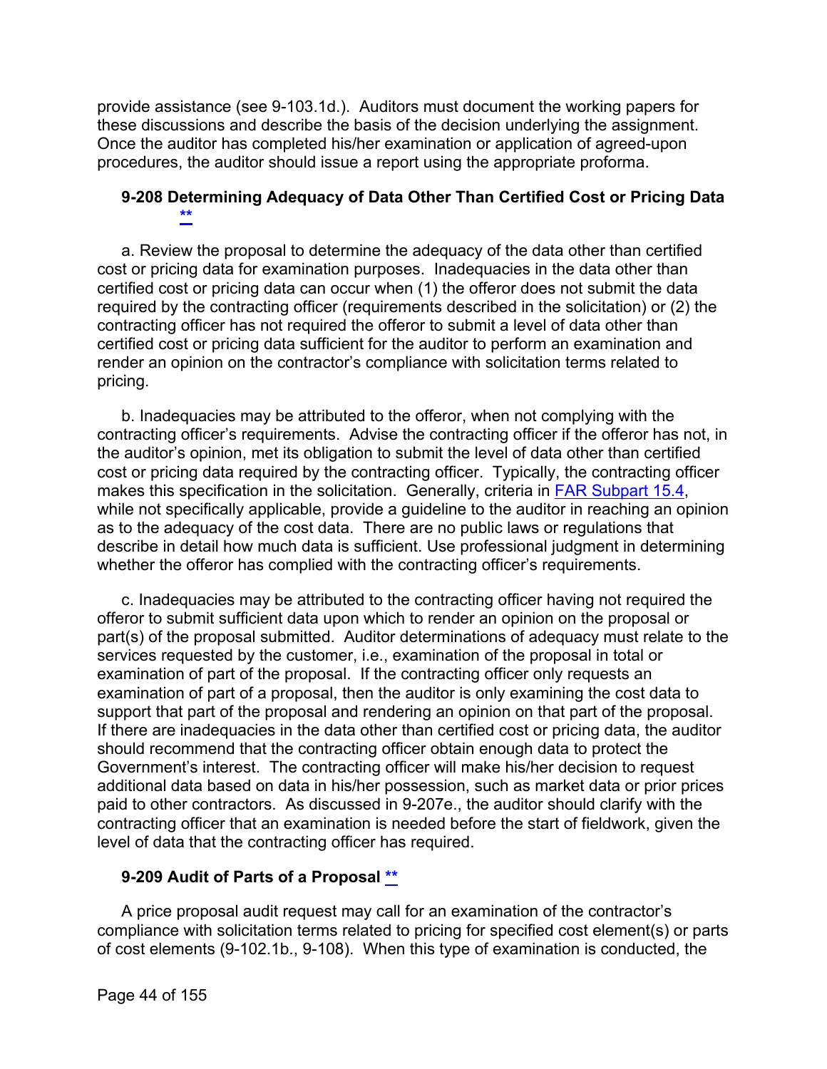provide assistance (see 9-103.1d.). Auditors must document the working papers for these discussions and describe the basis of the decision underlying the assignment. Once the auditor has completed his/her examination or application of agreed-upon procedures, the auditor should issue a report using the appropriate proforma.

### 9-208 Determining Adequacy of Data Other Than Certified Cost or Pricing Data **

a. Review the proposal to determine the adequacy of the data other than certified cost or pricing data for examination purposes. Inadequacies in the data other than certified cost or pricing data can occur when (1) the offeror does not submit the data required by the contracting officer (requirements described in the solicitation) or (2) the contracting officer has not required the offeror to submit a level of data other than certified cost or pricing data sufficient for the auditor to perform an examination and render an opinion on the contractor's compliance with solicitation terms related to pricing.

b. Inadequacies may be attributed to the offeror, when not complying with the contracting officer's requirements. Advise the contracting officer if the offeror has not, in the auditor's opinion, met its obligation to submit the level of data other than certified cost or pricing data required by the contracting officer. Typically, the contracting officer makes this specification in the solicitation. Generally, criteria in FAR Subpart 15.4, while not specifically applicable, provide a guideline to the auditor in reaching an opinion as to the adequacy of the cost data. There are no public laws or regulations that describe in detail how much data is sufficient. Use professional judgment in determining whether the offeror has complied with the contracting officer's requirements.

c. Inadequacies may be attributed to the contracting officer having not required the offeror to submit sufficient data upon which to render an opinion on the proposal or part(s) of the proposal submitted. Auditor determinations of adequacy must relate to the services requested by the customer, i.e., examination of the proposal in total or examination of part of the proposal. If the contracting officer only requests an examination of part of a proposal, then the auditor is only examining the cost data to support that part of the proposal and rendering an opinion on that part of the proposal. If there are inadequacies in the data other than certified cost or pricing data, the auditor should recommend that the contracting officer obtain enough data to protect the Government's interest. The contracting officer will make his/her decision to request additional data based on data in his/her possession, such as market data or prior prices paid to other contractors. As discussed in 9-207e., the auditor should clarify with the contracting officer that an examination is needed before the start of fieldwork, given the level of data that the contracting officer has required.

### 9-209 Audit of Parts of a Proposal **

A price proposal audit request may call for an examination of the contractor's compliance with solicitation terms related to pricing for specified cost element(s) or parts of cost elements (9-102.1b., 9-108). When this type of examination is conducted, the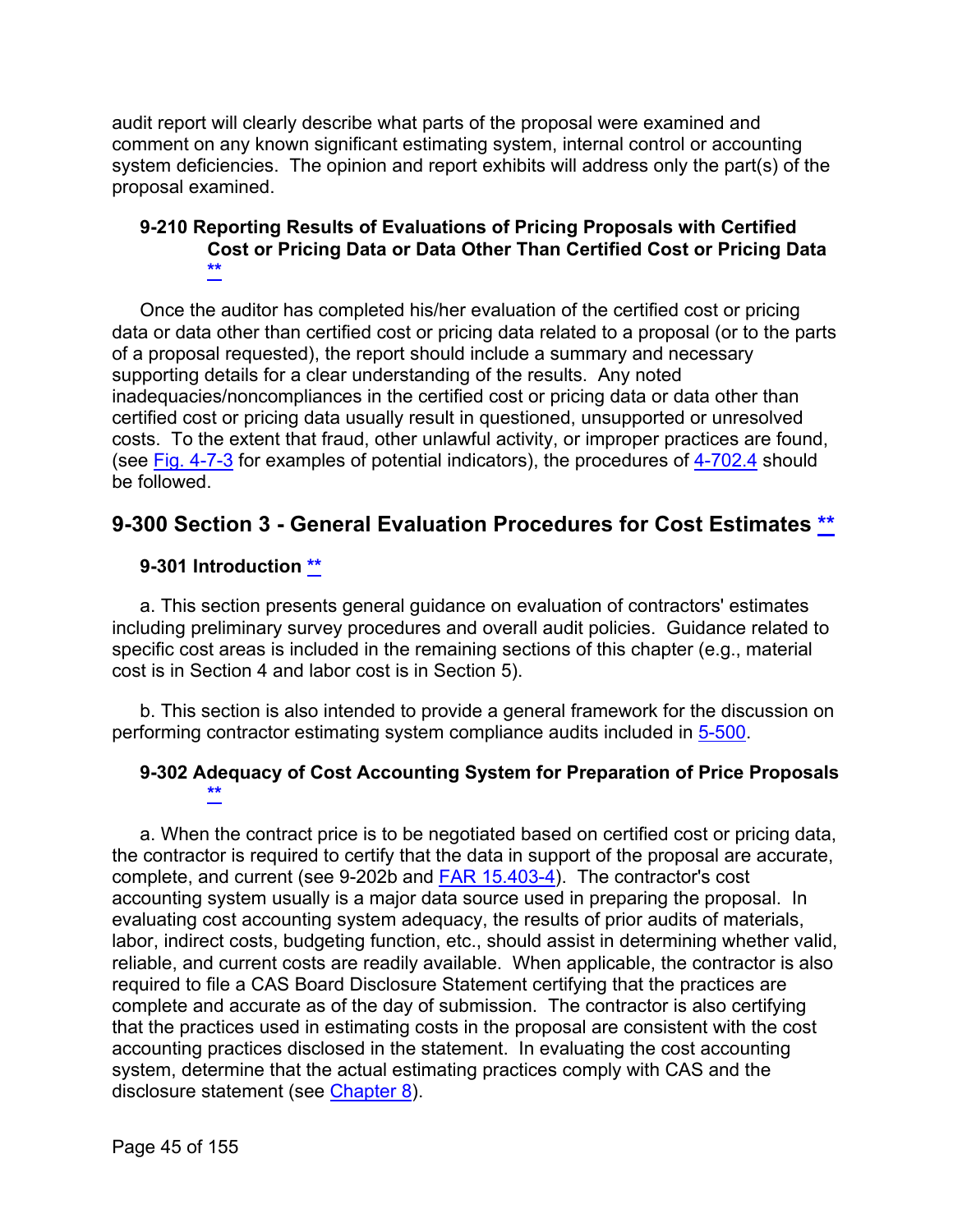audit report will clearly describe what parts of the proposal were examined and comment on any known significant estimating system, internal control or accounting system deficiencies. The opinion and report exhibits will address only the part(s) of the proposal examined.

### 9-210 Reporting Results of Evaluations of Pricing Proposals with Certified Cost or Pricing Data or Data Other Than Certified Cost or Pricing Data **

Once the auditor has completed his/her evaluation of the certified cost or pricing data or data other than certified cost or pricing data related to a proposal (or to the parts of a proposal requested), the report should include a summary and necessary supporting details for a clear understanding of the results. Any noted inadequacies/noncompliances in the certified cost or pricing data or data other than certified cost or pricing data usually result in questioned, unsupported or unresolved costs. To the extent that fraud, other unlawful activity, or improper practices are found, (see Fig. 4-7-3 for examples of potential indicators), the procedures of 4-702.4 should be followed.

## 9-300 Section 3 - General Evaluation Procedures for Cost Estimates **

### 9-301 Introduction **

a. This section presents general guidance on evaluation of contractors' estimates including preliminary survey procedures and overall audit policies. Guidance related to specific cost areas is included in the remaining sections of this chapter (e.g., material cost is in Section 4 and labor cost is in Section 5).

b. This section is also intended to provide a general framework for the discussion on performing contractor estimating system compliance audits included in 5-500.

### 9-302 Adequacy of Cost Accounting System for Preparation of Price Proposals **

a. When the contract price is to be negotiated based on certified cost or pricing data, the contractor is required to certify that the data in support of the proposal are accurate, complete, and current (see 9-202b and FAR 15.403-4). The contractor's cost accounting system usually is a major data source used in preparing the proposal. In evaluating cost accounting system adequacy, the results of prior audits of materials, labor, indirect costs, budgeting function, etc., should assist in determining whether valid, reliable, and current costs are readily available. When applicable, the contractor is also required to file a CAS Board Disclosure Statement certifying that the practices are complete and accurate as of the day of submission. The contractor is also certifying that the practices used in estimating costs in the proposal are consistent with the cost accounting practices disclosed in the statement. In evaluating the cost accounting system, determine that the actual estimating practices comply with CAS and the disclosure statement (see Chapter 8).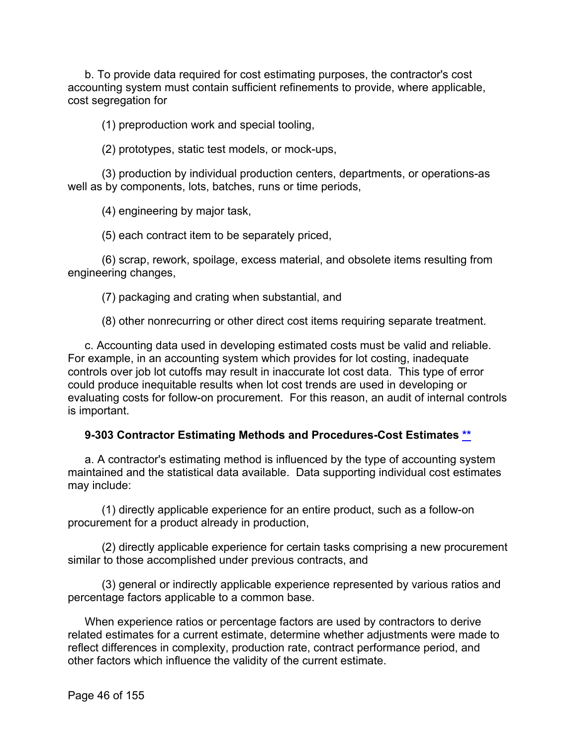b. To provide data required for cost estimating purposes, the contractor's cost accounting system must contain sufficient refinements to provide, where applicable, cost segregation for

(1) preproduction work and special tooling,

(2) prototypes, static test models, or mock-ups,

(3) production by individual production centers, departments, or operations-as well as by components, lots, batches, runs or time periods,

(4) engineering by major task,

(5) each contract item to be separately priced,

(6) scrap, rework, spoilage, excess material, and obsolete items resulting from engineering changes,

(7) packaging and crating when substantial, and

(8) other nonrecurring or other direct cost items requiring separate treatment.

c. Accounting data used in developing estimated costs must be valid and reliable. For example, in an accounting system which provides for lot costing, inadequate controls over job lot cutoffs may result in inaccurate lot cost data. This type of error could produce inequitable results when lot cost trends are used in developing or evaluating costs for follow-on procurement. For this reason, an audit of internal controls is important.

### 9-303 Contractor Estimating Methods and Procedures-Cost Estimates **

a. A contractor's estimating method is influenced by the type of accounting system maintained and the statistical data available. Data supporting individual cost estimates may include:

(1) directly applicable experience for an entire product, such as a follow-on procurement for a product already in production,

(2) directly applicable experience for certain tasks comprising a new procurement similar to those accomplished under previous contracts, and

(3) general or indirectly applicable experience represented by various ratios and percentage factors applicable to a common base.

When experience ratios or percentage factors are used by contractors to derive related estimates for a current estimate, determine whether adjustments were made to reflect differences in complexity, production rate, contract performance period, and other factors which influence the validity of the current estimate.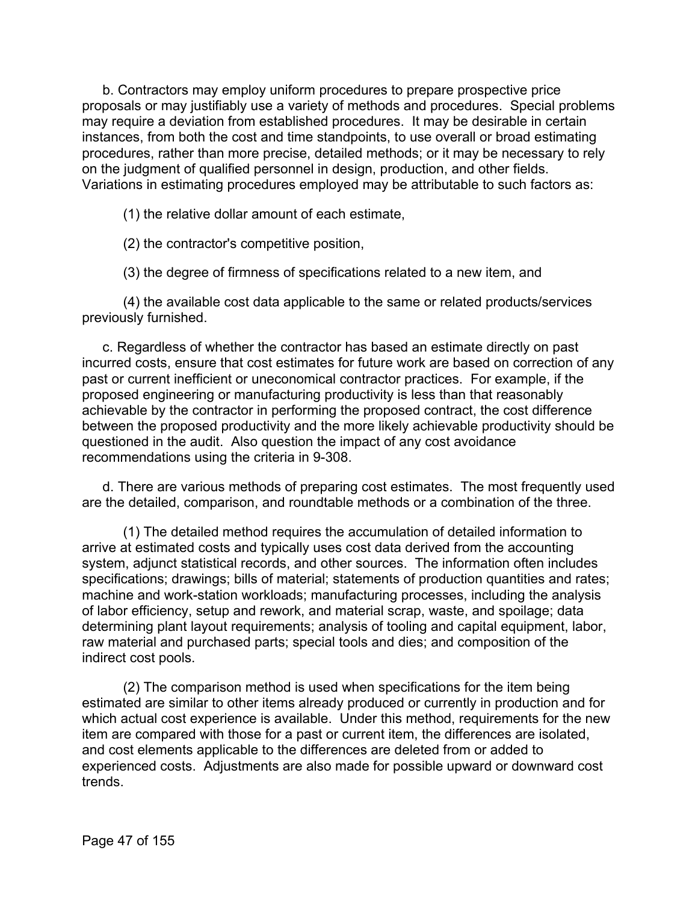b. Contractors may employ uniform procedures to prepare prospective price proposals or may justifiably use a variety of methods and procedures. Special problems may require a deviation from established procedures. It may be desirable in certain instances, from both the cost and time standpoints, to use overall or broad estimating procedures, rather than more precise, detailed methods; or it may be necessary to rely on the judgment of qualified personnel in design, production, and other fields. Variations in estimating procedures employed may be attributable to such factors as:

(1) the relative dollar amount of each estimate,

(2) the contractor's competitive position,

(3) the degree of firmness of specifications related to a new item, and

(4) the available cost data applicable to the same or related products/services previously furnished.

c. Regardless of whether the contractor has based an estimate directly on past incurred costs, ensure that cost estimates for future work are based on correction of any past or current inefficient or uneconomical contractor practices. For example, if the proposed engineering or manufacturing productivity is less than that reasonably achievable by the contractor in performing the proposed contract, the cost difference between the proposed productivity and the more likely achievable productivity should be questioned in the audit. Also question the impact of any cost avoidance recommendations using the criteria in 9-308.

d. There are various methods of preparing cost estimates. The most frequently used are the detailed, comparison, and roundtable methods or a combination of the three.

(1) The detailed method requires the accumulation of detailed information to arrive at estimated costs and typically uses cost data derived from the accounting system, adjunct statistical records, and other sources. The information often includes specifications; drawings; bills of material; statements of production quantities and rates; machine and work-station workloads; manufacturing processes, including the analysis of labor efficiency, setup and rework, and material scrap, waste, and spoilage; data determining plant layout requirements; analysis of tooling and capital equipment, labor, raw material and purchased parts; special tools and dies; and composition of the indirect cost pools.

(2) The comparison method is used when specifications for the item being estimated are similar to other items already produced or currently in production and for which actual cost experience is available. Under this method, requirements for the new item are compared with those for a past or current item, the differences are isolated, and cost elements applicable to the differences are deleted from or added to experienced costs. Adjustments are also made for possible upward or downward cost trends.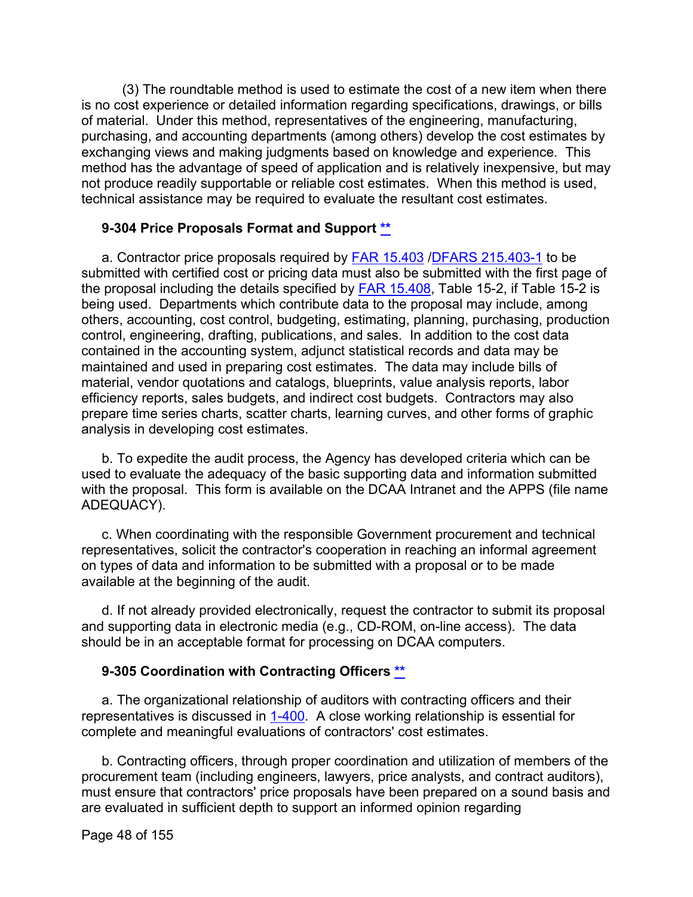(3) The roundtable method is used to estimate the cost of a new item when there is no cost experience or detailed information regarding specifications, drawings, or bills of material. Under this method, representatives of the engineering, manufacturing, purchasing, and accounting departments (among others) develop the cost estimates by exchanging views and making judgments based on knowledge and experience. This method has the advantage of speed of application and is relatively inexpensive, but may not produce readily supportable or reliable cost estimates. When this method is used, technical assistance may be required to evaluate the resultant cost estimates.

### 9-304 Price Proposals Format and Support **

a. Contractor price proposals required by FAR 15.403 /DFARS 215.403-1 to be submitted with certified cost or pricing data must also be submitted with the first page of the proposal including the details specified by FAR 15.408, Table 15-2, if Table 15-2 is being used. Departments which contribute data to the proposal may include, among others, accounting, cost control, budgeting, estimating, planning, purchasing, production control, engineering, drafting, publications, and sales. In addition to the cost data contained in the accounting system, adjunct statistical records and data may be maintained and used in preparing cost estimates. The data may include bills of material, vendor quotations and catalogs, blueprints, value analysis reports, labor efficiency reports, sales budgets, and indirect cost budgets. Contractors may also prepare time series charts, scatter charts, learning curves, and other forms of graphic analysis in developing cost estimates.

b. To expedite the audit process, the Agency has developed criteria which can be used to evaluate the adequacy of the basic supporting data and information submitted with the proposal. This form is available on the DCAA Intranet and the APPS (file name ADEQUACY).

c. When coordinating with the responsible Government procurement and technical representatives, solicit the contractor's cooperation in reaching an informal agreement on types of data and information to be submitted with a proposal or to be made available at the beginning of the audit.

d. If not already provided electronically, request the contractor to submit its proposal and supporting data in electronic media (e.g., CD-ROM, on-line access). The data should be in an acceptable format for processing on DCAA computers.

### 9-305 Coordination with Contracting Officers **

a. The organizational relationship of auditors with contracting officers and their representatives is discussed in 1-400. A close working relationship is essential for complete and meaningful evaluations of contractors' cost estimates.

b. Contracting officers, through proper coordination and utilization of members of the procurement team (including engineers, lawyers, price analysts, and contract auditors), must ensure that contractors' price proposals have been prepared on a sound basis and are evaluated in sufficient depth to support an informed opinion regarding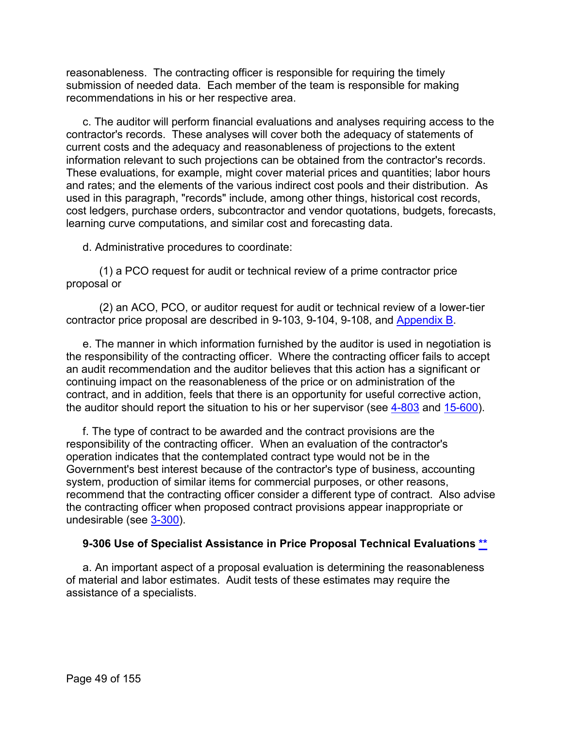reasonableness. The contracting officer is responsible for requiring the timely submission of needed data. Each member of the team is responsible for making recommendations in his or her respective area.

c. The auditor will perform financial evaluations and analyses requiring access to the contractor's records. These analyses will cover both the adequacy of statements of current costs and the adequacy and reasonableness of projections to the extent information relevant to such projections can be obtained from the contractor's records. These evaluations, for example, might cover material prices and quantities; labor hours and rates; and the elements of the various indirect cost pools and their distribution. As used in this paragraph, "records" include, among other things, historical cost records, cost ledgers, purchase orders, subcontractor and vendor quotations, budgets, forecasts, learning curve computations, and similar cost and forecasting data.

d. Administrative procedures to coordinate:

(1) a PCO request for audit or technical review of a prime contractor price proposal or

(2) an ACO, PCO, or auditor request for audit or technical review of a lower-tier contractor price proposal are described in 9-103, 9-104, 9-108, and Appendix B.

e. The manner in which information furnished by the auditor is used in negotiation is the responsibility of the contracting officer. Where the contracting officer fails to accept an audit recommendation and the auditor believes that this action has a significant or continuing impact on the reasonableness of the price or on administration of the contract, and in addition, feels that there is an opportunity for useful corrective action, the auditor should report the situation to his or her supervisor (see 4-803 and 15-600).

f. The type of contract to be awarded and the contract provisions are the responsibility of the contracting officer. When an evaluation of the contractor's operation indicates that the contemplated contract type would not be in the Government's best interest because of the contractor's type of business, accounting system, production of similar items for commercial purposes, or other reasons, recommend that the contracting officer consider a different type of contract. Also advise the contracting officer when proposed contract provisions appear inappropriate or undesirable (see 3-300).

### 9-306 Use of Specialist Assistance in Price Proposal Technical Evaluations **

a. An important aspect of a proposal evaluation is determining the reasonableness of material and labor estimates. Audit tests of these estimates may require the assistance of a specialists.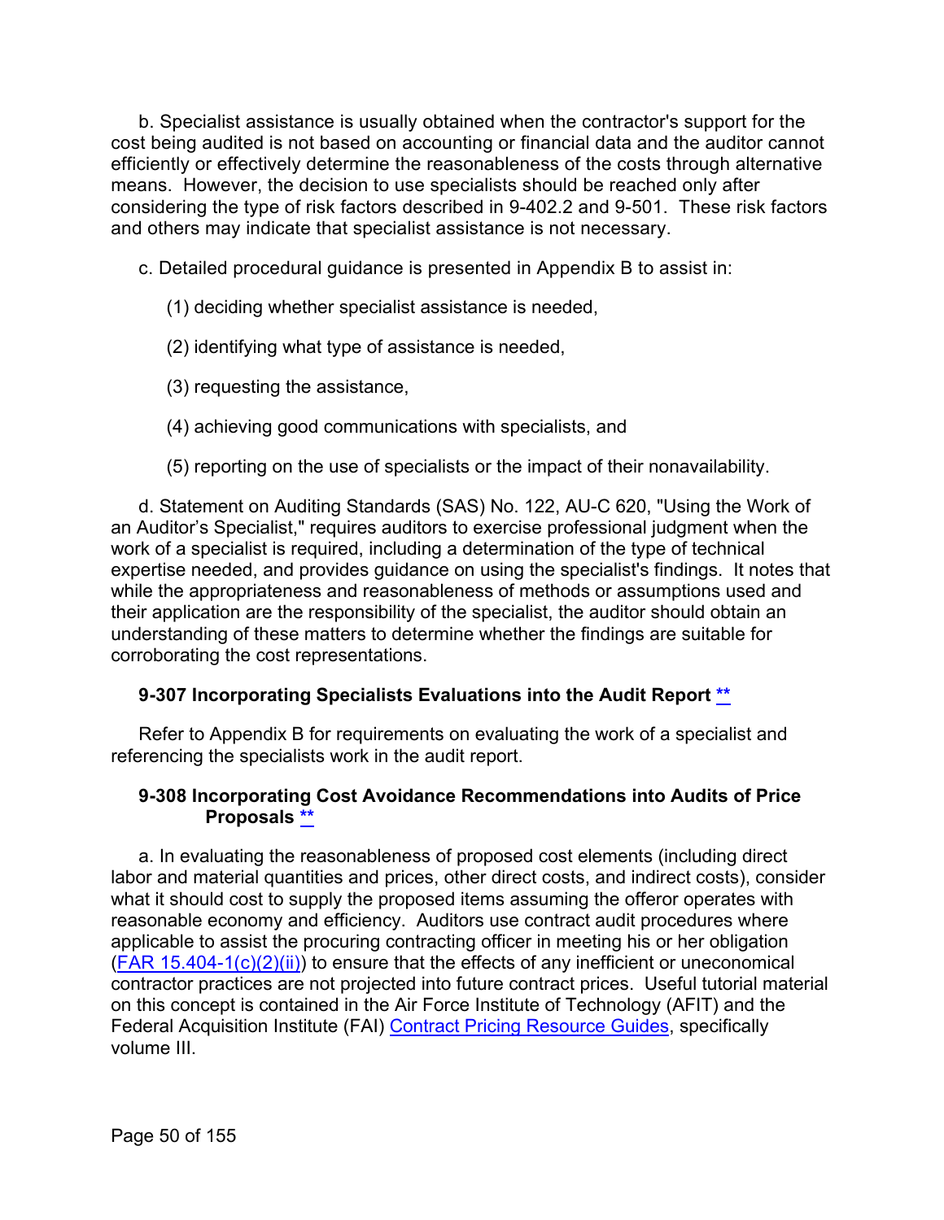b. Specialist assistance is usually obtained when the contractor's support for the cost being audited is not based on accounting or financial data and the auditor cannot efficiently or effectively determine the reasonableness of the costs through alternative means. However, the decision to use specialists should be reached only after considering the type of risk factors described in 9-402.2 and 9-501. These risk factors and others may indicate that specialist assistance is not necessary.

c. Detailed procedural guidance is presented in Appendix B to assist in:

(1) deciding whether specialist assistance is needed,

(2) identifying what type of assistance is needed,

(3) requesting the assistance,

(4) achieving good communications with specialists, and

(5) reporting on the use of specialists or the impact of their nonavailability.

d. Statement on Auditing Standards (SAS) No. 122, AU-C 620, "Using the Work of an Auditor's Specialist," requires auditors to exercise professional judgment when the work of a specialist is required, including a determination of the type of technical expertise needed, and provides guidance on using the specialist's findings. It notes that while the appropriateness and reasonableness of methods or assumptions used and their application are the responsibility of the specialist, the auditor should obtain an understanding of these matters to determine whether the findings are suitable for corroborating the cost representations.

### 9-307 Incorporating Specialists Evaluations into the Audit Report **

Refer to Appendix B for requirements on evaluating the work of a specialist and referencing the specialists work in the audit report.

### 9-308 Incorporating Cost Avoidance Recommendations into Audits of Price Proposals **

a. In evaluating the reasonableness of proposed cost elements (including direct labor and material quantities and prices, other direct costs, and indirect costs), consider what it should cost to supply the proposed items assuming the offeror operates with reasonable economy and efficiency. Auditors use contract audit procedures where applicable to assist the procuring contracting officer in meeting his or her obligation (FAR 15.404-1(c)(2)(ii)) to ensure that the effects of any inefficient or uneconomical contractor practices are not projected into future contract prices. Useful tutorial material on this concept is contained in the Air Force Institute of Technology (AFIT) and the Federal Acquisition Institute (FAI) Contract Pricing Resource Guides, specifically volume III.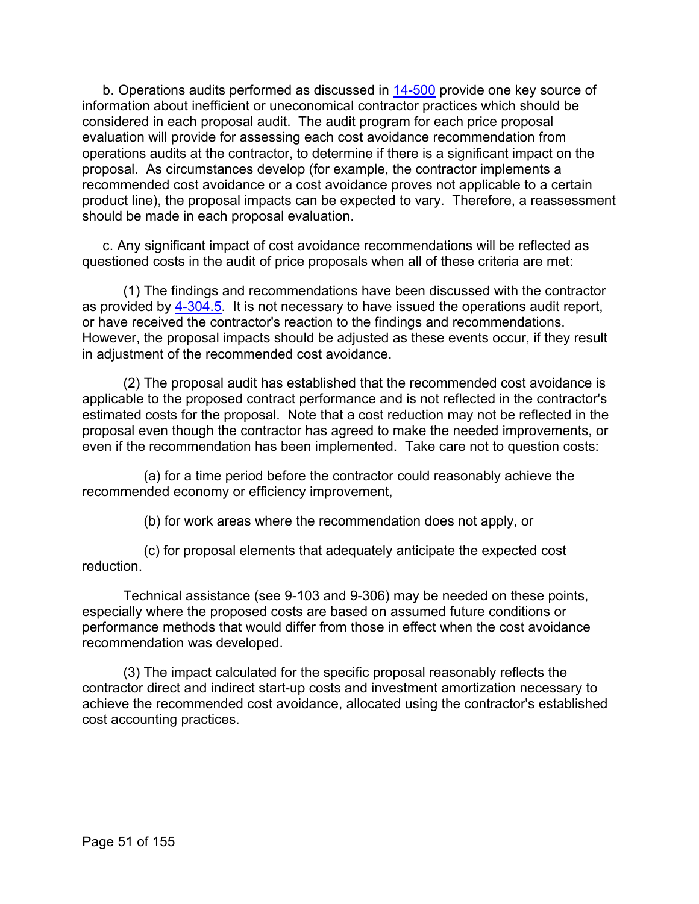b. Operations audits performed as discussed in 14-500 provide one key source of information about inefficient or uneconomical contractor practices which should be considered in each proposal audit. The audit program for each price proposal evaluation will provide for assessing each cost avoidance recommendation from operations audits at the contractor, to determine if there is a significant impact on the proposal. As circumstances develop (for example, the contractor implements a recommended cost avoidance or a cost avoidance proves not applicable to a certain product line), the proposal impacts can be expected to vary. Therefore, a reassessment should be made in each proposal evaluation.

c. Any significant impact of cost avoidance recommendations will be reflected as questioned costs in the audit of price proposals when all of these criteria are met:

(1) The findings and recommendations have been discussed with the contractor as provided by 4-304.5. It is not necessary to have issued the operations audit report, or have received the contractor's reaction to the findings and recommendations. However, the proposal impacts should be adjusted as these events occur, if they result in adjustment of the recommended cost avoidance.

(2) The proposal audit has established that the recommended cost avoidance is applicable to the proposed contract performance and is not reflected in the contractor's estimated costs for the proposal. Note that a cost reduction may not be reflected in the proposal even though the contractor has agreed to make the needed improvements, or even if the recommendation has been implemented. Take care not to question costs:

(a) for a time period before the contractor could reasonably achieve the recommended economy or efficiency improvement,

(b) for work areas where the recommendation does not apply, or

(c) for proposal elements that adequately anticipate the expected cost reduction.

Technical assistance (see 9-103 and 9-306) may be needed on these points, especially where the proposed costs are based on assumed future conditions or performance methods that would differ from those in effect when the cost avoidance recommendation was developed.

(3) The impact calculated for the specific proposal reasonably reflects the contractor direct and indirect start-up costs and investment amortization necessary to achieve the recommended cost avoidance, allocated using the contractor's established cost accounting practices.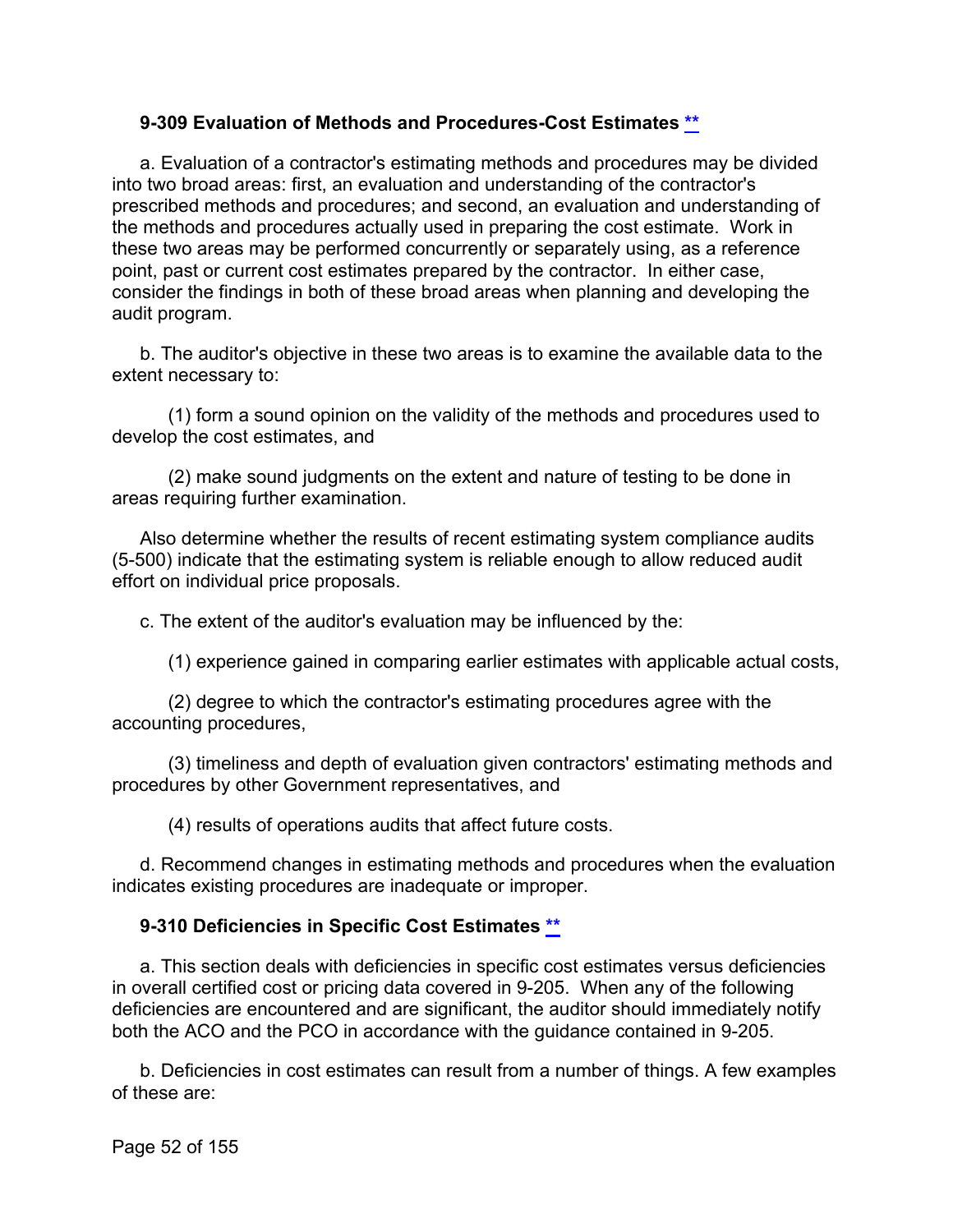### 9-309 Evaluation of Methods and Procedures-Cost Estimates **

a. Evaluation of a contractor's estimating methods and procedures may be divided into two broad areas: first, an evaluation and understanding of the contractor's prescribed methods and procedures; and second, an evaluation and understanding of the methods and procedures actually used in preparing the cost estimate. Work in these two areas may be performed concurrently or separately using, as a reference point, past or current cost estimates prepared by the contractor. In either case, consider the findings in both of these broad areas when planning and developing the audit program.

b. The auditor's objective in these two areas is to examine the available data to the extent necessary to:

(1) form a sound opinion on the validity of the methods and procedures used to develop the cost estimates, and

(2) make sound judgments on the extent and nature of testing to be done in areas requiring further examination.

Also determine whether the results of recent estimating system compliance audits (5-500) indicate that the estimating system is reliable enough to allow reduced audit effort on individual price proposals.

c. The extent of the auditor's evaluation may be influenced by the:

(1) experience gained in comparing earlier estimates with applicable actual costs,

(2) degree to which the contractor's estimating procedures agree with the accounting procedures,

(3) timeliness and depth of evaluation given contractors' estimating methods and procedures by other Government representatives, and

(4) results of operations audits that affect future costs.

d. Recommend changes in estimating methods and procedures when the evaluation indicates existing procedures are inadequate or improper.

### 9-310 Deficiencies in Specific Cost Estimates **

a. This section deals with deficiencies in specific cost estimates versus deficiencies in overall certified cost or pricing data covered in 9-205. When any of the following deficiencies are encountered and are significant, the auditor should immediately notify both the ACO and the PCO in accordance with the guidance contained in 9-205.

b. Deficiencies in cost estimates can result from a number of things. A few examples of these are: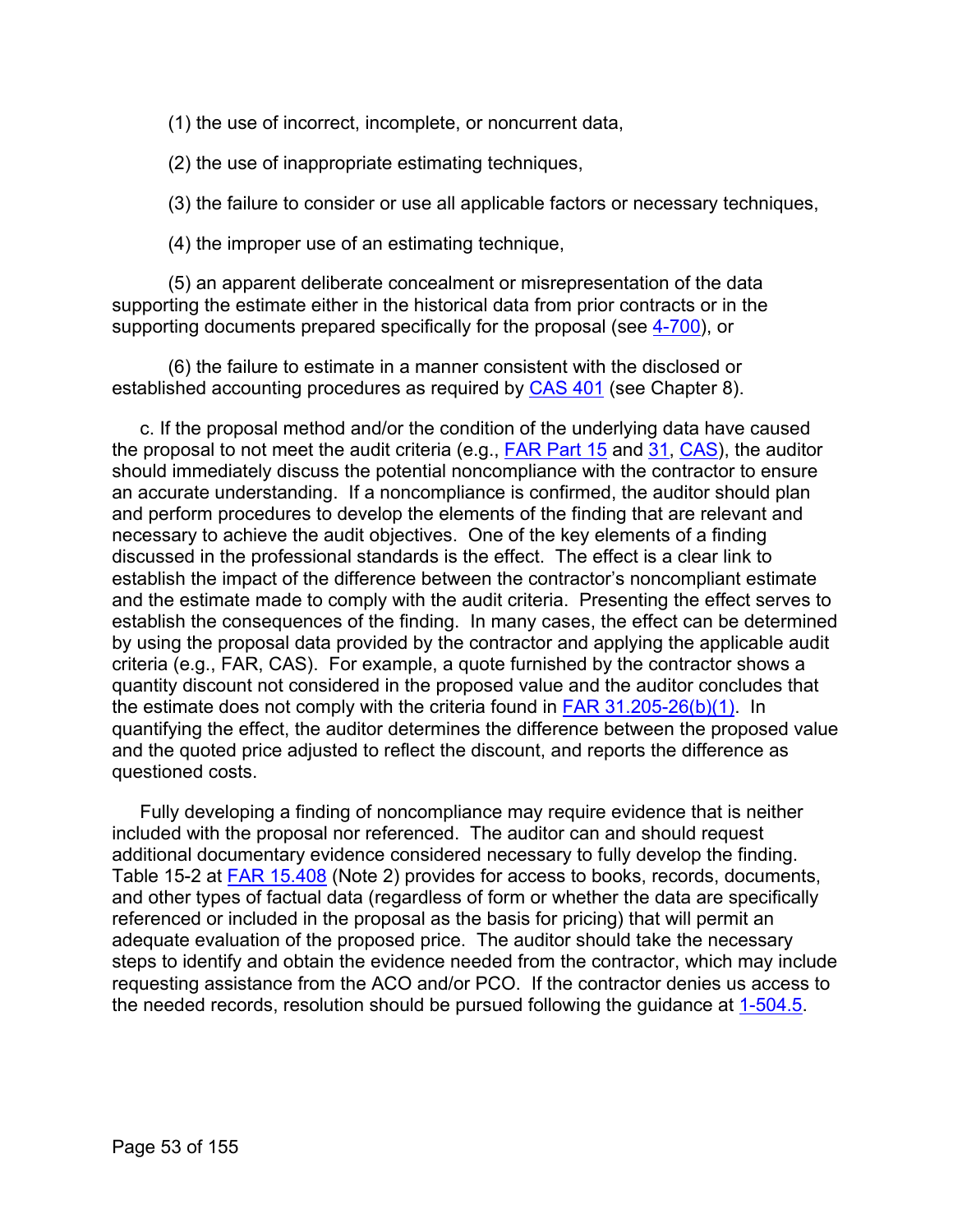(1) the use of incorrect, incomplete, or noncurrent data,

(2) the use of inappropriate estimating techniques,

(3) the failure to consider or use all applicable factors or necessary techniques,

(4) the improper use of an estimating technique,

(5) an apparent deliberate concealment or misrepresentation of the data supporting the estimate either in the historical data from prior contracts or in the supporting documents prepared specifically for the proposal (see 4-700), or

(6) the failure to estimate in a manner consistent with the disclosed or established accounting procedures as required by CAS 401 (see Chapter 8).

c. If the proposal method and/or the condition of the underlying data have caused the proposal to not meet the audit criteria (e.g., FAR Part 15 and 31, CAS), the auditor should immediately discuss the potential noncompliance with the contractor to ensure an accurate understanding. If a noncompliance is confirmed, the auditor should plan and perform procedures to develop the elements of the finding that are relevant and necessary to achieve the audit objectives. One of the key elements of a finding discussed in the professional standards is the effect. The effect is a clear link to establish the impact of the difference between the contractor's noncompliant estimate and the estimate made to comply with the audit criteria. Presenting the effect serves to establish the consequences of the finding. In many cases, the effect can be determined by using the proposal data provided by the contractor and applying the applicable audit criteria (e.g., FAR, CAS). For example, a quote furnished by the contractor shows a quantity discount not considered in the proposed value and the auditor concludes that the estimate does not comply with the criteria found in FAR 31.205-26(b)(1). In quantifying the effect, the auditor determines the difference between the proposed value and the quoted price adjusted to reflect the discount, and reports the difference as questioned costs.

Fully developing a finding of noncompliance may require evidence that is neither included with the proposal nor referenced. The auditor can and should request additional documentary evidence considered necessary to fully develop the finding. Table 15-2 at FAR 15.408 (Note 2) provides for access to books, records, documents, and other types of factual data (regardless of form or whether the data are specifically referenced or included in the proposal as the basis for pricing) that will permit an adequate evaluation of the proposed price. The auditor should take the necessary steps to identify and obtain the evidence needed from the contractor, which may include requesting assistance from the ACO and/or PCO. If the contractor denies us access to the needed records, resolution should be pursued following the guidance at 1-504.5.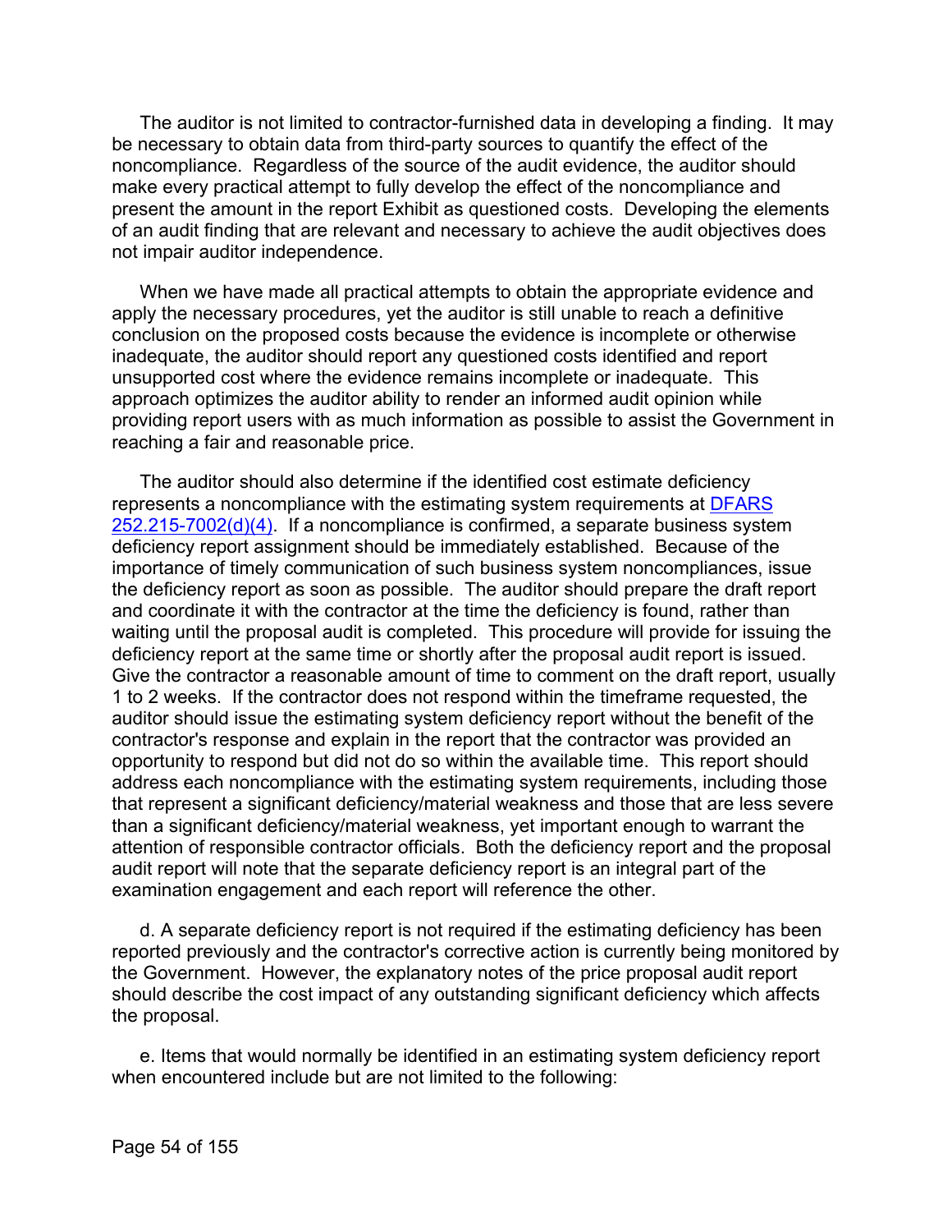The auditor is not limited to contractor-furnished data in developing a finding. It may be necessary to obtain data from third-party sources to quantify the effect of the noncompliance. Regardless of the source of the audit evidence, the auditor should make every practical attempt to fully develop the effect of the noncompliance and present the amount in the report Exhibit as questioned costs. Developing the elements of an audit finding that are relevant and necessary to achieve the audit objectives does not impair auditor independence.

When we have made all practical attempts to obtain the appropriate evidence and apply the necessary procedures, yet the auditor is still unable to reach a definitive conclusion on the proposed costs because the evidence is incomplete or otherwise inadequate, the auditor should report any questioned costs identified and report unsupported cost where the evidence remains incomplete or inadequate. This approach optimizes the auditor ability to render an informed audit opinion while providing report users with as much information as possible to assist the Government in reaching a fair and reasonable price.

The auditor should also determine if the identified cost estimate deficiency represents a noncompliance with the estimating system requirements at [DFARS 252.215-7002(d)(4)](). If a noncompliance is confirmed, a separate business system deficiency report assignment should be immediately established. Because of the importance of timely communication of such business system noncompliances, issue the deficiency report as soon as possible. The auditor should prepare the draft report and coordinate it with the contractor at the time the deficiency is found, rather than waiting until the proposal audit is completed. This procedure will provide for issuing the deficiency report at the same time or shortly after the proposal audit report is issued. Give the contractor a reasonable amount of time to comment on the draft report, usually 1 to 2 weeks. If the contractor does not respond within the timeframe requested, the auditor should issue the estimating system deficiency report without the benefit of the contractor's response and explain in the report that the contractor was provided an opportunity to respond but did not do so within the available time. This report should address each noncompliance with the estimating system requirements, including those that represent a significant deficiency/material weakness and those that are less severe than a significant deficiency/material weakness, yet important enough to warrant the attention of responsible contractor officials. Both the deficiency report and the proposal audit report will note that the separate deficiency report is an integral part of the examination engagement and each report will reference the other.

d. A separate deficiency report is not required if the estimating deficiency has been reported previously and the contractor's corrective action is currently being monitored by the Government. However, the explanatory notes of the price proposal audit report should describe the cost impact of any outstanding significant deficiency which affects the proposal.

e. Items that would normally be identified in an estimating system deficiency report when encountered include but are not limited to the following: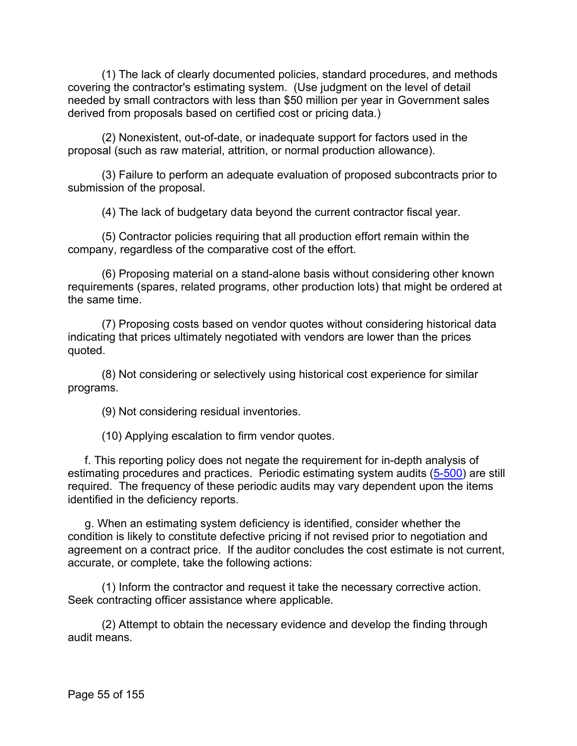(1) The lack of clearly documented policies, standard procedures, and methods covering the contractor's estimating system. (Use judgment on the level of detail needed by small contractors with less than $50 million per year in Government sales derived from proposals based on certified cost or pricing data.)

(2) Nonexistent, out-of-date, or inadequate support for factors used in the proposal (such as raw material, attrition, or normal production allowance).

(3) Failure to perform an adequate evaluation of proposed subcontracts prior to submission of the proposal.

(4) The lack of budgetary data beyond the current contractor fiscal year.

(5) Contractor policies requiring that all production effort remain within the company, regardless of the comparative cost of the effort.

(6) Proposing material on a stand-alone basis without considering other known requirements (spares, related programs, other production lots) that might be ordered at the same time.

(7) Proposing costs based on vendor quotes without considering historical data indicating that prices ultimately negotiated with vendors are lower than the prices quoted.

(8) Not considering or selectively using historical cost experience for similar programs.

(9) Not considering residual inventories.

(10) Applying escalation to firm vendor quotes.

f. This reporting policy does not negate the requirement for in-depth analysis of estimating procedures and practices. Periodic estimating system audits (5-500) are still required. The frequency of these periodic audits may vary dependent upon the items identified in the deficiency reports.

g. When an estimating system deficiency is identified, consider whether the condition is likely to constitute defective pricing if not revised prior to negotiation and agreement on a contract price. If the auditor concludes the cost estimate is not current, accurate, or complete, take the following actions:

(1) Inform the contractor and request it take the necessary corrective action. Seek contracting officer assistance where applicable.

(2) Attempt to obtain the necessary evidence and develop the finding through audit means.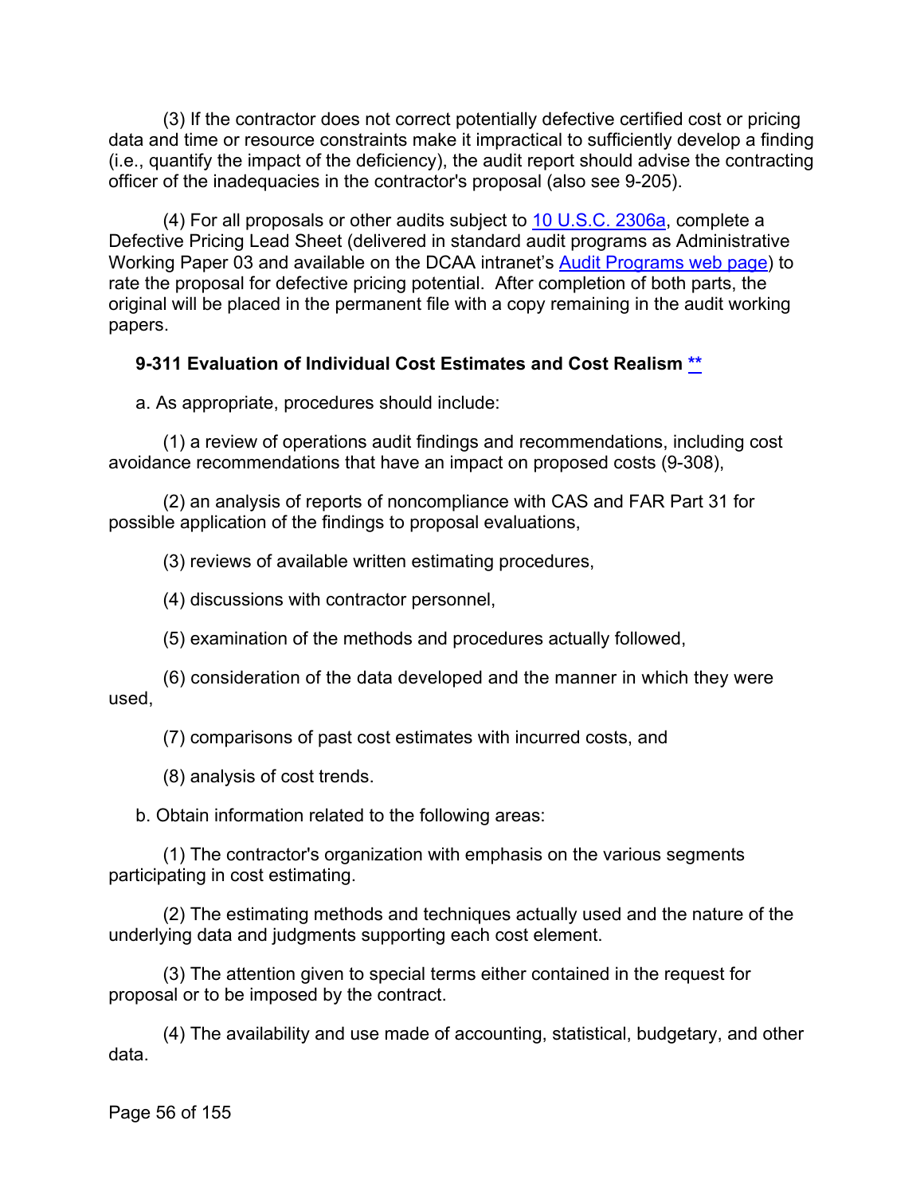(3) If the contractor does not correct potentially defective certified cost or pricing data and time or resource constraints make it impractical to sufficiently develop a finding (i.e., quantify the impact of the deficiency), the audit report should advise the contracting officer of the inadequacies in the contractor's proposal (also see 9-205).

(4) For all proposals or other audits subject to [10 U.S.C. 2306a](), complete a Defective Pricing Lead Sheet (delivered in standard audit programs as Administrative Working Paper 03 and available on the DCAA intranet's [Audit Programs web page]()) to rate the proposal for defective pricing potential. After completion of both parts, the original will be placed in the permanent file with a copy remaining in the audit working papers.

### 9-311 Evaluation of Individual Cost Estimates and Cost Realism [**]()

a. As appropriate, procedures should include:

(1) a review of operations audit findings and recommendations, including cost avoidance recommendations that have an impact on proposed costs (9-308),

(2) an analysis of reports of noncompliance with CAS and FAR Part 31 for possible application of the findings to proposal evaluations,

(3) reviews of available written estimating procedures,

(4) discussions with contractor personnel,

(5) examination of the methods and procedures actually followed,

(6) consideration of the data developed and the manner in which they were used,

(7) comparisons of past cost estimates with incurred costs, and

(8) analysis of cost trends.

b. Obtain information related to the following areas:

(1) The contractor's organization with emphasis on the various segments participating in cost estimating.

(2) The estimating methods and techniques actually used and the nature of the underlying data and judgments supporting each cost element.

(3) The attention given to special terms either contained in the request for proposal or to be imposed by the contract.

(4) The availability and use made of accounting, statistical, budgetary, and other data.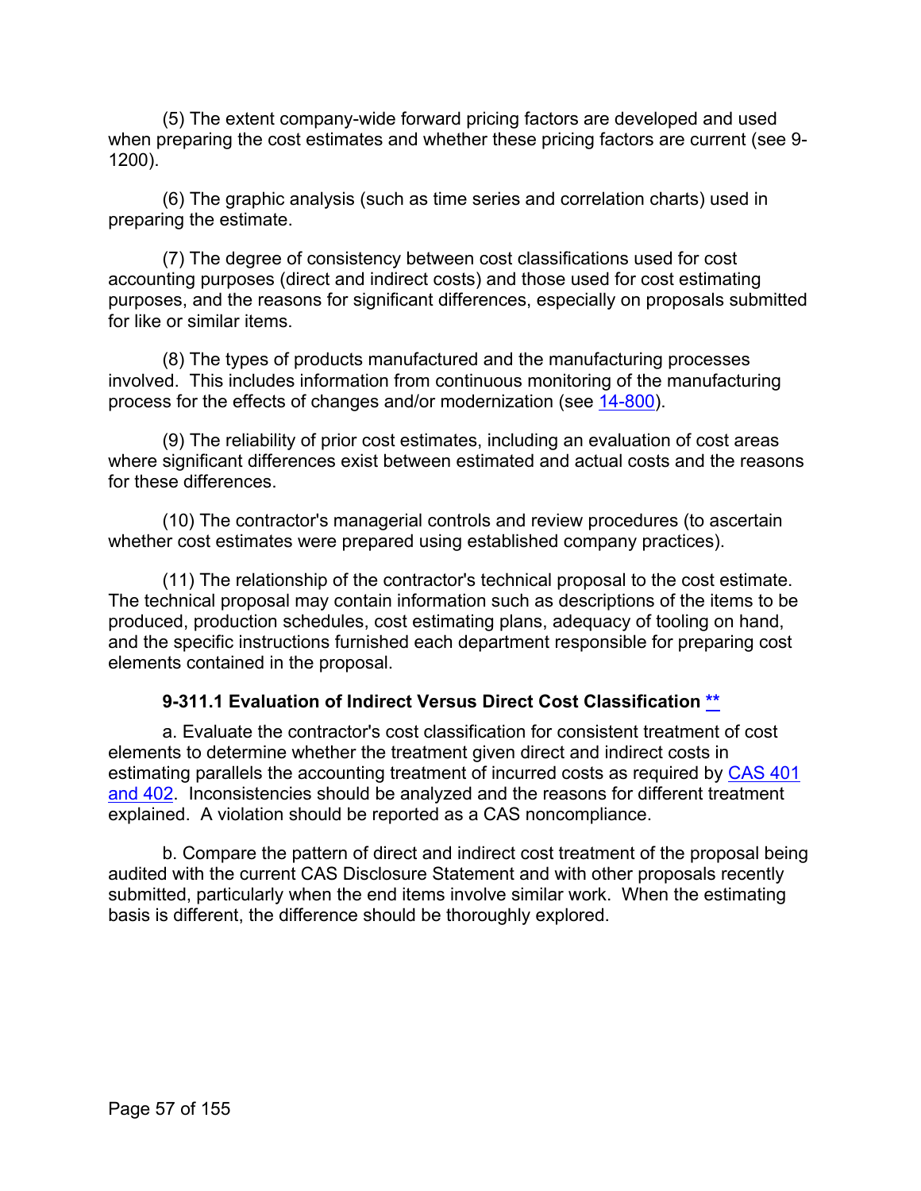(5) The extent company-wide forward pricing factors are developed and used when preparing the cost estimates and whether these pricing factors are current (see 9-1200).

(6) The graphic analysis (such as time series and correlation charts) used in preparing the estimate.

(7) The degree of consistency between cost classifications used for cost accounting purposes (direct and indirect costs) and those used for cost estimating purposes, and the reasons for significant differences, especially on proposals submitted for like or similar items.

(8) The types of products manufactured and the manufacturing processes involved. This includes information from continuous monitoring of the manufacturing process for the effects of changes and/or modernization (see 14-800).

(9) The reliability of prior cost estimates, including an evaluation of cost areas where significant differences exist between estimated and actual costs and the reasons for these differences.

(10) The contractor's managerial controls and review procedures (to ascertain whether cost estimates were prepared using established company practices).

(11) The relationship of the contractor's technical proposal to the cost estimate. The technical proposal may contain information such as descriptions of the items to be produced, production schedules, cost estimating plans, adequacy of tooling on hand, and the specific instructions furnished each department responsible for preparing cost elements contained in the proposal.

#### 9-311.1 Evaluation of Indirect Versus Direct Cost Classification **

a. Evaluate the contractor's cost classification for consistent treatment of cost elements to determine whether the treatment given direct and indirect costs in estimating parallels the accounting treatment of incurred costs as required by CAS 401 and 402. Inconsistencies should be analyzed and the reasons for different treatment explained. A violation should be reported as a CAS noncompliance.

b. Compare the pattern of direct and indirect cost treatment of the proposal being audited with the current CAS Disclosure Statement and with other proposals recently submitted, particularly when the end items involve similar work. When the estimating basis is different, the difference should be thoroughly explored.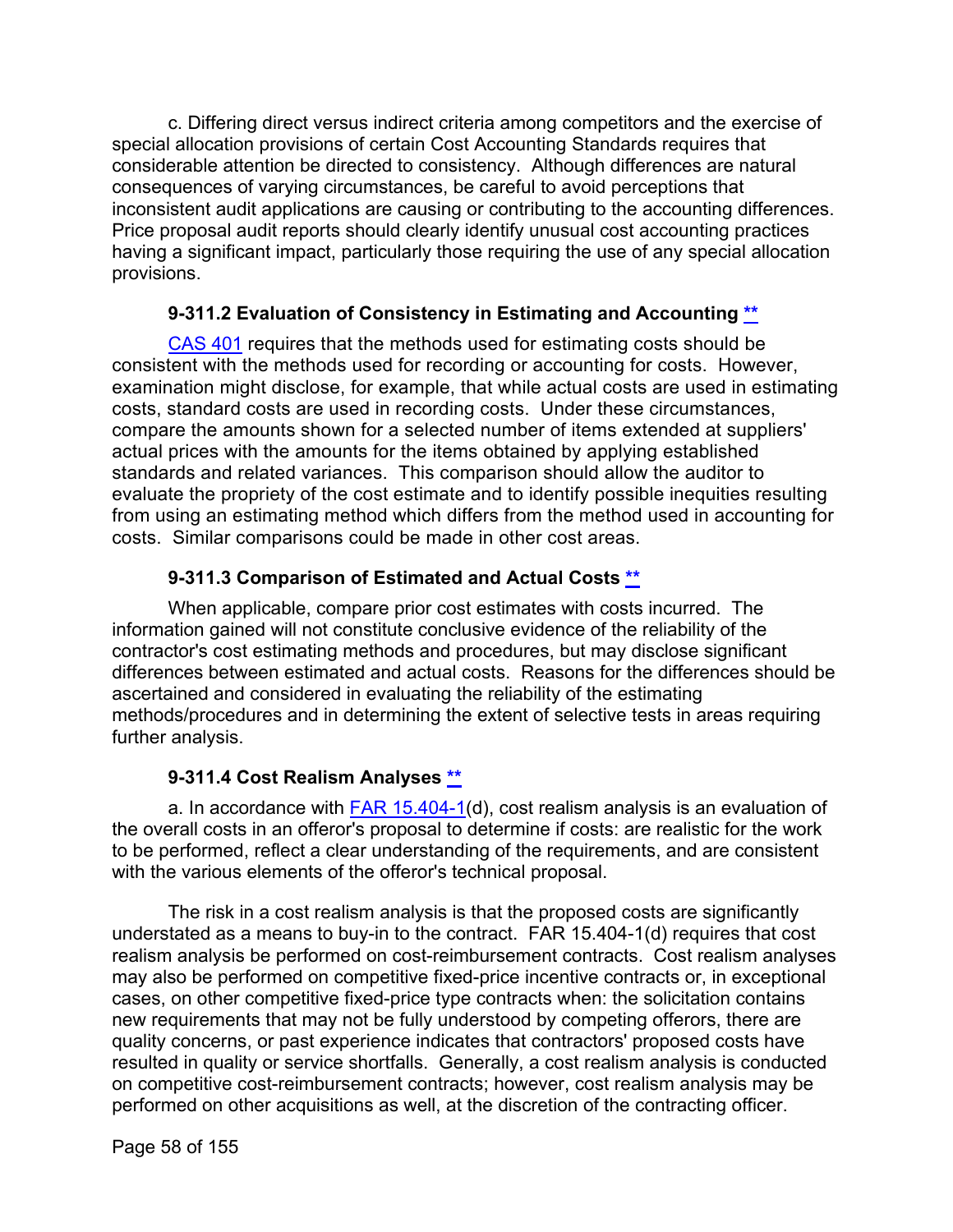c. Differing direct versus indirect criteria among competitors and the exercise of special allocation provisions of certain Cost Accounting Standards requires that considerable attention be directed to consistency. Although differences are natural consequences of varying circumstances, be careful to avoid perceptions that inconsistent audit applications are causing or contributing to the accounting differences. Price proposal audit reports should clearly identify unusual cost accounting practices having a significant impact, particularly those requiring the use of any special allocation provisions.

### 9-311.2 Evaluation of Consistency in Estimating and Accounting **

CAS 401 requires that the methods used for estimating costs should be consistent with the methods used for recording or accounting for costs. However, examination might disclose, for example, that while actual costs are used in estimating costs, standard costs are used in recording costs. Under these circumstances, compare the amounts shown for a selected number of items extended at suppliers' actual prices with the amounts for the items obtained by applying established standards and related variances. This comparison should allow the auditor to evaluate the propriety of the cost estimate and to identify possible inequities resulting from using an estimating method which differs from the method used in accounting for costs. Similar comparisons could be made in other cost areas.

### 9-311.3 Comparison of Estimated and Actual Costs **

When applicable, compare prior cost estimates with costs incurred. The information gained will not constitute conclusive evidence of the reliability of the contractor's cost estimating methods and procedures, but may disclose significant differences between estimated and actual costs. Reasons for the differences should be ascertained and considered in evaluating the reliability of the estimating methods/procedures and in determining the extent of selective tests in areas requiring further analysis.

### 9-311.4 Cost Realism Analyses **

a. In accordance with FAR 15.404-1(d), cost realism analysis is an evaluation of the overall costs in an offeror's proposal to determine if costs: are realistic for the work to be performed, reflect a clear understanding of the requirements, and are consistent with the various elements of the offeror's technical proposal.

The risk in a cost realism analysis is that the proposed costs are significantly understated as a means to buy-in to the contract. FAR 15.404-1(d) requires that cost realism analysis be performed on cost-reimbursement contracts. Cost realism analyses may also be performed on competitive fixed-price incentive contracts or, in exceptional cases, on other competitive fixed-price type contracts when: the solicitation contains new requirements that may not be fully understood by competing offerors, there are quality concerns, or past experience indicates that contractors' proposed costs have resulted in quality or service shortfalls. Generally, a cost realism analysis is conducted on competitive cost-reimbursement contracts; however, cost realism analysis may be performed on other acquisitions as well, at the discretion of the contracting officer.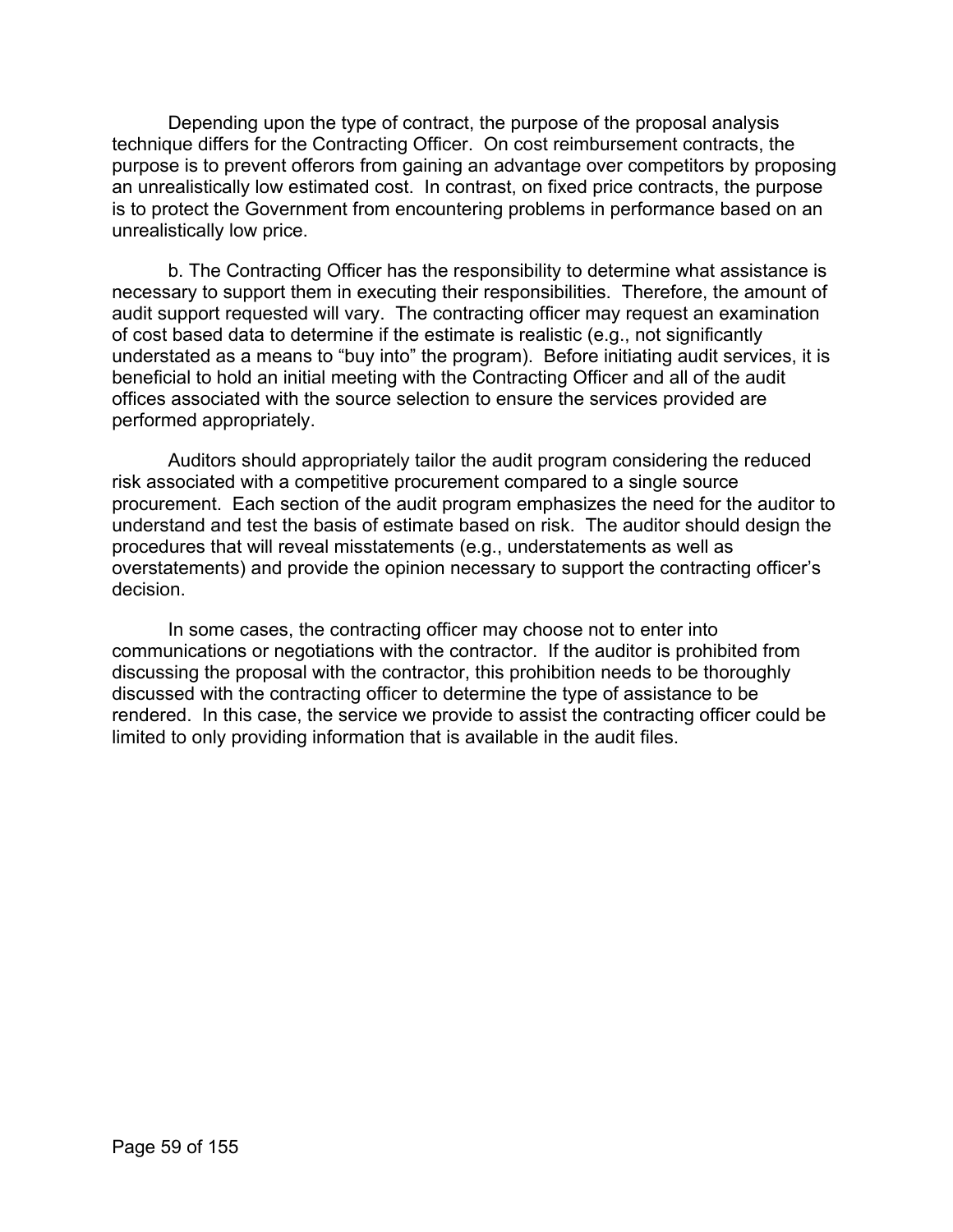Depending upon the type of contract, the purpose of the proposal analysis technique differs for the Contracting Officer. On cost reimbursement contracts, the purpose is to prevent offerors from gaining an advantage over competitors by proposing an unrealistically low estimated cost. In contrast, on fixed price contracts, the purpose is to protect the Government from encountering problems in performance based on an unrealistically low price.

b. The Contracting Officer has the responsibility to determine what assistance is necessary to support them in executing their responsibilities. Therefore, the amount of audit support requested will vary. The contracting officer may request an examination of cost based data to determine if the estimate is realistic (e.g., not significantly understated as a means to "buy into" the program). Before initiating audit services, it is beneficial to hold an initial meeting with the Contracting Officer and all of the audit offices associated with the source selection to ensure the services provided are performed appropriately.

Auditors should appropriately tailor the audit program considering the reduced risk associated with a competitive procurement compared to a single source procurement. Each section of the audit program emphasizes the need for the auditor to understand and test the basis of estimate based on risk. The auditor should design the procedures that will reveal misstatements (e.g., understatements as well as overstatements) and provide the opinion necessary to support the contracting officer's decision.

In some cases, the contracting officer may choose not to enter into communications or negotiations with the contractor. If the auditor is prohibited from discussing the proposal with the contractor, this prohibition needs to be thoroughly discussed with the contracting officer to determine the type of assistance to be rendered. In this case, the service we provide to assist the contracting officer could be limited to only providing information that is available in the audit files.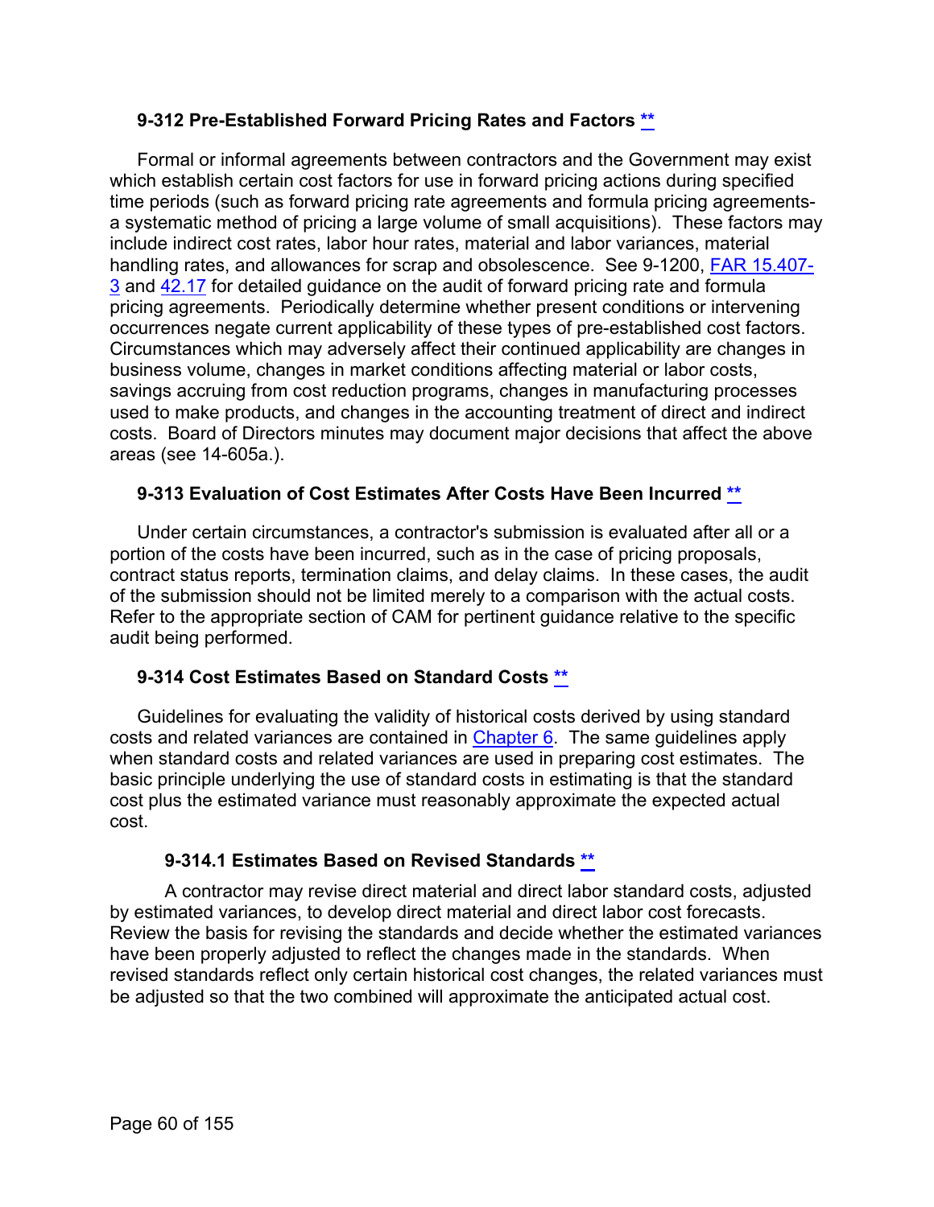### 9-312 Pre-Established Forward Pricing Rates and Factors **

Formal or informal agreements between contractors and the Government may exist which establish certain cost factors for use in forward pricing actions during specified time periods (such as forward pricing rate agreements and formula pricing agreements- a systematic method of pricing a large volume of small acquisitions). These factors may include indirect cost rates, labor hour rates, material and labor variances, material handling rates, and allowances for scrap and obsolescence. See 9-1200, FAR 15.407-3 and 42.17 for detailed guidance on the audit of forward pricing rate and formula pricing agreements. Periodically determine whether present conditions or intervening occurrences negate current applicability of these types of pre-established cost factors. Circumstances which may adversely affect their continued applicability are changes in business volume, changes in market conditions affecting material or labor costs, savings accruing from cost reduction programs, changes in manufacturing processes used to make products, and changes in the accounting treatment of direct and indirect costs. Board of Directors minutes may document major decisions that affect the above areas (see 14-605a.).

### 9-313 Evaluation of Cost Estimates After Costs Have Been Incurred **

Under certain circumstances, a contractor's submission is evaluated after all or a portion of the costs have been incurred, such as in the case of pricing proposals, contract status reports, termination claims, and delay claims. In these cases, the audit of the submission should not be limited merely to a comparison with the actual costs. Refer to the appropriate section of CAM for pertinent guidance relative to the specific audit being performed.

### 9-314 Cost Estimates Based on Standard Costs **

Guidelines for evaluating the validity of historical costs derived by using standard costs and related variances are contained in Chapter 6. The same guidelines apply when standard costs and related variances are used in preparing cost estimates. The basic principle underlying the use of standard costs in estimating is that the standard cost plus the estimated variance must reasonably approximate the expected actual cost.

#### 9-314.1 Estimates Based on Revised Standards **

A contractor may revise direct material and direct labor standard costs, adjusted by estimated variances, to develop direct material and direct labor cost forecasts. Review the basis for revising the standards and decide whether the estimated variances have been properly adjusted to reflect the changes made in the standards. When revised standards reflect only certain historical cost changes, the related variances must be adjusted so that the two combined will approximate the anticipated actual cost.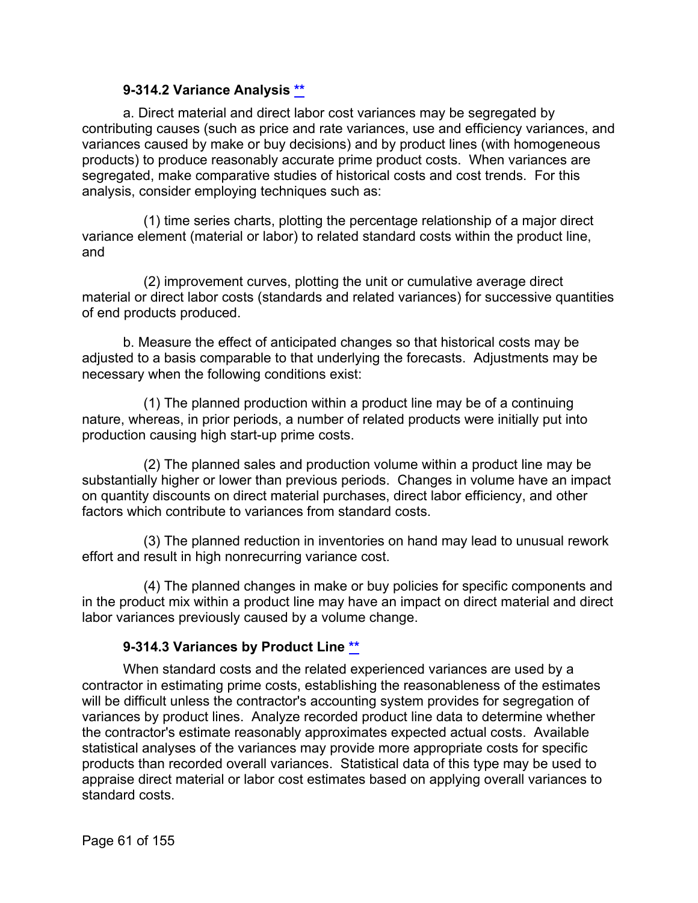### 9-314.2 Variance Analysis **

a. Direct material and direct labor cost variances may be segregated by contributing causes (such as price and rate variances, use and efficiency variances, and variances caused by make or buy decisions) and by product lines (with homogeneous products) to produce reasonably accurate prime product costs. When variances are segregated, make comparative studies of historical costs and cost trends. For this analysis, consider employing techniques such as:

(1) time series charts, plotting the percentage relationship of a major direct variance element (material or labor) to related standard costs within the product line, and

(2) improvement curves, plotting the unit or cumulative average direct material or direct labor costs (standards and related variances) for successive quantities of end products produced.

b. Measure the effect of anticipated changes so that historical costs may be adjusted to a basis comparable to that underlying the forecasts. Adjustments may be necessary when the following conditions exist:

(1) The planned production within a product line may be of a continuing nature, whereas, in prior periods, a number of related products were initially put into production causing high start-up prime costs.

(2) The planned sales and production volume within a product line may be substantially higher or lower than previous periods. Changes in volume have an impact on quantity discounts on direct material purchases, direct labor efficiency, and other factors which contribute to variances from standard costs.

(3) The planned reduction in inventories on hand may lead to unusual rework effort and result in high nonrecurring variance cost.

(4) The planned changes in make or buy policies for specific components and in the product mix within a product line may have an impact on direct material and direct labor variances previously caused by a volume change.

### 9-314.3 Variances by Product Line **

When standard costs and the related experienced variances are used by a contractor in estimating prime costs, establishing the reasonableness of the estimates will be difficult unless the contractor's accounting system provides for segregation of variances by product lines. Analyze recorded product line data to determine whether the contractor's estimate reasonably approximates expected actual costs. Available statistical analyses of the variances may provide more appropriate costs for specific products than recorded overall variances. Statistical data of this type may be used to appraise direct material or labor cost estimates based on applying overall variances to standard costs.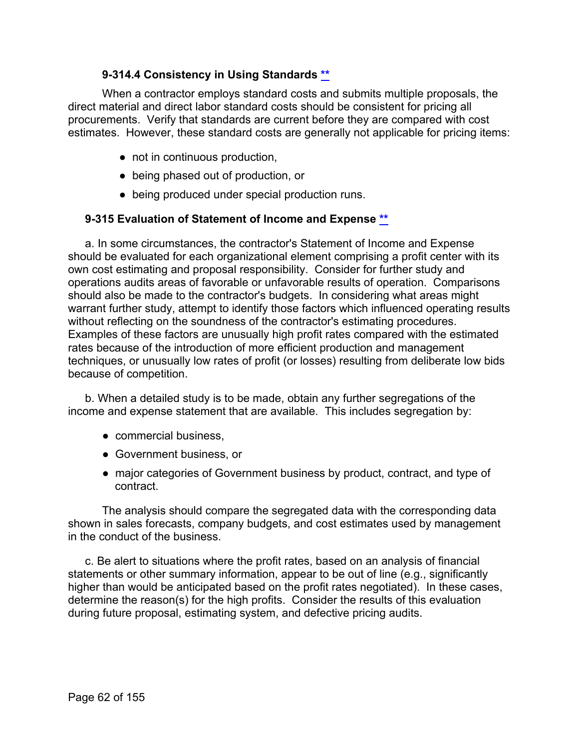#### 9-314.4 Consistency in Using Standards **

When a contractor employs standard costs and submits multiple proposals, the direct material and direct labor standard costs should be consistent for pricing all procurements. Verify that standards are current before they are compared with cost estimates. However, these standard costs are generally not applicable for pricing items:

- not in continuous production,
- being phased out of production, or
- being produced under special production runs.

### 9-315 Evaluation of Statement of Income and Expense **

a. In some circumstances, the contractor's Statement of Income and Expense should be evaluated for each organizational element comprising a profit center with its own cost estimating and proposal responsibility. Consider for further study and operations audits areas of favorable or unfavorable results of operation. Comparisons should also be made to the contractor's budgets. In considering what areas might warrant further study, attempt to identify those factors which influenced operating results without reflecting on the soundness of the contractor's estimating procedures. Examples of these factors are unusually high profit rates compared with the estimated rates because of the introduction of more efficient production and management techniques, or unusually low rates of profit (or losses) resulting from deliberate low bids because of competition.

b. When a detailed study is to be made, obtain any further segregations of the income and expense statement that are available. This includes segregation by:

- commercial business,
- Government business, or
- major categories of Government business by product, contract, and type of contract.

The analysis should compare the segregated data with the corresponding data shown in sales forecasts, company budgets, and cost estimates used by management in the conduct of the business.

c. Be alert to situations where the profit rates, based on an analysis of financial statements or other summary information, appear to be out of line (e.g., significantly higher than would be anticipated based on the profit rates negotiated). In these cases, determine the reason(s) for the high profits. Consider the results of this evaluation during future proposal, estimating system, and defective pricing audits.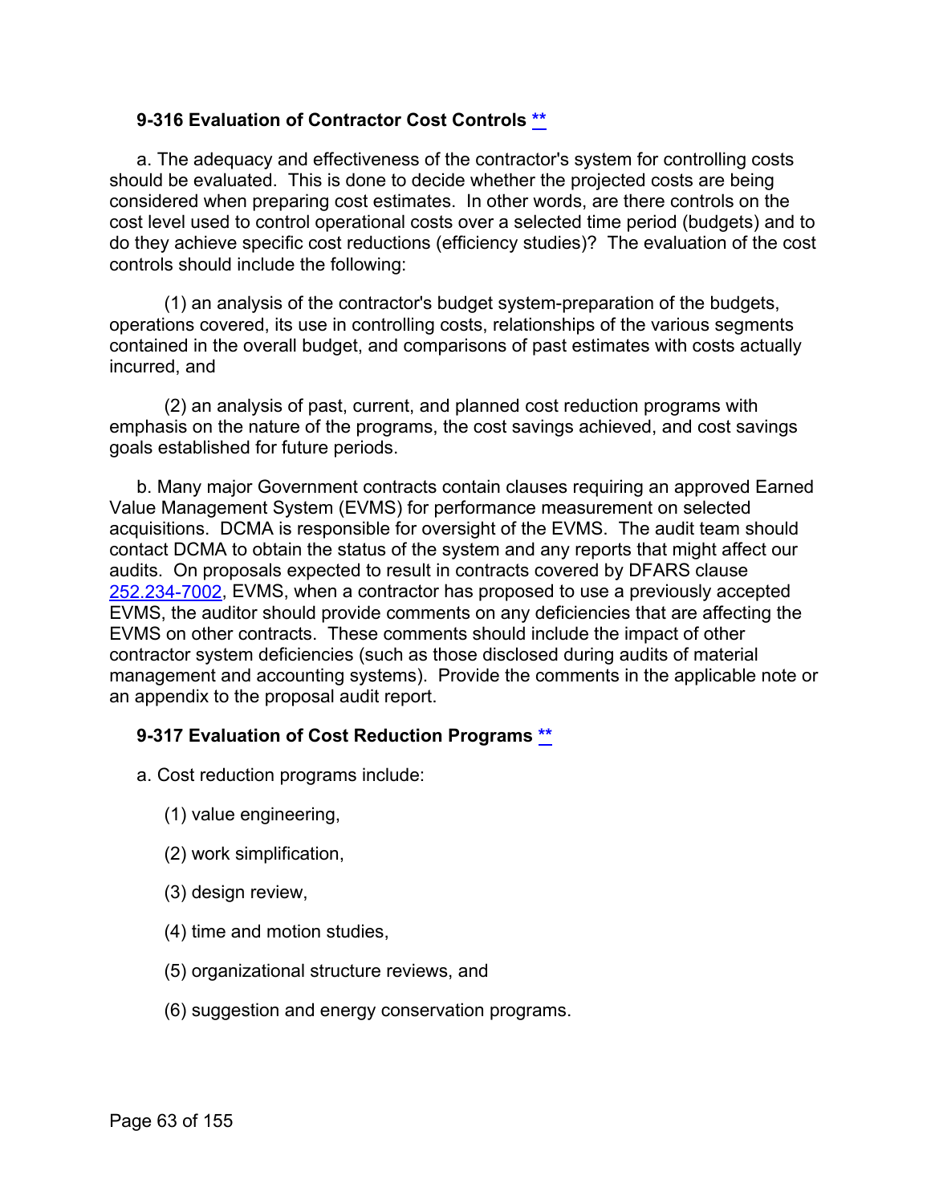### 9-316 Evaluation of Contractor Cost Controls **

a. The adequacy and effectiveness of the contractor's system for controlling costs should be evaluated. This is done to decide whether the projected costs are being considered when preparing cost estimates. In other words, are there controls on the cost level used to control operational costs over a selected time period (budgets) and to do they achieve specific cost reductions (efficiency studies)? The evaluation of the cost controls should include the following:

(1) an analysis of the contractor's budget system-preparation of the budgets, operations covered, its use in controlling costs, relationships of the various segments contained in the overall budget, and comparisons of past estimates with costs actually incurred, and

(2) an analysis of past, current, and planned cost reduction programs with emphasis on the nature of the programs, the cost savings achieved, and cost savings goals established for future periods.

b. Many major Government contracts contain clauses requiring an approved Earned Value Management System (EVMS) for performance measurement on selected acquisitions. DCMA is responsible for oversight of the EVMS. The audit team should contact DCMA to obtain the status of the system and any reports that might affect our audits. On proposals expected to result in contracts covered by DFARS clause 252.234-7002, EVMS, when a contractor has proposed to use a previously accepted EVMS, the auditor should provide comments on any deficiencies that are affecting the EVMS on other contracts. These comments should include the impact of other contractor system deficiencies (such as those disclosed during audits of material management and accounting systems). Provide the comments in the applicable note or an appendix to the proposal audit report.

### 9-317 Evaluation of Cost Reduction Programs **

a. Cost reduction programs include:

(1) value engineering,

(2) work simplification,

(3) design review,

(4) time and motion studies,

(5) organizational structure reviews, and

(6) suggestion and energy conservation programs.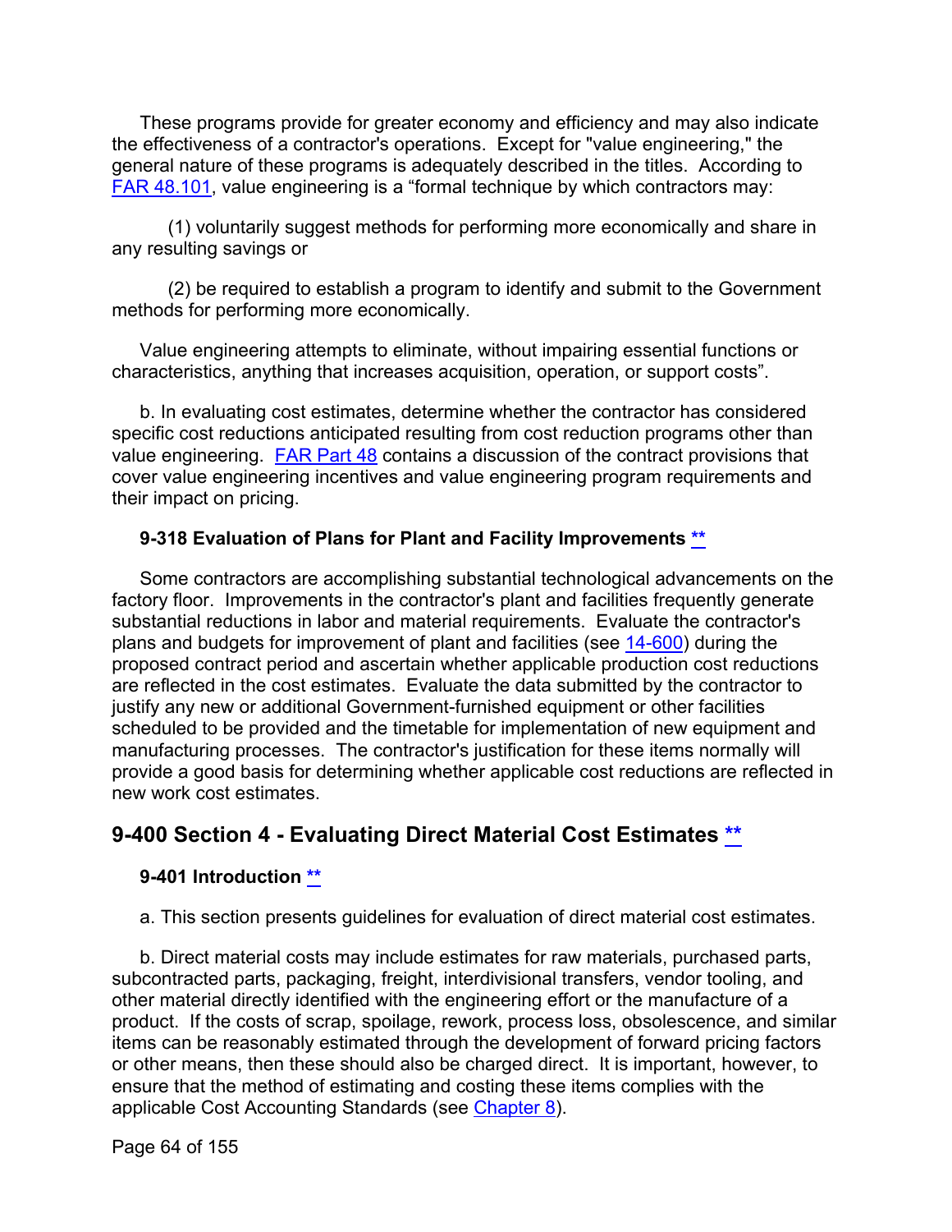These programs provide for greater economy and efficiency and may also indicate the effectiveness of a contractor's operations. Except for "value engineering," the general nature of these programs is adequately described in the titles. According to FAR 48.101, value engineering is a “formal technique by which contractors may:

(1) voluntarily suggest methods for performing more economically and share in any resulting savings or

(2) be required to establish a program to identify and submit to the Government methods for performing more economically.

Value engineering attempts to eliminate, without impairing essential functions or characteristics, anything that increases acquisition, operation, or support costs”.

b. In evaluating cost estimates, determine whether the contractor has considered specific cost reductions anticipated resulting from cost reduction programs other than value engineering. FAR Part 48 contains a discussion of the contract provisions that cover value engineering incentives and value engineering program requirements and their impact on pricing.

### 9-318 Evaluation of Plans for Plant and Facility Improvements **

Some contractors are accomplishing substantial technological advancements on the factory floor. Improvements in the contractor's plant and facilities frequently generate substantial reductions in labor and material requirements. Evaluate the contractor's plans and budgets for improvement of plant and facilities (see 14-600) during the proposed contract period and ascertain whether applicable production cost reductions are reflected in the cost estimates. Evaluate the data submitted by the contractor to justify any new or additional Government-furnished equipment or other facilities scheduled to be provided and the timetable for implementation of new equipment and manufacturing processes. The contractor's justification for these items normally will provide a good basis for determining whether applicable cost reductions are reflected in new work cost estimates.

## 9-400 Section 4 - Evaluating Direct Material Cost Estimates **

### 9-401 Introduction **

a. This section presents guidelines for evaluation of direct material cost estimates.

b. Direct material costs may include estimates for raw materials, purchased parts, subcontracted parts, packaging, freight, interdivisional transfers, vendor tooling, and other material directly identified with the engineering effort or the manufacture of a product. If the costs of scrap, spoilage, rework, process loss, obsolescence, and similar items can be reasonably estimated through the development of forward pricing factors or other means, then these should also be charged direct. It is important, however, to ensure that the method of estimating and costing these items complies with the applicable Cost Accounting Standards (see Chapter 8).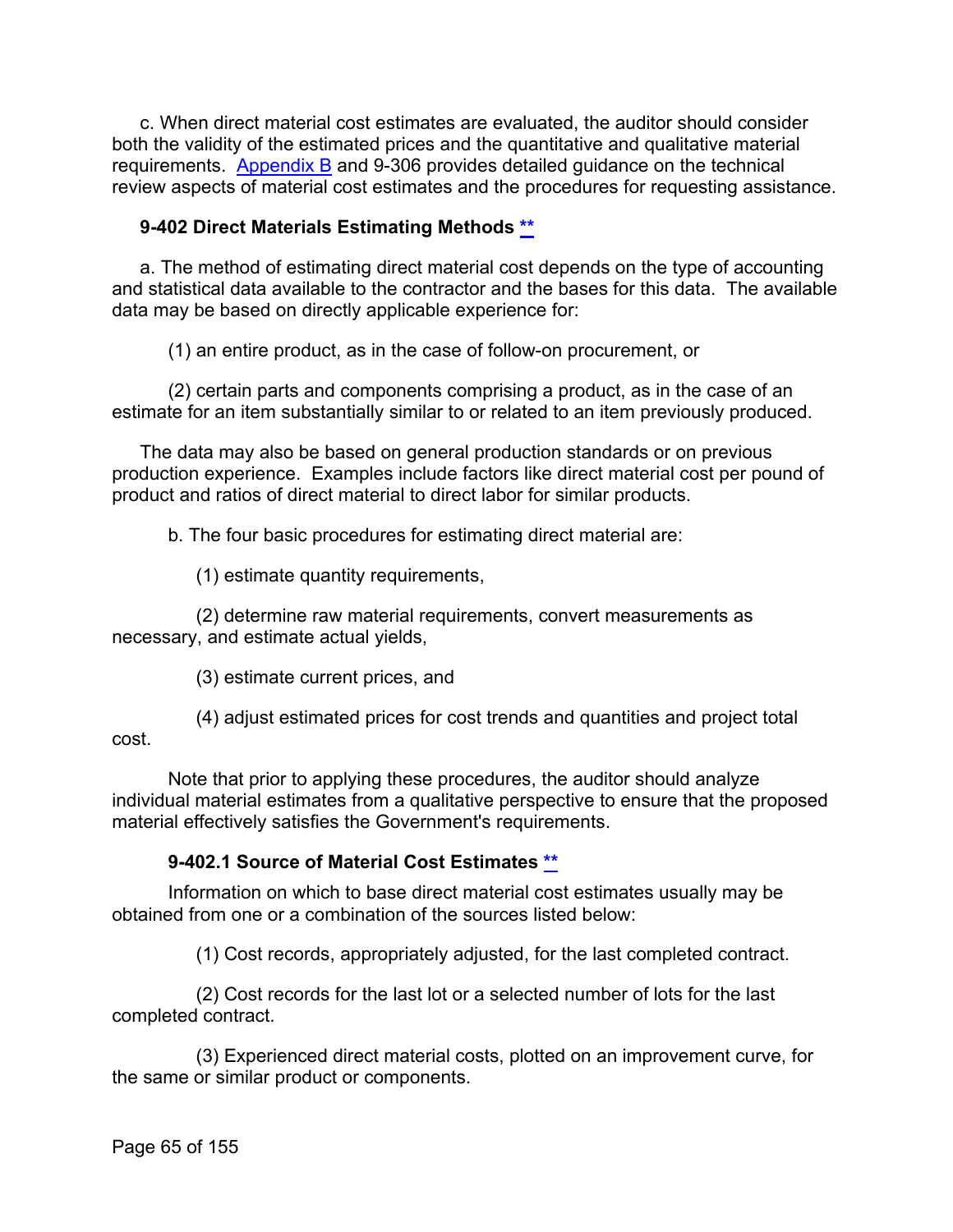c. When direct material cost estimates are evaluated, the auditor should consider both the validity of the estimated prices and the quantitative and qualitative material requirements. [Appendix B](#) and 9-306 provides detailed guidance on the technical review aspects of material cost estimates and the procedures for requesting assistance.

### 9-402 Direct Materials Estimating Methods [**](#)

a. The method of estimating direct material cost depends on the type of accounting and statistical data available to the contractor and the bases for this data. The available data may be based on directly applicable experience for:

(1) an entire product, as in the case of follow-on procurement, or

(2) certain parts and components comprising a product, as in the case of an estimate for an item substantially similar to or related to an item previously produced.

The data may also be based on general production standards or on previous production experience. Examples include factors like direct material cost per pound of product and ratios of direct material to direct labor for similar products.

b. The four basic procedures for estimating direct material are:

(1) estimate quantity requirements,

(2) determine raw material requirements, convert measurements as necessary, and estimate actual yields,

(3) estimate current prices, and

(4) adjust estimated prices for cost trends and quantities and project total cost.

Note that prior to applying these procedures, the auditor should analyze individual material estimates from a qualitative perspective to ensure that the proposed material effectively satisfies the Government's requirements.

#### 9-402.1 Source of Material Cost Estimates [**](#)

Information on which to base direct material cost estimates usually may be obtained from one or a combination of the sources listed below:

(1) Cost records, appropriately adjusted, for the last completed contract.

(2) Cost records for the last lot or a selected number of lots for the last completed contract.

(3) Experienced direct material costs, plotted on an improvement curve, for the same or similar product or components.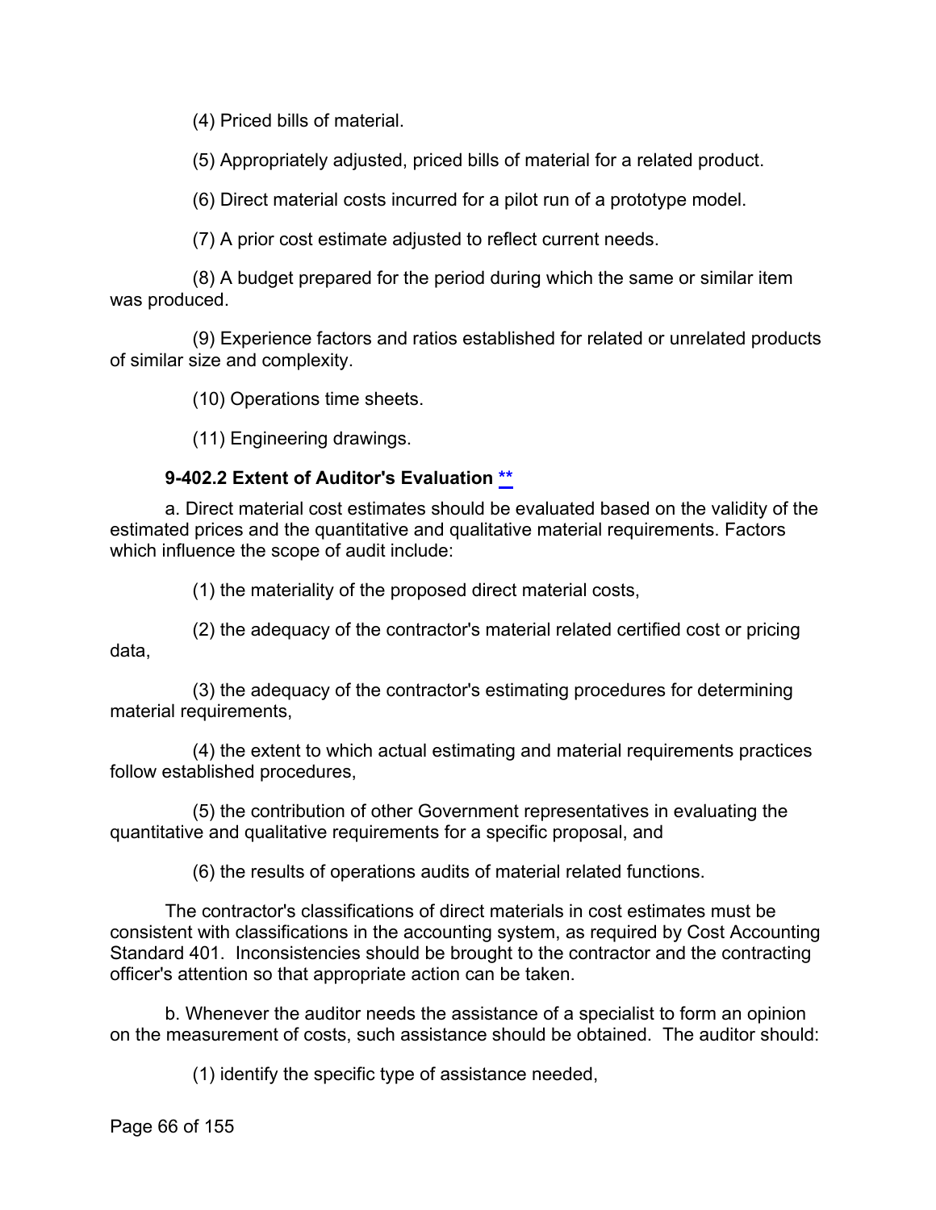(4) Priced bills of material.

(5) Appropriately adjusted, priced bills of material for a related product.

(6) Direct material costs incurred for a pilot run of a prototype model.

(7) A prior cost estimate adjusted to reflect current needs.

(8) A budget prepared for the period during which the same or similar item was produced.

(9) Experience factors and ratios established for related or unrelated products of similar size and complexity.

(10) Operations time sheets.

(11) Engineering drawings.

### 9-402.2 Extent of Auditor's Evaluation **

a. Direct material cost estimates should be evaluated based on the validity of the estimated prices and the quantitative and qualitative material requirements. Factors which influence the scope of audit include:

(1) the materiality of the proposed direct material costs,

(2) the adequacy of the contractor's material related certified cost or pricing data,

(3) the adequacy of the contractor's estimating procedures for determining material requirements,

(4) the extent to which actual estimating and material requirements practices follow established procedures,

(5) the contribution of other Government representatives in evaluating the quantitative and qualitative requirements for a specific proposal, and

(6) the results of operations audits of material related functions.

The contractor's classifications of direct materials in cost estimates must be consistent with classifications in the accounting system, as required by Cost Accounting Standard 401. Inconsistencies should be brought to the contractor and the contracting officer's attention so that appropriate action can be taken.

b. Whenever the auditor needs the assistance of a specialist to form an opinion on the measurement of costs, such assistance should be obtained. The auditor should:

(1) identify the specific type of assistance needed,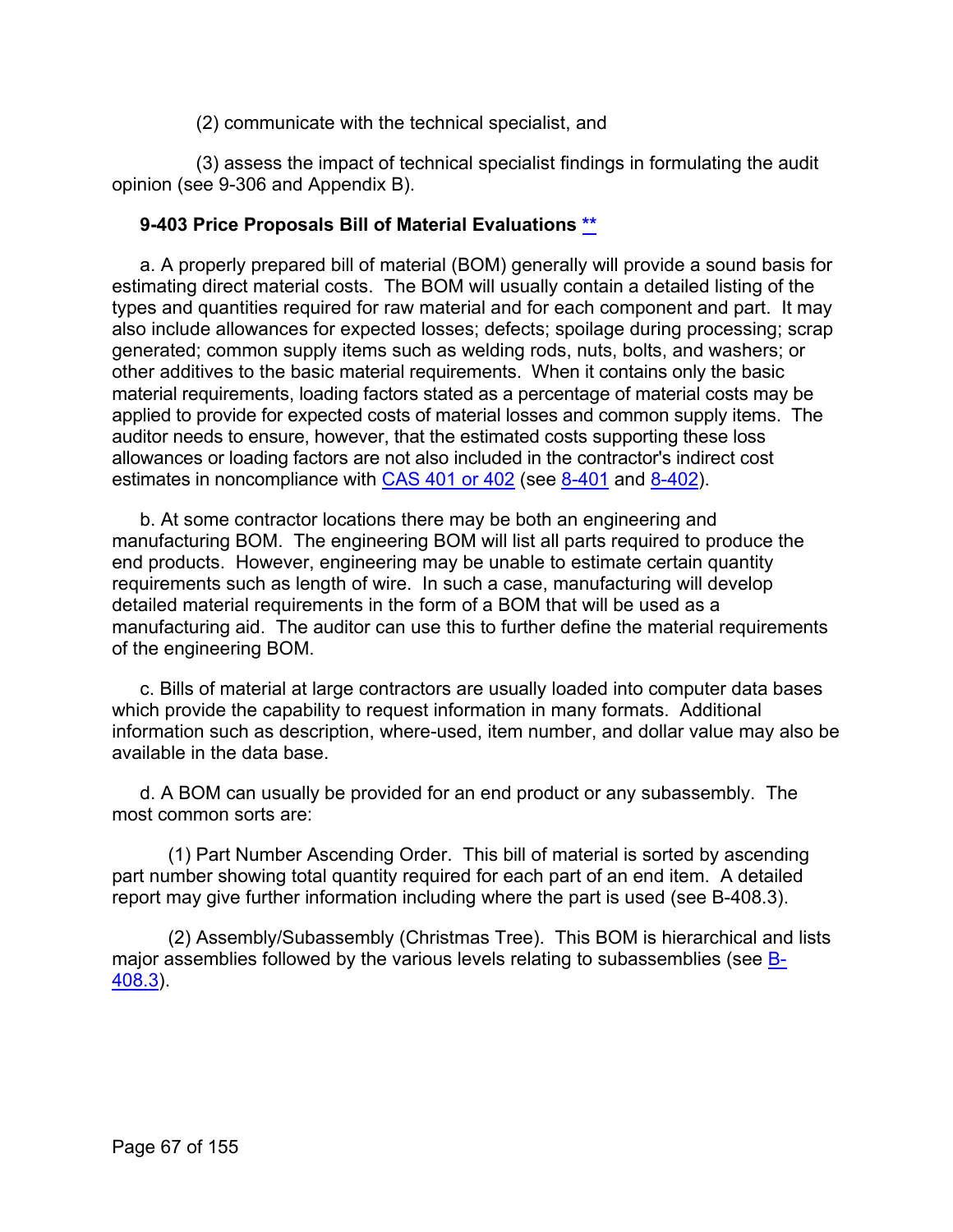(2) communicate with the technical specialist, and

(3) assess the impact of technical specialist findings in formulating the audit opinion (see 9-306 and Appendix B).

### 9-403 Price Proposals Bill of Material Evaluations **

a. A properly prepared bill of material (BOM) generally will provide a sound basis for estimating direct material costs. The BOM will usually contain a detailed listing of the types and quantities required for raw material and for each component and part. It may also include allowances for expected losses; defects; spoilage during processing; scrap generated; common supply items such as welding rods, nuts, bolts, and washers; or other additives to the basic material requirements. When it contains only the basic material requirements, loading factors stated as a percentage of material costs may be applied to provide for expected costs of material losses and common supply items. The auditor needs to ensure, however, that the estimated costs supporting these loss allowances or loading factors are not also included in the contractor's indirect cost estimates in noncompliance with CAS 401 or 402 (see 8-401 and 8-402).

b. At some contractor locations there may be both an engineering and manufacturing BOM. The engineering BOM will list all parts required to produce the end products. However, engineering may be unable to estimate certain quantity requirements such as length of wire. In such a case, manufacturing will develop detailed material requirements in the form of a BOM that will be used as a manufacturing aid. The auditor can use this to further define the material requirements of the engineering BOM.

c. Bills of material at large contractors are usually loaded into computer data bases which provide the capability to request information in many formats. Additional information such as description, where-used, item number, and dollar value may also be available in the data base.

d. A BOM can usually be provided for an end product or any subassembly. The most common sorts are:

(1) Part Number Ascending Order. This bill of material is sorted by ascending part number showing total quantity required for each part of an end item. A detailed report may give further information including where the part is used (see B-408.3).

(2) Assembly/Subassembly (Christmas Tree). This BOM is hierarchical and lists major assemblies followed by the various levels relating to subassemblies (see B-408.3).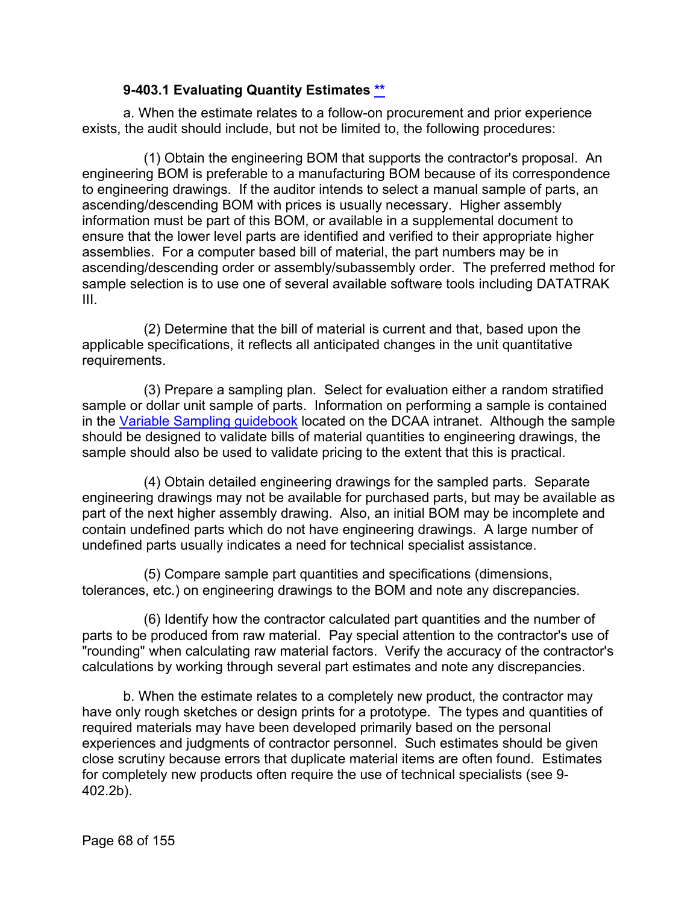### 9-403.1 Evaluating Quantity Estimates **

a. When the estimate relates to a follow-on procurement and prior experience exists, the audit should include, but not be limited to, the following procedures:

(1) Obtain the engineering BOM that supports the contractor's proposal. An engineering BOM is preferable to a manufacturing BOM because of its correspondence to engineering drawings. If the auditor intends to select a manual sample of parts, an ascending/descending BOM with prices is usually necessary. Higher assembly information must be part of this BOM, or available in a supplemental document to ensure that the lower level parts are identified and verified to their appropriate higher assemblies. For a computer based bill of material, the part numbers may be in ascending/descending order or assembly/subassembly order. The preferred method for sample selection is to use one of several available software tools including DATATRAK III.

(2) Determine that the bill of material is current and that, based upon the applicable specifications, it reflects all anticipated changes in the unit quantitative requirements.

(3) Prepare a sampling plan. Select for evaluation either a random stratified sample or dollar unit sample of parts. Information on performing a sample is contained in the Variable Sampling guidebook located on the DCAA intranet. Although the sample should be designed to validate bills of material quantities to engineering drawings, the sample should also be used to validate pricing to the extent that this is practical.

(4) Obtain detailed engineering drawings for the sampled parts. Separate engineering drawings may not be available for purchased parts, but may be available as part of the next higher assembly drawing. Also, an initial BOM may be incomplete and contain undefined parts which do not have engineering drawings. A large number of undefined parts usually indicates a need for technical specialist assistance.

(5) Compare sample part quantities and specifications (dimensions, tolerances, etc.) on engineering drawings to the BOM and note any discrepancies.

(6) Identify how the contractor calculated part quantities and the number of parts to be produced from raw material. Pay special attention to the contractor's use of "rounding" when calculating raw material factors. Verify the accuracy of the contractor's calculations by working through several part estimates and note any discrepancies.

b. When the estimate relates to a completely new product, the contractor may have only rough sketches or design prints for a prototype. The types and quantities of required materials may have been developed primarily based on the personal experiences and judgments of contractor personnel. Such estimates should be given close scrutiny because errors that duplicate material items are often found. Estimates for completely new products often require the use of technical specialists (see 9-402.2b).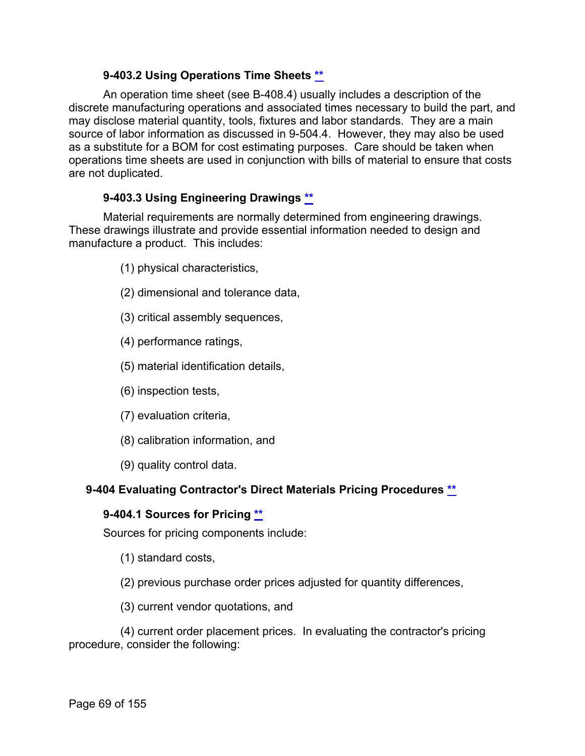#### 9-403.2 Using Operations Time Sheets **

An operation time sheet (see B-408.4) usually includes a description of the discrete manufacturing operations and associated times necessary to build the part, and may disclose material quantity, tools, fixtures and labor standards. They are a main source of labor information as discussed in 9-504.4. However, they may also be used as a substitute for a BOM for cost estimating purposes. Care should be taken when operations time sheets are used in conjunction with bills of material to ensure that costs are not duplicated.

#### 9-403.3 Using Engineering Drawings **

Material requirements are normally determined from engineering drawings. These drawings illustrate and provide essential information needed to design and manufacture a product. This includes:

(1) physical characteristics,

(2) dimensional and tolerance data,

(3) critical assembly sequences,

(4) performance ratings,

(5) material identification details,

(6) inspection tests,

(7) evaluation criteria,

(8) calibration information, and

(9) quality control data.

### 9-404 Evaluating Contractor's Direct Materials Pricing Procedures **

#### 9-404.1 Sources for Pricing **

Sources for pricing components include:

(1) standard costs,

(2) previous purchase order prices adjusted for quantity differences,

(3) current vendor quotations, and

(4) current order placement prices. In evaluating the contractor's pricing procedure, consider the following: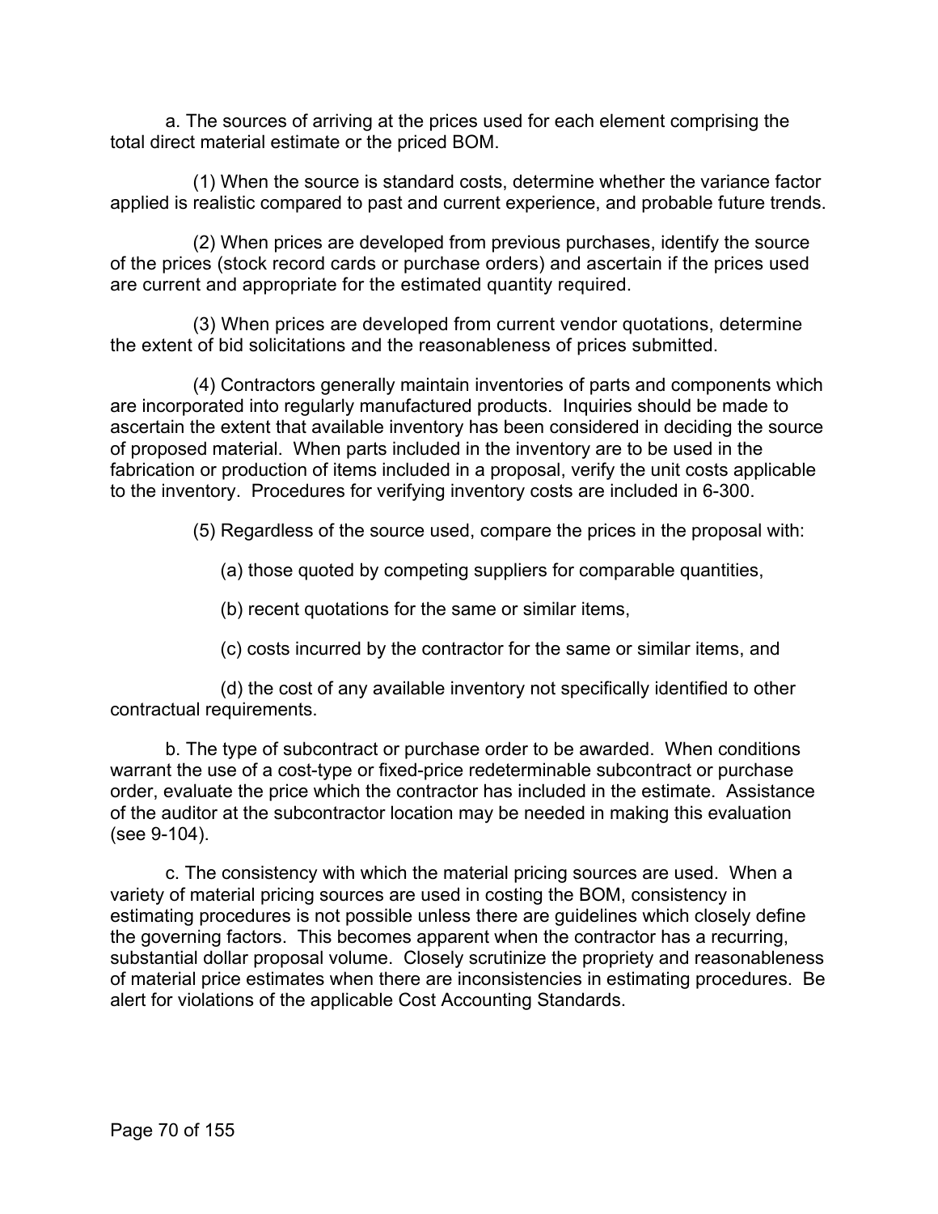a. The sources of arriving at the prices used for each element comprising the total direct material estimate or the priced BOM.

(1) When the source is standard costs, determine whether the variance factor applied is realistic compared to past and current experience, and probable future trends.

(2) When prices are developed from previous purchases, identify the source of the prices (stock record cards or purchase orders) and ascertain if the prices used are current and appropriate for the estimated quantity required.

(3) When prices are developed from current vendor quotations, determine the extent of bid solicitations and the reasonableness of prices submitted.

(4) Contractors generally maintain inventories of parts and components which are incorporated into regularly manufactured products. Inquiries should be made to ascertain the extent that available inventory has been considered in deciding the source of proposed material. When parts included in the inventory are to be used in the fabrication or production of items included in a proposal, verify the unit costs applicable to the inventory. Procedures for verifying inventory costs are included in 6-300.

(5) Regardless of the source used, compare the prices in the proposal with:

(a) those quoted by competing suppliers for comparable quantities,

(b) recent quotations for the same or similar items,

(c) costs incurred by the contractor for the same or similar items, and

(d) the cost of any available inventory not specifically identified to other contractual requirements.

b. The type of subcontract or purchase order to be awarded. When conditions warrant the use of a cost-type or fixed-price redeterminable subcontract or purchase order, evaluate the price which the contractor has included in the estimate. Assistance of the auditor at the subcontractor location may be needed in making this evaluation (see 9-104).

c. The consistency with which the material pricing sources are used. When a variety of material pricing sources are used in costing the BOM, consistency in estimating procedures is not possible unless there are guidelines which closely define the governing factors. This becomes apparent when the contractor has a recurring, substantial dollar proposal volume. Closely scrutinize the propriety and reasonableness of material price estimates when there are inconsistencies in estimating procedures. Be alert for violations of the applicable Cost Accounting Standards.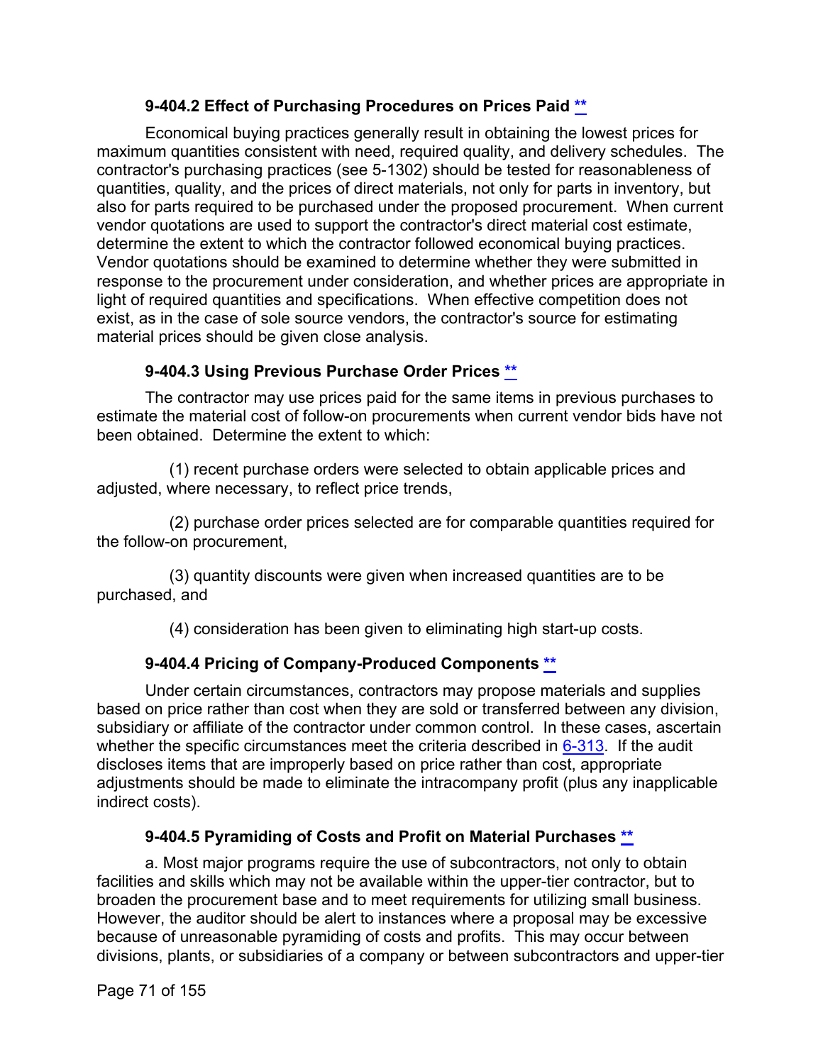### 9-404.2 Effect of Purchasing Procedures on Prices Paid [**](#)

Economical buying practices generally result in obtaining the lowest prices for maximum quantities consistent with need, required quality, and delivery schedules. The contractor's purchasing practices (see 5-1302) should be tested for reasonableness of quantities, quality, and the prices of direct materials, not only for parts in inventory, but also for parts required to be purchased under the proposed procurement. When current vendor quotations are used to support the contractor's direct material cost estimate, determine the extent to which the contractor followed economical buying practices. Vendor quotations should be examined to determine whether they were submitted in response to the procurement under consideration, and whether prices are appropriate in light of required quantities and specifications. When effective competition does not exist, as in the case of sole source vendors, the contractor's source for estimating material prices should be given close analysis.

### 9-404.3 Using Previous Purchase Order Prices [**](#)

The contractor may use prices paid for the same items in previous purchases to estimate the material cost of follow-on procurements when current vendor bids have not been obtained. Determine the extent to which:

(1) recent purchase orders were selected to obtain applicable prices and adjusted, where necessary, to reflect price trends,

(2) purchase order prices selected are for comparable quantities required for the follow-on procurement,

(3) quantity discounts were given when increased quantities are to be purchased, and

(4) consideration has been given to eliminating high start-up costs.

### 9-404.4 Pricing of Company-Produced Components [**](#)

Under certain circumstances, contractors may propose materials and supplies based on price rather than cost when they are sold or transferred between any division, subsidiary or affiliate of the contractor under common control. In these cases, ascertain whether the specific circumstances meet the criteria described in [6-313](#). If the audit discloses items that are improperly based on price rather than cost, appropriate adjustments should be made to eliminate the intracompany profit (plus any inapplicable indirect costs).

### 9-404.5 Pyramiding of Costs and Profit on Material Purchases [**](#)

a. Most major programs require the use of subcontractors, not only to obtain facilities and skills which may not be available within the upper-tier contractor, but to broaden the procurement base and to meet requirements for utilizing small business. However, the auditor should be alert to instances where a proposal may be excessive because of unreasonable pyramiding of costs and profits. This may occur between divisions, plants, or subsidiaries of a company or between subcontractors and upper-tier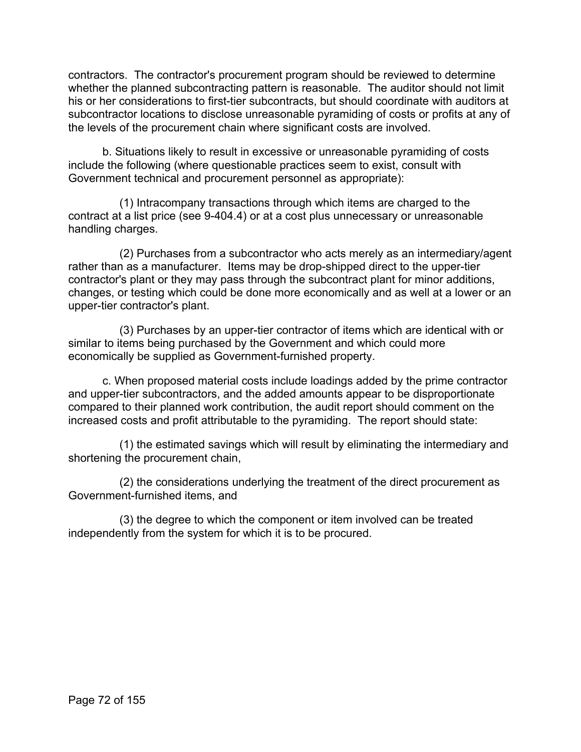contractors. The contractor's procurement program should be reviewed to determine whether the planned subcontracting pattern is reasonable. The auditor should not limit his or her considerations to first-tier subcontracts, but should coordinate with auditors at subcontractor locations to disclose unreasonable pyramiding of costs or profits at any of the levels of the procurement chain where significant costs are involved.

b. Situations likely to result in excessive or unreasonable pyramiding of costs include the following (where questionable practices seem to exist, consult with Government technical and procurement personnel as appropriate):

(1) Intracompany transactions through which items are charged to the contract at a list price (see 9-404.4) or at a cost plus unnecessary or unreasonable handling charges.

(2) Purchases from a subcontractor who acts merely as an intermediary/agent rather than as a manufacturer. Items may be drop-shipped direct to the upper-tier contractor's plant or they may pass through the subcontract plant for minor additions, changes, or testing which could be done more economically and as well at a lower or an upper-tier contractor's plant.

(3) Purchases by an upper-tier contractor of items which are identical with or similar to items being purchased by the Government and which could more economically be supplied as Government-furnished property.

c. When proposed material costs include loadings added by the prime contractor and upper-tier subcontractors, and the added amounts appear to be disproportionate compared to their planned work contribution, the audit report should comment on the increased costs and profit attributable to the pyramiding. The report should state:

(1) the estimated savings which will result by eliminating the intermediary and shortening the procurement chain,

(2) the considerations underlying the treatment of the direct procurement as Government-furnished items, and

(3) the degree to which the component or item involved can be treated independently from the system for which it is to be procured.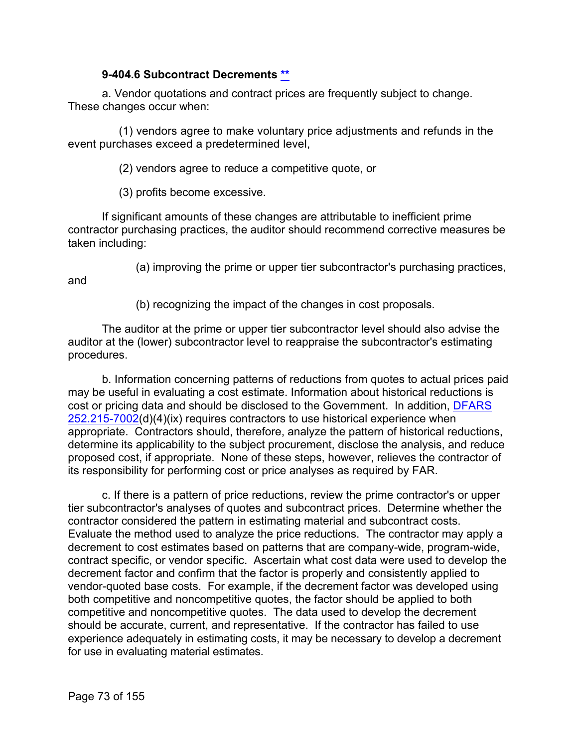### 9-404.6 Subcontract Decrements **

a. Vendor quotations and contract prices are frequently subject to change. These changes occur when:

(1) vendors agree to make voluntary price adjustments and refunds in the event purchases exceed a predetermined level,

(2) vendors agree to reduce a competitive quote, or

(3) profits become excessive.

If significant amounts of these changes are attributable to inefficient prime contractor purchasing practices, the auditor should recommend corrective measures be taken including:

(a) improving the prime or upper tier subcontractor's purchasing practices, and

(b) recognizing the impact of the changes in cost proposals.

The auditor at the prime or upper tier subcontractor level should also advise the auditor at the (lower) subcontractor level to reappraise the subcontractor's estimating procedures.

b. Information concerning patterns of reductions from quotes to actual prices paid may be useful in evaluating a cost estimate. Information about historical reductions is cost or pricing data and should be disclosed to the Government. In addition, DFARS 252.215-7002(d)(4)(ix) requires contractors to use historical experience when appropriate. Contractors should, therefore, analyze the pattern of historical reductions, determine its applicability to the subject procurement, disclose the analysis, and reduce proposed cost, if appropriate. None of these steps, however, relieves the contractor of its responsibility for performing cost or price analyses as required by FAR.

c. If there is a pattern of price reductions, review the prime contractor's or upper tier subcontractor's analyses of quotes and subcontract prices. Determine whether the contractor considered the pattern in estimating material and subcontract costs. Evaluate the method used to analyze the price reductions. The contractor may apply a decrement to cost estimates based on patterns that are company-wide, program-wide, contract specific, or vendor specific. Ascertain what cost data were used to develop the decrement factor and confirm that the factor is properly and consistently applied to vendor-quoted base costs. For example, if the decrement factor was developed using both competitive and noncompetitive quotes, the factor should be applied to both competitive and noncompetitive quotes. The data used to develop the decrement should be accurate, current, and representative. If the contractor has failed to use experience adequately in estimating costs, it may be necessary to develop a decrement for use in evaluating material estimates.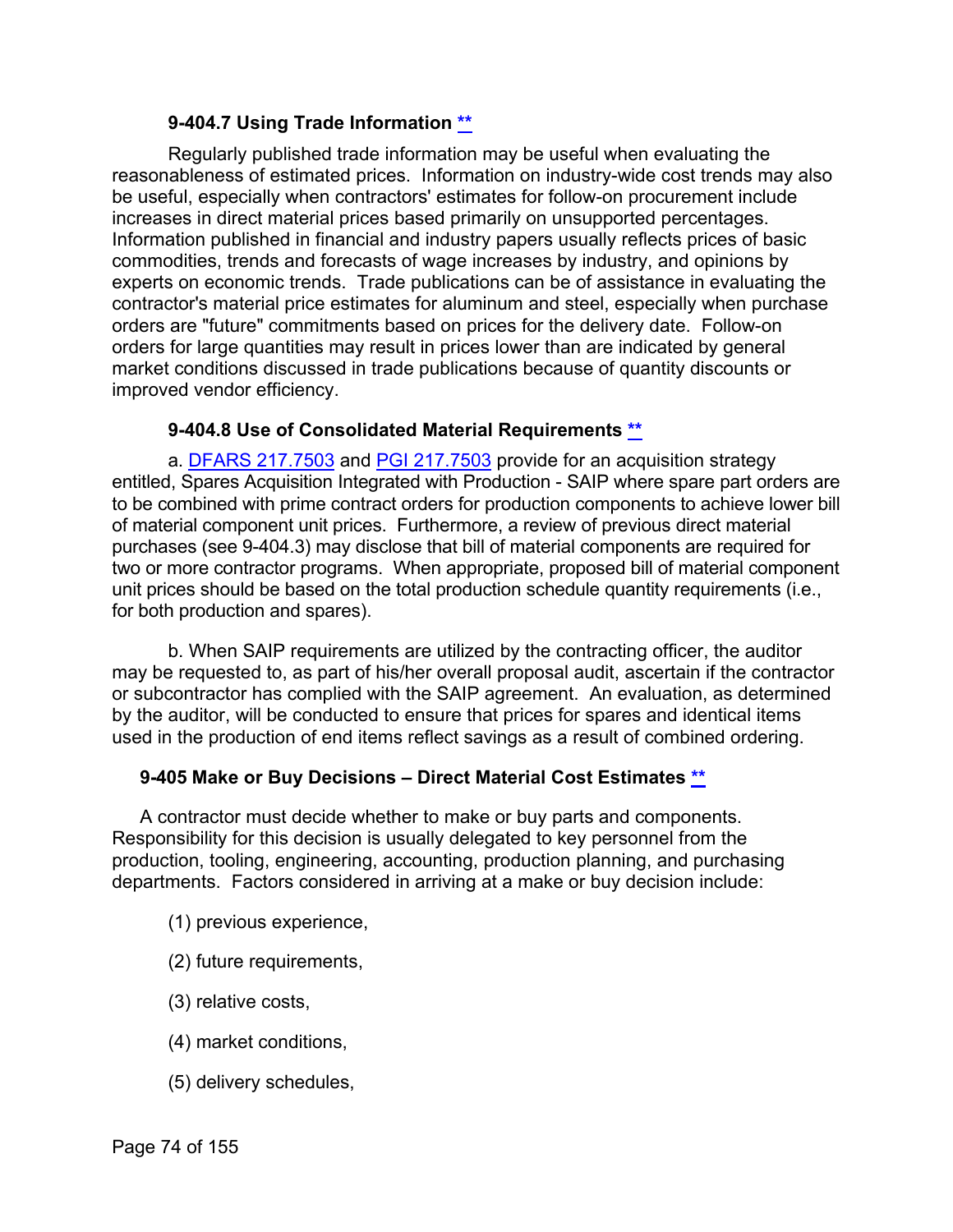### 9-404.7 Using Trade Information **

Regularly published trade information may be useful when evaluating the reasonableness of estimated prices. Information on industry-wide cost trends may also be useful, especially when contractors' estimates for follow-on procurement include increases in direct material prices based primarily on unsupported percentages. Information published in financial and industry papers usually reflects prices of basic commodities, trends and forecasts of wage increases by industry, and opinions by experts on economic trends. Trade publications can be of assistance in evaluating the contractor's material price estimates for aluminum and steel, especially when purchase orders are "future" commitments based on prices for the delivery date. Follow-on orders for large quantities may result in prices lower than are indicated by general market conditions discussed in trade publications because of quantity discounts or improved vendor efficiency.

### 9-404.8 Use of Consolidated Material Requirements **

a. DFARS 217.7503 and PGI 217.7503 provide for an acquisition strategy entitled, Spares Acquisition Integrated with Production - SAIP where spare part orders are to be combined with prime contract orders for production components to achieve lower bill of material component unit prices. Furthermore, a review of previous direct material purchases (see 9-404.3) may disclose that bill of material components are required for two or more contractor programs. When appropriate, proposed bill of material component unit prices should be based on the total production schedule quantity requirements (i.e., for both production and spares).

b. When SAIP requirements are utilized by the contracting officer, the auditor may be requested to, as part of his/her overall proposal audit, ascertain if the contractor or subcontractor has complied with the SAIP agreement. An evaluation, as determined by the auditor, will be conducted to ensure that prices for spares and identical items used in the production of end items reflect savings as a result of combined ordering.

## 9-405 Make or Buy Decisions – Direct Material Cost Estimates **

A contractor must decide whether to make or buy parts and components. Responsibility for this decision is usually delegated to key personnel from the production, tooling, engineering, accounting, production planning, and purchasing departments. Factors considered in arriving at a make or buy decision include:

(1) previous experience,

(2) future requirements,

(3) relative costs,

(4) market conditions,

(5) delivery schedules,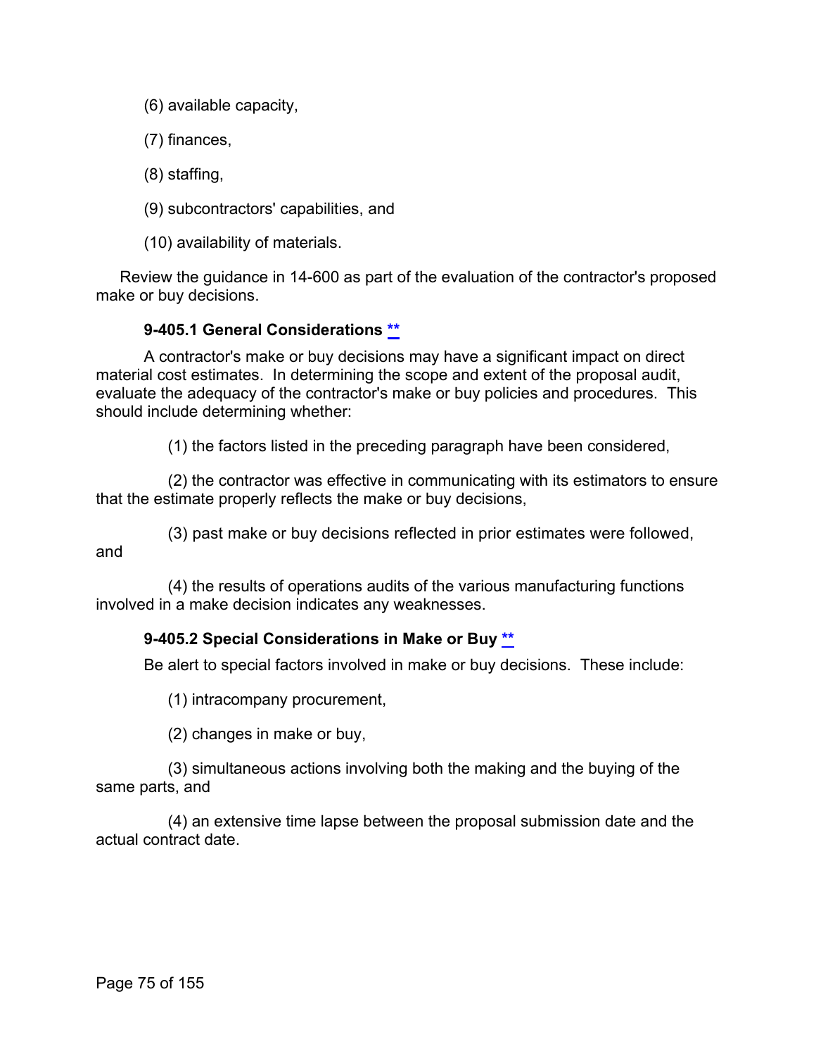(6) available capacity,

(7) finances,

(8) staffing,

(9) subcontractors' capabilities, and

(10) availability of materials.

Review the guidance in 14-600 as part of the evaluation of the contractor's proposed make or buy decisions.

### 9-405.1 General Considerations **

A contractor's make or buy decisions may have a significant impact on direct material cost estimates. In determining the scope and extent of the proposal audit, evaluate the adequacy of the contractor's make or buy policies and procedures. This should include determining whether:

(1) the factors listed in the preceding paragraph have been considered,

(2) the contractor was effective in communicating with its estimators to ensure that the estimate properly reflects the make or buy decisions,

(3) past make or buy decisions reflected in prior estimates were followed, and

(4) the results of operations audits of the various manufacturing functions involved in a make decision indicates any weaknesses.

### 9-405.2 Special Considerations in Make or Buy **

Be alert to special factors involved in make or buy decisions. These include:

(1) intracompany procurement,

(2) changes in make or buy,

(3) simultaneous actions involving both the making and the buying of the same parts, and

(4) an extensive time lapse between the proposal submission date and the actual contract date.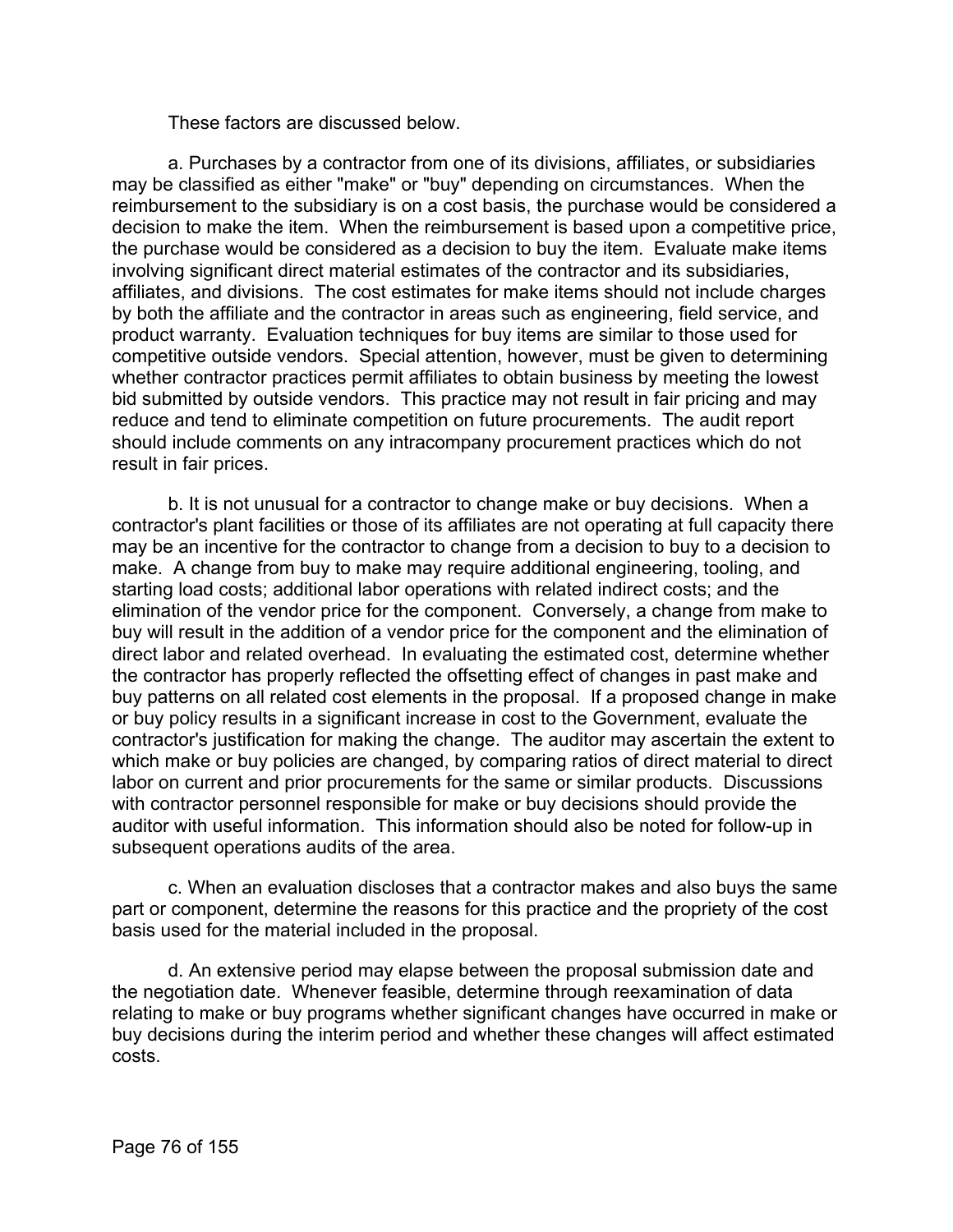These factors are discussed below.

a. Purchases by a contractor from one of its divisions, affiliates, or subsidiaries may be classified as either "make" or "buy" depending on circumstances. When the reimbursement to the subsidiary is on a cost basis, the purchase would be considered a decision to make the item. When the reimbursement is based upon a competitive price, the purchase would be considered as a decision to buy the item. Evaluate make items involving significant direct material estimates of the contractor and its subsidiaries, affiliates, and divisions. The cost estimates for make items should not include charges by both the affiliate and the contractor in areas such as engineering, field service, and product warranty. Evaluation techniques for buy items are similar to those used for competitive outside vendors. Special attention, however, must be given to determining whether contractor practices permit affiliates to obtain business by meeting the lowest bid submitted by outside vendors. This practice may not result in fair pricing and may reduce and tend to eliminate competition on future procurements. The audit report should include comments on any intracompany procurement practices which do not result in fair prices.

b. It is not unusual for a contractor to change make or buy decisions. When a contractor's plant facilities or those of its affiliates are not operating at full capacity there may be an incentive for the contractor to change from a decision to buy to a decision to make. A change from buy to make may require additional engineering, tooling, and starting load costs; additional labor operations with related indirect costs; and the elimination of the vendor price for the component. Conversely, a change from make to buy will result in the addition of a vendor price for the component and the elimination of direct labor and related overhead. In evaluating the estimated cost, determine whether the contractor has properly reflected the offsetting effect of changes in past make and buy patterns on all related cost elements in the proposal. If a proposed change in make or buy policy results in a significant increase in cost to the Government, evaluate the contractor's justification for making the change. The auditor may ascertain the extent to which make or buy policies are changed, by comparing ratios of direct material to direct labor on current and prior procurements for the same or similar products. Discussions with contractor personnel responsible for make or buy decisions should provide the auditor with useful information. This information should also be noted for follow-up in subsequent operations audits of the area.

c. When an evaluation discloses that a contractor makes and also buys the same part or component, determine the reasons for this practice and the propriety of the cost basis used for the material included in the proposal.

d. An extensive period may elapse between the proposal submission date and the negotiation date. Whenever feasible, determine through reexamination of data relating to make or buy programs whether significant changes have occurred in make or buy decisions during the interim period and whether these changes will affect estimated costs.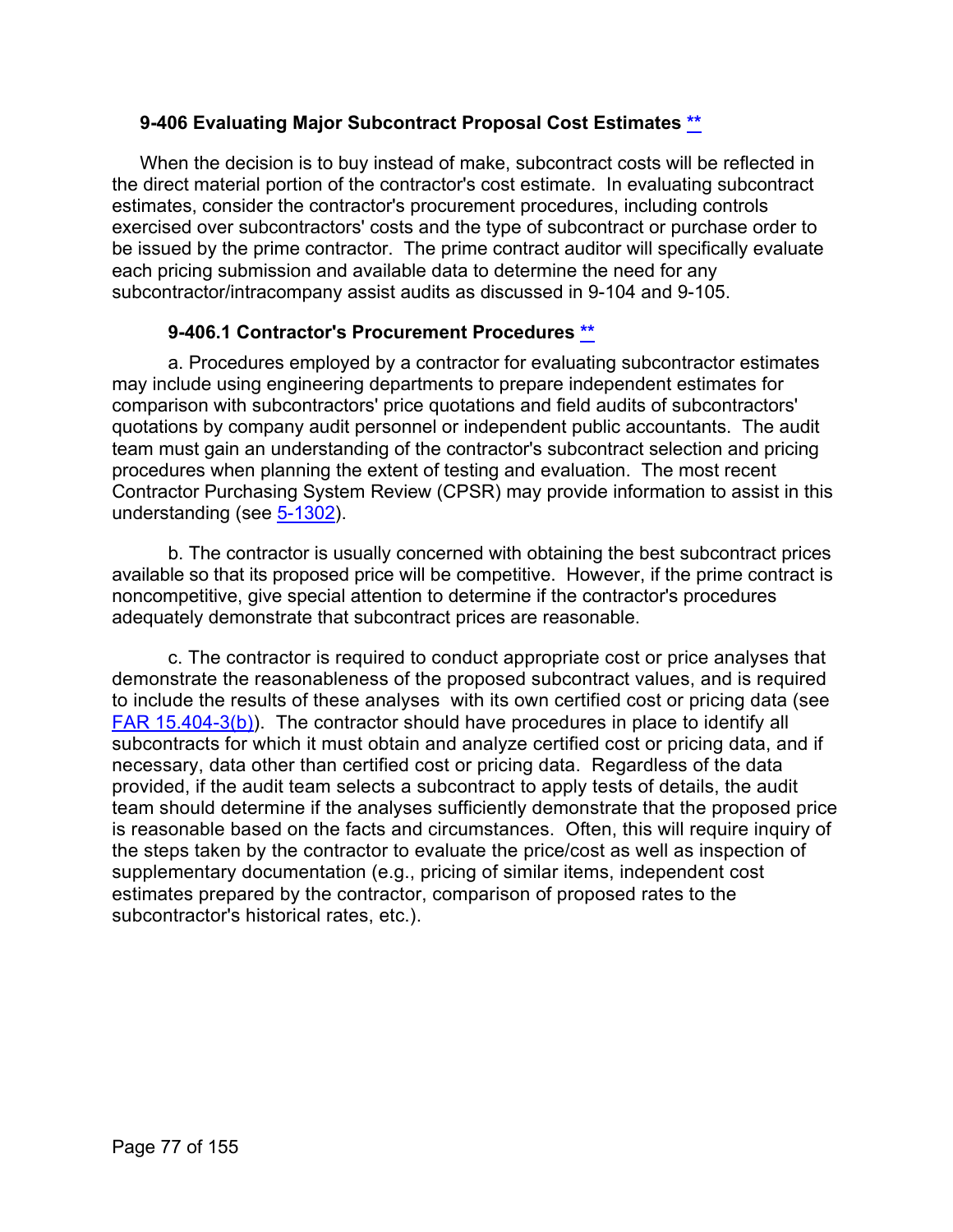## 9-406 Evaluating Major Subcontract Proposal Cost Estimates **

When the decision is to buy instead of make, subcontract costs will be reflected in the direct material portion of the contractor's cost estimate. In evaluating subcontract estimates, consider the contractor's procurement procedures, including controls exercised over subcontractors' costs and the type of subcontract or purchase order to be issued by the prime contractor. The prime contract auditor will specifically evaluate each pricing submission and available data to determine the need for any subcontractor/intracompany assist audits as discussed in 9-104 and 9-105.

### 9-406.1 Contractor's Procurement Procedures **

a. Procedures employed by a contractor for evaluating subcontractor estimates may include using engineering departments to prepare independent estimates for comparison with subcontractors' price quotations and field audits of subcontractors' quotations by company audit personnel or independent public accountants. The audit team must gain an understanding of the contractor's subcontract selection and pricing procedures when planning the extent of testing and evaluation. The most recent Contractor Purchasing System Review (CPSR) may provide information to assist in this understanding (see 5-1302).

b. The contractor is usually concerned with obtaining the best subcontract prices available so that its proposed price will be competitive. However, if the prime contract is noncompetitive, give special attention to determine if the contractor's procedures adequately demonstrate that subcontract prices are reasonable.

c. The contractor is required to conduct appropriate cost or price analyses that demonstrate the reasonableness of the proposed subcontract values, and is required to include the results of these analyses with its own certified cost or pricing data (see FAR 15.404-3(b)). The contractor should have procedures in place to identify all subcontracts for which it must obtain and analyze certified cost or pricing data, and if necessary, data other than certified cost or pricing data. Regardless of the data provided, if the audit team selects a subcontract to apply tests of details, the audit team should determine if the analyses sufficiently demonstrate that the proposed price is reasonable based on the facts and circumstances. Often, this will require inquiry of the steps taken by the contractor to evaluate the price/cost as well as inspection of supplementary documentation (e.g., pricing of similar items, independent cost estimates prepared by the contractor, comparison of proposed rates to the subcontractor's historical rates, etc.).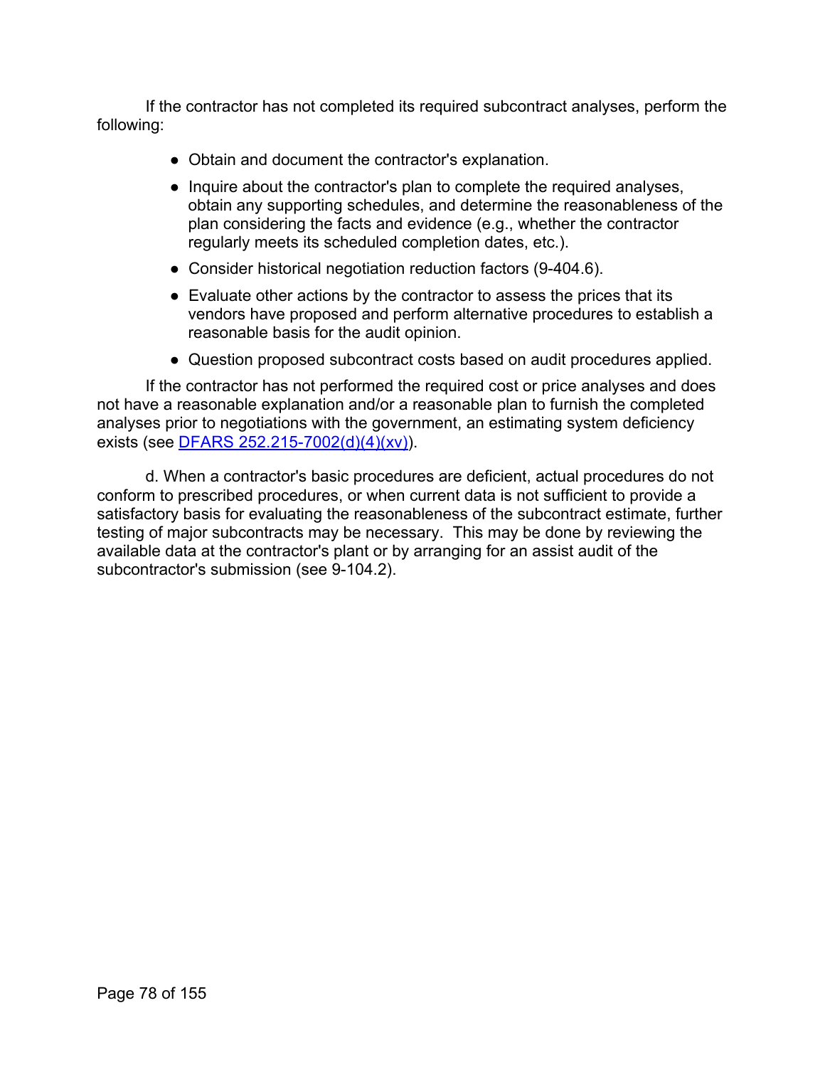If the contractor has not completed its required subcontract analyses, perform the following:

- Obtain and document the contractor's explanation.
- Inquire about the contractor's plan to complete the required analyses, obtain any supporting schedules, and determine the reasonableness of the plan considering the facts and evidence (e.g., whether the contractor regularly meets its scheduled completion dates, etc.).
- Consider historical negotiation reduction factors (9-404.6).
- Evaluate other actions by the contractor to assess the prices that its vendors have proposed and perform alternative procedures to establish a reasonable basis for the audit opinion.
- Question proposed subcontract costs based on audit procedures applied.

If the contractor has not performed the required cost or price analyses and does not have a reasonable explanation and/or a reasonable plan to furnish the completed analyses prior to negotiations with the government, an estimating system deficiency exists (see DFARS 252.215-7002(d)(4)(xv)).

d. When a contractor's basic procedures are deficient, actual procedures do not conform to prescribed procedures, or when current data is not sufficient to provide a satisfactory basis for evaluating the reasonableness of the subcontract estimate, further testing of major subcontracts may be necessary. This may be done by reviewing the available data at the contractor's plant or by arranging for an assist audit of the subcontractor's submission (see 9-104.2).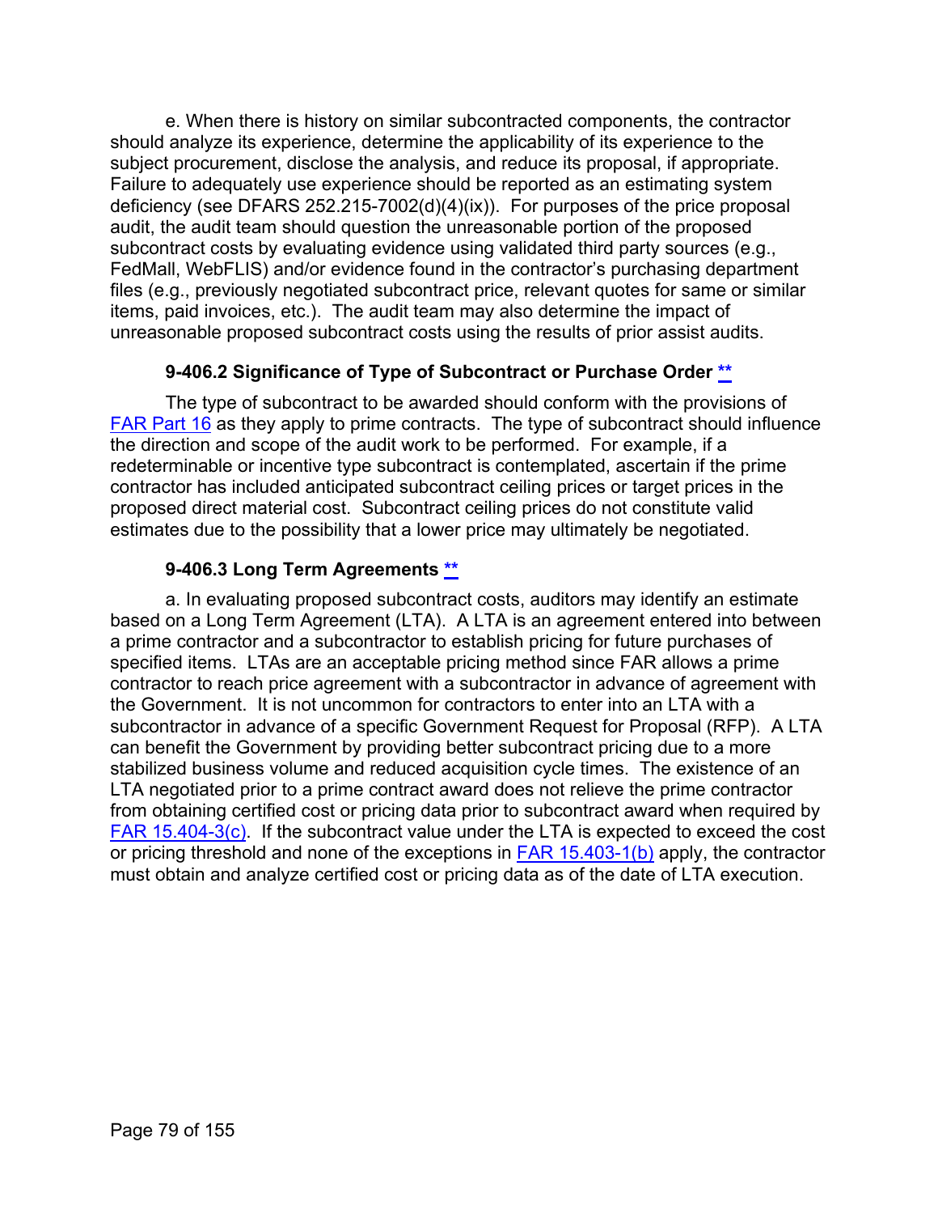e. When there is history on similar subcontracted components, the contractor should analyze its experience, determine the applicability of its experience to the subject procurement, disclose the analysis, and reduce its proposal, if appropriate. Failure to adequately use experience should be reported as an estimating system deficiency (see DFARS 252.215-7002(d)(4)(ix)). For purposes of the price proposal audit, the audit team should question the unreasonable portion of the proposed subcontract costs by evaluating evidence using validated third party sources (e.g., FedMall, WebFLIS) and/or evidence found in the contractor's purchasing department files (e.g., previously negotiated subcontract price, relevant quotes for same or similar items, paid invoices, etc.). The audit team may also determine the impact of unreasonable proposed subcontract costs using the results of prior assist audits.

### 9-406.2 Significance of Type of Subcontract or Purchase Order **

The type of subcontract to be awarded should conform with the provisions of FAR Part 16 as they apply to prime contracts. The type of subcontract should influence the direction and scope of the audit work to be performed. For example, if a redeterminable or incentive type subcontract is contemplated, ascertain if the prime contractor has included anticipated subcontract ceiling prices or target prices in the proposed direct material cost. Subcontract ceiling prices do not constitute valid estimates due to the possibility that a lower price may ultimately be negotiated.

### 9-406.3 Long Term Agreements **

a. In evaluating proposed subcontract costs, auditors may identify an estimate based on a Long Term Agreement (LTA). A LTA is an agreement entered into between a prime contractor and a subcontractor to establish pricing for future purchases of specified items. LTAs are an acceptable pricing method since FAR allows a prime contractor to reach price agreement with a subcontractor in advance of agreement with the Government. It is not uncommon for contractors to enter into an LTA with a subcontractor in advance of a specific Government Request for Proposal (RFP). A LTA can benefit the Government by providing better subcontract pricing due to a more stabilized business volume and reduced acquisition cycle times. The existence of an LTA negotiated prior to a prime contract award does not relieve the prime contractor from obtaining certified cost or pricing data prior to subcontract award when required by FAR 15.404-3(c). If the subcontract value under the LTA is expected to exceed the cost or pricing threshold and none of the exceptions in FAR 15.403-1(b) apply, the contractor must obtain and analyze certified cost or pricing data as of the date of LTA execution.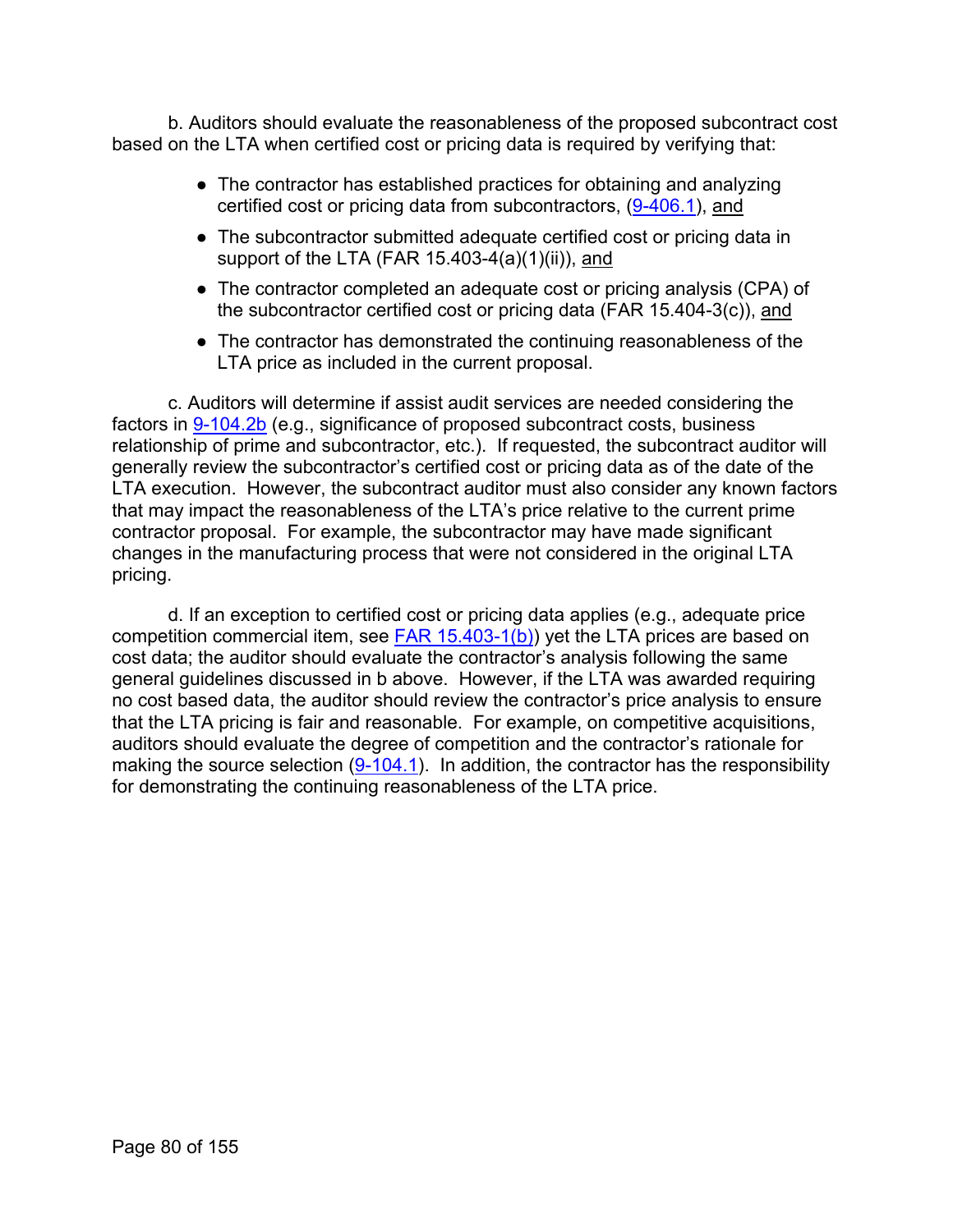b. Auditors should evaluate the reasonableness of the proposed subcontract cost based on the LTA when certified cost or pricing data is required by verifying that:

- The contractor has established practices for obtaining and analyzing certified cost or pricing data from subcontractors, (9-406.1), <u>and</u>
- The subcontractor submitted adequate certified cost or pricing data in support of the LTA (FAR 15.403-4(a)(1)(ii)), <u>and</u>
- The contractor completed an adequate cost or pricing analysis (CPA) of the subcontractor certified cost or pricing data (FAR 15.404-3(c)), <u>and</u>
- The contractor has demonstrated the continuing reasonableness of the LTA price as included in the current proposal.

c. Auditors will determine if assist audit services are needed considering the factors in 9-104.2b (e.g., significance of proposed subcontract costs, business relationship of prime and subcontractor, etc.). If requested, the subcontract auditor will generally review the subcontractor's certified cost or pricing data as of the date of the LTA execution. However, the subcontract auditor must also consider any known factors that may impact the reasonableness of the LTA's price relative to the current prime contractor proposal. For example, the subcontractor may have made significant changes in the manufacturing process that were not considered in the original LTA pricing.

d. If an exception to certified cost or pricing data applies (e.g., adequate price competition commercial item, see FAR 15.403-1(b)) yet the LTA prices are based on cost data; the auditor should evaluate the contractor's analysis following the same general guidelines discussed in b above. However, if the LTA was awarded requiring no cost based data, the auditor should review the contractor's price analysis to ensure that the LTA pricing is fair and reasonable. For example, on competitive acquisitions, auditors should evaluate the degree of competition and the contractor's rationale for making the source selection (9-104.1). In addition, the contractor has the responsibility for demonstrating the continuing reasonableness of the LTA price.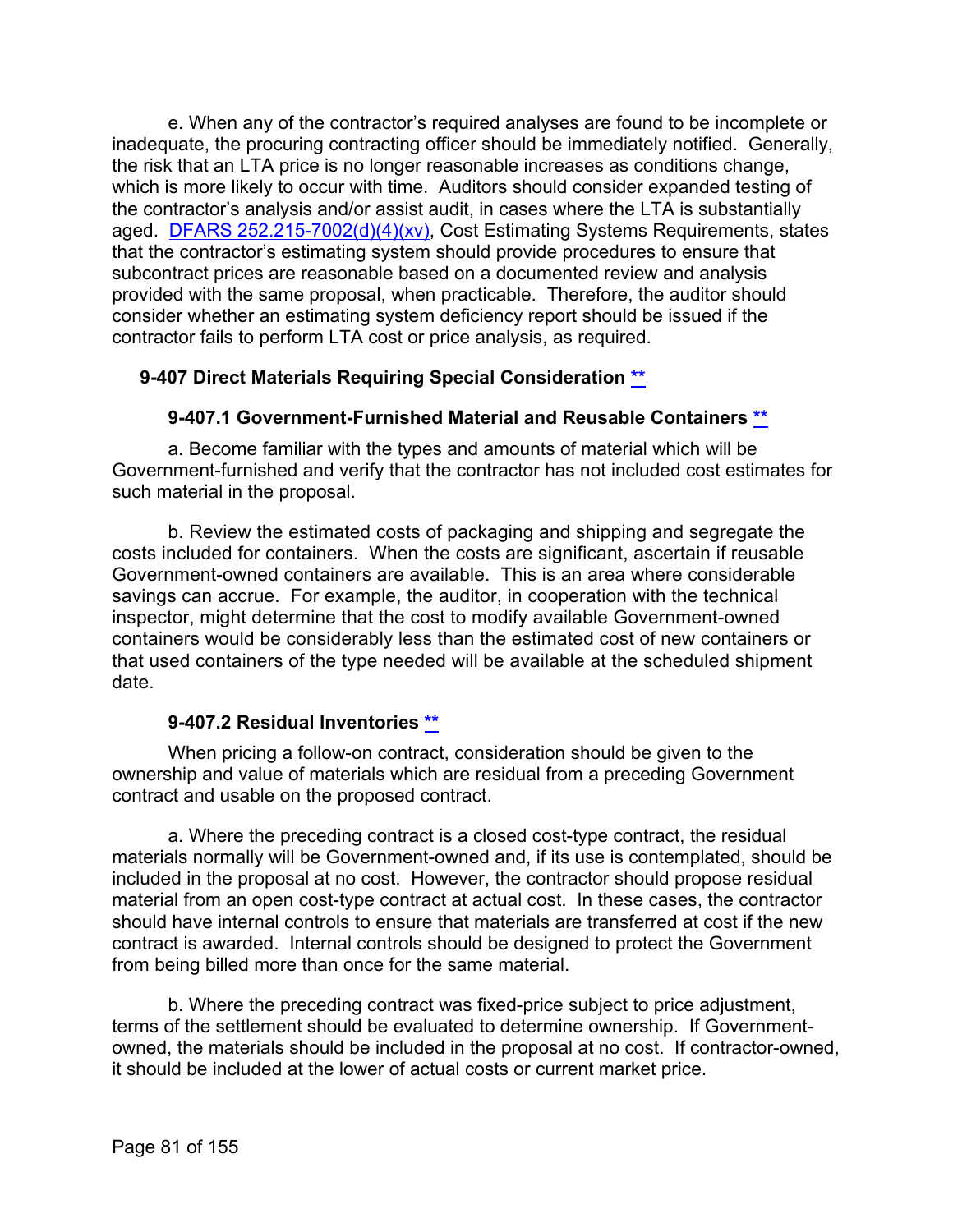e. When any of the contractor's required analyses are found to be incomplete or inadequate, the procuring contracting officer should be immediately notified. Generally, the risk that an LTA price is no longer reasonable increases as conditions change, which is more likely to occur with time. Auditors should consider expanded testing of the contractor's analysis and/or assist audit, in cases where the LTA is substantially aged. DFARS 252.215-7002(d)(4)(xv), Cost Estimating Systems Requirements, states that the contractor's estimating system should provide procedures to ensure that subcontract prices are reasonable based on a documented review and analysis provided with the same proposal, when practicable. Therefore, the auditor should consider whether an estimating system deficiency report should be issued if the contractor fails to perform LTA cost or price analysis, as required.

### 9-407 Direct Materials Requiring Special Consideration **

#### 9-407.1 Government-Furnished Material and Reusable Containers **

a. Become familiar with the types and amounts of material which will be Government-furnished and verify that the contractor has not included cost estimates for such material in the proposal.

b. Review the estimated costs of packaging and shipping and segregate the costs included for containers. When the costs are significant, ascertain if reusable Government-owned containers are available. This is an area where considerable savings can accrue. For example, the auditor, in cooperation with the technical inspector, might determine that the cost to modify available Government-owned containers would be considerably less than the estimated cost of new containers or that used containers of the type needed will be available at the scheduled shipment date.

#### 9-407.2 Residual Inventories **

When pricing a follow-on contract, consideration should be given to the ownership and value of materials which are residual from a preceding Government contract and usable on the proposed contract.

a. Where the preceding contract is a closed cost-type contract, the residual materials normally will be Government-owned and, if its use is contemplated, should be included in the proposal at no cost. However, the contractor should propose residual material from an open cost-type contract at actual cost. In these cases, the contractor should have internal controls to ensure that materials are transferred at cost if the new contract is awarded. Internal controls should be designed to protect the Government from being billed more than once for the same material.

b. Where the preceding contract was fixed-price subject to price adjustment, terms of the settlement should be evaluated to determine ownership. If Government-owned, the materials should be included in the proposal at no cost. If contractor-owned, it should be included at the lower of actual costs or current market price.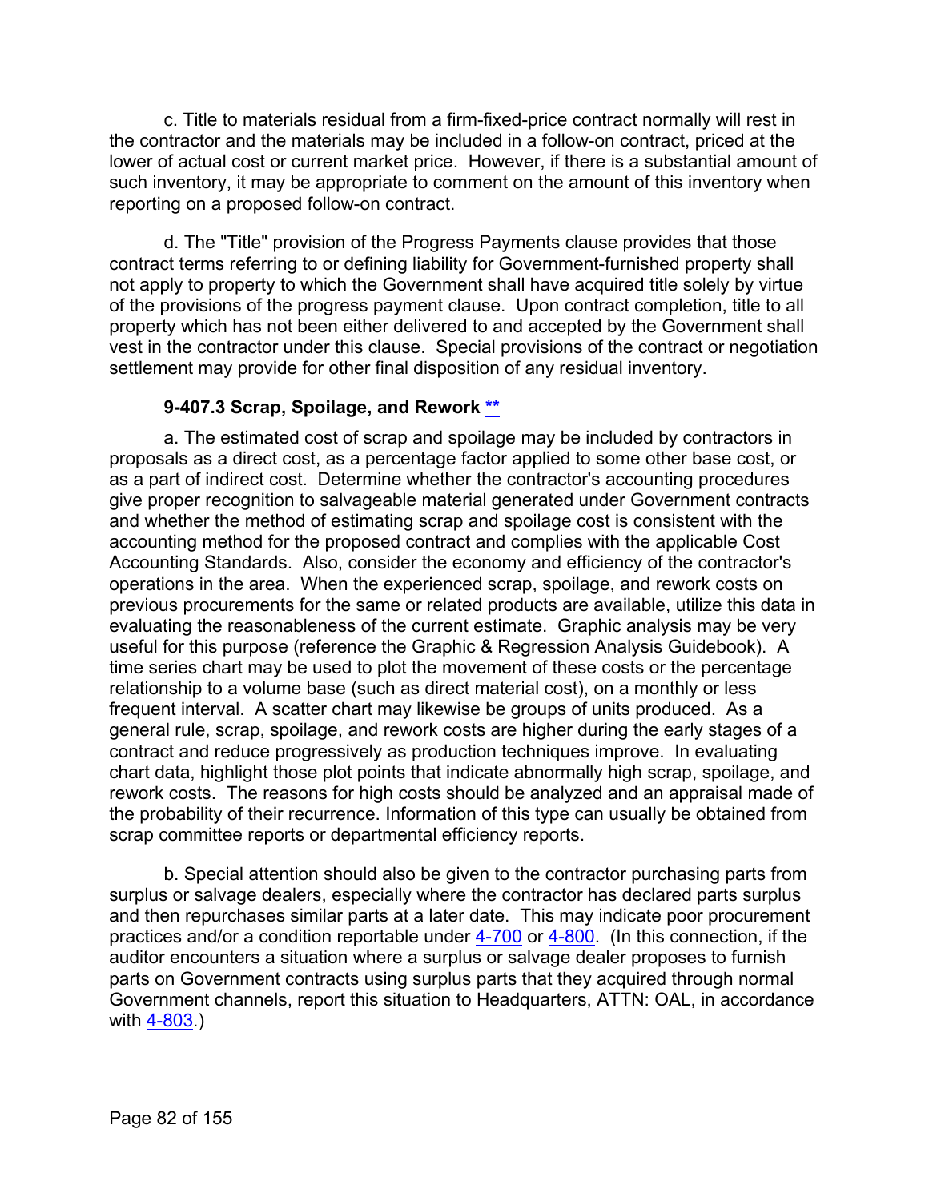c. Title to materials residual from a firm-fixed-price contract normally will rest in the contractor and the materials may be included in a follow-on contract, priced at the lower of actual cost or current market price. However, if there is a substantial amount of such inventory, it may be appropriate to comment on the amount of this inventory when reporting on a proposed follow-on contract.

d. The "Title" provision of the Progress Payments clause provides that those contract terms referring to or defining liability for Government-furnished property shall not apply to property to which the Government shall have acquired title solely by virtue of the provisions of the progress payment clause. Upon contract completion, title to all property which has not been either delivered to and accepted by the Government shall vest in the contractor under this clause. Special provisions of the contract or negotiation settlement may provide for other final disposition of any residual inventory.

### 9-407.3 Scrap, Spoilage, and Rework **

a. The estimated cost of scrap and spoilage may be included by contractors in proposals as a direct cost, as a percentage factor applied to some other base cost, or as a part of indirect cost. Determine whether the contractor's accounting procedures give proper recognition to salvageable material generated under Government contracts and whether the method of estimating scrap and spoilage cost is consistent with the accounting method for the proposed contract and complies with the applicable Cost Accounting Standards. Also, consider the economy and efficiency of the contractor's operations in the area. When the experienced scrap, spoilage, and rework costs on previous procurements for the same or related products are available, utilize this data in evaluating the reasonableness of the current estimate. Graphic analysis may be very useful for this purpose (reference the Graphic & Regression Analysis Guidebook). A time series chart may be used to plot the movement of these costs or the percentage relationship to a volume base (such as direct material cost), on a monthly or less frequent interval. A scatter chart may likewise be groups of units produced. As a general rule, scrap, spoilage, and rework costs are higher during the early stages of a contract and reduce progressively as production techniques improve. In evaluating chart data, highlight those plot points that indicate abnormally high scrap, spoilage, and rework costs. The reasons for high costs should be analyzed and an appraisal made of the probability of their recurrence. Information of this type can usually be obtained from scrap committee reports or departmental efficiency reports.

b. Special attention should also be given to the contractor purchasing parts from surplus or salvage dealers, especially where the contractor has declared parts surplus and then repurchases similar parts at a later date. This may indicate poor procurement practices and/or a condition reportable under 4-700 or 4-800. (In this connection, if the auditor encounters a situation where a surplus or salvage dealer proposes to furnish parts on Government contracts using surplus parts that they acquired through normal Government channels, report this situation to Headquarters, ATTN: OAL, in accordance with 4-803.)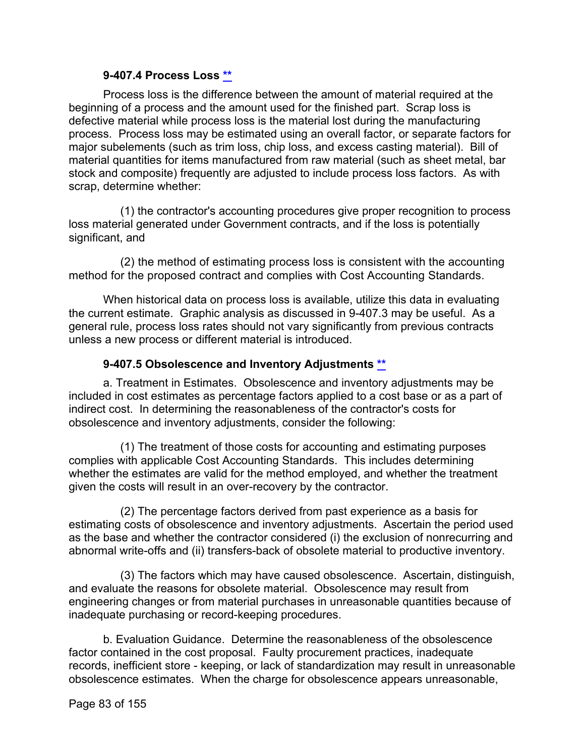#### 9-407.4 Process Loss [**]

Process loss is the difference between the amount of material required at the beginning of a process and the amount used for the finished part. Scrap loss is defective material while process loss is the material lost during the manufacturing process. Process loss may be estimated using an overall factor, or separate factors for major subelements (such as trim loss, chip loss, and excess casting material). Bill of material quantities for items manufactured from raw material (such as sheet metal, bar stock and composite) frequently are adjusted to include process loss factors. As with scrap, determine whether:

(1) the contractor's accounting procedures give proper recognition to process loss material generated under Government contracts, and if the loss is potentially significant, and

(2) the method of estimating process loss is consistent with the accounting method for the proposed contract and complies with Cost Accounting Standards.

When historical data on process loss is available, utilize this data in evaluating the current estimate. Graphic analysis as discussed in 9-407.3 may be useful. As a general rule, process loss rates should not vary significantly from previous contracts unless a new process or different material is introduced.

#### 9-407.5 Obsolescence and Inventory Adjustments [**]

a. Treatment in Estimates. Obsolescence and inventory adjustments may be included in cost estimates as percentage factors applied to a cost base or as a part of indirect cost. In determining the reasonableness of the contractor's costs for obsolescence and inventory adjustments, consider the following:

(1) The treatment of those costs for accounting and estimating purposes complies with applicable Cost Accounting Standards. This includes determining whether the estimates are valid for the method employed, and whether the treatment given the costs will result in an over-recovery by the contractor.

(2) The percentage factors derived from past experience as a basis for estimating costs of obsolescence and inventory adjustments. Ascertain the period used as the base and whether the contractor considered (i) the exclusion of nonrecurring and abnormal write-offs and (ii) transfers-back of obsolete material to productive inventory.

(3) The factors which may have caused obsolescence. Ascertain, distinguish, and evaluate the reasons for obsolete material. Obsolescence may result from engineering changes or from material purchases in unreasonable quantities because of inadequate purchasing or record-keeping procedures.

b. Evaluation Guidance. Determine the reasonableness of the obsolescence factor contained in the cost proposal. Faulty procurement practices, inadequate records, inefficient store - keeping, or lack of standardization may result in unreasonable obsolescence estimates. When the charge for obsolescence appears unreasonable,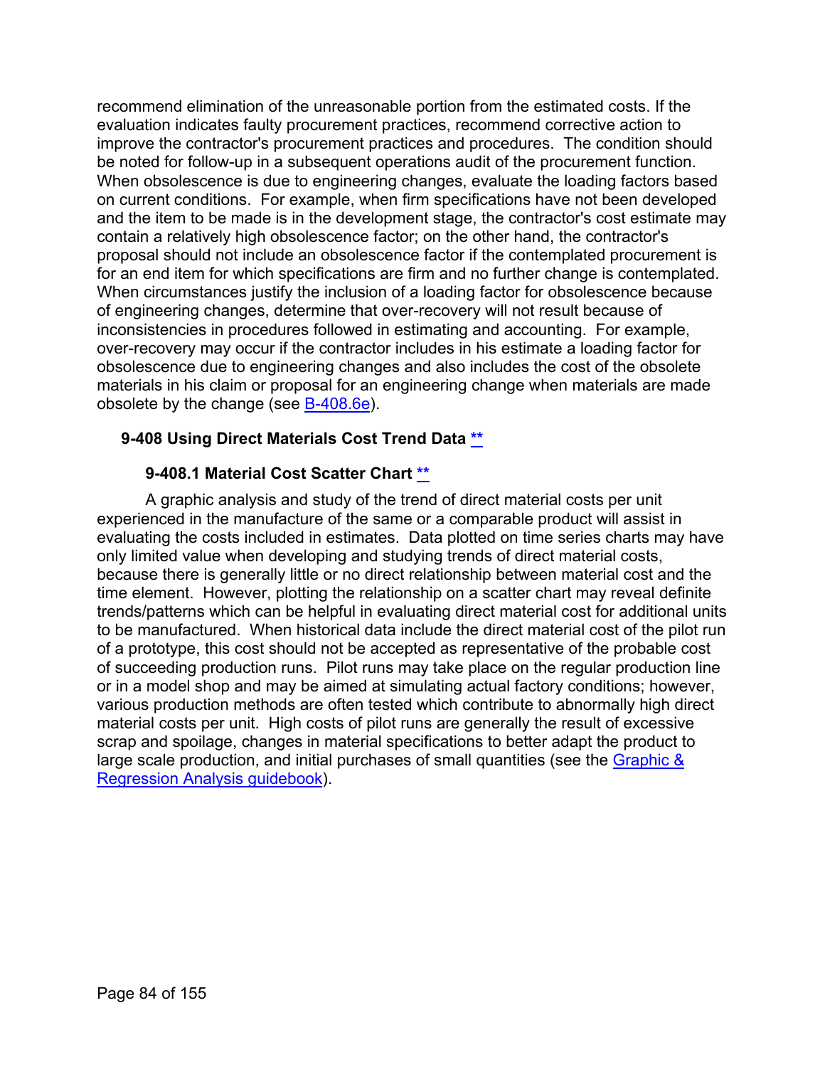recommend elimination of the unreasonable portion from the estimated costs. If the evaluation indicates faulty procurement practices, recommend corrective action to improve the contractor's procurement practices and procedures. The condition should be noted for follow-up in a subsequent operations audit of the procurement function. When obsolescence is due to engineering changes, evaluate the loading factors based on current conditions. For example, when firm specifications have not been developed and the item to be made is in the development stage, the contractor's cost estimate may contain a relatively high obsolescence factor; on the other hand, the contractor's proposal should not include an obsolescence factor if the contemplated procurement is for an end item for which specifications are firm and no further change is contemplated. When circumstances justify the inclusion of a loading factor for obsolescence because of engineering changes, determine that over-recovery will not result because of inconsistencies in procedures followed in estimating and accounting. For example, over-recovery may occur if the contractor includes in his estimate a loading factor for obsolescence due to engineering changes and also includes the cost of the obsolete materials in his claim or proposal for an engineering change when materials are made obsolete by the change (see B-408.6e).

### 9-408 Using Direct Materials Cost Trend Data **

#### 9-408.1 Material Cost Scatter Chart **

A graphic analysis and study of the trend of direct material costs per unit experienced in the manufacture of the same or a comparable product will assist in evaluating the costs included in estimates. Data plotted on time series charts may have only limited value when developing and studying trends of direct material costs, because there is generally little or no direct relationship between material cost and the time element. However, plotting the relationship on a scatter chart may reveal definite trends/patterns which can be helpful in evaluating direct material cost for additional units to be manufactured. When historical data include the direct material cost of the pilot run of a prototype, this cost should not be accepted as representative of the probable cost of succeeding production runs. Pilot runs may take place on the regular production line or in a model shop and may be aimed at simulating actual factory conditions; however, various production methods are often tested which contribute to abnormally high direct material costs per unit. High costs of pilot runs are generally the result of excessive scrap and spoilage, changes in material specifications to better adapt the product to large scale production, and initial purchases of small quantities (see the Graphic & Regression Analysis guidebook).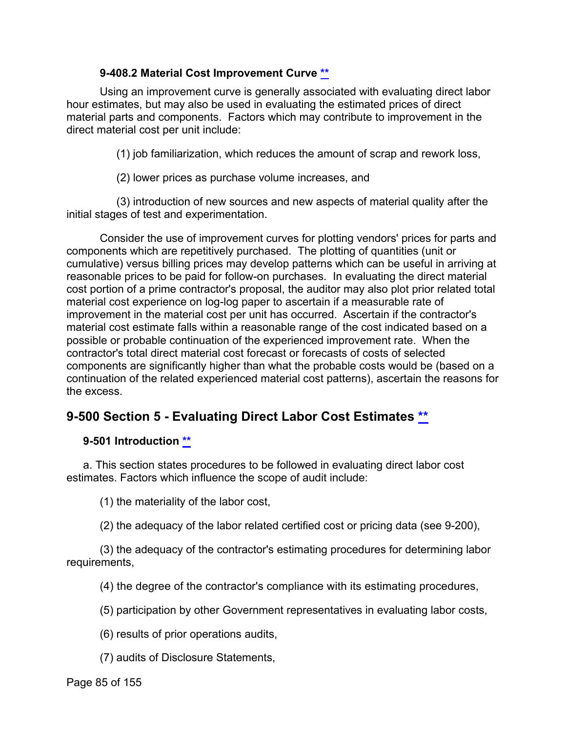#### 9-408.2 Material Cost Improvement Curve **

Using an improvement curve is generally associated with evaluating direct labor hour estimates, but may also be used in evaluating the estimated prices of direct material parts and components. Factors which may contribute to improvement in the direct material cost per unit include:

(1) job familiarization, which reduces the amount of scrap and rework loss,

(2) lower prices as purchase volume increases, and

(3) introduction of new sources and new aspects of material quality after the initial stages of test and experimentation.

Consider the use of improvement curves for plotting vendors' prices for parts and components which are repetitively purchased. The plotting of quantities (unit or cumulative) versus billing prices may develop patterns which can be useful in arriving at reasonable prices to be paid for follow-on purchases. In evaluating the direct material cost portion of a prime contractor's proposal, the auditor may also plot prior related total material cost experience on log-log paper to ascertain if a measurable rate of improvement in the material cost per unit has occurred. Ascertain if the contractor's material cost estimate falls within a reasonable range of the cost indicated based on a possible or probable continuation of the experienced improvement rate. When the contractor's total direct material cost forecast or forecasts of costs of selected components are significantly higher than what the probable costs would be (based on a continuation of the related experienced material cost patterns), ascertain the reasons for the excess.

## 9-500 Section 5 - Evaluating Direct Labor Cost Estimates **

### 9-501 Introduction **

a. This section states procedures to be followed in evaluating direct labor cost estimates. Factors which influence the scope of audit include:

(1) the materiality of the labor cost,

(2) the adequacy of the labor related certified cost or pricing data (see 9-200),

(3) the adequacy of the contractor's estimating procedures for determining labor requirements,

(4) the degree of the contractor's compliance with its estimating procedures,

(5) participation by other Government representatives in evaluating labor costs,

(6) results of prior operations audits,

(7) audits of Disclosure Statements,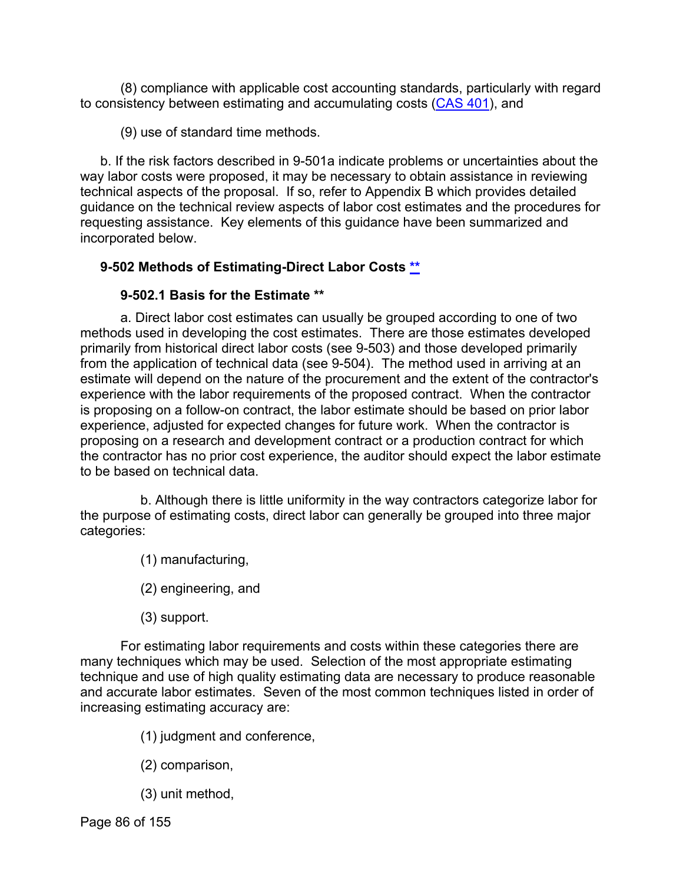(8) compliance with applicable cost accounting standards, particularly with regard to consistency between estimating and accumulating costs (CAS 401), and

(9) use of standard time methods.

b. If the risk factors described in 9-501a indicate problems or uncertainties about the way labor costs were proposed, it may be necessary to obtain assistance in reviewing technical aspects of the proposal. If so, refer to Appendix B which provides detailed guidance on the technical review aspects of labor cost estimates and the procedures for requesting assistance. Key elements of this guidance have been summarized and incorporated below.

### 9-502 Methods of Estimating-Direct Labor Costs **

#### 9-502.1 Basis for the Estimate **

a. Direct labor cost estimates can usually be grouped according to one of two methods used in developing the cost estimates. There are those estimates developed primarily from historical direct labor costs (see 9-503) and those developed primarily from the application of technical data (see 9-504). The method used in arriving at an estimate will depend on the nature of the procurement and the extent of the contractor's experience with the labor requirements of the proposed contract. When the contractor is proposing on a follow-on contract, the labor estimate should be based on prior labor experience, adjusted for expected changes for future work. When the contractor is proposing on a research and development contract or a production contract for which the contractor has no prior cost experience, the auditor should expect the labor estimate to be based on technical data.

b. Although there is little uniformity in the way contractors categorize labor for the purpose of estimating costs, direct labor can generally be grouped into three major categories:

(1) manufacturing,

(2) engineering, and

(3) support.

For estimating labor requirements and costs within these categories there are many techniques which may be used. Selection of the most appropriate estimating technique and use of high quality estimating data are necessary to produce reasonable and accurate labor estimates. Seven of the most common techniques listed in order of increasing estimating accuracy are:

(1) judgment and conference,

(2) comparison,

(3) unit method,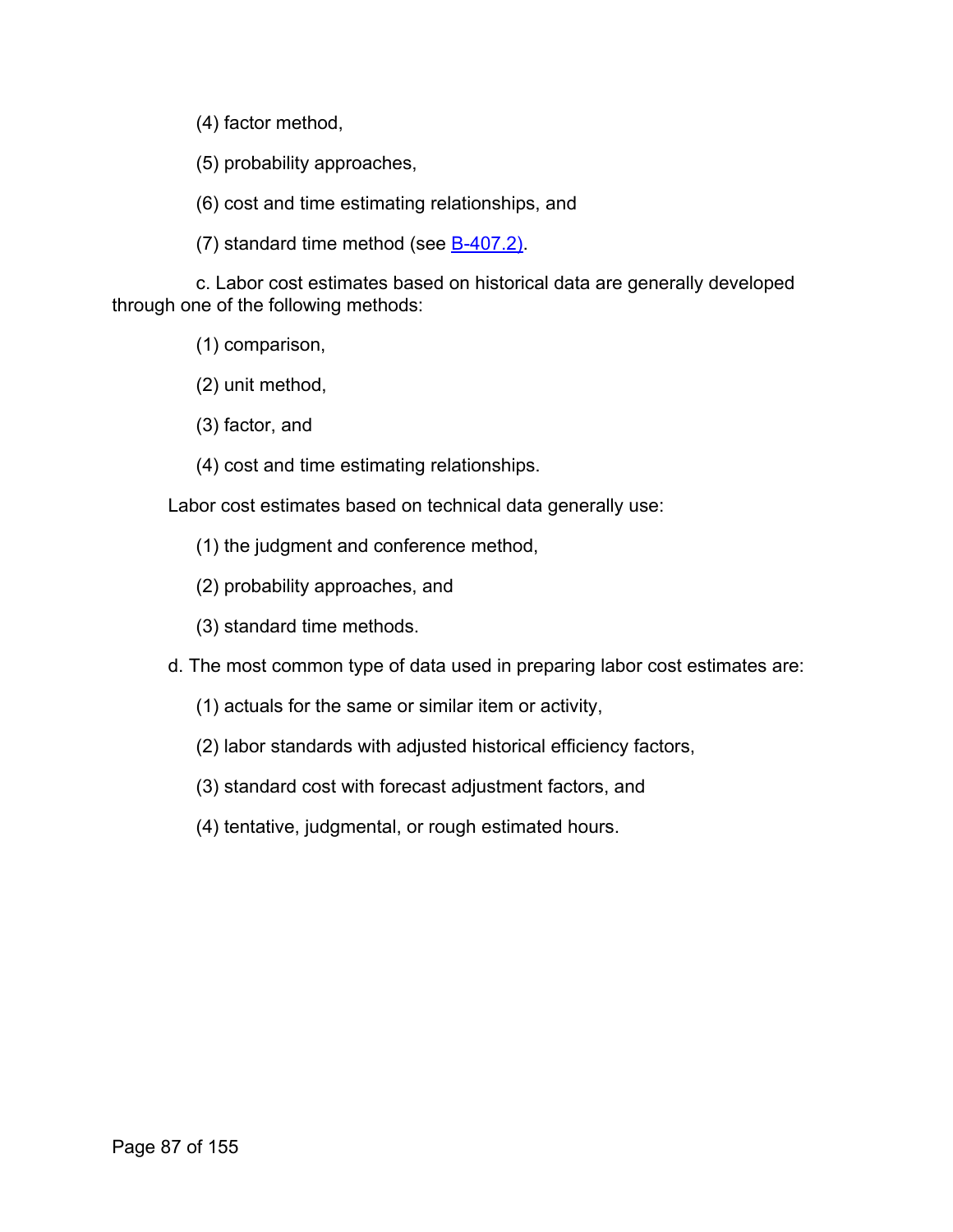(4) factor method,

(5) probability approaches,

(6) cost and time estimating relationships, and

(7) standard time method (see B-407.2).

c. Labor cost estimates based on historical data are generally developed through one of the following methods:

(1) comparison,

(2) unit method,

(3) factor, and

(4) cost and time estimating relationships.

Labor cost estimates based on technical data generally use:

(1) the judgment and conference method,

(2) probability approaches, and

(3) standard time methods.

d. The most common type of data used in preparing labor cost estimates are:

(1) actuals for the same or similar item or activity,

(2) labor standards with adjusted historical efficiency factors,

(3) standard cost with forecast adjustment factors, and

(4) tentative, judgmental, or rough estimated hours.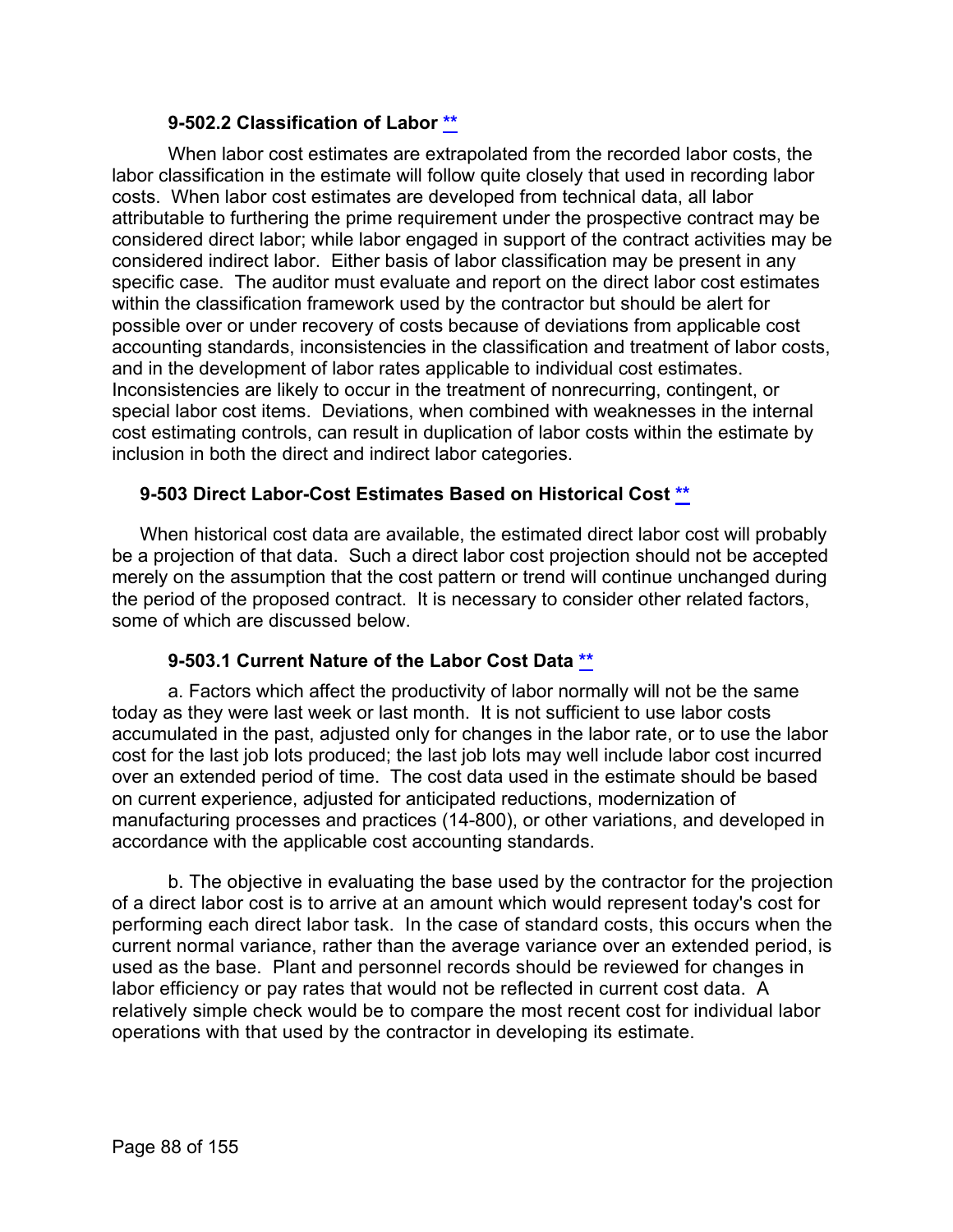#### 9-502.2 Classification of Labor [**](#)

When labor cost estimates are extrapolated from the recorded labor costs, the labor classification in the estimate will follow quite closely that used in recording labor costs. When labor cost estimates are developed from technical data, all labor attributable to furthering the prime requirement under the prospective contract may be considered direct labor; while labor engaged in support of the contract activities may be considered indirect labor. Either basis of labor classification may be present in any specific case. The auditor must evaluate and report on the direct labor cost estimates within the classification framework used by the contractor but should be alert for possible over or under recovery of costs because of deviations from applicable cost accounting standards, inconsistencies in the classification and treatment of labor costs, and in the development of labor rates applicable to individual cost estimates. Inconsistencies are likely to occur in the treatment of nonrecurring, contingent, or special labor cost items. Deviations, when combined with weaknesses in the internal cost estimating controls, can result in duplication of labor costs within the estimate by inclusion in both the direct and indirect labor categories.

### 9-503 Direct Labor-Cost Estimates Based on Historical Cost [**](#)

When historical cost data are available, the estimated direct labor cost will probably be a projection of that data. Such a direct labor cost projection should not be accepted merely on the assumption that the cost pattern or trend will continue unchanged during the period of the proposed contract. It is necessary to consider other related factors, some of which are discussed below.

#### 9-503.1 Current Nature of the Labor Cost Data [**](#)

a. Factors which affect the productivity of labor normally will not be the same today as they were last week or last month. It is not sufficient to use labor costs accumulated in the past, adjusted only for changes in the labor rate, or to use the labor cost for the last job lots produced; the last job lots may well include labor cost incurred over an extended period of time. The cost data used in the estimate should be based on current experience, adjusted for anticipated reductions, modernization of manufacturing processes and practices (14-800), or other variations, and developed in accordance with the applicable cost accounting standards.

b. The objective in evaluating the base used by the contractor for the projection of a direct labor cost is to arrive at an amount which would represent today's cost for performing each direct labor task. In the case of standard costs, this occurs when the current normal variance, rather than the average variance over an extended period, is used as the base. Plant and personnel records should be reviewed for changes in labor efficiency or pay rates that would not be reflected in current cost data. A relatively simple check would be to compare the most recent cost for individual labor operations with that used by the contractor in developing its estimate.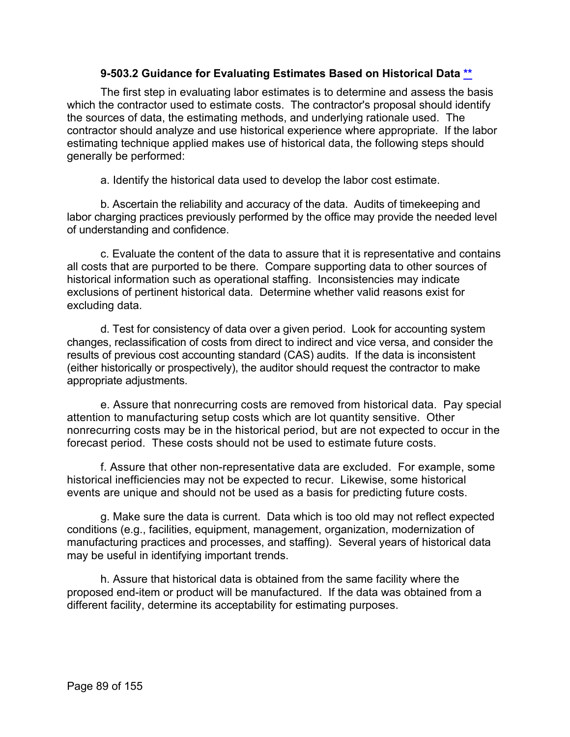### 9-503.2 Guidance for Evaluating Estimates Based on Historical Data [**]

The first step in evaluating labor estimates is to determine and assess the basis which the contractor used to estimate costs. The contractor's proposal should identify the sources of data, the estimating methods, and underlying rationale used. The contractor should analyze and use historical experience where appropriate. If the labor estimating technique applied makes use of historical data, the following steps should generally be performed:

a. Identify the historical data used to develop the labor cost estimate.

b. Ascertain the reliability and accuracy of the data. Audits of timekeeping and labor charging practices previously performed by the office may provide the needed level of understanding and confidence.

c. Evaluate the content of the data to assure that it is representative and contains all costs that are purported to be there. Compare supporting data to other sources of historical information such as operational staffing. Inconsistencies may indicate exclusions of pertinent historical data. Determine whether valid reasons exist for excluding data.

d. Test for consistency of data over a given period. Look for accounting system changes, reclassification of costs from direct to indirect and vice versa, and consider the results of previous cost accounting standard (CAS) audits. If the data is inconsistent (either historically or prospectively), the auditor should request the contractor to make appropriate adjustments.

e. Assure that nonrecurring costs are removed from historical data. Pay special attention to manufacturing setup costs which are lot quantity sensitive. Other nonrecurring costs may be in the historical period, but are not expected to occur in the forecast period. These costs should not be used to estimate future costs.

f. Assure that other non-representative data are excluded. For example, some historical inefficiencies may not be expected to recur. Likewise, some historical events are unique and should not be used as a basis for predicting future costs.

g. Make sure the data is current. Data which is too old may not reflect expected conditions (e.g., facilities, equipment, management, organization, modernization of manufacturing practices and processes, and staffing). Several years of historical data may be useful in identifying important trends.

h. Assure that historical data is obtained from the same facility where the proposed end-item or product will be manufactured. If the data was obtained from a different facility, determine its acceptability for estimating purposes.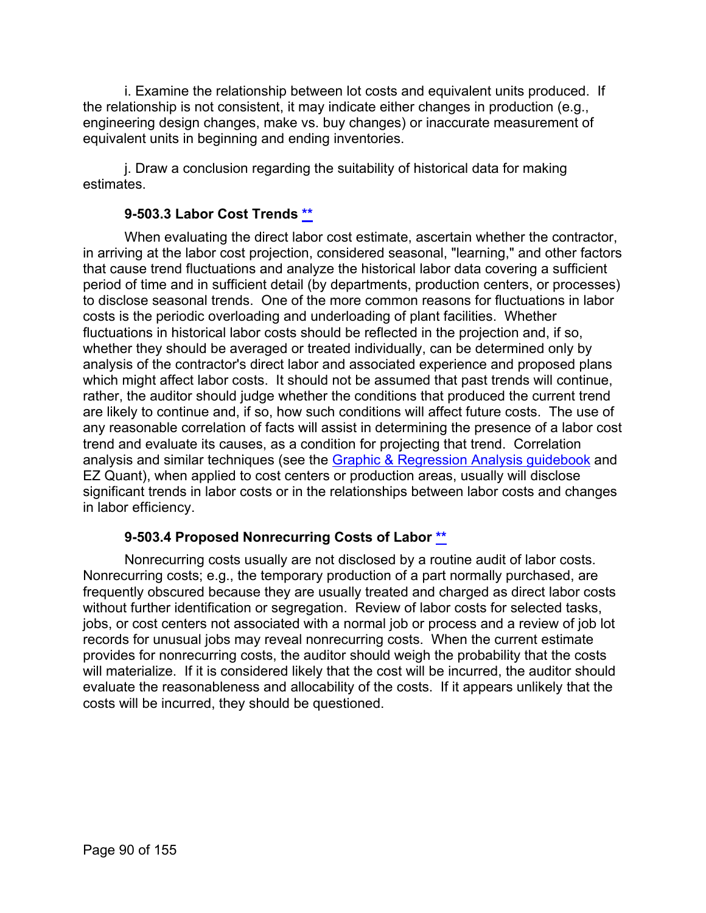i. Examine the relationship between lot costs and equivalent units produced. If the relationship is not consistent, it may indicate either changes in production (e.g., engineering design changes, make vs. buy changes) or inaccurate measurement of equivalent units in beginning and ending inventories.

j. Draw a conclusion regarding the suitability of historical data for making estimates.

### 9-503.3 Labor Cost Trends **

When evaluating the direct labor cost estimate, ascertain whether the contractor, in arriving at the labor cost projection, considered seasonal, "learning," and other factors that cause trend fluctuations and analyze the historical labor data covering a sufficient period of time and in sufficient detail (by departments, production centers, or processes) to disclose seasonal trends. One of the more common reasons for fluctuations in labor costs is the periodic overloading and underloading of plant facilities. Whether fluctuations in historical labor costs should be reflected in the projection and, if so, whether they should be averaged or treated individually, can be determined only by analysis of the contractor's direct labor and associated experience and proposed plans which might affect labor costs. It should not be assumed that past trends will continue, rather, the auditor should judge whether the conditions that produced the current trend are likely to continue and, if so, how such conditions will affect future costs. The use of any reasonable correlation of facts will assist in determining the presence of a labor cost trend and evaluate its causes, as a condition for projecting that trend. Correlation analysis and similar techniques (see the Graphic & Regression Analysis guidebook and EZ Quant), when applied to cost centers or production areas, usually will disclose significant trends in labor costs or in the relationships between labor costs and changes in labor efficiency.

### 9-503.4 Proposed Nonrecurring Costs of Labor **

Nonrecurring costs usually are not disclosed by a routine audit of labor costs. Nonrecurring costs; e.g., the temporary production of a part normally purchased, are frequently obscured because they are usually treated and charged as direct labor costs without further identification or segregation. Review of labor costs for selected tasks, jobs, or cost centers not associated with a normal job or process and a review of job lot records for unusual jobs may reveal nonrecurring costs. When the current estimate provides for nonrecurring costs, the auditor should weigh the probability that the costs will materialize. If it is considered likely that the cost will be incurred, the auditor should evaluate the reasonableness and allocability of the costs. If it appears unlikely that the costs will be incurred, they should be questioned.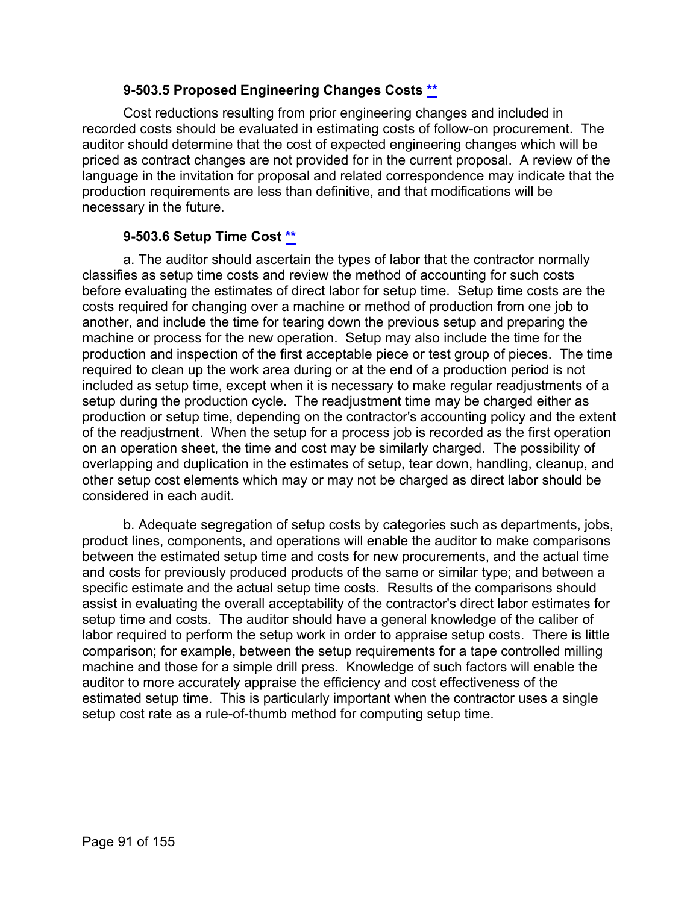### 9-503.5 Proposed Engineering Changes Costs **

Cost reductions resulting from prior engineering changes and included in recorded costs should be evaluated in estimating costs of follow-on procurement. The auditor should determine that the cost of expected engineering changes which will be priced as contract changes are not provided for in the current proposal. A review of the language in the invitation for proposal and related correspondence may indicate that the production requirements are less than definitive, and that modifications will be necessary in the future.

### 9-503.6 Setup Time Cost **

a. The auditor should ascertain the types of labor that the contractor normally classifies as setup time costs and review the method of accounting for such costs before evaluating the estimates of direct labor for setup time. Setup time costs are the costs required for changing over a machine or method of production from one job to another, and include the time for tearing down the previous setup and preparing the machine or process for the new operation. Setup may also include the time for the production and inspection of the first acceptable piece or test group of pieces. The time required to clean up the work area during or at the end of a production period is not included as setup time, except when it is necessary to make regular readjustments of a setup during the production cycle. The readjustment time may be charged either as production or setup time, depending on the contractor's accounting policy and the extent of the readjustment. When the setup for a process job is recorded as the first operation on an operation sheet, the time and cost may be similarly charged. The possibility of overlapping and duplication in the estimates of setup, tear down, handling, cleanup, and other setup cost elements which may or may not be charged as direct labor should be considered in each audit.

b. Adequate segregation of setup costs by categories such as departments, jobs, product lines, components, and operations will enable the auditor to make comparisons between the estimated setup time and costs for new procurements, and the actual time and costs for previously produced products of the same or similar type; and between a specific estimate and the actual setup time costs. Results of the comparisons should assist in evaluating the overall acceptability of the contractor's direct labor estimates for setup time and costs. The auditor should have a general knowledge of the caliber of labor required to perform the setup work in order to appraise setup costs. There is little comparison; for example, between the setup requirements for a tape controlled milling machine and those for a simple drill press. Knowledge of such factors will enable the auditor to more accurately appraise the efficiency and cost effectiveness of the estimated setup time. This is particularly important when the contractor uses a single setup cost rate as a rule-of-thumb method for computing setup time.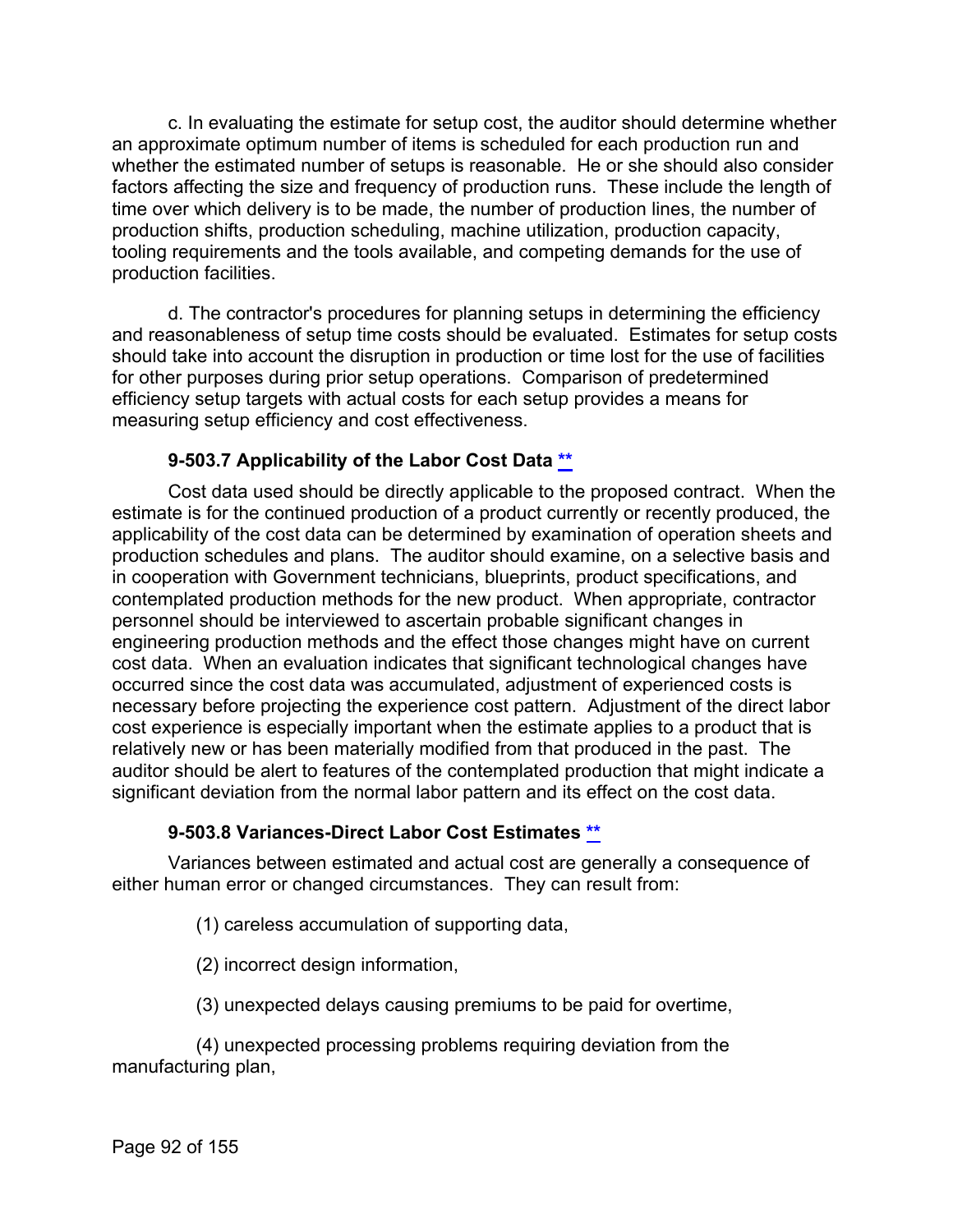c. In evaluating the estimate for setup cost, the auditor should determine whether an approximate optimum number of items is scheduled for each production run and whether the estimated number of setups is reasonable. He or she should also consider factors affecting the size and frequency of production runs. These include the length of time over which delivery is to be made, the number of production lines, the number of production shifts, production scheduling, machine utilization, production capacity, tooling requirements and the tools available, and competing demands for the use of production facilities.

d. The contractor's procedures for planning setups in determining the efficiency and reasonableness of setup time costs should be evaluated. Estimates for setup costs should take into account the disruption in production or time lost for the use of facilities for other purposes during prior setup operations. Comparison of predetermined efficiency setup targets with actual costs for each setup provides a means for measuring setup efficiency and cost effectiveness.

### 9-503.7 Applicability of the Labor Cost Data **

Cost data used should be directly applicable to the proposed contract. When the estimate is for the continued production of a product currently or recently produced, the applicability of the cost data can be determined by examination of operation sheets and production schedules and plans. The auditor should examine, on a selective basis and in cooperation with Government technicians, blueprints, product specifications, and contemplated production methods for the new product. When appropriate, contractor personnel should be interviewed to ascertain probable significant changes in engineering production methods and the effect those changes might have on current cost data. When an evaluation indicates that significant technological changes have occurred since the cost data was accumulated, adjustment of experienced costs is necessary before projecting the experience cost pattern. Adjustment of the direct labor cost experience is especially important when the estimate applies to a product that is relatively new or has been materially modified from that produced in the past. The auditor should be alert to features of the contemplated production that might indicate a significant deviation from the normal labor pattern and its effect on the cost data.

### 9-503.8 Variances-Direct Labor Cost Estimates **

Variances between estimated and actual cost are generally a consequence of either human error or changed circumstances. They can result from:

(1) careless accumulation of supporting data,

(2) incorrect design information,

(3) unexpected delays causing premiums to be paid for overtime,

(4) unexpected processing problems requiring deviation from the manufacturing plan,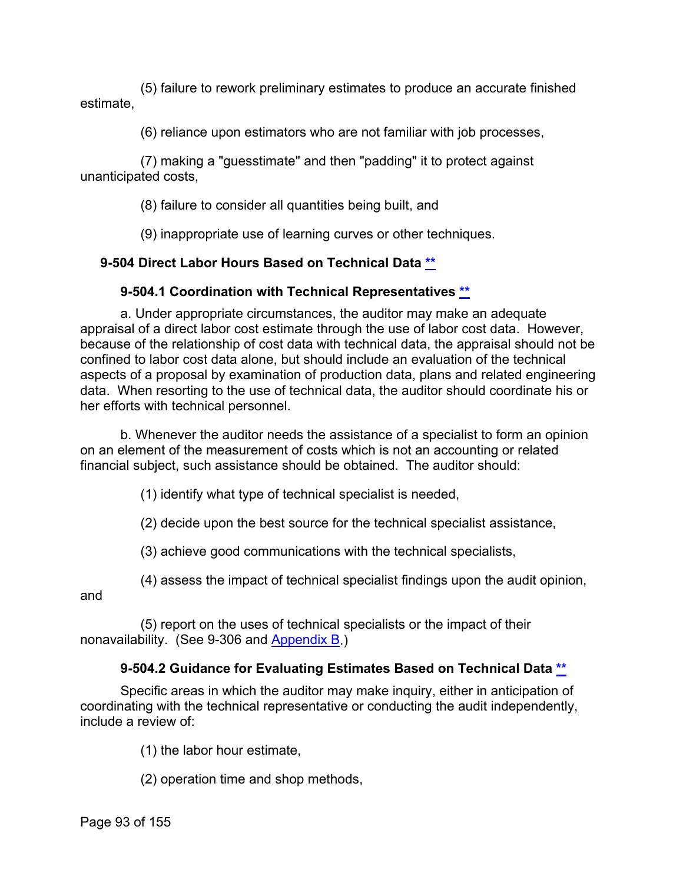(5) failure to rework preliminary estimates to produce an accurate finished estimate,

(6) reliance upon estimators who are not familiar with job processes,

(7) making a "guesstimate" and then "padding" it to protect against unanticipated costs,

(8) failure to consider all quantities being built, and

(9) inappropriate use of learning curves or other techniques.

## 9-504 Direct Labor Hours Based on Technical Data **

### 9-504.1 Coordination with Technical Representatives **

a. Under appropriate circumstances, the auditor may make an adequate appraisal of a direct labor cost estimate through the use of labor cost data. However, because of the relationship of cost data with technical data, the appraisal should not be confined to labor cost data alone, but should include an evaluation of the technical aspects of a proposal by examination of production data, plans and related engineering data. When resorting to the use of technical data, the auditor should coordinate his or her efforts with technical personnel.

b. Whenever the auditor needs the assistance of a specialist to form an opinion on an element of the measurement of costs which is not an accounting or related financial subject, such assistance should be obtained. The auditor should:

(1) identify what type of technical specialist is needed,

(2) decide upon the best source for the technical specialist assistance,

(3) achieve good communications with the technical specialists,

(4) assess the impact of technical specialist findings upon the audit opinion, and

(5) report on the uses of technical specialists or the impact of their nonavailability. (See 9-306 and Appendix B.)

### 9-504.2 Guidance for Evaluating Estimates Based on Technical Data **

Specific areas in which the auditor may make inquiry, either in anticipation of coordinating with the technical representative or conducting the audit independently, include a review of:

(1) the labor hour estimate,

(2) operation time and shop methods,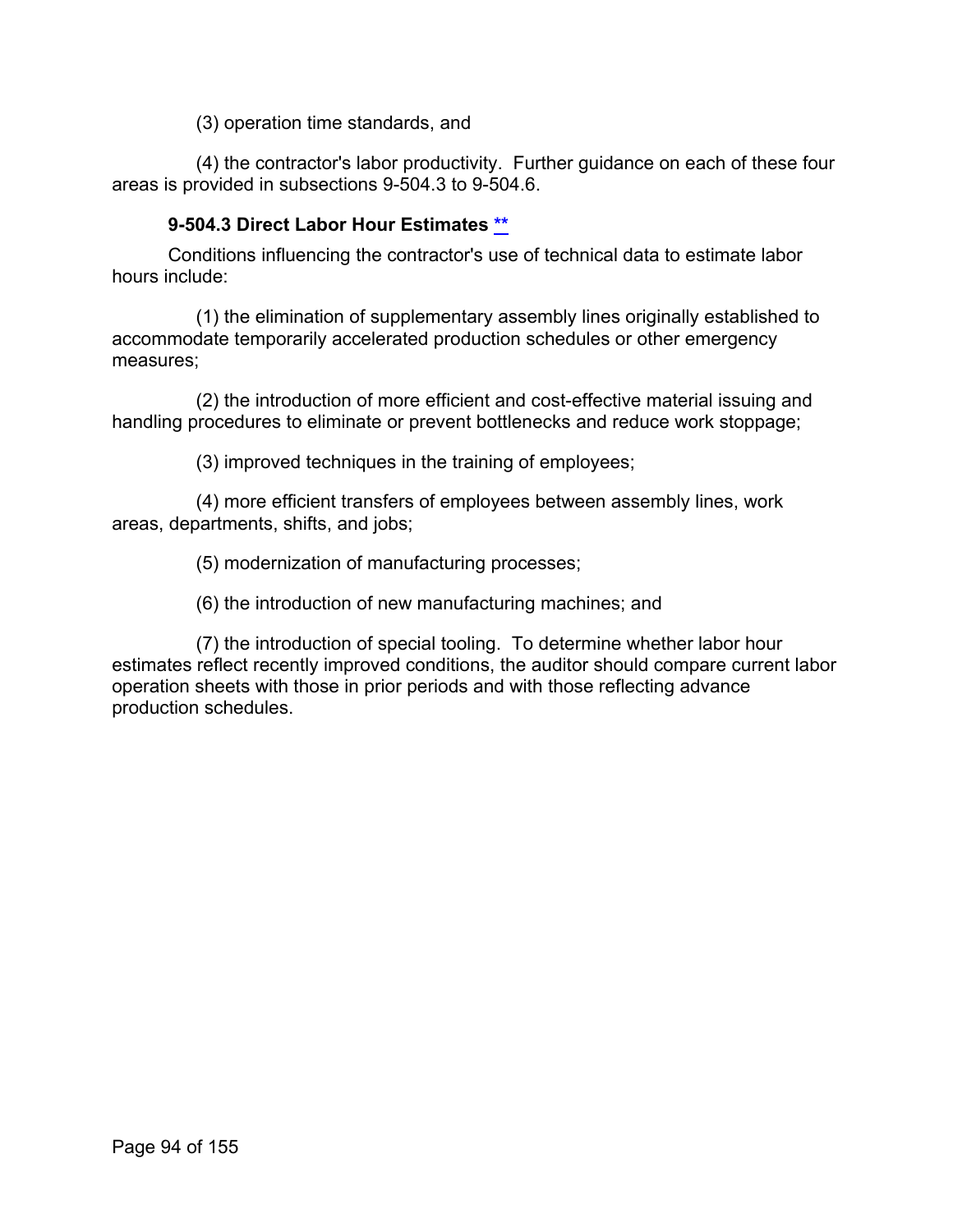(3) operation time standards, and

(4) the contractor's labor productivity.  Further guidance on each of these four areas is provided in subsections 9-504.3 to 9-504.6.

#### 9-504.3 Direct Labor Hour Estimates **

Conditions influencing the contractor's use of technical data to estimate labor hours include:

(1) the elimination of supplementary assembly lines originally established to accommodate temporarily accelerated production schedules or other emergency measures;

(2) the introduction of more efficient and cost-effective material issuing and handling procedures to eliminate or prevent bottlenecks and reduce work stoppage;

(3) improved techniques in the training of employees;

(4) more efficient transfers of employees between assembly lines, work areas, departments, shifts, and jobs;

(5) modernization of manufacturing processes;

(6) the introduction of new manufacturing machines; and

(7) the introduction of special tooling.  To determine whether labor hour estimates reflect recently improved conditions, the auditor should compare current labor operation sheets with those in prior periods and with those reflecting advance production schedules.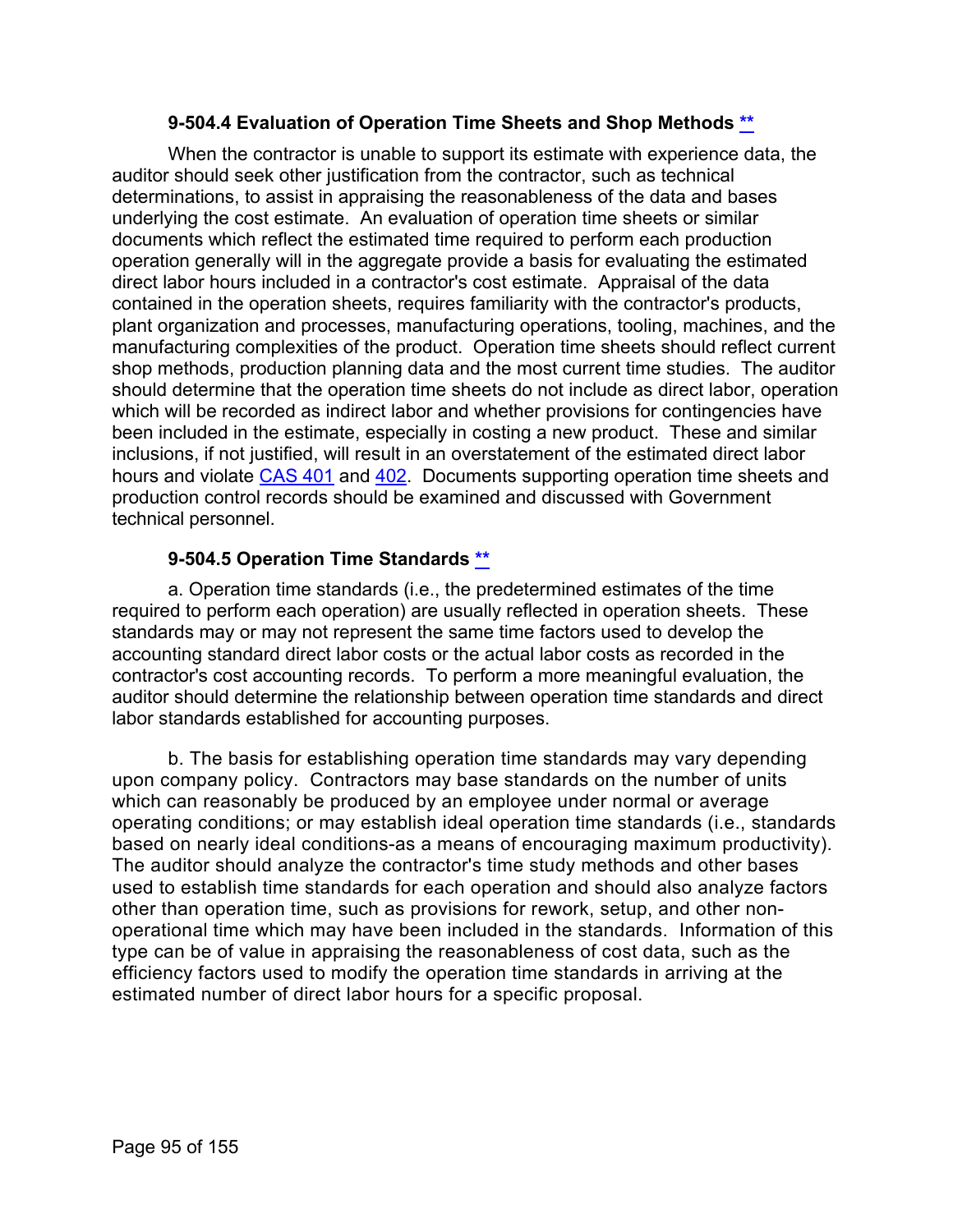### 9-504.4 Evaluation of Operation Time Sheets and Shop Methods **

When the contractor is unable to support its estimate with experience data, the auditor should seek other justification from the contractor, such as technical determinations, to assist in appraising the reasonableness of the data and bases underlying the cost estimate. An evaluation of operation time sheets or similar documents which reflect the estimated time required to perform each production operation generally will in the aggregate provide a basis for evaluating the estimated direct labor hours included in a contractor's cost estimate. Appraisal of the data contained in the operation sheets, requires familiarity with the contractor's products, plant organization and processes, manufacturing operations, tooling, machines, and the manufacturing complexities of the product. Operation time sheets should reflect current shop methods, production planning data and the most current time studies. The auditor should determine that the operation time sheets do not include as direct labor, operation which will be recorded as indirect labor and whether provisions for contingencies have been included in the estimate, especially in costing a new product. These and similar inclusions, if not justified, will result in an overstatement of the estimated direct labor hours and violate CAS 401 and 402. Documents supporting operation time sheets and production control records should be examined and discussed with Government technical personnel.

### 9-504.5 Operation Time Standards **

a. Operation time standards (i.e., the predetermined estimates of the time required to perform each operation) are usually reflected in operation sheets. These standards may or may not represent the same time factors used to develop the accounting standard direct labor costs or the actual labor costs as recorded in the contractor's cost accounting records. To perform a more meaningful evaluation, the auditor should determine the relationship between operation time standards and direct labor standards established for accounting purposes.

b. The basis for establishing operation time standards may vary depending upon company policy. Contractors may base standards on the number of units which can reasonably be produced by an employee under normal or average operating conditions; or may establish ideal operation time standards (i.e., standards based on nearly ideal conditions-as a means of encouraging maximum productivity). The auditor should analyze the contractor's time study methods and other bases used to establish time standards for each operation and should also analyze factors other than operation time, such as provisions for rework, setup, and other non-operational time which may have been included in the standards. Information of this type can be of value in appraising the reasonableness of cost data, such as the efficiency factors used to modify the operation time standards in arriving at the estimated number of direct labor hours for a specific proposal.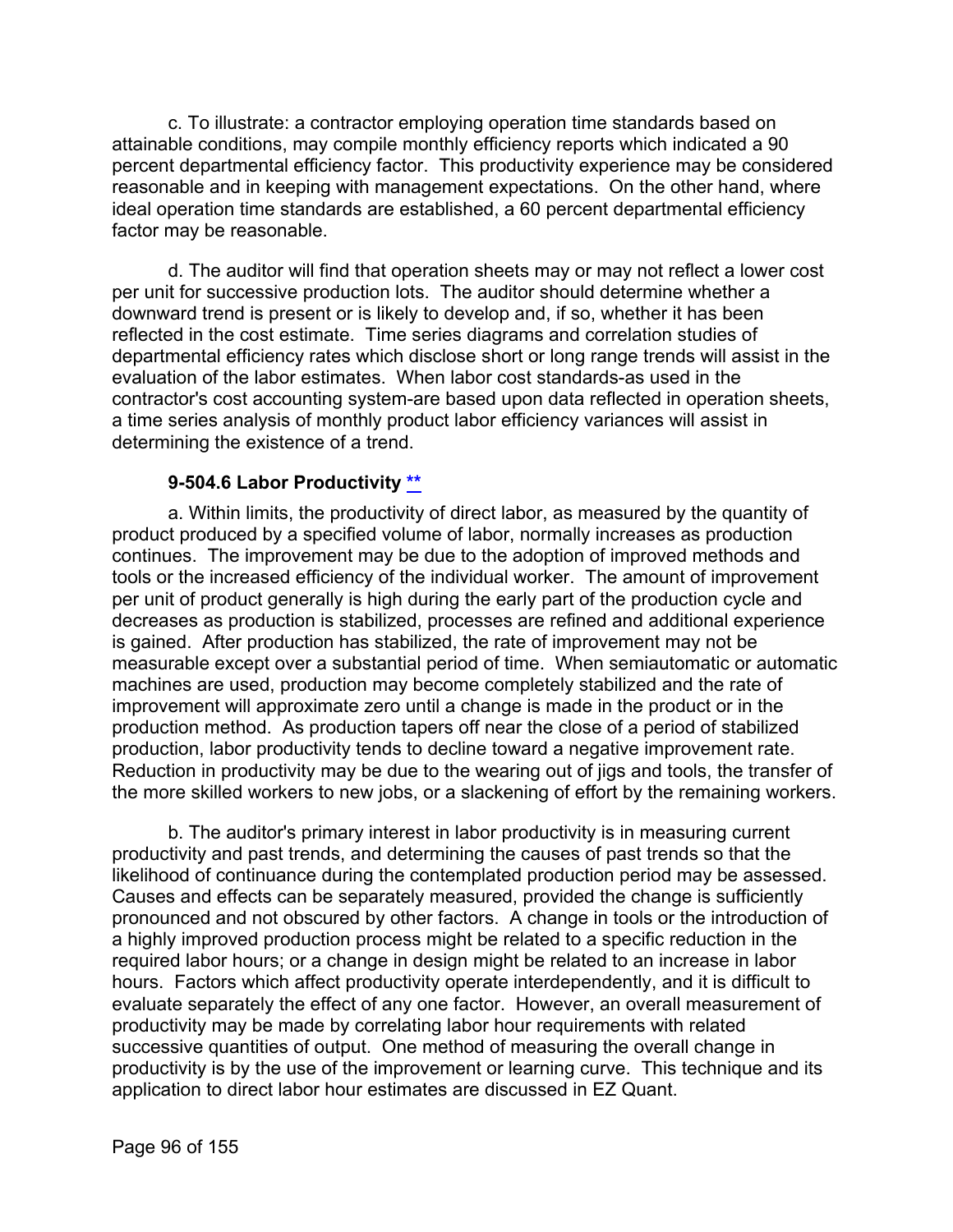c. To illustrate: a contractor employing operation time standards based on attainable conditions, may compile monthly efficiency reports which indicated a 90 percent departmental efficiency factor. This productivity experience may be considered reasonable and in keeping with management expectations. On the other hand, where ideal operation time standards are established, a 60 percent departmental efficiency factor may be reasonable.

d. The auditor will find that operation sheets may or may not reflect a lower cost per unit for successive production lots. The auditor should determine whether a downward trend is present or is likely to develop and, if so, whether it has been reflected in the cost estimate. Time series diagrams and correlation studies of departmental efficiency rates which disclose short or long range trends will assist in the evaluation of the labor estimates. When labor cost standards-as used in the contractor's cost accounting system-are based upon data reflected in operation sheets, a time series analysis of monthly product labor efficiency variances will assist in determining the existence of a trend.

### 9-504.6 Labor Productivity **

a. Within limits, the productivity of direct labor, as measured by the quantity of product produced by a specified volume of labor, normally increases as production continues. The improvement may be due to the adoption of improved methods and tools or the increased efficiency of the individual worker. The amount of improvement per unit of product generally is high during the early part of the production cycle and decreases as production is stabilized, processes are refined and additional experience is gained. After production has stabilized, the rate of improvement may not be measurable except over a substantial period of time. When semiautomatic or automatic machines are used, production may become completely stabilized and the rate of improvement will approximate zero until a change is made in the product or in the production method. As production tapers off near the close of a period of stabilized production, labor productivity tends to decline toward a negative improvement rate. Reduction in productivity may be due to the wearing out of jigs and tools, the transfer of the more skilled workers to new jobs, or a slackening of effort by the remaining workers.

b. The auditor's primary interest in labor productivity is in measuring current productivity and past trends, and determining the causes of past trends so that the likelihood of continuance during the contemplated production period may be assessed. Causes and effects can be separately measured, provided the change is sufficiently pronounced and not obscured by other factors. A change in tools or the introduction of a highly improved production process might be related to a specific reduction in the required labor hours; or a change in design might be related to an increase in labor hours. Factors which affect productivity operate interdependently, and it is difficult to evaluate separately the effect of any one factor. However, an overall measurement of productivity may be made by correlating labor hour requirements with related successive quantities of output. One method of measuring the overall change in productivity is by the use of the improvement or learning curve. This technique and its application to direct labor hour estimates are discussed in EZ Quant.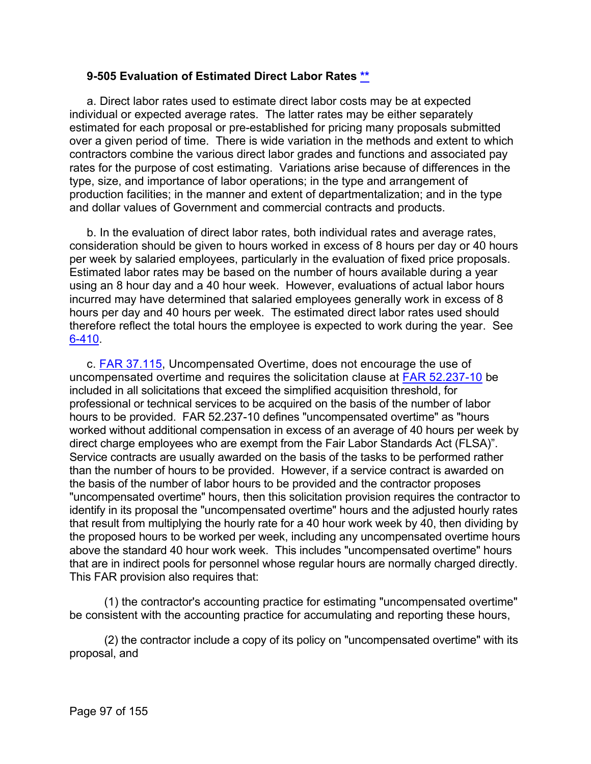### 9-505 Evaluation of Estimated Direct Labor Rates [**](#)

a. Direct labor rates used to estimate direct labor costs may be at expected individual or expected average rates. The latter rates may be either separately estimated for each proposal or pre-established for pricing many proposals submitted over a given period of time. There is wide variation in the methods and extent to which contractors combine the various direct labor grades and functions and associated pay rates for the purpose of cost estimating. Variations arise because of differences in the type, size, and importance of labor operations; in the type and arrangement of production facilities; in the manner and extent of departmentalization; and in the type and dollar values of Government and commercial contracts and products.

b. In the evaluation of direct labor rates, both individual rates and average rates, consideration should be given to hours worked in excess of 8 hours per day or 40 hours per week by salaried employees, particularly in the evaluation of fixed price proposals. Estimated labor rates may be based on the number of hours available during a year using an 8 hour day and a 40 hour week. However, evaluations of actual labor hours incurred may have determined that salaried employees generally work in excess of 8 hours per day and 40 hours per week. The estimated direct labor rates used should therefore reflect the total hours the employee is expected to work during the year. See 6-410.

c. FAR 37.115, Uncompensated Overtime, does not encourage the use of uncompensated overtime and requires the solicitation clause at FAR 52.237-10 be included in all solicitations that exceed the simplified acquisition threshold, for professional or technical services to be acquired on the basis of the number of labor hours to be provided. FAR 52.237-10 defines "uncompensated overtime" as "hours worked without additional compensation in excess of an average of 40 hours per week by direct charge employees who are exempt from the Fair Labor Standards Act (FLSA)". Service contracts are usually awarded on the basis of the tasks to be performed rather than the number of hours to be provided. However, if a service contract is awarded on the basis of the number of labor hours to be provided and the contractor proposes "uncompensated overtime" hours, then this solicitation provision requires the contractor to identify in its proposal the "uncompensated overtime" hours and the adjusted hourly rates that result from multiplying the hourly rate for a 40 hour work week by 40, then dividing by the proposed hours to be worked per week, including any uncompensated overtime hours above the standard 40 hour work week. This includes "uncompensated overtime" hours that are in indirect pools for personnel whose regular hours are normally charged directly. This FAR provision also requires that:

(1) the contractor's accounting practice for estimating "uncompensated overtime" be consistent with the accounting practice for accumulating and reporting these hours,

(2) the contractor include a copy of its policy on "uncompensated overtime" with its proposal, and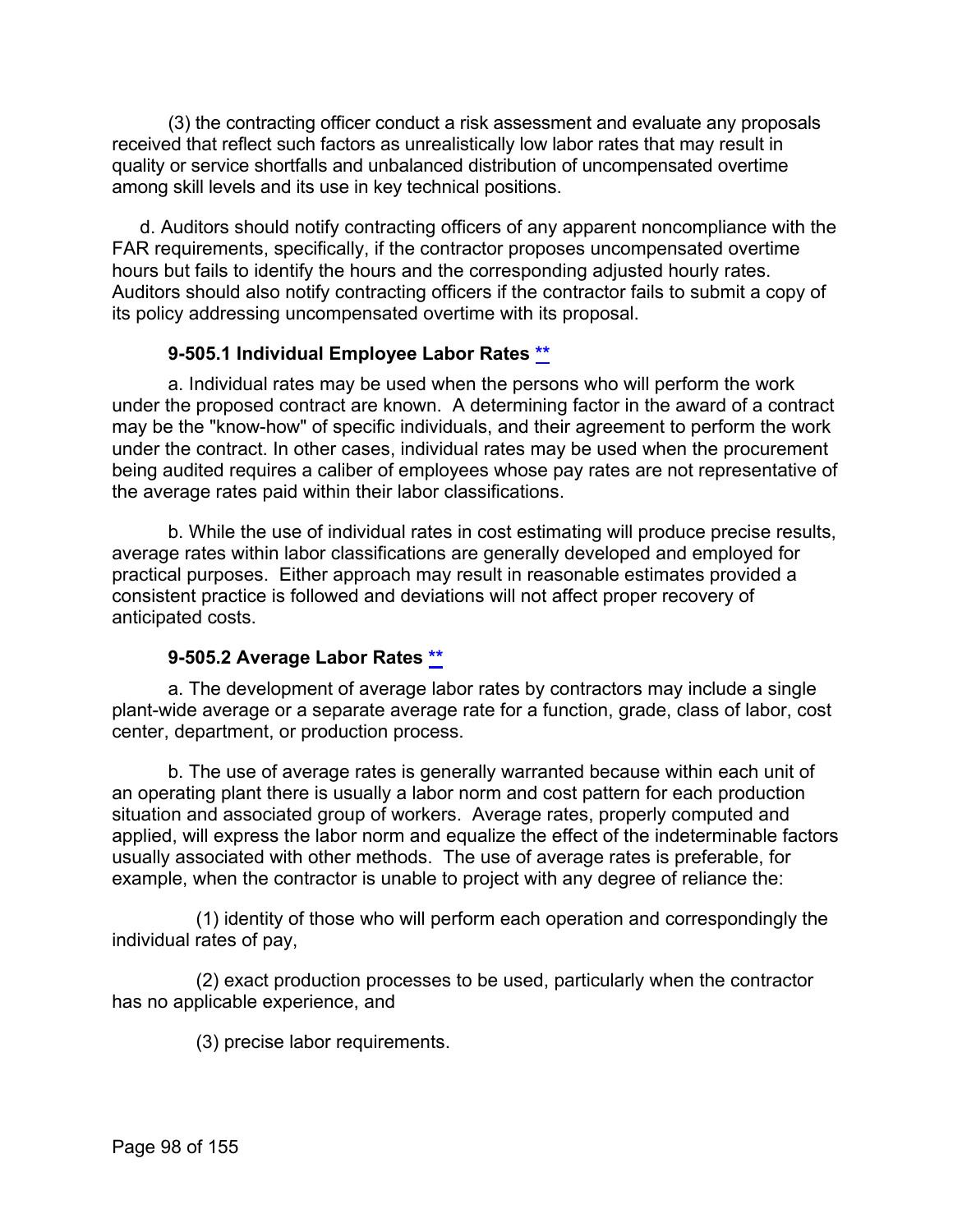(3) the contracting officer conduct a risk assessment and evaluate any proposals received that reflect such factors as unrealistically low labor rates that may result in quality or service shortfalls and unbalanced distribution of uncompensated overtime among skill levels and its use in key technical positions.

d. Auditors should notify contracting officers of any apparent noncompliance with the FAR requirements, specifically, if the contractor proposes uncompensated overtime hours but fails to identify the hours and the corresponding adjusted hourly rates. Auditors should also notify contracting officers if the contractor fails to submit a copy of its policy addressing uncompensated overtime with its proposal.

### 9-505.1 Individual Employee Labor Rates **

a. Individual rates may be used when the persons who will perform the work under the proposed contract are known. A determining factor in the award of a contract may be the "know-how" of specific individuals, and their agreement to perform the work under the contract. In other cases, individual rates may be used when the procurement being audited requires a caliber of employees whose pay rates are not representative of the average rates paid within their labor classifications.

b. While the use of individual rates in cost estimating will produce precise results, average rates within labor classifications are generally developed and employed for practical purposes. Either approach may result in reasonable estimates provided a consistent practice is followed and deviations will not affect proper recovery of anticipated costs.

### 9-505.2 Average Labor Rates **

a. The development of average labor rates by contractors may include a single plant-wide average or a separate average rate for a function, grade, class of labor, cost center, department, or production process.

b. The use of average rates is generally warranted because within each unit of an operating plant there is usually a labor norm and cost pattern for each production situation and associated group of workers. Average rates, properly computed and applied, will express the labor norm and equalize the effect of the indeterminable factors usually associated with other methods. The use of average rates is preferable, for example, when the contractor is unable to project with any degree of reliance the:

(1) identity of those who will perform each operation and correspondingly the individual rates of pay,

(2) exact production processes to be used, particularly when the contractor has no applicable experience, and

(3) precise labor requirements.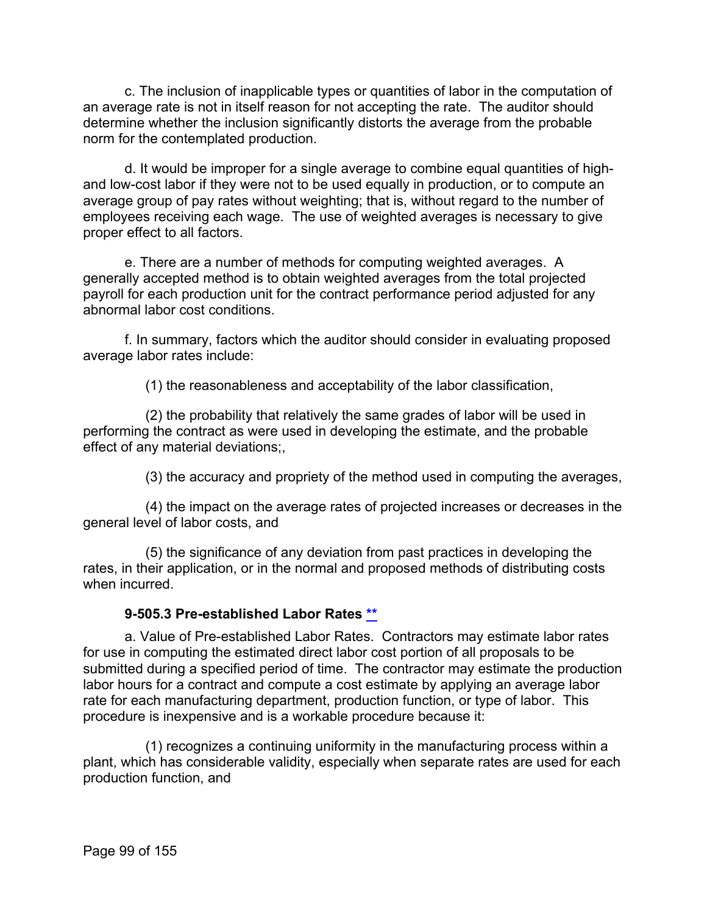c. The inclusion of inapplicable types or quantities of labor in the computation of an average rate is not in itself reason for not accepting the rate. The auditor should determine whether the inclusion significantly distorts the average from the probable norm for the contemplated production.

d. It would be improper for a single average to combine equal quantities of high- and low-cost labor if they were not to be used equally in production, or to compute an average group of pay rates without weighting; that is, without regard to the number of employees receiving each wage. The use of weighted averages is necessary to give proper effect to all factors.

e. There are a number of methods for computing weighted averages. A generally accepted method is to obtain weighted averages from the total projected payroll for each production unit for the contract performance period adjusted for any abnormal labor cost conditions.

f. In summary, factors which the auditor should consider in evaluating proposed average labor rates include:

(1) the reasonableness and acceptability of the labor classification,

(2) the probability that relatively the same grades of labor will be used in performing the contract as were used in developing the estimate, and the probable effect of any material deviations;,

(3) the accuracy and propriety of the method used in computing the averages,

(4) the impact on the average rates of projected increases or decreases in the general level of labor costs, and

(5) the significance of any deviation from past practices in developing the rates, in their application, or in the normal and proposed methods of distributing costs when incurred.

### 9-505.3 Pre-established Labor Rates **

a. Value of Pre-established Labor Rates. Contractors may estimate labor rates for use in computing the estimated direct labor cost portion of all proposals to be submitted during a specified period of time. The contractor may estimate the production labor hours for a contract and compute a cost estimate by applying an average labor rate for each manufacturing department, production function, or type of labor. This procedure is inexpensive and is a workable procedure because it:

(1) recognizes a continuing uniformity in the manufacturing process within a plant, which has considerable validity, especially when separate rates are used for each production function, and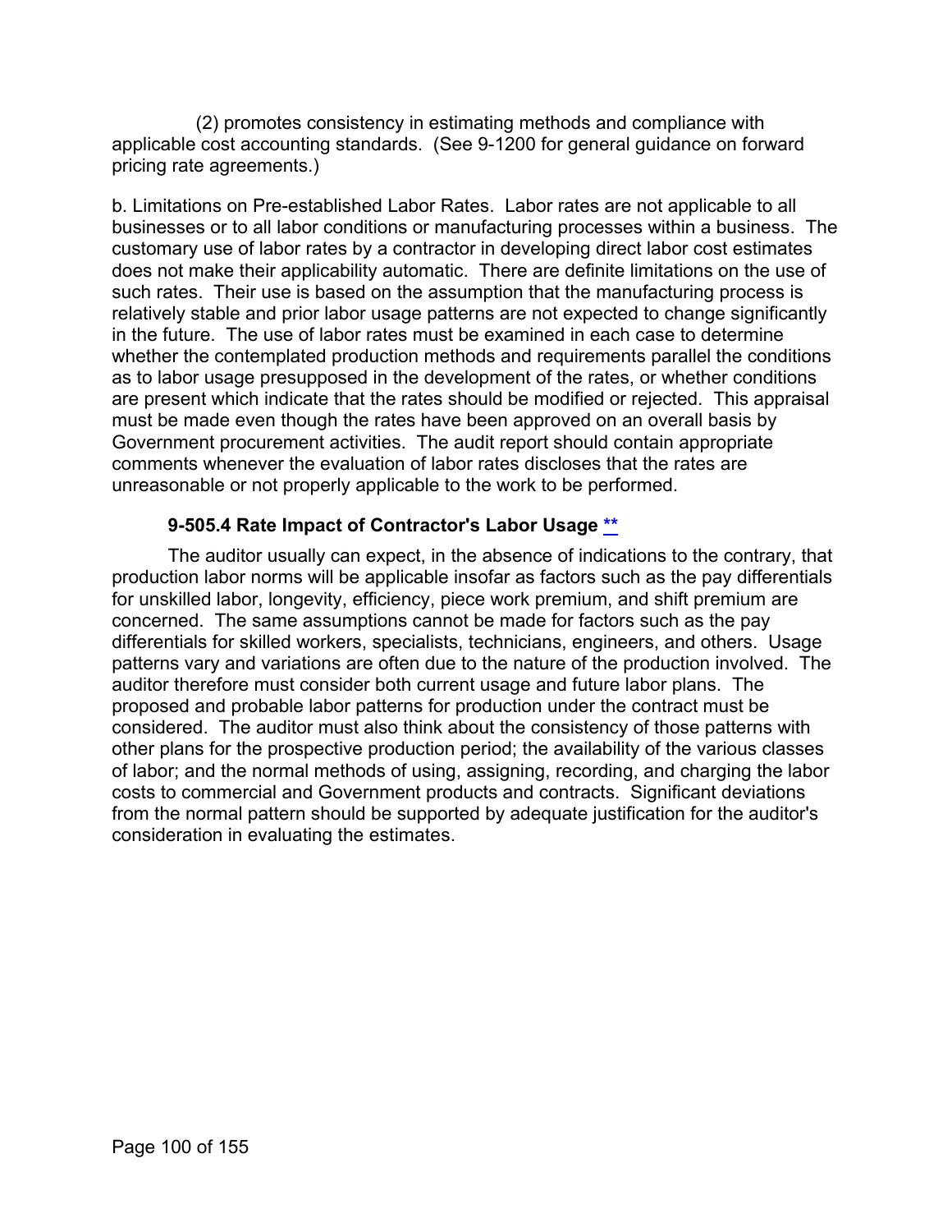(2) promotes consistency in estimating methods and compliance with applicable cost accounting standards. (See 9-1200 for general guidance on forward pricing rate agreements.)

b. Limitations on Pre-established Labor Rates. Labor rates are not applicable to all businesses or to all labor conditions or manufacturing processes within a business. The customary use of labor rates by a contractor in developing direct labor cost estimates does not make their applicability automatic. There are definite limitations on the use of such rates. Their use is based on the assumption that the manufacturing process is relatively stable and prior labor usage patterns are not expected to change significantly in the future. The use of labor rates must be examined in each case to determine whether the contemplated production methods and requirements parallel the conditions as to labor usage presupposed in the development of the rates, or whether conditions are present which indicate that the rates should be modified or rejected. This appraisal must be made even though the rates have been approved on an overall basis by Government procurement activities. The audit report should contain appropriate comments whenever the evaluation of labor rates discloses that the rates are unreasonable or not properly applicable to the work to be performed.

### 9-505.4 Rate Impact of Contractor's Labor Usage **

The auditor usually can expect, in the absence of indications to the contrary, that production labor norms will be applicable insofar as factors such as the pay differentials for unskilled labor, longevity, efficiency, piece work premium, and shift premium are concerned. The same assumptions cannot be made for factors such as the pay differentials for skilled workers, specialists, technicians, engineers, and others. Usage patterns vary and variations are often due to the nature of the production involved. The auditor therefore must consider both current usage and future labor plans. The proposed and probable labor patterns for production under the contract must be considered. The auditor must also think about the consistency of those patterns with other plans for the prospective production period; the availability of the various classes of labor; and the normal methods of using, assigning, recording, and charging the labor costs to commercial and Government products and contracts. Significant deviations from the normal pattern should be supported by adequate justification for the auditor's consideration in evaluating the estimates.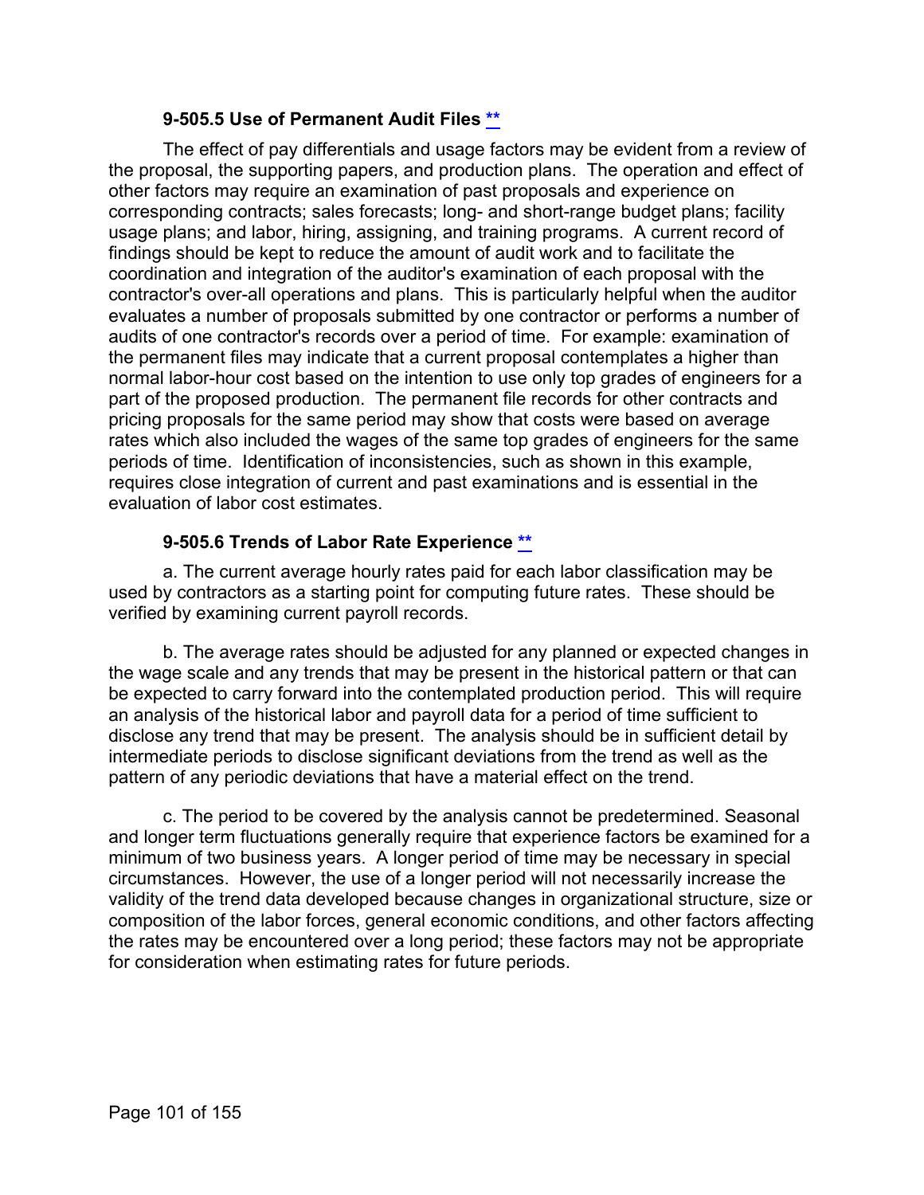### 9-505.5 Use of Permanent Audit Files [**](#)

The effect of pay differentials and usage factors may be evident from a review of the proposal, the supporting papers, and production plans. The operation and effect of other factors may require an examination of past proposals and experience on corresponding contracts; sales forecasts; long- and short-range budget plans; facility usage plans; and labor, hiring, assigning, and training programs. A current record of findings should be kept to reduce the amount of audit work and to facilitate the coordination and integration of the auditor's examination of each proposal with the contractor's over-all operations and plans. This is particularly helpful when the auditor evaluates a number of proposals submitted by one contractor or performs a number of audits of one contractor's records over a period of time. For example: examination of the permanent files may indicate that a current proposal contemplates a higher than normal labor-hour cost based on the intention to use only top grades of engineers for a part of the proposed production. The permanent file records for other contracts and pricing proposals for the same period may show that costs were based on average rates which also included the wages of the same top grades of engineers for the same periods of time. Identification of inconsistencies, such as shown in this example, requires close integration of current and past examinations and is essential in the evaluation of labor cost estimates.

### 9-505.6 Trends of Labor Rate Experience [**](#)

a. The current average hourly rates paid for each labor classification may be used by contractors as a starting point for computing future rates. These should be verified by examining current payroll records.

b. The average rates should be adjusted for any planned or expected changes in the wage scale and any trends that may be present in the historical pattern or that can be expected to carry forward into the contemplated production period. This will require an analysis of the historical labor and payroll data for a period of time sufficient to disclose any trend that may be present. The analysis should be in sufficient detail by intermediate periods to disclose significant deviations from the trend as well as the pattern of any periodic deviations that have a material effect on the trend.

c. The period to be covered by the analysis cannot be predetermined. Seasonal and longer term fluctuations generally require that experience factors be examined for a minimum of two business years. A longer period of time may be necessary in special circumstances. However, the use of a longer period will not necessarily increase the validity of the trend data developed because changes in organizational structure, size or composition of the labor forces, general economic conditions, and other factors affecting the rates may be encountered over a long period; these factors may not be appropriate for consideration when estimating rates for future periods.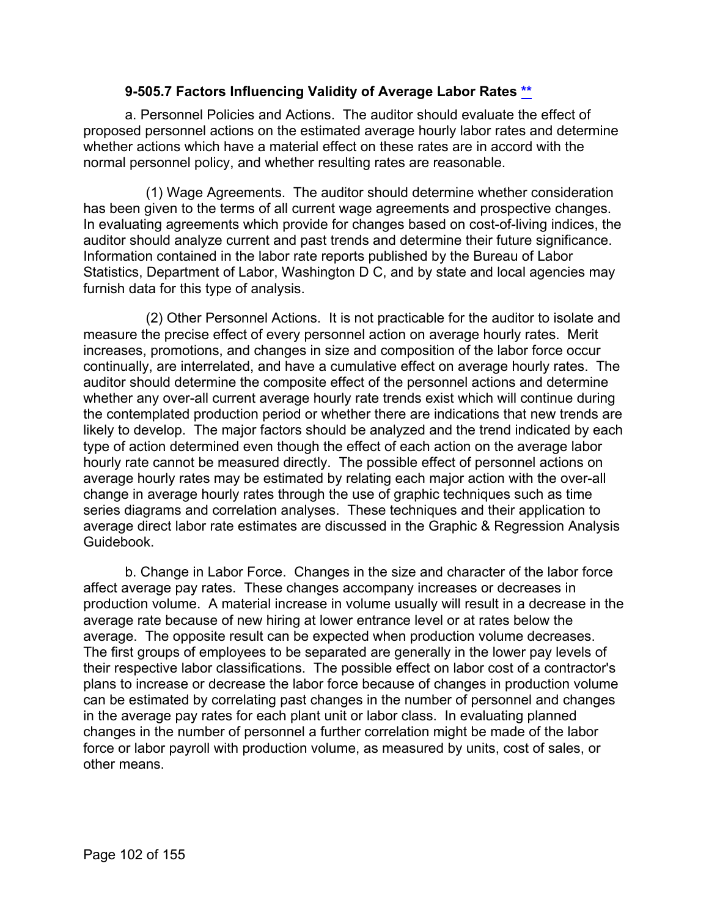### 9-505.7 Factors Influencing Validity of Average Labor Rates [**]

a. Personnel Policies and Actions. The auditor should evaluate the effect of proposed personnel actions on the estimated average hourly labor rates and determine whether actions which have a material effect on these rates are in accord with the normal personnel policy, and whether resulting rates are reasonable.

(1) Wage Agreements. The auditor should determine whether consideration has been given to the terms of all current wage agreements and prospective changes. In evaluating agreements which provide for changes based on cost-of-living indices, the auditor should analyze current and past trends and determine their future significance. Information contained in the labor rate reports published by the Bureau of Labor Statistics, Department of Labor, Washington D C, and by state and local agencies may furnish data for this type of analysis.

(2) Other Personnel Actions. It is not practicable for the auditor to isolate and measure the precise effect of every personnel action on average hourly rates. Merit increases, promotions, and changes in size and composition of the labor force occur continually, are interrelated, and have a cumulative effect on average hourly rates. The auditor should determine the composite effect of the personnel actions and determine whether any over-all current average hourly rate trends exist which will continue during the contemplated production period or whether there are indications that new trends are likely to develop. The major factors should be analyzed and the trend indicated by each type of action determined even though the effect of each action on the average labor hourly rate cannot be measured directly. The possible effect of personnel actions on average hourly rates may be estimated by relating each major action with the over-all change in average hourly rates through the use of graphic techniques such as time series diagrams and correlation analyses. These techniques and their application to average direct labor rate estimates are discussed in the Graphic & Regression Analysis Guidebook.

b. Change in Labor Force. Changes in the size and character of the labor force affect average pay rates. These changes accompany increases or decreases in production volume. A material increase in volume usually will result in a decrease in the average rate because of new hiring at lower entrance level or at rates below the average. The opposite result can be expected when production volume decreases. The first groups of employees to be separated are generally in the lower pay levels of their respective labor classifications. The possible effect on labor cost of a contractor's plans to increase or decrease the labor force because of changes in production volume can be estimated by correlating past changes in the number of personnel and changes in the average pay rates for each plant unit or labor class. In evaluating planned changes in the number of personnel a further correlation might be made of the labor force or labor payroll with production volume, as measured by units, cost of sales, or other means.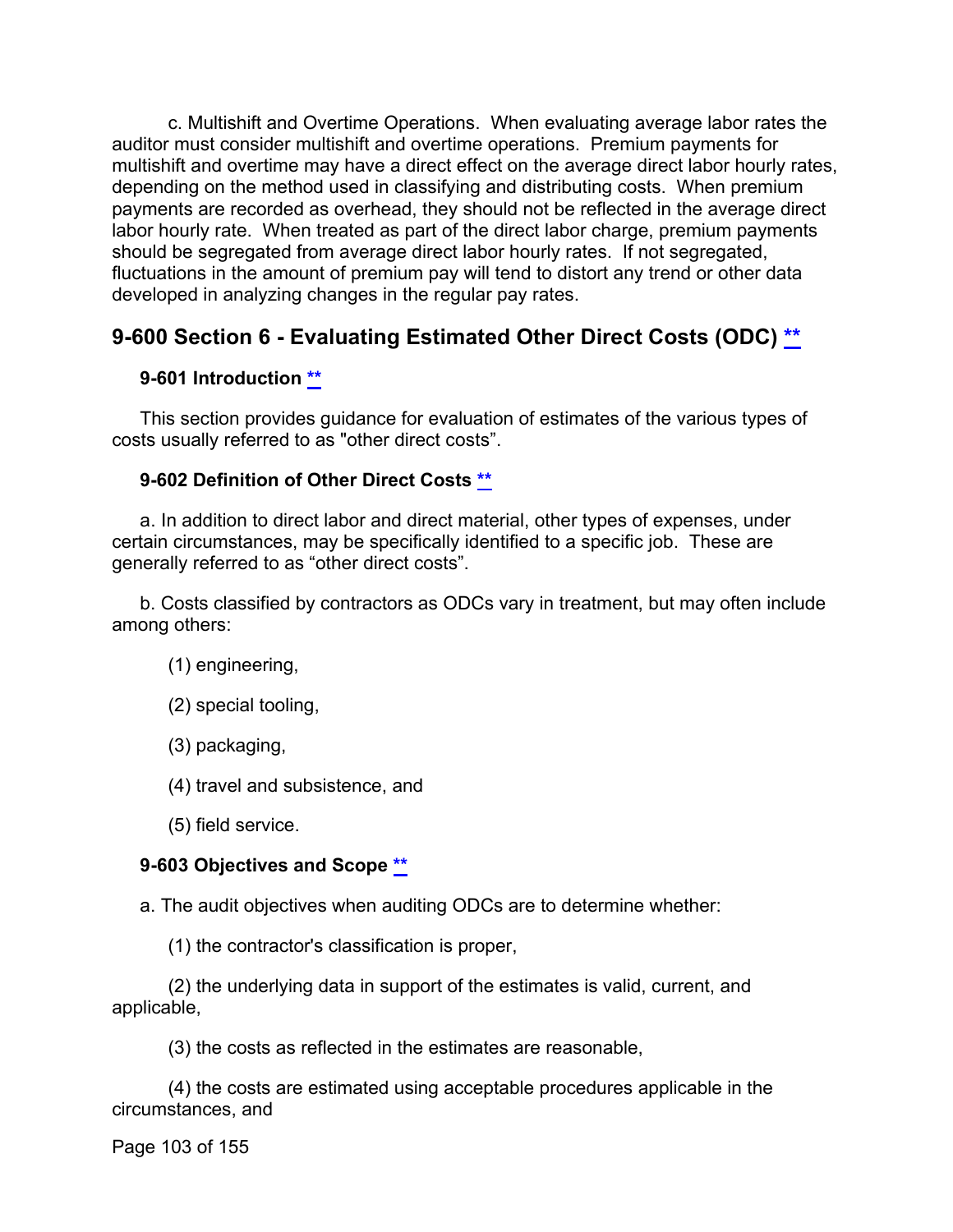c. Multishift and Overtime Operations. When evaluating average labor rates the auditor must consider multishift and overtime operations. Premium payments for multishift and overtime may have a direct effect on the average direct labor hourly rates, depending on the method used in classifying and distributing costs. When premium payments are recorded as overhead, they should not be reflected in the average direct labor hourly rate. When treated as part of the direct labor charge, premium payments should be segregated from average direct labor hourly rates. If not segregated, fluctuations in the amount of premium pay will tend to distort any trend or other data developed in analyzing changes in the regular pay rates.

## 9-600 Section 6 - Evaluating Estimated Other Direct Costs (ODC) **

### 9-601 Introduction **

This section provides guidance for evaluation of estimates of the various types of costs usually referred to as "other direct costs".

### 9-602 Definition of Other Direct Costs **

a. In addition to direct labor and direct material, other types of expenses, under certain circumstances, may be specifically identified to a specific job. These are generally referred to as "other direct costs".

b. Costs classified by contractors as ODCs vary in treatment, but may often include among others:

(1) engineering,

(2) special tooling,

(3) packaging,

(4) travel and subsistence, and

(5) field service.

### 9-603 Objectives and Scope **

a. The audit objectives when auditing ODCs are to determine whether:

(1) the contractor's classification is proper,

(2) the underlying data in support of the estimates is valid, current, and applicable,

(3) the costs as reflected in the estimates are reasonable,

(4) the costs are estimated using acceptable procedures applicable in the circumstances, and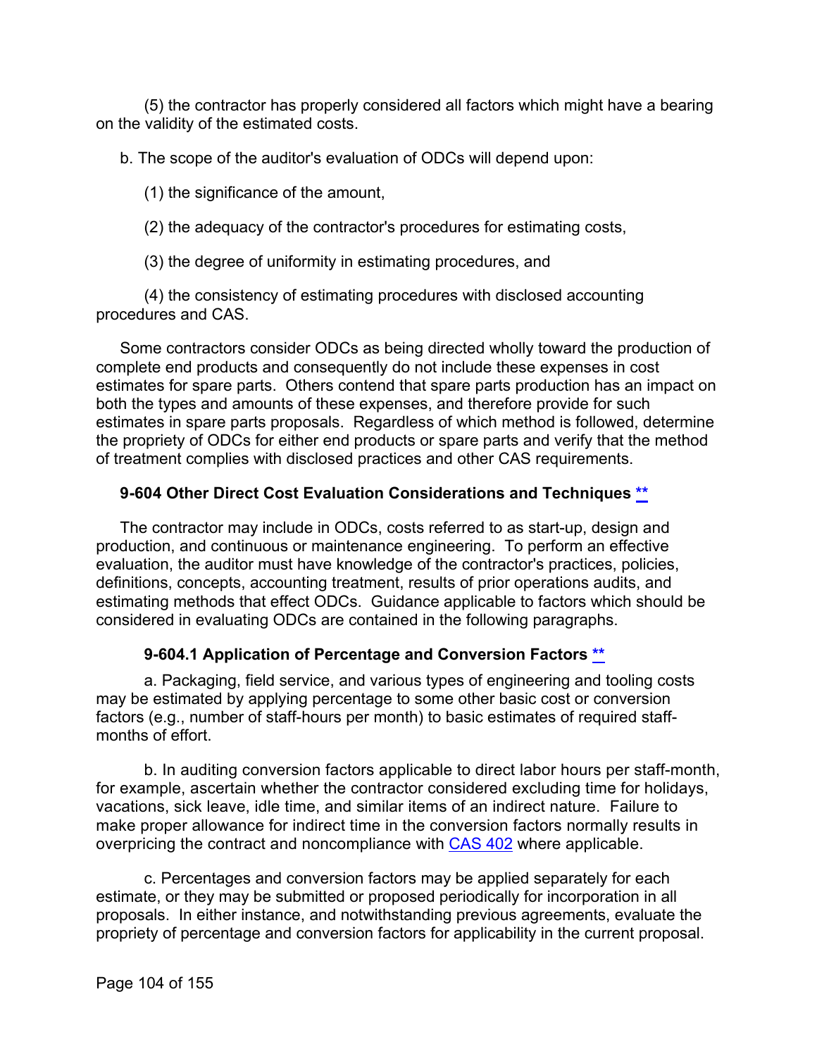(5) the contractor has properly considered all factors which might have a bearing on the validity of the estimated costs.

b. The scope of the auditor's evaluation of ODCs will depend upon:

(1) the significance of the amount,

(2) the adequacy of the contractor's procedures for estimating costs,

(3) the degree of uniformity in estimating procedures, and

(4) the consistency of estimating procedures with disclosed accounting procedures and CAS.

Some contractors consider ODCs as being directed wholly toward the production of complete end products and consequently do not include these expenses in cost estimates for spare parts. Others contend that spare parts production has an impact on both the types and amounts of these expenses, and therefore provide for such estimates in spare parts proposals. Regardless of which method is followed, determine the propriety of ODCs for either end products or spare parts and verify that the method of treatment complies with disclosed practices and other CAS requirements.

### 9-604 Other Direct Cost Evaluation Considerations and Techniques **

The contractor may include in ODCs, costs referred to as start-up, design and production, and continuous or maintenance engineering. To perform an effective evaluation, the auditor must have knowledge of the contractor's practices, policies, definitions, concepts, accounting treatment, results of prior operations audits, and estimating methods that effect ODCs. Guidance applicable to factors which should be considered in evaluating ODCs are contained in the following paragraphs.

#### 9-604.1 Application of Percentage and Conversion Factors **

a. Packaging, field service, and various types of engineering and tooling costs may be estimated by applying percentage to some other basic cost or conversion factors (e.g., number of staff-hours per month) to basic estimates of required staff-months of effort.

b. In auditing conversion factors applicable to direct labor hours per staff-month, for example, ascertain whether the contractor considered excluding time for holidays, vacations, sick leave, idle time, and similar items of an indirect nature. Failure to make proper allowance for indirect time in the conversion factors normally results in overpricing the contract and noncompliance with CAS 402 where applicable.

c. Percentages and conversion factors may be applied separately for each estimate, or they may be submitted or proposed periodically for incorporation in all proposals. In either instance, and notwithstanding previous agreements, evaluate the propriety of percentage and conversion factors for applicability in the current proposal.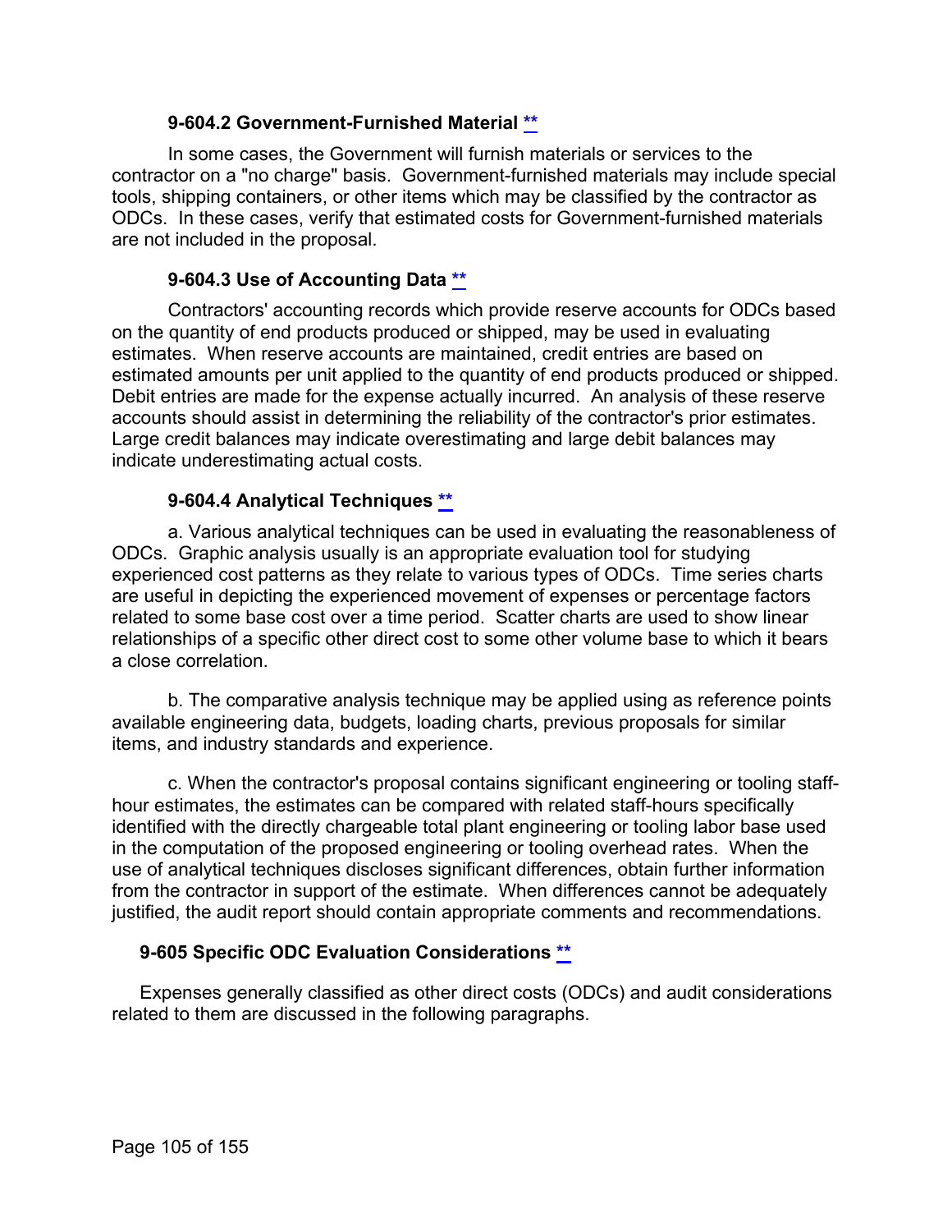#### 9-604.2 Government-Furnished Material [**](#)

In some cases, the Government will furnish materials or services to the contractor on a "no charge" basis. Government-furnished materials may include special tools, shipping containers, or other items which may be classified by the contractor as ODCs. In these cases, verify that estimated costs for Government-furnished materials are not included in the proposal.

#### 9-604.3 Use of Accounting Data [**](#)

Contractors' accounting records which provide reserve accounts for ODCs based on the quantity of end products produced or shipped, may be used in evaluating estimates. When reserve accounts are maintained, credit entries are based on estimated amounts per unit applied to the quantity of end products produced or shipped. Debit entries are made for the expense actually incurred. An analysis of these reserve accounts should assist in determining the reliability of the contractor's prior estimates. Large credit balances may indicate overestimating and large debit balances may indicate underestimating actual costs.

#### 9-604.4 Analytical Techniques [**](#)

a. Various analytical techniques can be used in evaluating the reasonableness of ODCs. Graphic analysis usually is an appropriate evaluation tool for studying experienced cost patterns as they relate to various types of ODCs. Time series charts are useful in depicting the experienced movement of expenses or percentage factors related to some base cost over a time period. Scatter charts are used to show linear relationships of a specific other direct cost to some other volume base to which it bears a close correlation.

b. The comparative analysis technique may be applied using as reference points available engineering data, budgets, loading charts, previous proposals for similar items, and industry standards and experience.

c. When the contractor's proposal contains significant engineering or tooling staff-hour estimates, the estimates can be compared with related staff-hours specifically identified with the directly chargeable total plant engineering or tooling labor base used in the computation of the proposed engineering or tooling overhead rates. When the use of analytical techniques discloses significant differences, obtain further information from the contractor in support of the estimate. When differences cannot be adequately justified, the audit report should contain appropriate comments and recommendations.

### 9-605 Specific ODC Evaluation Considerations [**](#)

Expenses generally classified as other direct costs (ODCs) and audit considerations related to them are discussed in the following paragraphs.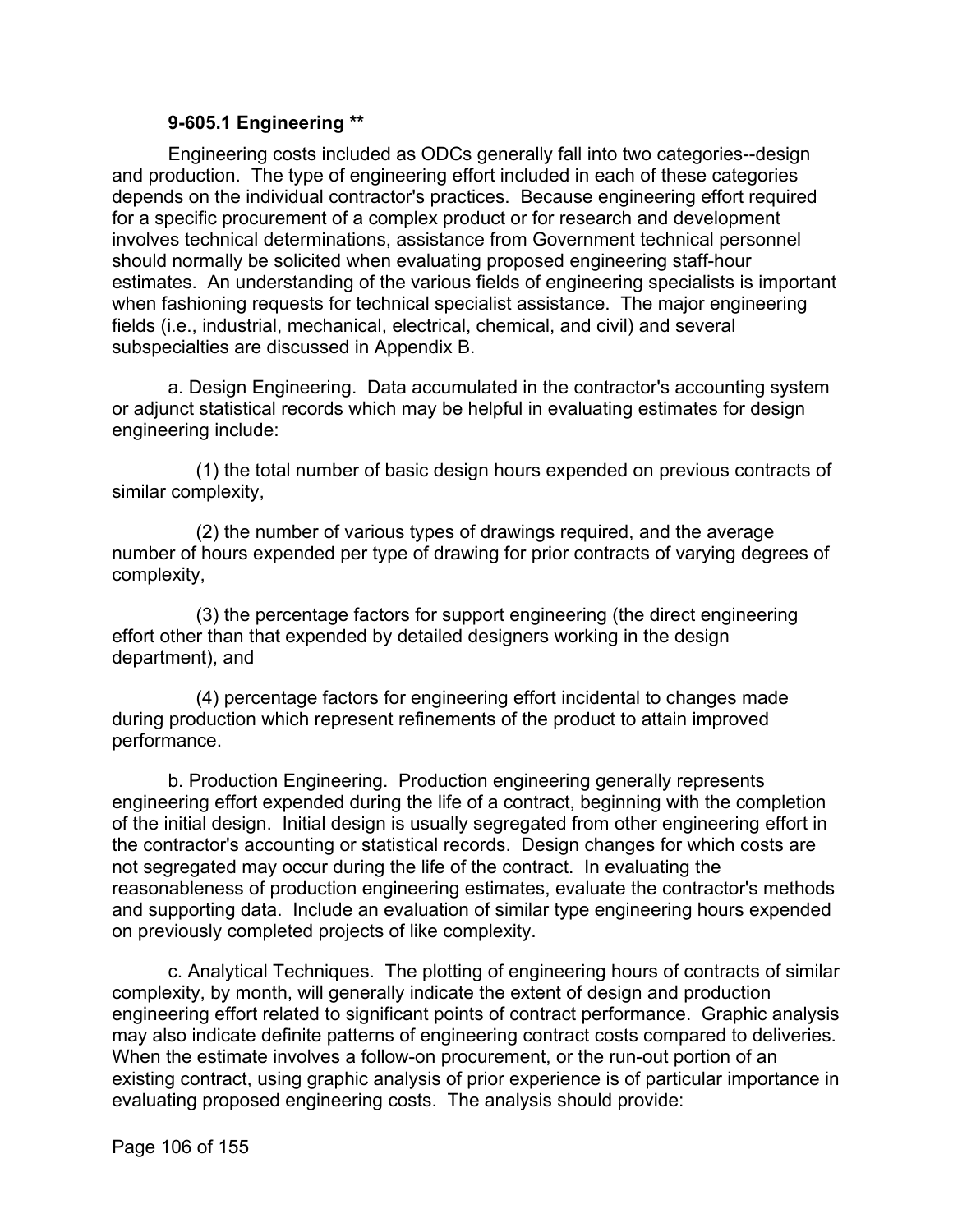**9-605.1 Engineering ****

Engineering costs included as ODCs generally fall into two categories--design and production. The type of engineering effort included in each of these categories depends on the individual contractor's practices. Because engineering effort required for a specific procurement of a complex product or for research and development involves technical determinations, assistance from Government technical personnel should normally be solicited when evaluating proposed engineering staff-hour estimates. An understanding of the various fields of engineering specialists is important when fashioning requests for technical specialist assistance. The major engineering fields (i.e., industrial, mechanical, electrical, chemical, and civil) and several subspecialties are discussed in Appendix B.

a. Design Engineering. Data accumulated in the contractor's accounting system or adjunct statistical records which may be helpful in evaluating estimates for design engineering include:

(1) the total number of basic design hours expended on previous contracts of similar complexity,

(2) the number of various types of drawings required, and the average number of hours expended per type of drawing for prior contracts of varying degrees of complexity,

(3) the percentage factors for support engineering (the direct engineering effort other than that expended by detailed designers working in the design department), and

(4) percentage factors for engineering effort incidental to changes made during production which represent refinements of the product to attain improved performance.

b. Production Engineering. Production engineering generally represents engineering effort expended during the life of a contract, beginning with the completion of the initial design. Initial design is usually segregated from other engineering effort in the contractor's accounting or statistical records. Design changes for which costs are not segregated may occur during the life of the contract. In evaluating the reasonableness of production engineering estimates, evaluate the contractor's methods and supporting data. Include an evaluation of similar type engineering hours expended on previously completed projects of like complexity.

c. Analytical Techniques. The plotting of engineering hours of contracts of similar complexity, by month, will generally indicate the extent of design and production engineering effort related to significant points of contract performance. Graphic analysis may also indicate definite patterns of engineering contract costs compared to deliveries. When the estimate involves a follow-on procurement, or the run-out portion of an existing contract, using graphic analysis of prior experience is of particular importance in evaluating proposed engineering costs. The analysis should provide: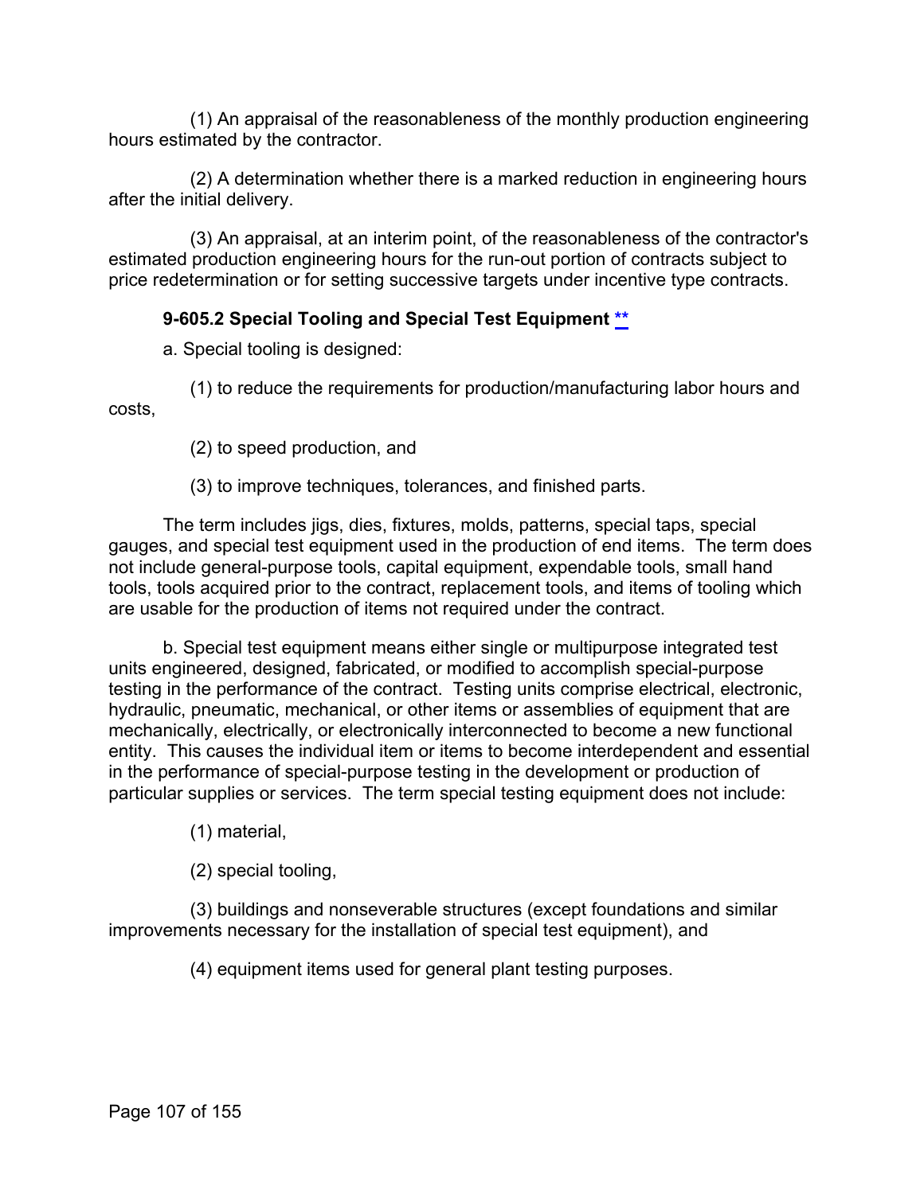(1) An appraisal of the reasonableness of the monthly production engineering hours estimated by the contractor.

(2) A determination whether there is a marked reduction in engineering hours after the initial delivery.

(3) An appraisal, at an interim point, of the reasonableness of the contractor's estimated production engineering hours for the run-out portion of contracts subject to price redetermination or for setting successive targets under incentive type contracts.

### 9-605.2 Special Tooling and Special Test Equipment **

a. Special tooling is designed:

(1) to reduce the requirements for production/manufacturing labor hours and costs,

(2) to speed production, and

(3) to improve techniques, tolerances, and finished parts.

The term includes jigs, dies, fixtures, molds, patterns, special taps, special gauges, and special test equipment used in the production of end items. The term does not include general-purpose tools, capital equipment, expendable tools, small hand tools, tools acquired prior to the contract, replacement tools, and items of tooling which are usable for the production of items not required under the contract.

b. Special test equipment means either single or multipurpose integrated test units engineered, designed, fabricated, or modified to accomplish special-purpose testing in the performance of the contract. Testing units comprise electrical, electronic, hydraulic, pneumatic, mechanical, or other items or assemblies of equipment that are mechanically, electrically, or electronically interconnected to become a new functional entity. This causes the individual item or items to become interdependent and essential in the performance of special-purpose testing in the development or production of particular supplies or services. The term special testing equipment does not include:

(1) material,

(2) special tooling,

(3) buildings and nonseverable structures (except foundations and similar improvements necessary for the installation of special test equipment), and

(4) equipment items used for general plant testing purposes.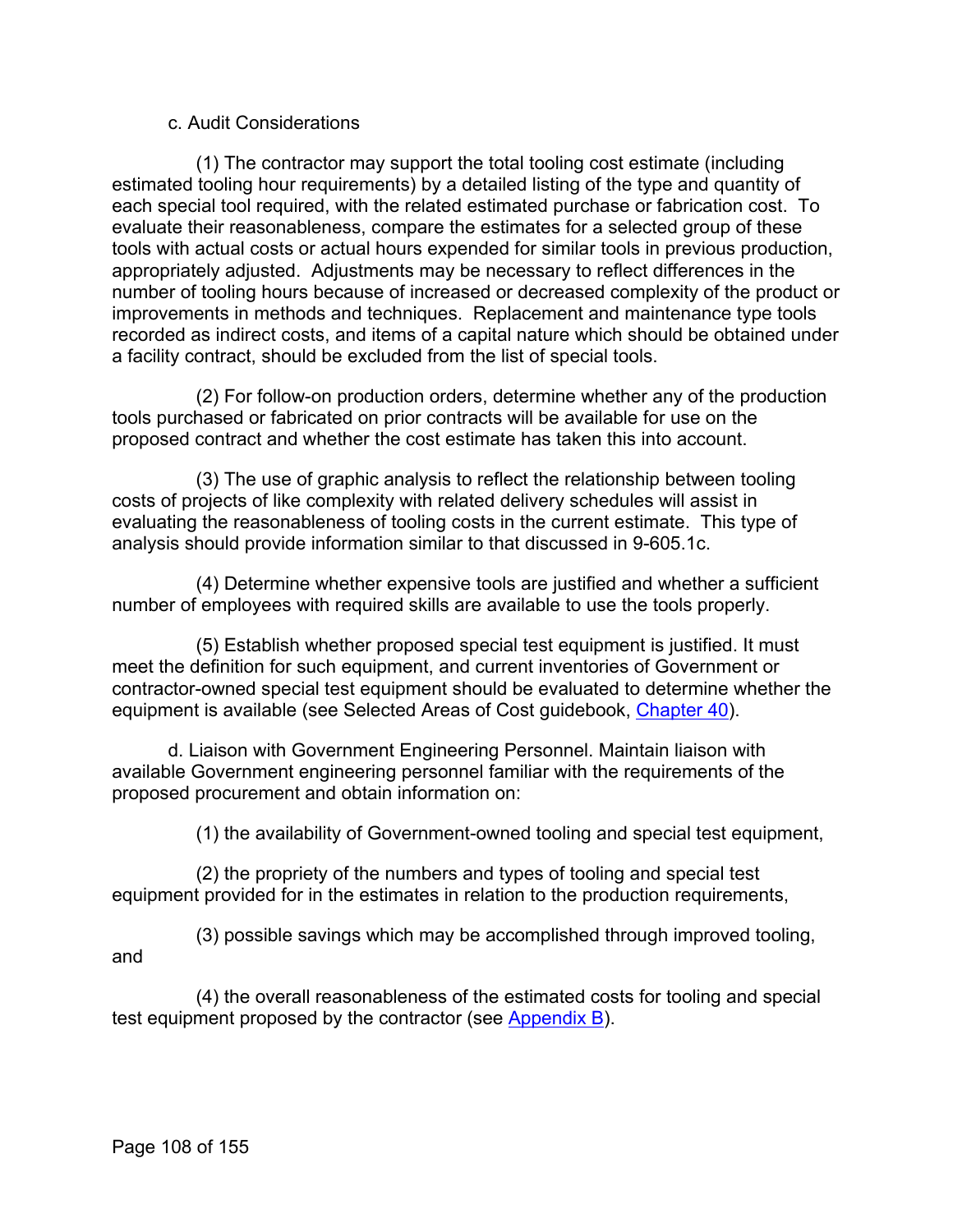c. Audit Considerations

(1) The contractor may support the total tooling cost estimate (including estimated tooling hour requirements) by a detailed listing of the type and quantity of each special tool required, with the related estimated purchase or fabrication cost. To evaluate their reasonableness, compare the estimates for a selected group of these tools with actual costs or actual hours expended for similar tools in previous production, appropriately adjusted. Adjustments may be necessary to reflect differences in the number of tooling hours because of increased or decreased complexity of the product or improvements in methods and techniques. Replacement and maintenance type tools recorded as indirect costs, and items of a capital nature which should be obtained under a facility contract, should be excluded from the list of special tools.

(2) For follow-on production orders, determine whether any of the production tools purchased or fabricated on prior contracts will be available for use on the proposed contract and whether the cost estimate has taken this into account.

(3) The use of graphic analysis to reflect the relationship between tooling costs of projects of like complexity with related delivery schedules will assist in evaluating the reasonableness of tooling costs in the current estimate. This type of analysis should provide information similar to that discussed in 9-605.1c.

(4) Determine whether expensive tools are justified and whether a sufficient number of employees with required skills are available to use the tools properly.

(5) Establish whether proposed special test equipment is justified. It must meet the definition for such equipment, and current inventories of Government or contractor-owned special test equipment should be evaluated to determine whether the equipment is available (see Selected Areas of Cost guidebook, Chapter 40).

d. Liaison with Government Engineering Personnel. Maintain liaison with available Government engineering personnel familiar with the requirements of the proposed procurement and obtain information on:

(1) the availability of Government-owned tooling and special test equipment,

(2) the propriety of the numbers and types of tooling and special test equipment provided for in the estimates in relation to the production requirements,

(3) possible savings which may be accomplished through improved tooling, and

(4) the overall reasonableness of the estimated costs for tooling and special test equipment proposed by the contractor (see Appendix B).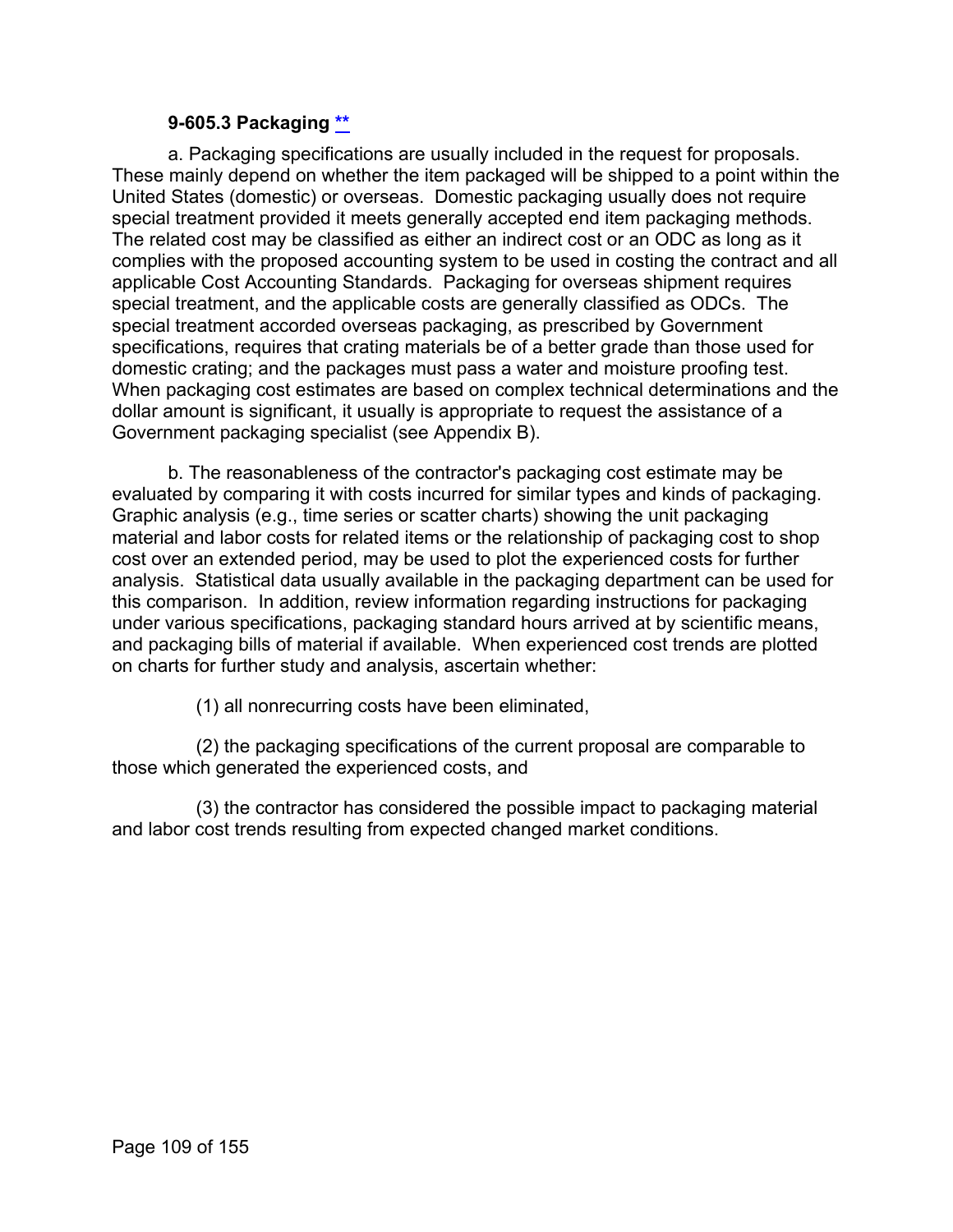### 9-605.3 Packaging **

a. Packaging specifications are usually included in the request for proposals. These mainly depend on whether the item packaged will be shipped to a point within the United States (domestic) or overseas. Domestic packaging usually does not require special treatment provided it meets generally accepted end item packaging methods. The related cost may be classified as either an indirect cost or an ODC as long as it complies with the proposed accounting system to be used in costing the contract and all applicable Cost Accounting Standards. Packaging for overseas shipment requires special treatment, and the applicable costs are generally classified as ODCs. The special treatment accorded overseas packaging, as prescribed by Government specifications, requires that crating materials be of a better grade than those used for domestic crating; and the packages must pass a water and moisture proofing test. When packaging cost estimates are based on complex technical determinations and the dollar amount is significant, it usually is appropriate to request the assistance of a Government packaging specialist (see Appendix B).

b. The reasonableness of the contractor's packaging cost estimate may be evaluated by comparing it with costs incurred for similar types and kinds of packaging. Graphic analysis (e.g., time series or scatter charts) showing the unit packaging material and labor costs for related items or the relationship of packaging cost to shop cost over an extended period, may be used to plot the experienced costs for further analysis. Statistical data usually available in the packaging department can be used for this comparison. In addition, review information regarding instructions for packaging under various specifications, packaging standard hours arrived at by scientific means, and packaging bills of material if available. When experienced cost trends are plotted on charts for further study and analysis, ascertain whether:

(1) all nonrecurring costs have been eliminated,

(2) the packaging specifications of the current proposal are comparable to those which generated the experienced costs, and

(3) the contractor has considered the possible impact to packaging material and labor cost trends resulting from expected changed market conditions.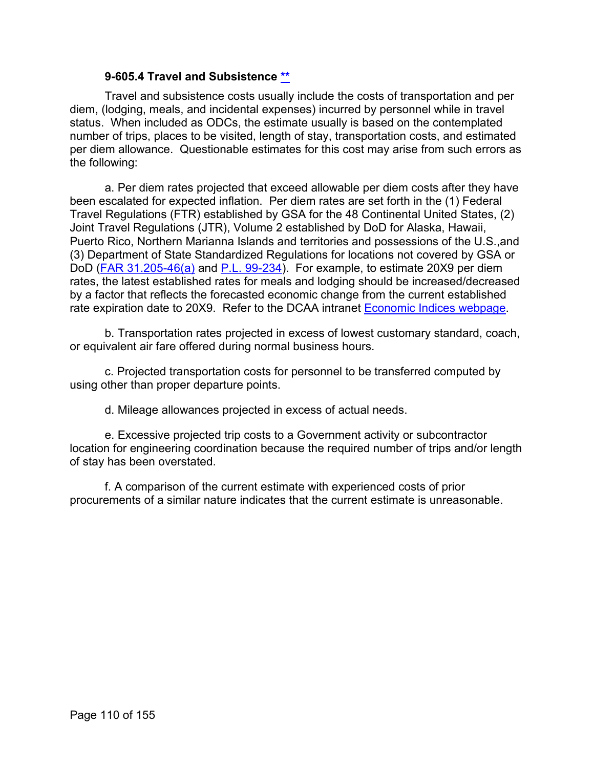### 9-605.4 Travel and Subsistence **

Travel and subsistence costs usually include the costs of transportation and per diem, (lodging, meals, and incidental expenses) incurred by personnel while in travel status. When included as ODCs, the estimate usually is based on the contemplated number of trips, places to be visited, length of stay, transportation costs, and estimated per diem allowance. Questionable estimates for this cost may arise from such errors as the following:

a. Per diem rates projected that exceed allowable per diem costs after they have been escalated for expected inflation. Per diem rates are set forth in the (1) Federal Travel Regulations (FTR) established by GSA for the 48 Continental United States, (2) Joint Travel Regulations (JTR), Volume 2 established by DoD for Alaska, Hawaii, Puerto Rico, Northern Marianna Islands and territories and possessions of the U.S.,and (3) Department of State Standardized Regulations for locations not covered by GSA or DoD (FAR 31.205-46(a) and P.L. 99-234). For example, to estimate 20X9 per diem rates, the latest established rates for meals and lodging should be increased/decreased by a factor that reflects the forecasted economic change from the current established rate expiration date to 20X9. Refer to the DCAA intranet Economic Indices webpage.

b. Transportation rates projected in excess of lowest customary standard, coach, or equivalent air fare offered during normal business hours.

c. Projected transportation costs for personnel to be transferred computed by using other than proper departure points.

d. Mileage allowances projected in excess of actual needs.

e. Excessive projected trip costs to a Government activity or subcontractor location for engineering coordination because the required number of trips and/or length of stay has been overstated.

f. A comparison of the current estimate with experienced costs of prior procurements of a similar nature indicates that the current estimate is unreasonable.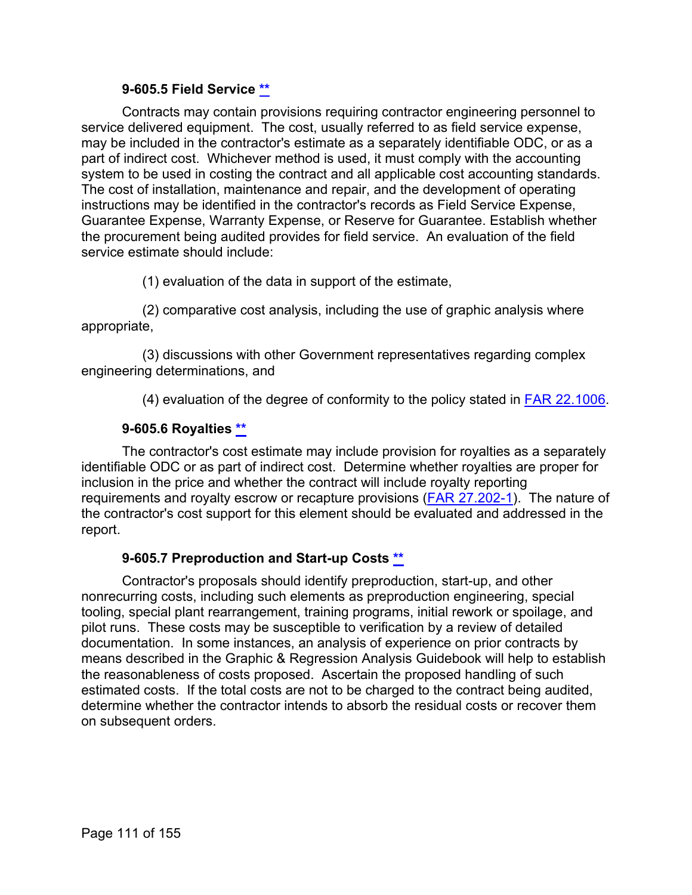### 9-605.5 Field Service [**]

Contracts may contain provisions requiring contractor engineering personnel to service delivered equipment. The cost, usually referred to as field service expense, may be included in the contractor's estimate as a separately identifiable ODC, or as a part of indirect cost. Whichever method is used, it must comply with the accounting system to be used in costing the contract and all applicable cost accounting standards. The cost of installation, maintenance and repair, and the development of operating instructions may be identified in the contractor's records as Field Service Expense, Guarantee Expense, Warranty Expense, or Reserve for Guarantee. Establish whether the procurement being audited provides for field service. An evaluation of the field service estimate should include:

(1) evaluation of the data in support of the estimate,

(2) comparative cost analysis, including the use of graphic analysis where appropriate,

(3) discussions with other Government representatives regarding complex engineering determinations, and

(4) evaluation of the degree of conformity to the policy stated in FAR 22.1006.

### 9-605.6 Royalties [**]

The contractor's cost estimate may include provision for royalties as a separately identifiable ODC or as part of indirect cost. Determine whether royalties are proper for inclusion in the price and whether the contract will include royalty reporting requirements and royalty escrow or recapture provisions (FAR 27.202-1). The nature of the contractor's cost support for this element should be evaluated and addressed in the report.

### 9-605.7 Preproduction and Start-up Costs [**]

Contractor's proposals should identify preproduction, start-up, and other nonrecurring costs, including such elements as preproduction engineering, special tooling, special plant rearrangement, training programs, initial rework or spoilage, and pilot runs. These costs may be susceptible to verification by a review of detailed documentation. In some instances, an analysis of experience on prior contracts by means described in the Graphic & Regression Analysis Guidebook will help to establish the reasonableness of costs proposed. Ascertain the proposed handling of such estimated costs. If the total costs are not to be charged to the contract being audited, determine whether the contractor intends to absorb the residual costs or recover them on subsequent orders.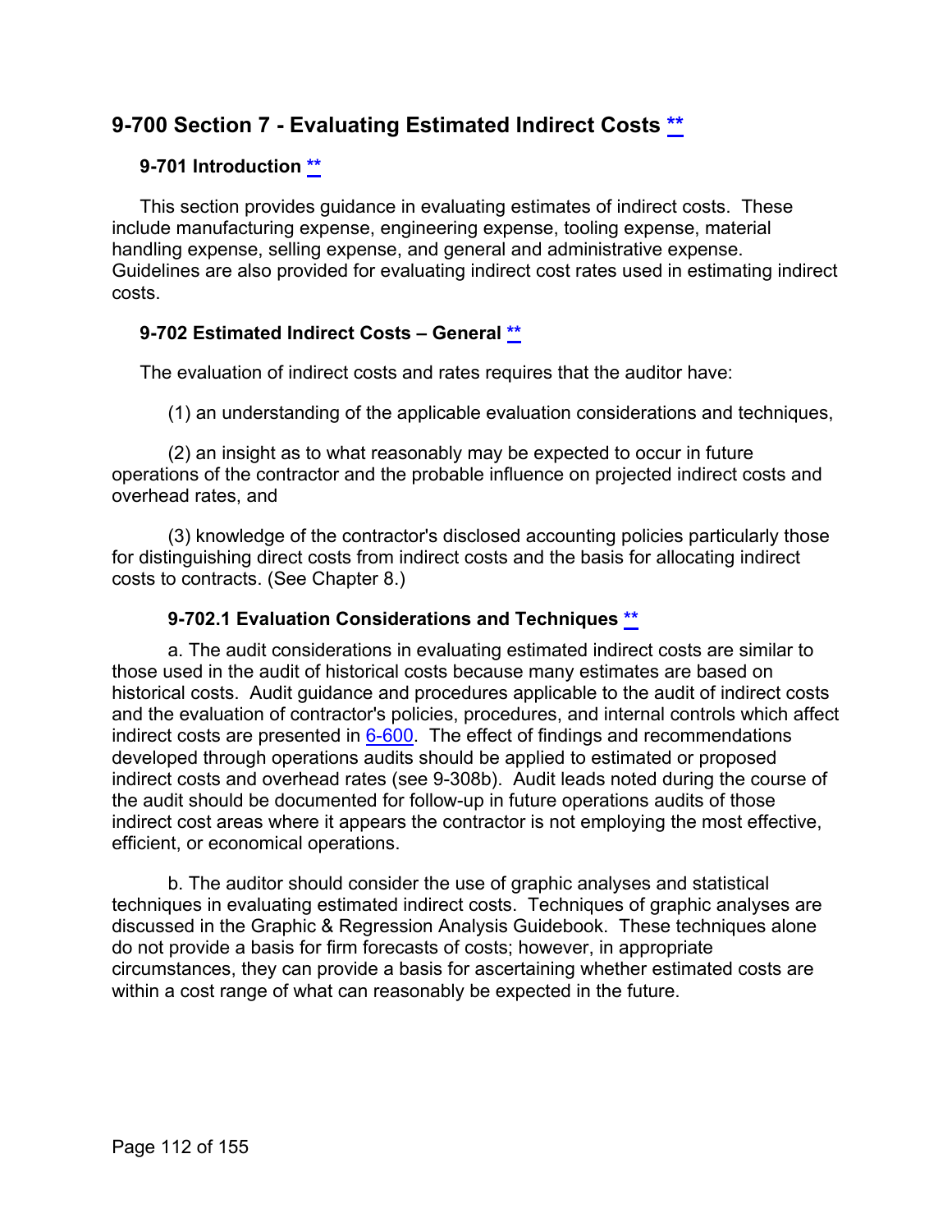# 9-700 Section 7 - Evaluating Estimated Indirect Costs **

## 9-701 Introduction **

This section provides guidance in evaluating estimates of indirect costs. These include manufacturing expense, engineering expense, tooling expense, material handling expense, selling expense, and general and administrative expense. Guidelines are also provided for evaluating indirect cost rates used in estimating indirect costs.

## 9-702 Estimated Indirect Costs – General **

The evaluation of indirect costs and rates requires that the auditor have:

(1) an understanding of the applicable evaluation considerations and techniques,

(2) an insight as to what reasonably may be expected to occur in future operations of the contractor and the probable influence on projected indirect costs and overhead rates, and

(3) knowledge of the contractor's disclosed accounting policies particularly those for distinguishing direct costs from indirect costs and the basis for allocating indirect costs to contracts. (See Chapter 8.)

### 9-702.1 Evaluation Considerations and Techniques **

a. The audit considerations in evaluating estimated indirect costs are similar to those used in the audit of historical costs because many estimates are based on historical costs. Audit guidance and procedures applicable to the audit of indirect costs and the evaluation of contractor's policies, procedures, and internal controls which affect indirect costs are presented in 6-600. The effect of findings and recommendations developed through operations audits should be applied to estimated or proposed indirect costs and overhead rates (see 9-308b). Audit leads noted during the course of the audit should be documented for follow-up in future operations audits of those indirect cost areas where it appears the contractor is not employing the most effective, efficient, or economical operations.

b. The auditor should consider the use of graphic analyses and statistical techniques in evaluating estimated indirect costs. Techniques of graphic analyses are discussed in the Graphic & Regression Analysis Guidebook. These techniques alone do not provide a basis for firm forecasts of costs; however, in appropriate circumstances, they can provide a basis for ascertaining whether estimated costs are within a cost range of what can reasonably be expected in the future.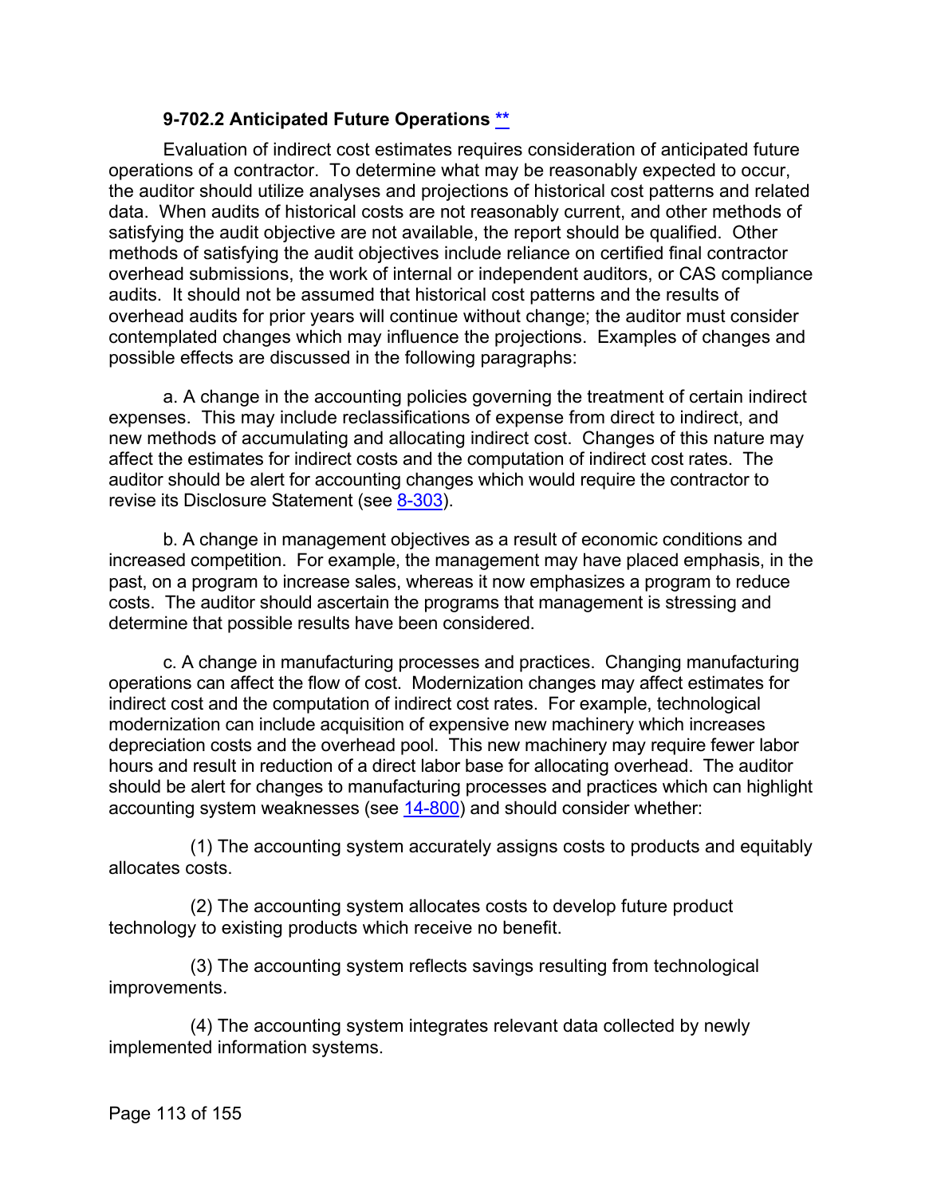### 9-702.2 Anticipated Future Operations **

Evaluation of indirect cost estimates requires consideration of anticipated future operations of a contractor. To determine what may be reasonably expected to occur, the auditor should utilize analyses and projections of historical cost patterns and related data. When audits of historical costs are not reasonably current, and other methods of satisfying the audit objective are not available, the report should be qualified. Other methods of satisfying the audit objectives include reliance on certified final contractor overhead submissions, the work of internal or independent auditors, or CAS compliance audits. It should not be assumed that historical cost patterns and the results of overhead audits for prior years will continue without change; the auditor must consider contemplated changes which may influence the projections. Examples of changes and possible effects are discussed in the following paragraphs:

a. A change in the accounting policies governing the treatment of certain indirect expenses. This may include reclassifications of expense from direct to indirect, and new methods of accumulating and allocating indirect cost. Changes of this nature may affect the estimates for indirect costs and the computation of indirect cost rates. The auditor should be alert for accounting changes which would require the contractor to revise its Disclosure Statement (see 8-303).

b. A change in management objectives as a result of economic conditions and increased competition. For example, the management may have placed emphasis, in the past, on a program to increase sales, whereas it now emphasizes a program to reduce costs. The auditor should ascertain the programs that management is stressing and determine that possible results have been considered.

c. A change in manufacturing processes and practices. Changing manufacturing operations can affect the flow of cost. Modernization changes may affect estimates for indirect cost and the computation of indirect cost rates. For example, technological modernization can include acquisition of expensive new machinery which increases depreciation costs and the overhead pool. This new machinery may require fewer labor hours and result in reduction of a direct labor base for allocating overhead. The auditor should be alert for changes to manufacturing processes and practices which can highlight accounting system weaknesses (see 14-800) and should consider whether:

(1) The accounting system accurately assigns costs to products and equitably allocates costs.

(2) The accounting system allocates costs to develop future product technology to existing products which receive no benefit.

(3) The accounting system reflects savings resulting from technological improvements.

(4) The accounting system integrates relevant data collected by newly implemented information systems.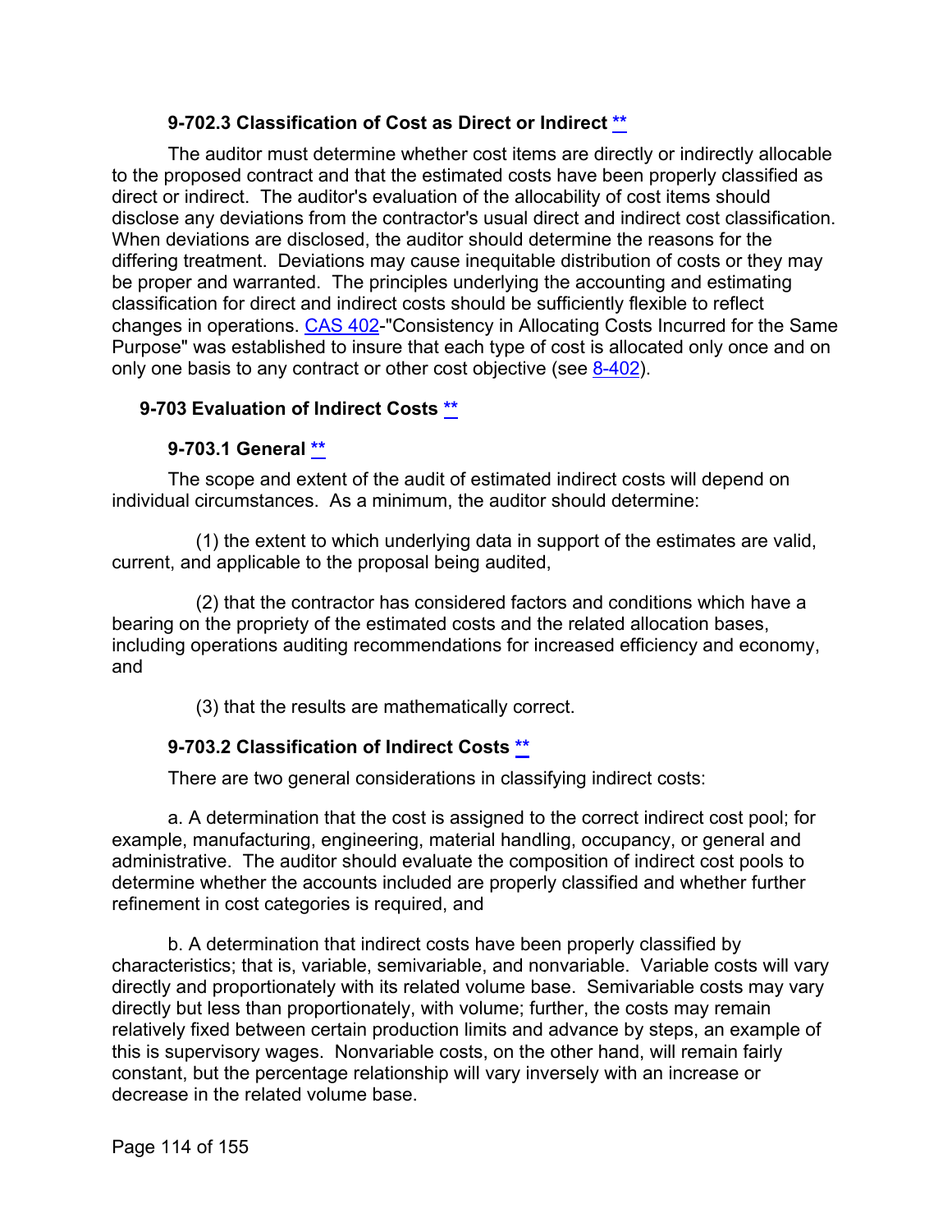### 9-702.3 Classification of Cost as Direct or Indirect **

The auditor must determine whether cost items are directly or indirectly allocable to the proposed contract and that the estimated costs have been properly classified as direct or indirect. The auditor's evaluation of the allocability of cost items should disclose any deviations from the contractor's usual direct and indirect cost classification. When deviations are disclosed, the auditor should determine the reasons for the differing treatment. Deviations may cause inequitable distribution of costs or they may be proper and warranted. The principles underlying the accounting and estimating classification for direct and indirect costs should be sufficiently flexible to reflect changes in operations. CAS 402-"Consistency in Allocating Costs Incurred for the Same Purpose" was established to insure that each type of cost is allocated only once and on only one basis to any contract or other cost objective (see 8-402).

## 9-703 Evaluation of Indirect Costs **

### 9-703.1 General **

The scope and extent of the audit of estimated indirect costs will depend on individual circumstances. As a minimum, the auditor should determine:

(1) the extent to which underlying data in support of the estimates are valid, current, and applicable to the proposal being audited,

(2) that the contractor has considered factors and conditions which have a bearing on the propriety of the estimated costs and the related allocation bases, including operations auditing recommendations for increased efficiency and economy, and

(3) that the results are mathematically correct.

### 9-703.2 Classification of Indirect Costs **

There are two general considerations in classifying indirect costs:

a. A determination that the cost is assigned to the correct indirect cost pool; for example, manufacturing, engineering, material handling, occupancy, or general and administrative. The auditor should evaluate the composition of indirect cost pools to determine whether the accounts included are properly classified and whether further refinement in cost categories is required, and

b. A determination that indirect costs have been properly classified by characteristics; that is, variable, semivariable, and nonvariable. Variable costs will vary directly and proportionately with its related volume base. Semivariable costs may vary directly but less than proportionately, with volume; further, the costs may remain relatively fixed between certain production limits and advance by steps, an example of this is supervisory wages. Nonvariable costs, on the other hand, will remain fairly constant, but the percentage relationship will vary inversely with an increase or decrease in the related volume base.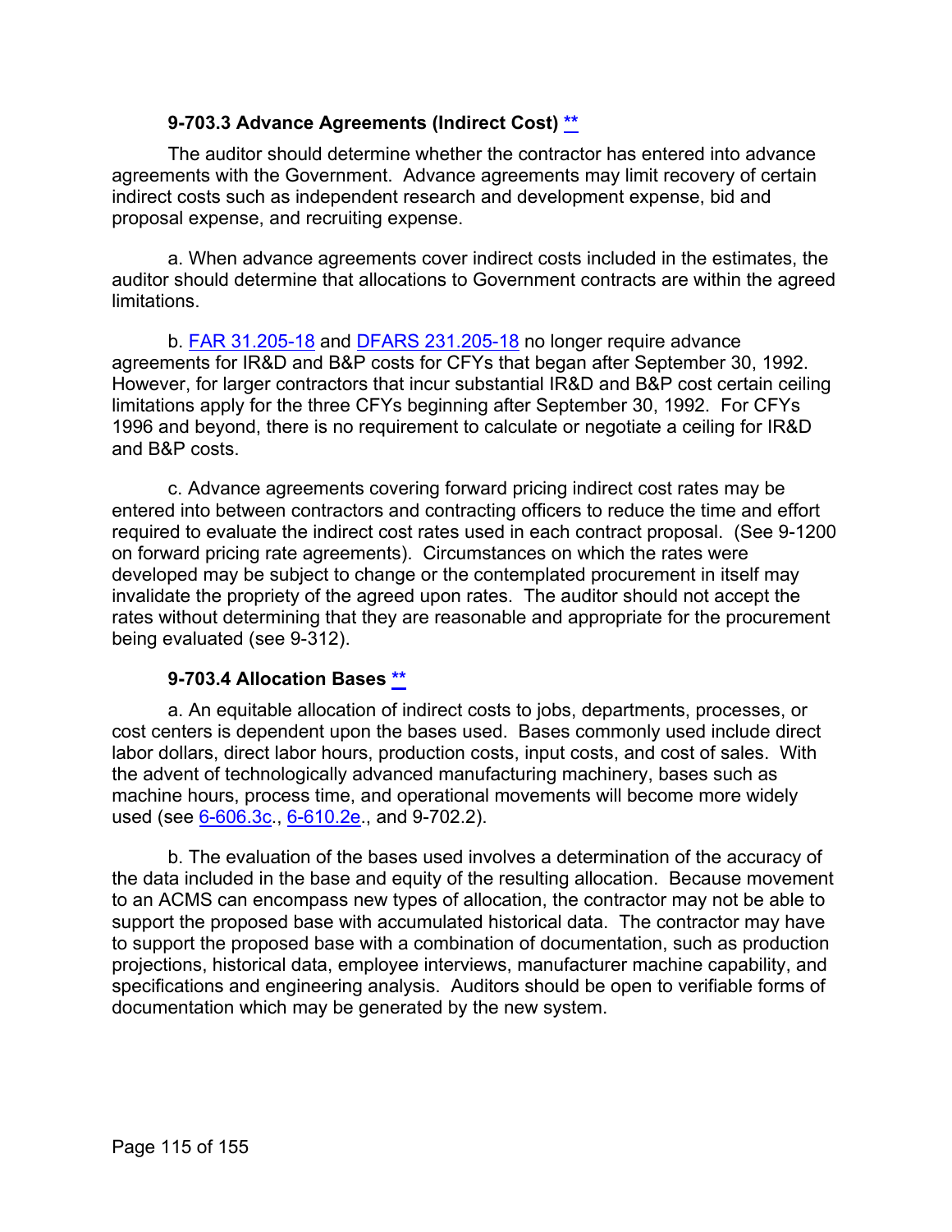### 9-703.3 Advance Agreements (Indirect Cost) **

The auditor should determine whether the contractor has entered into advance agreements with the Government. Advance agreements may limit recovery of certain indirect costs such as independent research and development expense, bid and proposal expense, and recruiting expense.

a. When advance agreements cover indirect costs included in the estimates, the auditor should determine that allocations to Government contracts are within the agreed limitations.

b. FAR 31.205-18 and DFARS 231.205-18 no longer require advance agreements for IR&D and B&P costs for CFYs that began after September 30, 1992. However, for larger contractors that incur substantial IR&D and B&P cost certain ceiling limitations apply for the three CFYs beginning after September 30, 1992. For CFYs 1996 and beyond, there is no requirement to calculate or negotiate a ceiling for IR&D and B&P costs.

c. Advance agreements covering forward pricing indirect cost rates may be entered into between contractors and contracting officers to reduce the time and effort required to evaluate the indirect cost rates used in each contract proposal. (See 9-1200 on forward pricing rate agreements). Circumstances on which the rates were developed may be subject to change or the contemplated procurement in itself may invalidate the propriety of the agreed upon rates. The auditor should not accept the rates without determining that they are reasonable and appropriate for the procurement being evaluated (see 9-312).

### 9-703.4 Allocation Bases **

a. An equitable allocation of indirect costs to jobs, departments, processes, or cost centers is dependent upon the bases used. Bases commonly used include direct labor dollars, direct labor hours, production costs, input costs, and cost of sales. With the advent of technologically advanced manufacturing machinery, bases such as machine hours, process time, and operational movements will become more widely used (see 6-606.3c., 6-610.2e., and 9-702.2).

b. The evaluation of the bases used involves a determination of the accuracy of the data included in the base and equity of the resulting allocation. Because movement to an ACMS can encompass new types of allocation, the contractor may not be able to support the proposed base with accumulated historical data. The contractor may have to support the proposed base with a combination of documentation, such as production projections, historical data, employee interviews, manufacturer machine capability, and specifications and engineering analysis. Auditors should be open to verifiable forms of documentation which may be generated by the new system.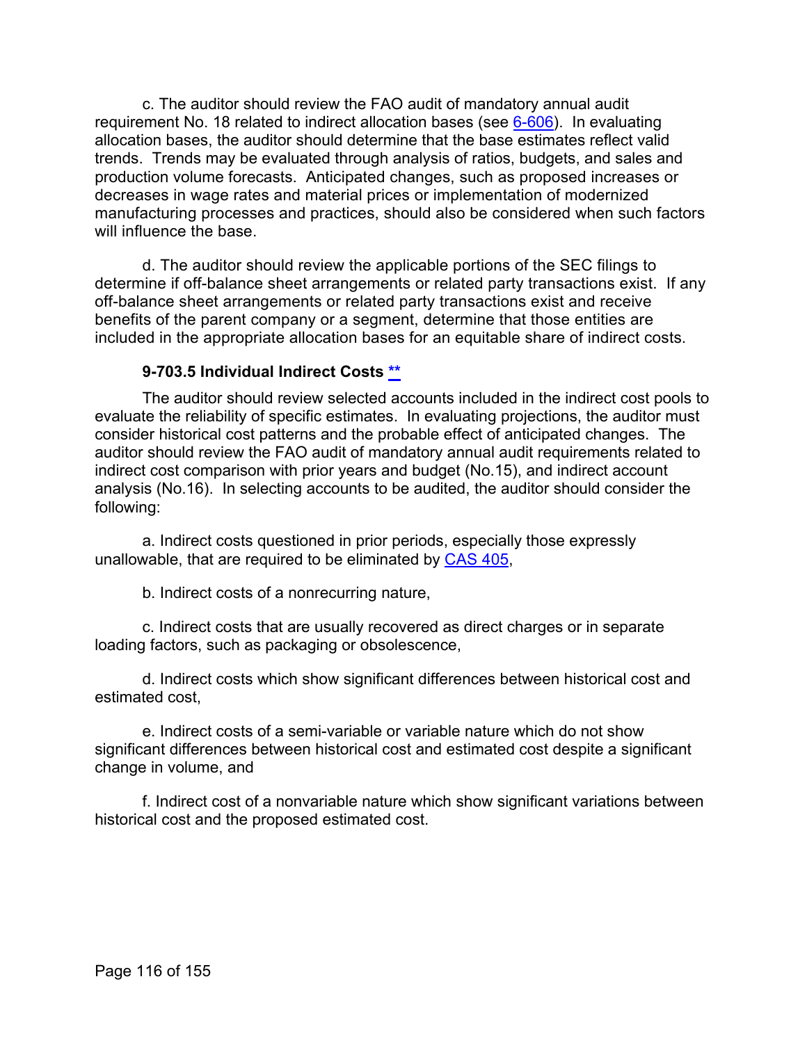c. The auditor should review the FAO audit of mandatory annual audit requirement No. 18 related to indirect allocation bases (see 6-606). In evaluating allocation bases, the auditor should determine that the base estimates reflect valid trends. Trends may be evaluated through analysis of ratios, budgets, and sales and production volume forecasts. Anticipated changes, such as proposed increases or decreases in wage rates and material prices or implementation of modernized manufacturing processes and practices, should also be considered when such factors will influence the base.

d. The auditor should review the applicable portions of the SEC filings to determine if off-balance sheet arrangements or related party transactions exist. If any off-balance sheet arrangements or related party transactions exist and receive benefits of the parent company or a segment, determine that those entities are included in the appropriate allocation bases for an equitable share of indirect costs.

#### 9-703.5 Individual Indirect Costs **

The auditor should review selected accounts included in the indirect cost pools to evaluate the reliability of specific estimates. In evaluating projections, the auditor must consider historical cost patterns and the probable effect of anticipated changes. The auditor should review the FAO audit of mandatory annual audit requirements related to indirect cost comparison with prior years and budget (No.15), and indirect account analysis (No.16). In selecting accounts to be audited, the auditor should consider the following:

a. Indirect costs questioned in prior periods, especially those expressly unallowable, that are required to be eliminated by CAS 405,

b. Indirect costs of a nonrecurring nature,

c. Indirect costs that are usually recovered as direct charges or in separate loading factors, such as packaging or obsolescence,

d. Indirect costs which show significant differences between historical cost and estimated cost,

e. Indirect costs of a semi-variable or variable nature which do not show significant differences between historical cost and estimated cost despite a significant change in volume, and

f. Indirect cost of a nonvariable nature which show significant variations between historical cost and the proposed estimated cost.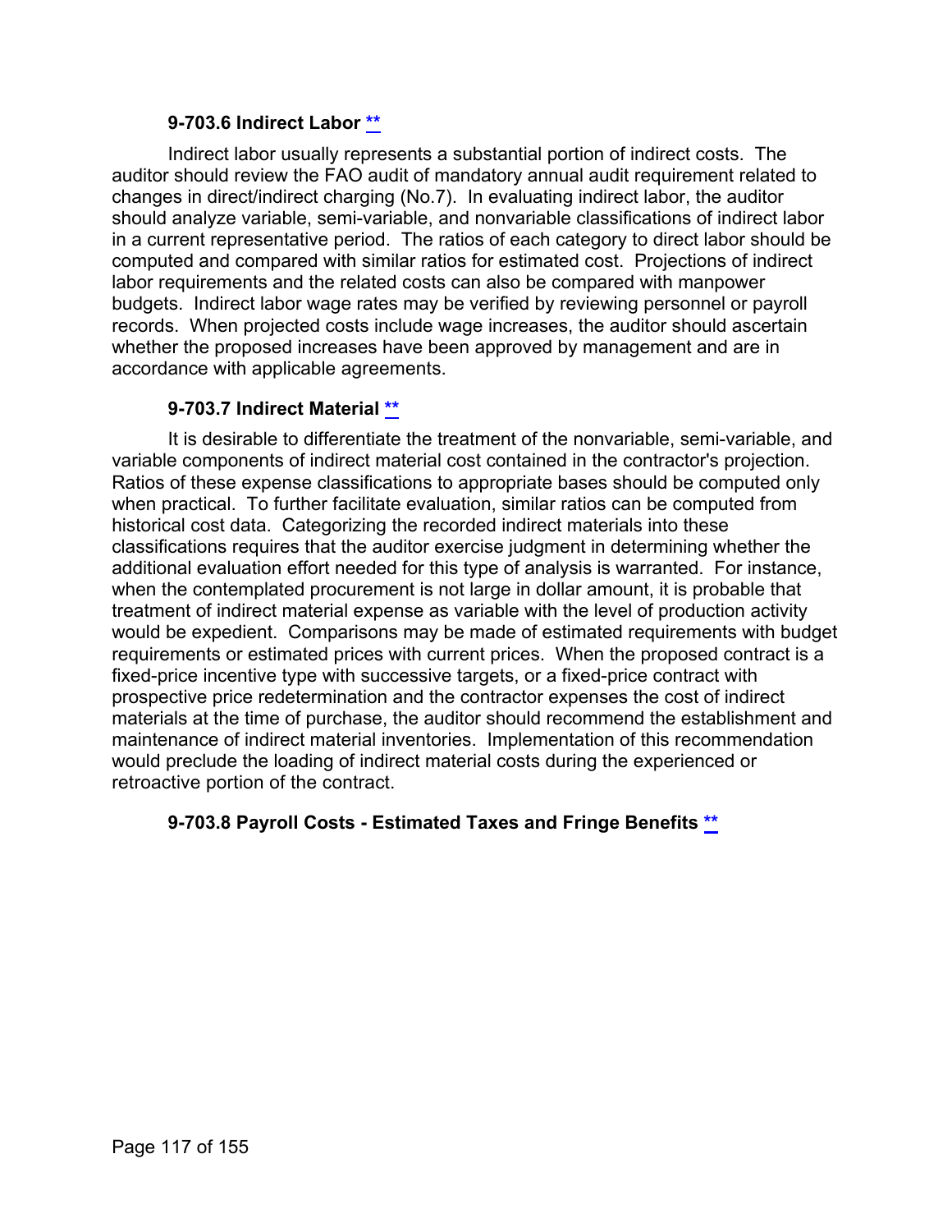### 9-703.6 Indirect Labor [**]

Indirect labor usually represents a substantial portion of indirect costs. The auditor should review the FAO audit of mandatory annual audit requirement related to changes in direct/indirect charging (No.7). In evaluating indirect labor, the auditor should analyze variable, semi-variable, and nonvariable classifications of indirect labor in a current representative period. The ratios of each category to direct labor should be computed and compared with similar ratios for estimated cost. Projections of indirect labor requirements and the related costs can also be compared with manpower budgets. Indirect labor wage rates may be verified by reviewing personnel or payroll records. When projected costs include wage increases, the auditor should ascertain whether the proposed increases have been approved by management and are in accordance with applicable agreements.

### 9-703.7 Indirect Material [**]

It is desirable to differentiate the treatment of the nonvariable, semi-variable, and variable components of indirect material cost contained in the contractor's projection. Ratios of these expense classifications to appropriate bases should be computed only when practical. To further facilitate evaluation, similar ratios can be computed from historical cost data. Categorizing the recorded indirect materials into these classifications requires that the auditor exercise judgment in determining whether the additional evaluation effort needed for this type of analysis is warranted. For instance, when the contemplated procurement is not large in dollar amount, it is probable that treatment of indirect material expense as variable with the level of production activity would be expedient. Comparisons may be made of estimated requirements with budget requirements or estimated prices with current prices. When the proposed contract is a fixed-price incentive type with successive targets, or a fixed-price contract with prospective price redetermination and the contractor expenses the cost of indirect materials at the time of purchase, the auditor should recommend the establishment and maintenance of indirect material inventories. Implementation of this recommendation would preclude the loading of indirect material costs during the experienced or retroactive portion of the contract.

### 9-703.8 Payroll Costs - Estimated Taxes and Fringe Benefits [**]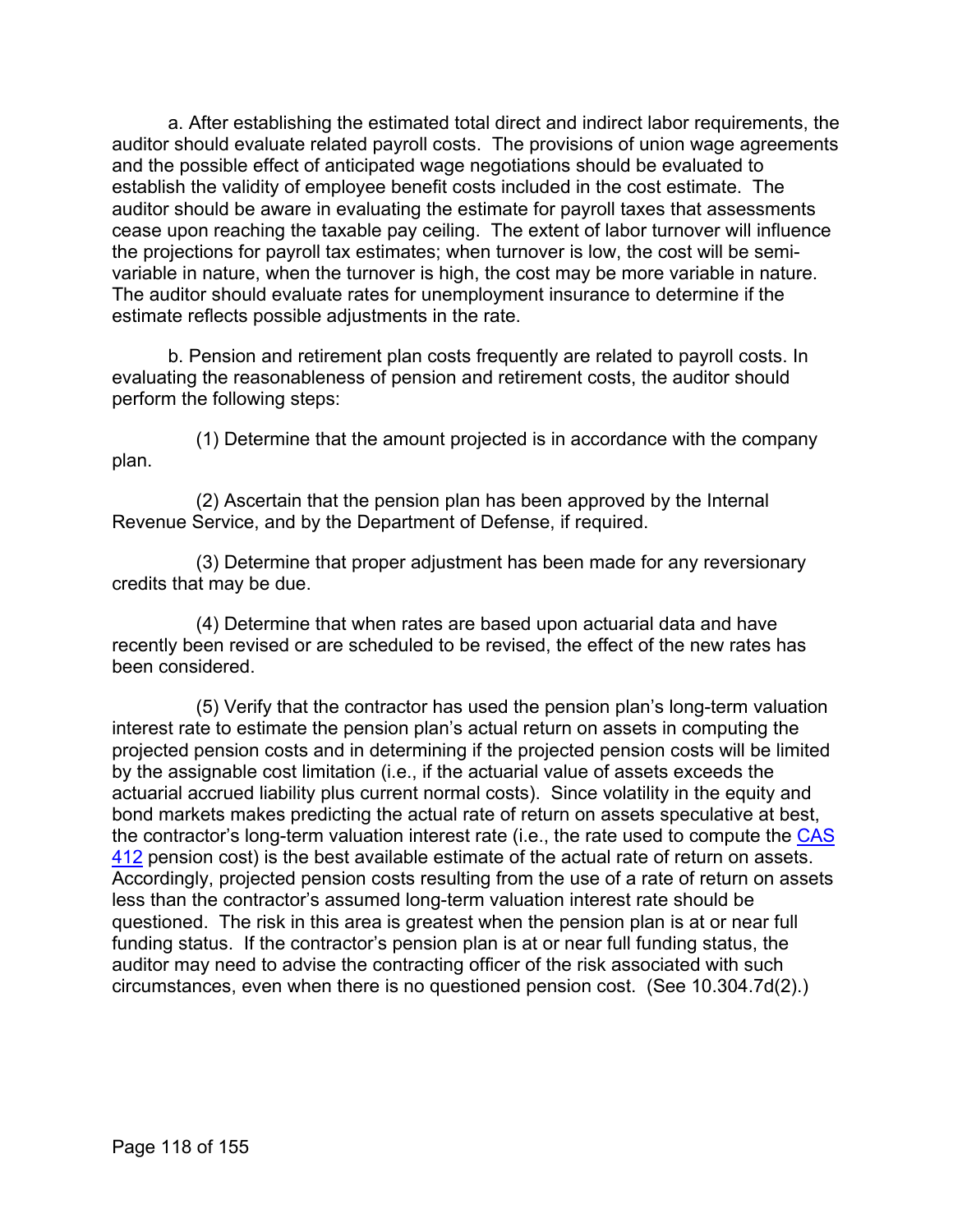a. After establishing the estimated total direct and indirect labor requirements, the auditor should evaluate related payroll costs. The provisions of union wage agreements and the possible effect of anticipated wage negotiations should be evaluated to establish the validity of employee benefit costs included in the cost estimate. The auditor should be aware in evaluating the estimate for payroll taxes that assessments cease upon reaching the taxable pay ceiling. The extent of labor turnover will influence the projections for payroll tax estimates; when turnover is low, the cost will be semi-variable in nature, when the turnover is high, the cost may be more variable in nature. The auditor should evaluate rates for unemployment insurance to determine if the estimate reflects possible adjustments in the rate.

b. Pension and retirement plan costs frequently are related to payroll costs. In evaluating the reasonableness of pension and retirement costs, the auditor should perform the following steps:

(1) Determine that the amount projected is in accordance with the company plan.

(2) Ascertain that the pension plan has been approved by the Internal Revenue Service, and by the Department of Defense, if required.

(3) Determine that proper adjustment has been made for any reversionary credits that may be due.

(4) Determine that when rates are based upon actuarial data and have recently been revised or are scheduled to be revised, the effect of the new rates has been considered.

(5) Verify that the contractor has used the pension plan's long-term valuation interest rate to estimate the pension plan's actual return on assets in computing the projected pension costs and in determining if the projected pension costs will be limited by the assignable cost limitation (i.e., if the actuarial value of assets exceeds the actuarial accrued liability plus current normal costs). Since volatility in the equity and bond markets makes predicting the actual rate of return on assets speculative at best, the contractor's long-term valuation interest rate (i.e., the rate used to compute the CAS 412 pension cost) is the best available estimate of the actual rate of return on assets. Accordingly, projected pension costs resulting from the use of a rate of return on assets less than the contractor's assumed long-term valuation interest rate should be questioned. The risk in this area is greatest when the pension plan is at or near full funding status. If the contractor's pension plan is at or near full funding status, the auditor may need to advise the contracting officer of the risk associated with such circumstances, even when there is no questioned pension cost. (See 10.304.7d(2).)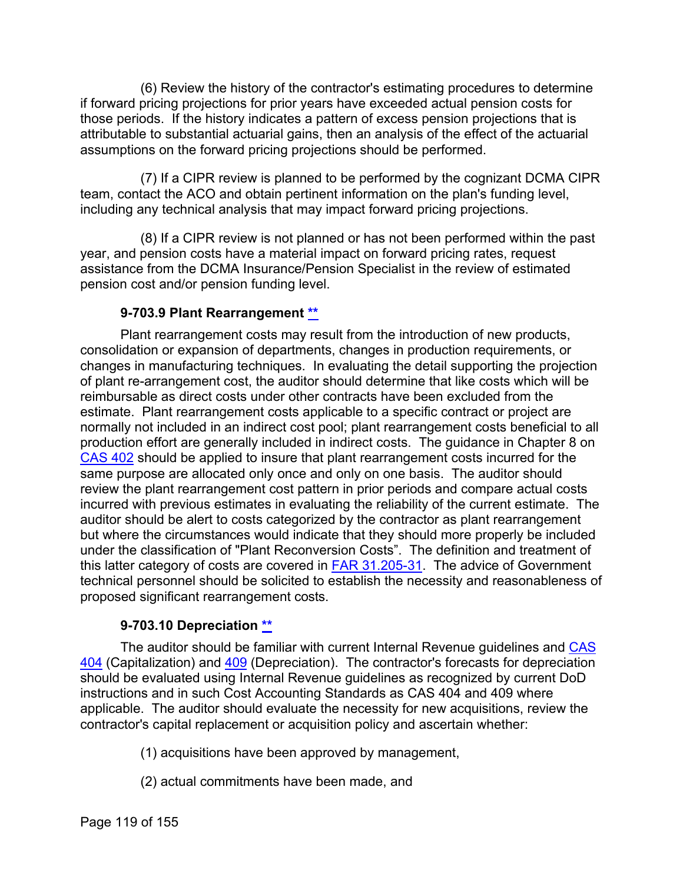(6) Review the history of the contractor's estimating procedures to determine if forward pricing projections for prior years have exceeded actual pension costs for those periods. If the history indicates a pattern of excess pension projections that is attributable to substantial actuarial gains, then an analysis of the effect of the actuarial assumptions on the forward pricing projections should be performed.

(7) If a CIPR review is planned to be performed by the cognizant DCMA CIPR team, contact the ACO and obtain pertinent information on the plan's funding level, including any technical analysis that may impact forward pricing projections.

(8) If a CIPR review is not planned or has not been performed within the past year, and pension costs have a material impact on forward pricing rates, request assistance from the DCMA Insurance/Pension Specialist in the review of estimated pension cost and/or pension funding level.

### 9-703.9 Plant Rearrangement **

Plant rearrangement costs may result from the introduction of new products, consolidation or expansion of departments, changes in production requirements, or changes in manufacturing techniques. In evaluating the detail supporting the projection of plant re-arrangement cost, the auditor should determine that like costs which will be reimbursable as direct costs under other contracts have been excluded from the estimate. Plant rearrangement costs applicable to a specific contract or project are normally not included in an indirect cost pool; plant rearrangement costs beneficial to all production effort are generally included in indirect costs. The guidance in Chapter 8 on CAS 402 should be applied to insure that plant rearrangement costs incurred for the same purpose are allocated only once and only on one basis. The auditor should review the plant rearrangement cost pattern in prior periods and compare actual costs incurred with previous estimates in evaluating the reliability of the current estimate. The auditor should be alert to costs categorized by the contractor as plant rearrangement but where the circumstances would indicate that they should more properly be included under the classification of "Plant Reconversion Costs". The definition and treatment of this latter category of costs are covered in FAR 31.205-31. The advice of Government technical personnel should be solicited to establish the necessity and reasonableness of proposed significant rearrangement costs.

### 9-703.10 Depreciation **

The auditor should be familiar with current Internal Revenue guidelines and CAS 404 (Capitalization) and 409 (Depreciation). The contractor's forecasts for depreciation should be evaluated using Internal Revenue guidelines as recognized by current DoD instructions and in such Cost Accounting Standards as CAS 404 and 409 where applicable. The auditor should evaluate the necessity for new acquisitions, review the contractor's capital replacement or acquisition policy and ascertain whether:

(1) acquisitions have been approved by management,

(2) actual commitments have been made, and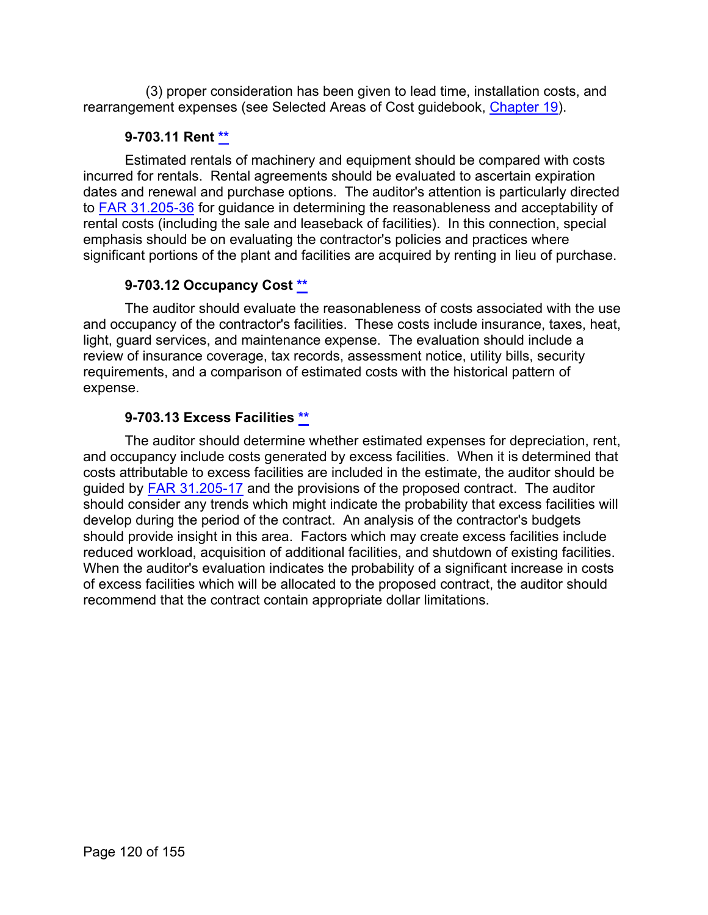(3) proper consideration has been given to lead time, installation costs, and rearrangement expenses (see Selected Areas of Cost guidebook, Chapter 19).

### 9-703.11 Rent **

Estimated rentals of machinery and equipment should be compared with costs incurred for rentals. Rental agreements should be evaluated to ascertain expiration dates and renewal and purchase options. The auditor's attention is particularly directed to FAR 31.205-36 for guidance in determining the reasonableness and acceptability of rental costs (including the sale and leaseback of facilities). In this connection, special emphasis should be on evaluating the contractor's policies and practices where significant portions of the plant and facilities are acquired by renting in lieu of purchase.

### 9-703.12 Occupancy Cost **

The auditor should evaluate the reasonableness of costs associated with the use and occupancy of the contractor's facilities. These costs include insurance, taxes, heat, light, guard services, and maintenance expense. The evaluation should include a review of insurance coverage, tax records, assessment notice, utility bills, security requirements, and a comparison of estimated costs with the historical pattern of expense.

### 9-703.13 Excess Facilities **

The auditor should determine whether estimated expenses for depreciation, rent, and occupancy include costs generated by excess facilities. When it is determined that costs attributable to excess facilities are included in the estimate, the auditor should be guided by FAR 31.205-17 and the provisions of the proposed contract. The auditor should consider any trends which might indicate the probability that excess facilities will develop during the period of the contract. An analysis of the contractor's budgets should provide insight in this area. Factors which may create excess facilities include reduced workload, acquisition of additional facilities, and shutdown of existing facilities. When the auditor's evaluation indicates the probability of a significant increase in costs of excess facilities which will be allocated to the proposed contract, the auditor should recommend that the contract contain appropriate dollar limitations.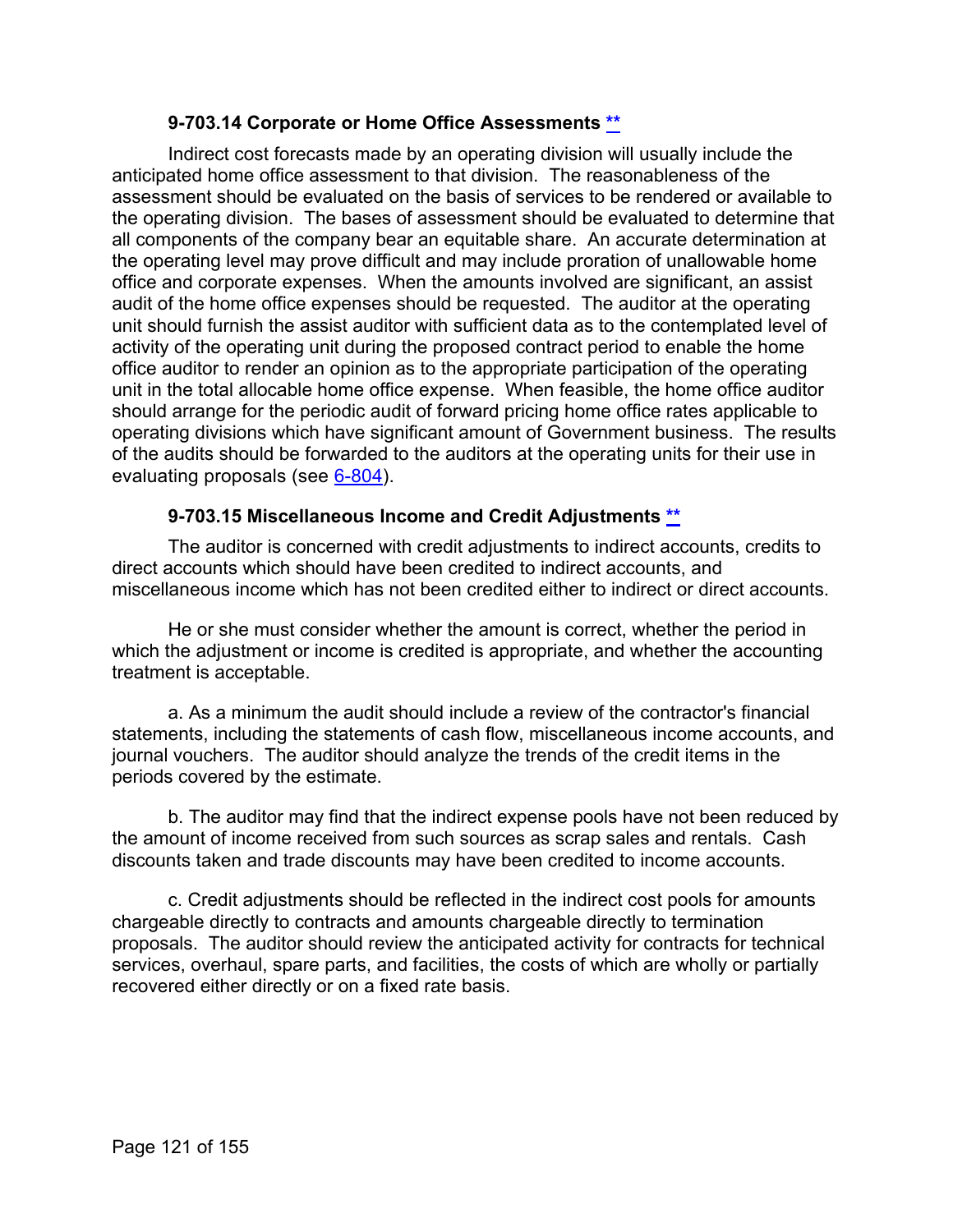### 9-703.14 Corporate or Home Office Assessments **

Indirect cost forecasts made by an operating division will usually include the anticipated home office assessment to that division. The reasonableness of the assessment should be evaluated on the basis of services to be rendered or available to the operating division. The bases of assessment should be evaluated to determine that all components of the company bear an equitable share. An accurate determination at the operating level may prove difficult and may include proration of unallowable home office and corporate expenses. When the amounts involved are significant, an assist audit of the home office expenses should be requested. The auditor at the operating unit should furnish the assist auditor with sufficient data as to the contemplated level of activity of the operating unit during the proposed contract period to enable the home office auditor to render an opinion as to the appropriate participation of the operating unit in the total allocable home office expense. When feasible, the home office auditor should arrange for the periodic audit of forward pricing home office rates applicable to operating divisions which have significant amount of Government business. The results of the audits should be forwarded to the auditors at the operating units for their use in evaluating proposals (see 6-804).

### 9-703.15 Miscellaneous Income and Credit Adjustments **

The auditor is concerned with credit adjustments to indirect accounts, credits to direct accounts which should have been credited to indirect accounts, and miscellaneous income which has not been credited either to indirect or direct accounts.

He or she must consider whether the amount is correct, whether the period in which the adjustment or income is credited is appropriate, and whether the accounting treatment is acceptable.

a. As a minimum the audit should include a review of the contractor's financial statements, including the statements of cash flow, miscellaneous income accounts, and journal vouchers. The auditor should analyze the trends of the credit items in the periods covered by the estimate.

b. The auditor may find that the indirect expense pools have not been reduced by the amount of income received from such sources as scrap sales and rentals. Cash discounts taken and trade discounts may have been credited to income accounts.

c. Credit adjustments should be reflected in the indirect cost pools for amounts chargeable directly to contracts and amounts chargeable directly to termination proposals. The auditor should review the anticipated activity for contracts for technical services, overhaul, spare parts, and facilities, the costs of which are wholly or partially recovered either directly or on a fixed rate basis.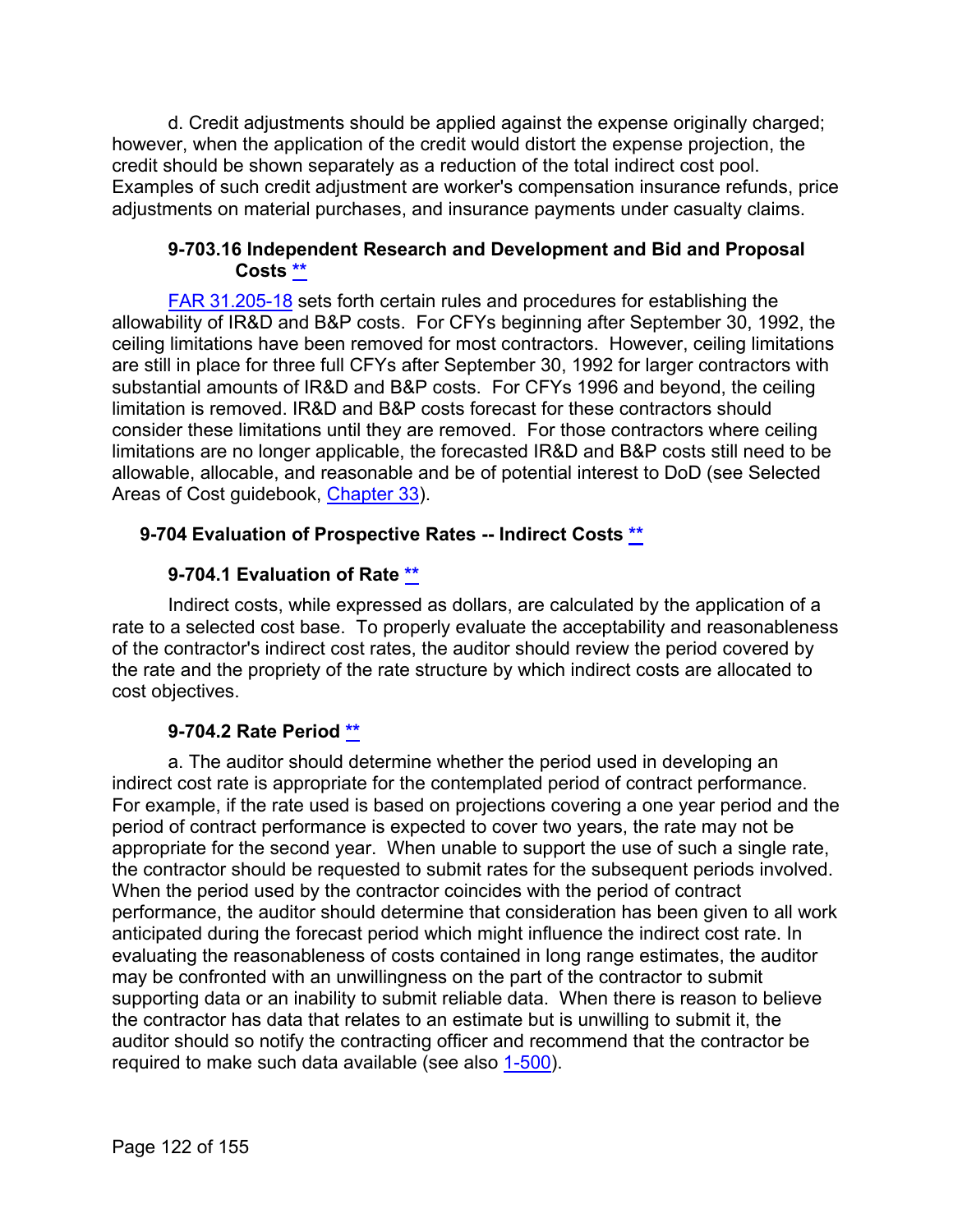d. Credit adjustments should be applied against the expense originally charged; however, when the application of the credit would distort the expense projection, the credit should be shown separately as a reduction of the total indirect cost pool. Examples of such credit adjustment are worker's compensation insurance refunds, price adjustments on material purchases, and insurance payments under casualty claims.

#### 9-703.16 Independent Research and Development and Bid and Proposal Costs **

FAR 31.205-18 sets forth certain rules and procedures for establishing the allowability of IR&D and B&P costs. For CFYs beginning after September 30, 1992, the ceiling limitations have been removed for most contractors. However, ceiling limitations are still in place for three full CFYs after September 30, 1992 for larger contractors with substantial amounts of IR&D and B&P costs. For CFYs 1996 and beyond, the ceiling limitation is removed. IR&D and B&P costs forecast for these contractors should consider these limitations until they are removed. For those contractors where ceiling limitations are no longer applicable, the forecasted IR&D and B&P costs still need to be allowable, allocable, and reasonable and be of potential interest to DoD (see Selected Areas of Cost guidebook, Chapter 33).

### 9-704 Evaluation of Prospective Rates -- Indirect Costs **

#### 9-704.1 Evaluation of Rate **

Indirect costs, while expressed as dollars, are calculated by the application of a rate to a selected cost base. To properly evaluate the acceptability and reasonableness of the contractor's indirect cost rates, the auditor should review the period covered by the rate and the propriety of the rate structure by which indirect costs are allocated to cost objectives.

#### 9-704.2 Rate Period **

a. The auditor should determine whether the period used in developing an indirect cost rate is appropriate for the contemplated period of contract performance. For example, if the rate used is based on projections covering a one year period and the period of contract performance is expected to cover two years, the rate may not be appropriate for the second year. When unable to support the use of such a single rate, the contractor should be requested to submit rates for the subsequent periods involved. When the period used by the contractor coincides with the period of contract performance, the auditor should determine that consideration has been given to all work anticipated during the forecast period which might influence the indirect cost rate. In evaluating the reasonableness of costs contained in long range estimates, the auditor may be confronted with an unwillingness on the part of the contractor to submit supporting data or an inability to submit reliable data. When there is reason to believe the contractor has data that relates to an estimate but is unwilling to submit it, the auditor should so notify the contracting officer and recommend that the contractor be required to make such data available (see also 1-500).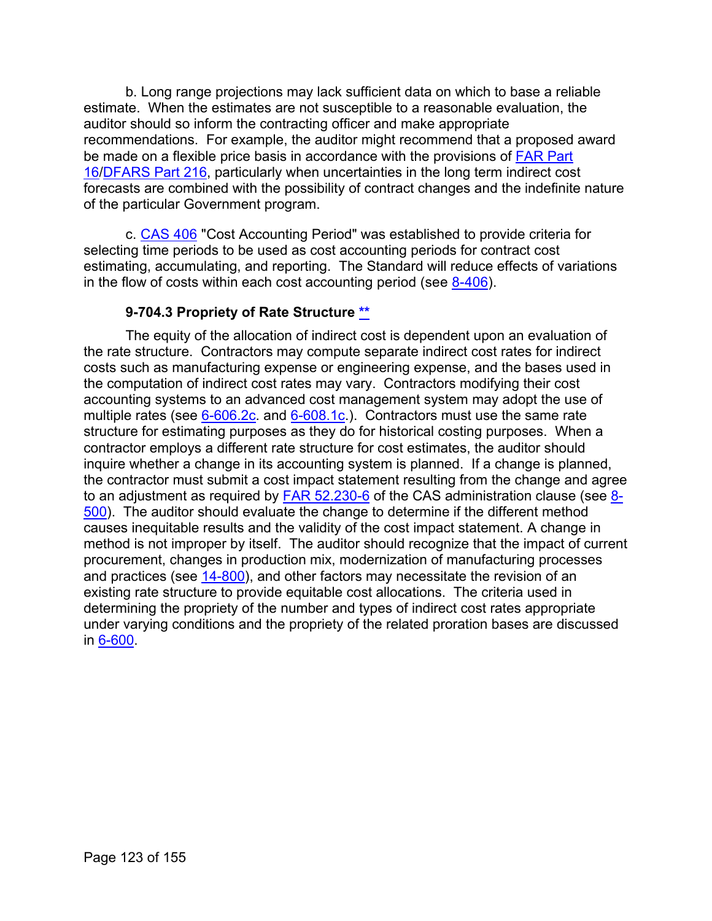b. Long range projections may lack sufficient data on which to base a reliable estimate. When the estimates are not susceptible to a reasonable evaluation, the auditor should so inform the contracting officer and make appropriate recommendations. For example, the auditor might recommend that a proposed award be made on a flexible price basis in accordance with the provisions of FAR Part 16/DFARS Part 216, particularly when uncertainties in the long term indirect cost forecasts are combined with the possibility of contract changes and the indefinite nature of the particular Government program.

c. CAS 406 "Cost Accounting Period" was established to provide criteria for selecting time periods to be used as cost accounting periods for contract cost estimating, accumulating, and reporting. The Standard will reduce effects of variations in the flow of costs within each cost accounting period (see 8-406).

#### 9-704.3 Propriety of Rate Structure **

The equity of the allocation of indirect cost is dependent upon an evaluation of the rate structure. Contractors may compute separate indirect cost rates for indirect costs such as manufacturing expense or engineering expense, and the bases used in the computation of indirect cost rates may vary. Contractors modifying their cost accounting systems to an advanced cost management system may adopt the use of multiple rates (see 6-606.2c. and 6-608.1c.). Contractors must use the same rate structure for estimating purposes as they do for historical costing purposes. When a contractor employs a different rate structure for cost estimates, the auditor should inquire whether a change in its accounting system is planned. If a change is planned, the contractor must submit a cost impact statement resulting from the change and agree to an adjustment as required by FAR 52.230-6 of the CAS administration clause (see 8-500). The auditor should evaluate the change to determine if the different method causes inequitable results and the validity of the cost impact statement. A change in method is not improper by itself. The auditor should recognize that the impact of current procurement, changes in production mix, modernization of manufacturing processes and practices (see 14-800), and other factors may necessitate the revision of an existing rate structure to provide equitable cost allocations. The criteria used in determining the propriety of the number and types of indirect cost rates appropriate under varying conditions and the propriety of the related proration bases are discussed in 6-600.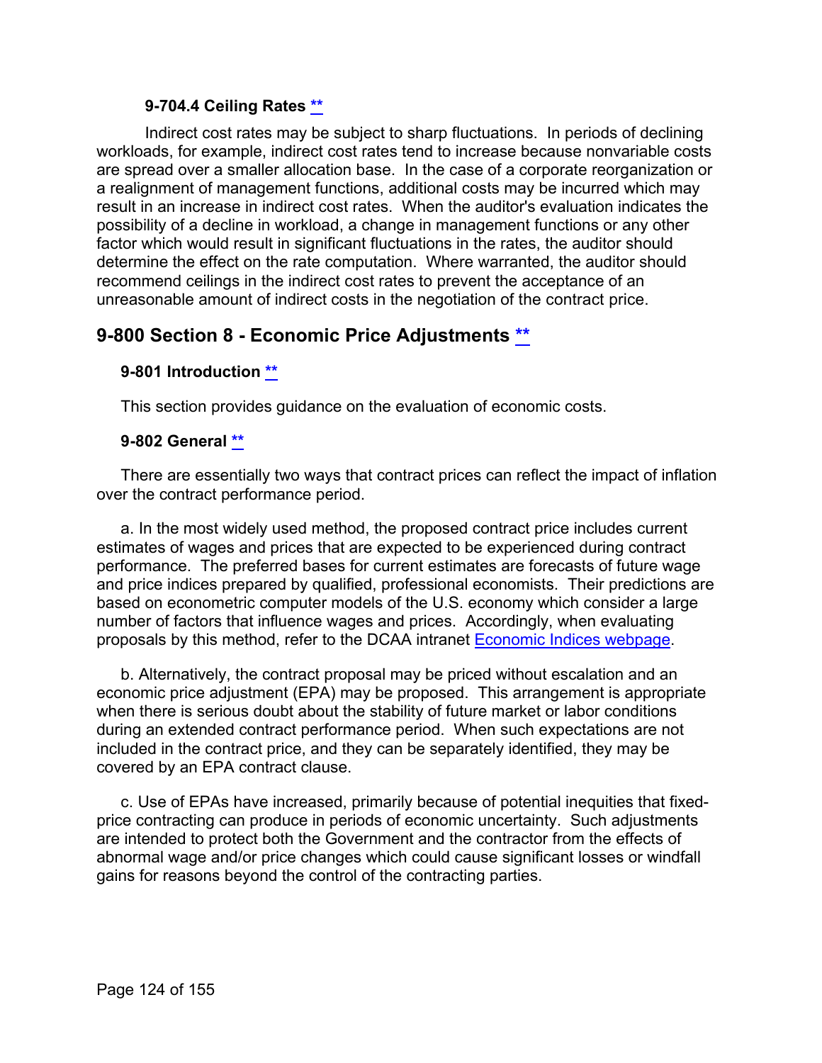#### 9-704.4 Ceiling Rates [**](#)

Indirect cost rates may be subject to sharp fluctuations. In periods of declining workloads, for example, indirect cost rates tend to increase because nonvariable costs are spread over a smaller allocation base. In the case of a corporate reorganization or a realignment of management functions, additional costs may be incurred which may result in an increase in indirect cost rates. When the auditor's evaluation indicates the possibility of a decline in workload, a change in management functions or any other factor which would result in significant fluctuations in the rates, the auditor should determine the effect on the rate computation. Where warranted, the auditor should recommend ceilings in the indirect cost rates to prevent the acceptance of an unreasonable amount of indirect costs in the negotiation of the contract price.

## 9-800 Section 8 - Economic Price Adjustments [**](#)

### 9-801 Introduction [**](#)

This section provides guidance on the evaluation of economic costs.

### 9-802 General [**](#)

There are essentially two ways that contract prices can reflect the impact of inflation over the contract performance period.

a. In the most widely used method, the proposed contract price includes current estimates of wages and prices that are expected to be experienced during contract performance. The preferred bases for current estimates are forecasts of future wage and price indices prepared by qualified, professional economists. Their predictions are based on econometric computer models of the U.S. economy which consider a large number of factors that influence wages and prices. Accordingly, when evaluating proposals by this method, refer to the DCAA intranet [Economic Indices webpage](#).

b. Alternatively, the contract proposal may be priced without escalation and an economic price adjustment (EPA) may be proposed. This arrangement is appropriate when there is serious doubt about the stability of future market or labor conditions during an extended contract performance period. When such expectations are not included in the contract price, and they can be separately identified, they may be covered by an EPA contract clause.

c. Use of EPAs have increased, primarily because of potential inequities that fixed-price contracting can produce in periods of economic uncertainty. Such adjustments are intended to protect both the Government and the contractor from the effects of abnormal wage and/or price changes which could cause significant losses or windfall gains for reasons beyond the control of the contracting parties.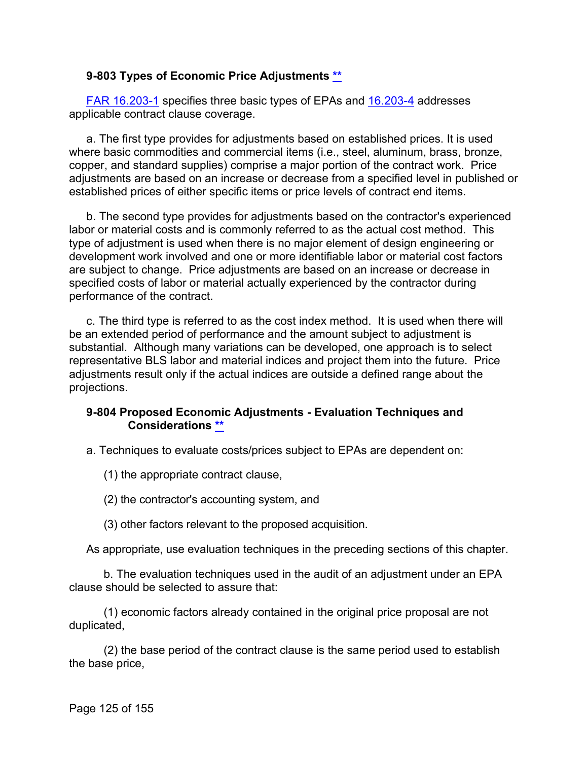### 9-803 Types of Economic Price Adjustments [**](#)

[FAR 16.203-1](#) specifies three basic types of EPAs and [16.203-4](#) addresses applicable contract clause coverage.

a. The first type provides for adjustments based on established prices. It is used where basic commodities and commercial items (i.e., steel, aluminum, brass, bronze, copper, and standard supplies) comprise a major portion of the contract work. Price adjustments are based on an increase or decrease from a specified level in published or established prices of either specific items or price levels of contract end items.

b. The second type provides for adjustments based on the contractor's experienced labor or material costs and is commonly referred to as the actual cost method. This type of adjustment is used when there is no major element of design engineering or development work involved and one or more identifiable labor or material cost factors are subject to change. Price adjustments are based on an increase or decrease in specified costs of labor or material actually experienced by the contractor during performance of the contract.

c. The third type is referred to as the cost index method. It is used when there will be an extended period of performance and the amount subject to adjustment is substantial. Although many variations can be developed, one approach is to select representative BLS labor and material indices and project them into the future. Price adjustments result only if the actual indices are outside a defined range about the projections.

### 9-804 Proposed Economic Adjustments - Evaluation Techniques and Considerations [**](#)

a. Techniques to evaluate costs/prices subject to EPAs are dependent on:

(1) the appropriate contract clause,

(2) the contractor's accounting system, and

(3) other factors relevant to the proposed acquisition.

As appropriate, use evaluation techniques in the preceding sections of this chapter.

b. The evaluation techniques used in the audit of an adjustment under an EPA clause should be selected to assure that:

(1) economic factors already contained in the original price proposal are not duplicated,

(2) the base period of the contract clause is the same period used to establish the base price,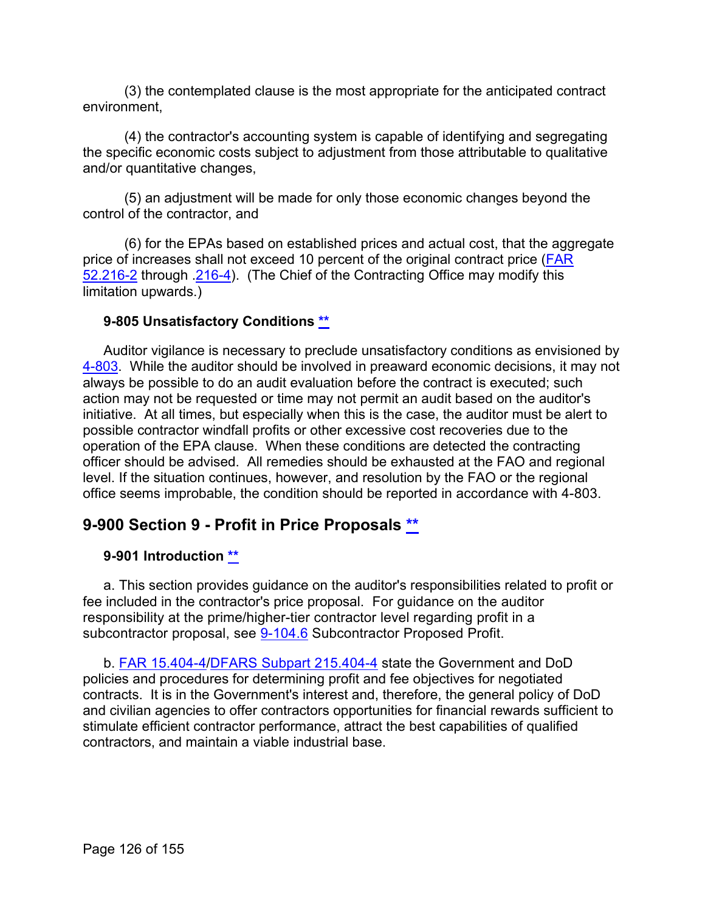(3) the contemplated clause is the most appropriate for the anticipated contract environment,

(4) the contractor's accounting system is capable of identifying and segregating the specific economic costs subject to adjustment from those attributable to qualitative and/or quantitative changes,

(5) an adjustment will be made for only those economic changes beyond the control of the contractor, and

(6) for the EPAs based on established prices and actual cost, that the aggregate price of increases shall not exceed 10 percent of the original contract price (FAR 52.216-2 through .216-4). (The Chief of the Contracting Office may modify this limitation upwards.)

### 9-805 Unsatisfactory Conditions **

Auditor vigilance is necessary to preclude unsatisfactory conditions as envisioned by 4-803. While the auditor should be involved in preaward economic decisions, it may not always be possible to do an audit evaluation before the contract is executed; such action may not be requested or time may not permit an audit based on the auditor's initiative. At all times, but especially when this is the case, the auditor must be alert to possible contractor windfall profits or other excessive cost recoveries due to the operation of the EPA clause. When these conditions are detected the contracting officer should be advised. All remedies should be exhausted at the FAO and regional level. If the situation continues, however, and resolution by the FAO or the regional office seems improbable, the condition should be reported in accordance with 4-803.

## 9-900 Section 9 - Profit in Price Proposals **

### 9-901 Introduction **

a. This section provides guidance on the auditor's responsibilities related to profit or fee included in the contractor's price proposal. For guidance on the auditor responsibility at the prime/higher-tier contractor level regarding profit in a subcontractor proposal, see 9-104.6 Subcontractor Proposed Profit.

b. FAR 15.404-4/DFARS Subpart 215.404-4 state the Government and DoD policies and procedures for determining profit and fee objectives for negotiated contracts. It is in the Government's interest and, therefore, the general policy of DoD and civilian agencies to offer contractors opportunities for financial rewards sufficient to stimulate efficient contractor performance, attract the best capabilities of qualified contractors, and maintain a viable industrial base.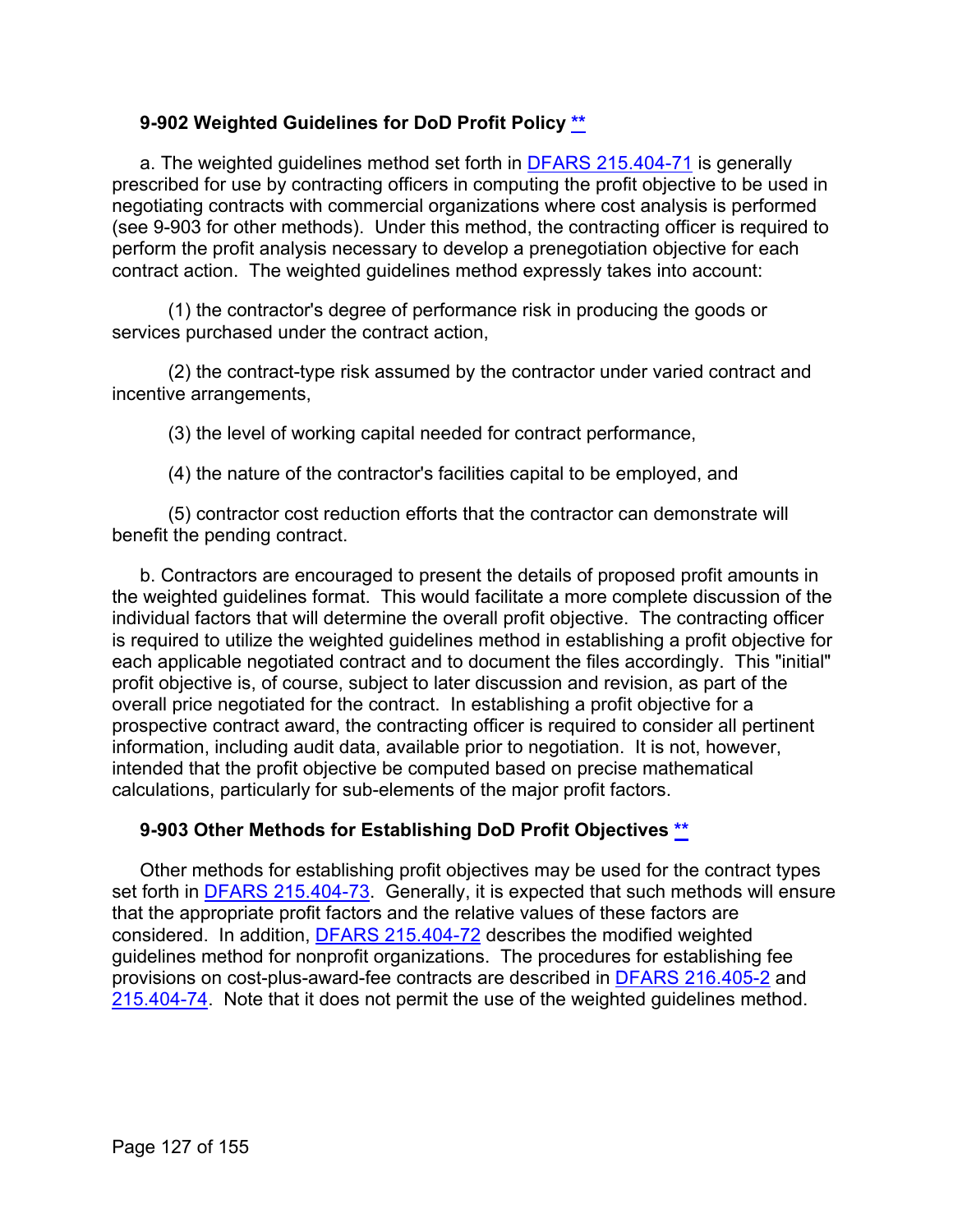### 9-902 Weighted Guidelines for DoD Profit Policy [**](#)

a. The weighted guidelines method set forth in [DFARS 215.404-71](#) is generally prescribed for use by contracting officers in computing the profit objective to be used in negotiating contracts with commercial organizations where cost analysis is performed (see 9-903 for other methods). Under this method, the contracting officer is required to perform the profit analysis necessary to develop a prenegotiation objective for each contract action. The weighted guidelines method expressly takes into account:

(1) the contractor's degree of performance risk in producing the goods or services purchased under the contract action,

(2) the contract-type risk assumed by the contractor under varied contract and incentive arrangements,

(3) the level of working capital needed for contract performance,

(4) the nature of the contractor's facilities capital to be employed, and

(5) contractor cost reduction efforts that the contractor can demonstrate will benefit the pending contract.

b. Contractors are encouraged to present the details of proposed profit amounts in the weighted guidelines format. This would facilitate a more complete discussion of the individual factors that will determine the overall profit objective. The contracting officer is required to utilize the weighted guidelines method in establishing a profit objective for each applicable negotiated contract and to document the files accordingly. This "initial" profit objective is, of course, subject to later discussion and revision, as part of the overall price negotiated for the contract. In establishing a profit objective for a prospective contract award, the contracting officer is required to consider all pertinent information, including audit data, available prior to negotiation. It is not, however, intended that the profit objective be computed based on precise mathematical calculations, particularly for sub-elements of the major profit factors.

### 9-903 Other Methods for Establishing DoD Profit Objectives [**](#)

Other methods for establishing profit objectives may be used for the contract types set forth in [DFARS 215.404-73](#). Generally, it is expected that such methods will ensure that the appropriate profit factors and the relative values of these factors are considered. In addition, [DFARS 215.404-72](#) describes the modified weighted guidelines method for nonprofit organizations. The procedures for establishing fee provisions on cost-plus-award-fee contracts are described in [DFARS 216.405-2](#) and [215.404-74](#). Note that it does not permit the use of the weighted guidelines method.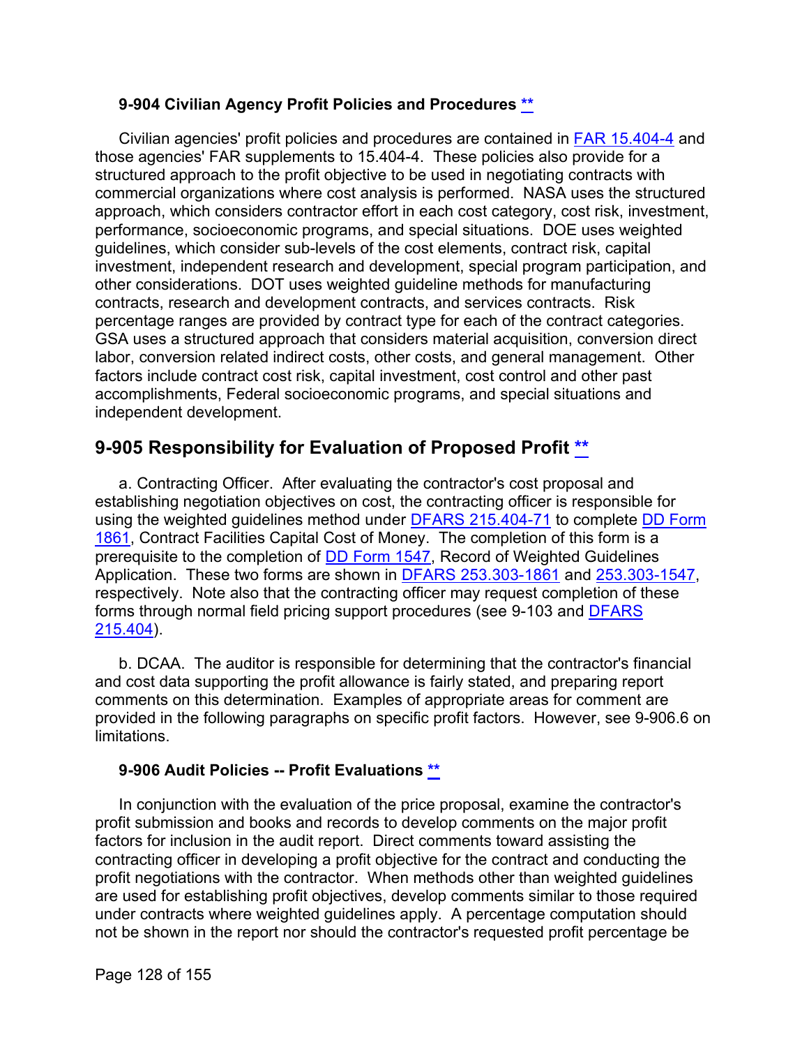### 9-904 Civilian Agency Profit Policies and Procedures **

Civilian agencies' profit policies and procedures are contained in FAR 15.404-4 and those agencies' FAR supplements to 15.404-4. These policies also provide for a structured approach to the profit objective to be used in negotiating contracts with commercial organizations where cost analysis is performed. NASA uses the structured approach, which considers contractor effort in each cost category, cost risk, investment, performance, socioeconomic programs, and special situations. DOE uses weighted guidelines, which consider sub-levels of the cost elements, contract risk, capital investment, independent research and development, special program participation, and other considerations. DOT uses weighted guideline methods for manufacturing contracts, research and development contracts, and services contracts. Risk percentage ranges are provided by contract type for each of the contract categories. GSA uses a structured approach that considers material acquisition, conversion direct labor, conversion related indirect costs, other costs, and general management. Other factors include contract cost risk, capital investment, cost control and other past accomplishments, Federal socioeconomic programs, and special situations and independent development.

## 9-905 Responsibility for Evaluation of Proposed Profit **

a. Contracting Officer. After evaluating the contractor's cost proposal and establishing negotiation objectives on cost, the contracting officer is responsible for using the weighted guidelines method under DFARS 215.404-71 to complete DD Form 1861, Contract Facilities Capital Cost of Money. The completion of this form is a prerequisite to the completion of DD Form 1547, Record of Weighted Guidelines Application. These two forms are shown in DFARS 253.303-1861 and 253.303-1547, respectively. Note also that the contracting officer may request completion of these forms through normal field pricing support procedures (see 9-103 and DFARS 215.404).

b. DCAA. The auditor is responsible for determining that the contractor's financial and cost data supporting the profit allowance is fairly stated, and preparing report comments on this determination. Examples of appropriate areas for comment are provided in the following paragraphs on specific profit factors. However, see 9-906.6 on limitations.

### 9-906 Audit Policies -- Profit Evaluations **

In conjunction with the evaluation of the price proposal, examine the contractor's profit submission and books and records to develop comments on the major profit factors for inclusion in the audit report. Direct comments toward assisting the contracting officer in developing a profit objective for the contract and conducting the profit negotiations with the contractor. When methods other than weighted guidelines are used for establishing profit objectives, develop comments similar to those required under contracts where weighted guidelines apply. A percentage computation should not be shown in the report nor should the contractor's requested profit percentage be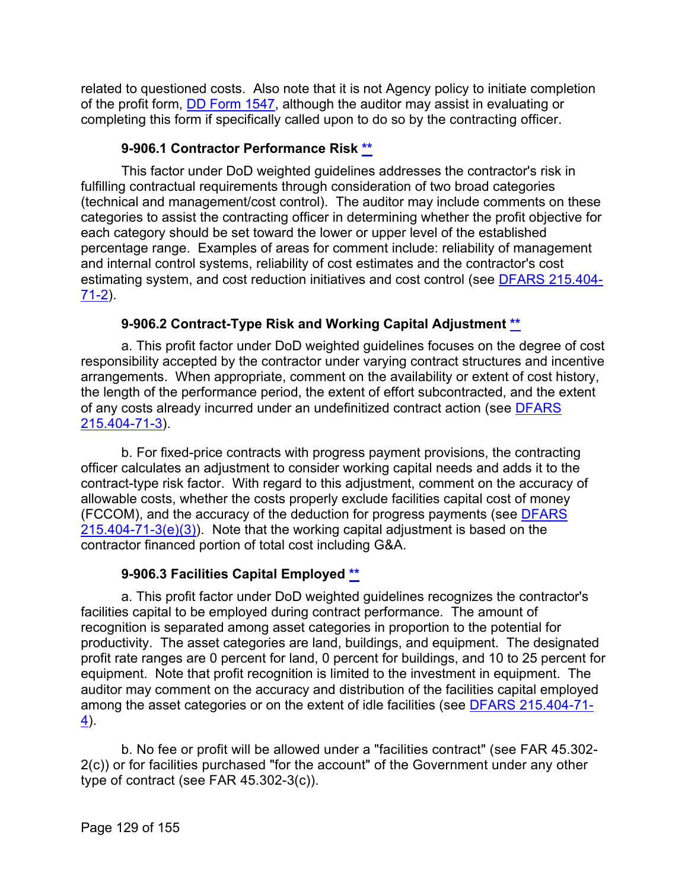related to questioned costs. Also note that it is not Agency policy to initiate completion of the profit form, DD Form 1547, although the auditor may assist in evaluating or completing this form if specifically called upon to do so by the contracting officer.

### 9-906.1 Contractor Performance Risk **

This factor under DoD weighted guidelines addresses the contractor's risk in fulfilling contractual requirements through consideration of two broad categories (technical and management/cost control). The auditor may include comments on these categories to assist the contracting officer in determining whether the profit objective for each category should be set toward the lower or upper level of the established percentage range. Examples of areas for comment include: reliability of management and internal control systems, reliability of cost estimates and the contractor's cost estimating system, and cost reduction initiatives and cost control (see DFARS 215.404-71-2).

### 9-906.2 Contract-Type Risk and Working Capital Adjustment **

a. This profit factor under DoD weighted guidelines focuses on the degree of cost responsibility accepted by the contractor under varying contract structures and incentive arrangements. When appropriate, comment on the availability or extent of cost history, the length of the performance period, the extent of effort subcontracted, and the extent of any costs already incurred under an undefinitized contract action (see DFARS 215.404-71-3).

b. For fixed-price contracts with progress payment provisions, the contracting officer calculates an adjustment to consider working capital needs and adds it to the contract-type risk factor. With regard to this adjustment, comment on the accuracy of allowable costs, whether the costs properly exclude facilities capital cost of money (FCCOM), and the accuracy of the deduction for progress payments (see DFARS 215.404-71-3(e)(3)). Note that the working capital adjustment is based on the contractor financed portion of total cost including G&A.

### 9-906.3 Facilities Capital Employed **

a. This profit factor under DoD weighted guidelines recognizes the contractor's facilities capital to be employed during contract performance. The amount of recognition is separated among asset categories in proportion to the potential for productivity. The asset categories are land, buildings, and equipment. The designated profit rate ranges are 0 percent for land, 0 percent for buildings, and 10 to 25 percent for equipment. Note that profit recognition is limited to the investment in equipment. The auditor may comment on the accuracy and distribution of the facilities capital employed among the asset categories or on the extent of idle facilities (see DFARS 215.404-71-4).

b. No fee or profit will be allowed under a "facilities contract" (see FAR 45.302-2(c)) or for facilities purchased "for the account" of the Government under any other type of contract (see FAR 45.302-3(c)).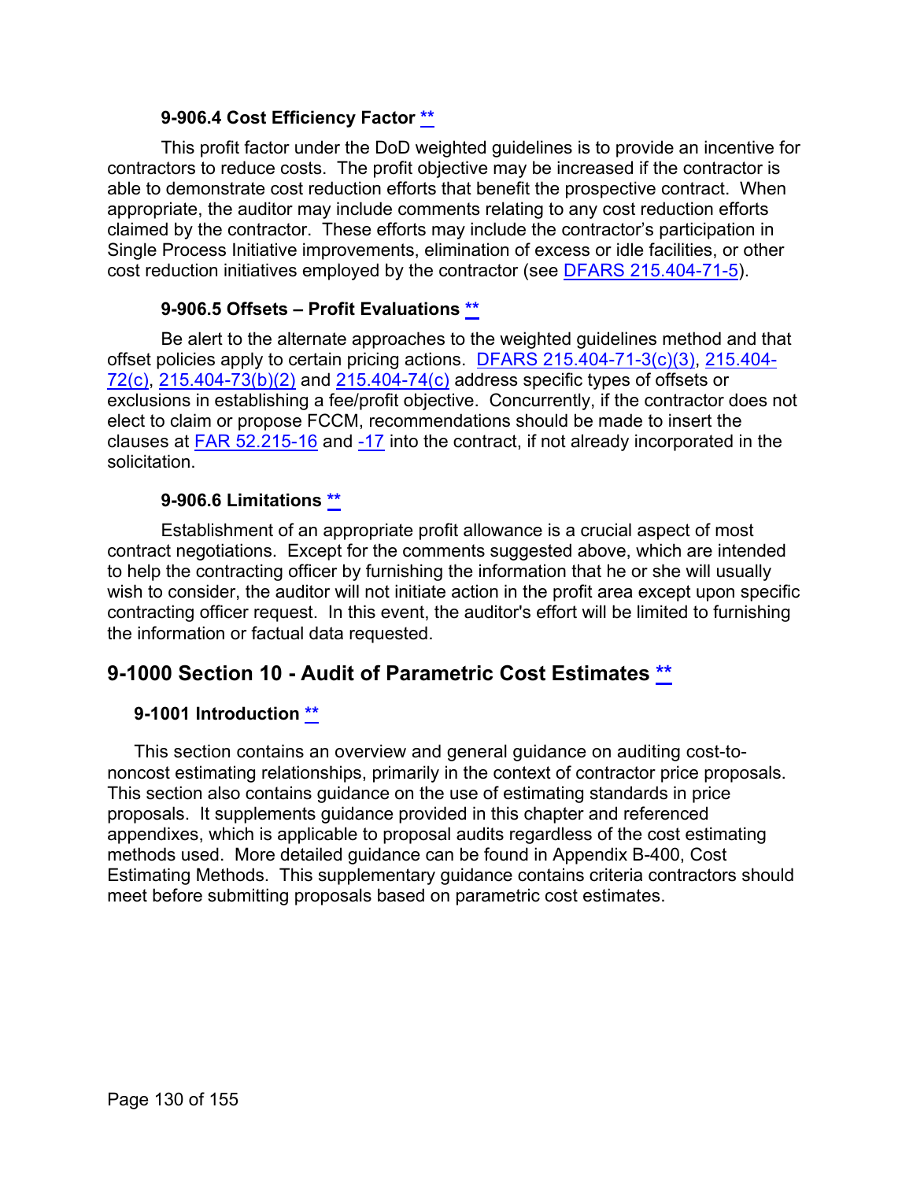### 9-906.4 Cost Efficiency Factor **

This profit factor under the DoD weighted guidelines is to provide an incentive for contractors to reduce costs. The profit objective may be increased if the contractor is able to demonstrate cost reduction efforts that benefit the prospective contract. When appropriate, the auditor may include comments relating to any cost reduction efforts claimed by the contractor. These efforts may include the contractor's participation in Single Process Initiative improvements, elimination of excess or idle facilities, or other cost reduction initiatives employed by the contractor (see DFARS 215.404-71-5).

### 9-906.5 Offsets – Profit Evaluations **

Be alert to the alternate approaches to the weighted guidelines method and that offset policies apply to certain pricing actions. DFARS 215.404-71-3(c)(3), 215.404-72(c), 215.404-73(b)(2) and 215.404-74(c) address specific types of offsets or exclusions in establishing a fee/profit objective. Concurrently, if the contractor does not elect to claim or propose FCCM, recommendations should be made to insert the clauses at FAR 52.215-16 and -17 into the contract, if not already incorporated in the solicitation.

### 9-906.6 Limitations **

Establishment of an appropriate profit allowance is a crucial aspect of most contract negotiations. Except for the comments suggested above, which are intended to help the contracting officer by furnishing the information that he or she will usually wish to consider, the auditor will not initiate action in the profit area except upon specific contracting officer request. In this event, the auditor's effort will be limited to furnishing the information or factual data requested.

# 9-1000 Section 10 - Audit of Parametric Cost Estimates **

## 9-1001 Introduction **

This section contains an overview and general guidance on auditing cost-to-noncost estimating relationships, primarily in the context of contractor price proposals. This section also contains guidance on the use of estimating standards in price proposals. It supplements guidance provided in this chapter and referenced appendixes, which is applicable to proposal audits regardless of the cost estimating methods used. More detailed guidance can be found in Appendix B-400, Cost Estimating Methods. This supplementary guidance contains criteria contractors should meet before submitting proposals based on parametric cost estimates.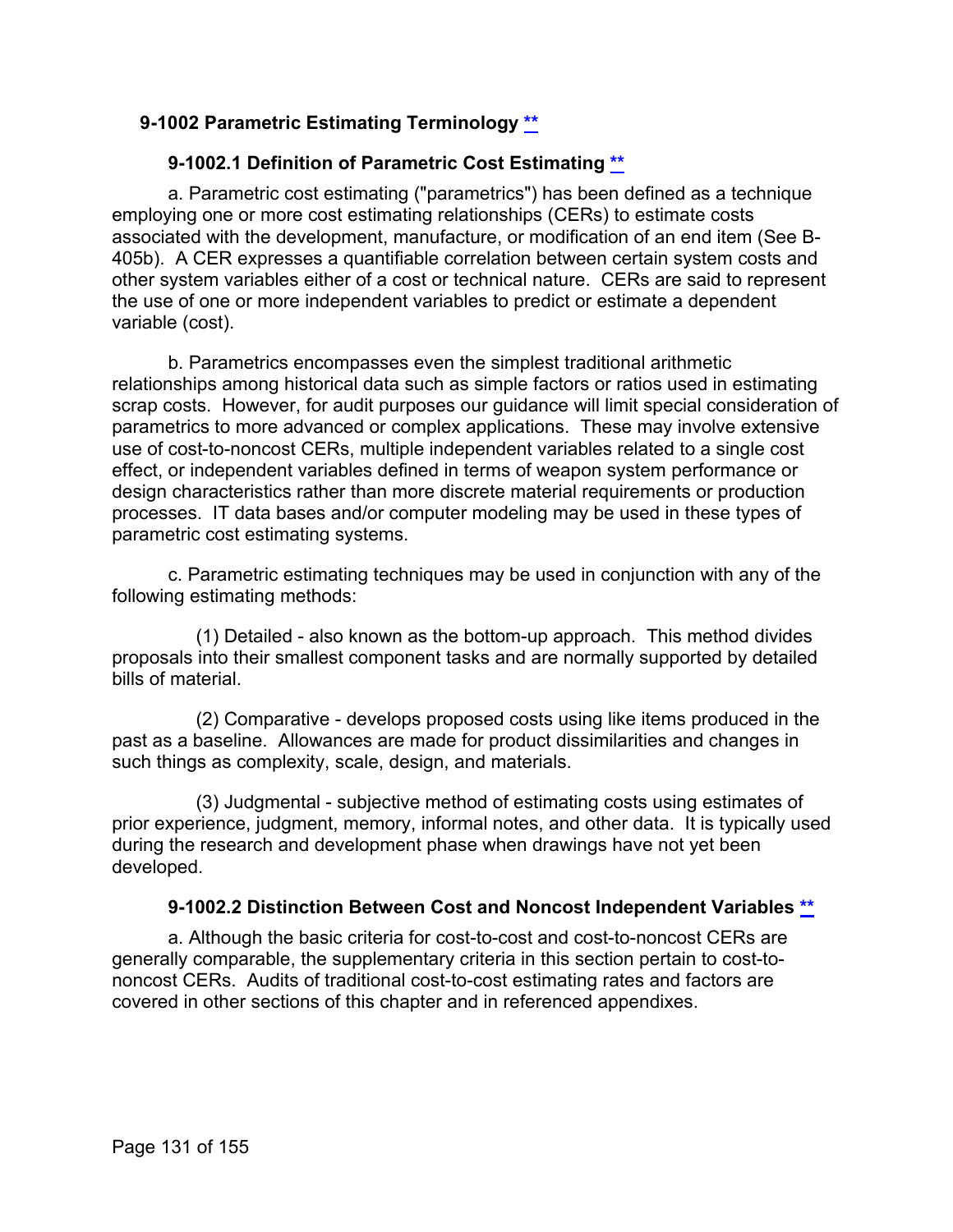## 9-1002 Parametric Estimating Terminology [**](#)

### 9-1002.1 Definition of Parametric Cost Estimating [**](#)

a. Parametric cost estimating ("parametrics") has been defined as a technique employing one or more cost estimating relationships (CERs) to estimate costs associated with the development, manufacture, or modification of an end item (See B-405b). A CER expresses a quantifiable correlation between certain system costs and other system variables either of a cost or technical nature. CERs are said to represent the use of one or more independent variables to predict or estimate a dependent variable (cost).

b. Parametrics encompasses even the simplest traditional arithmetic relationships among historical data such as simple factors or ratios used in estimating scrap costs. However, for audit purposes our guidance will limit special consideration of parametrics to more advanced or complex applications. These may involve extensive use of cost-to-noncost CERs, multiple independent variables related to a single cost effect, or independent variables defined in terms of weapon system performance or design characteristics rather than more discrete material requirements or production processes. IT data bases and/or computer modeling may be used in these types of parametric cost estimating systems.

c. Parametric estimating techniques may be used in conjunction with any of the following estimating methods:

(1) Detailed - also known as the bottom-up approach. This method divides proposals into their smallest component tasks and are normally supported by detailed bills of material.

(2) Comparative - develops proposed costs using like items produced in the past as a baseline. Allowances are made for product dissimilarities and changes in such things as complexity, scale, design, and materials.

(3) Judgmental - subjective method of estimating costs using estimates of prior experience, judgment, memory, informal notes, and other data. It is typically used during the research and development phase when drawings have not yet been developed.

### 9-1002.2 Distinction Between Cost and Noncost Independent Variables [**](#)

a. Although the basic criteria for cost-to-cost and cost-to-noncost CERs are generally comparable, the supplementary criteria in this section pertain to cost-to-noncost CERs. Audits of traditional cost-to-cost estimating rates and factors are covered in other sections of this chapter and in referenced appendixes.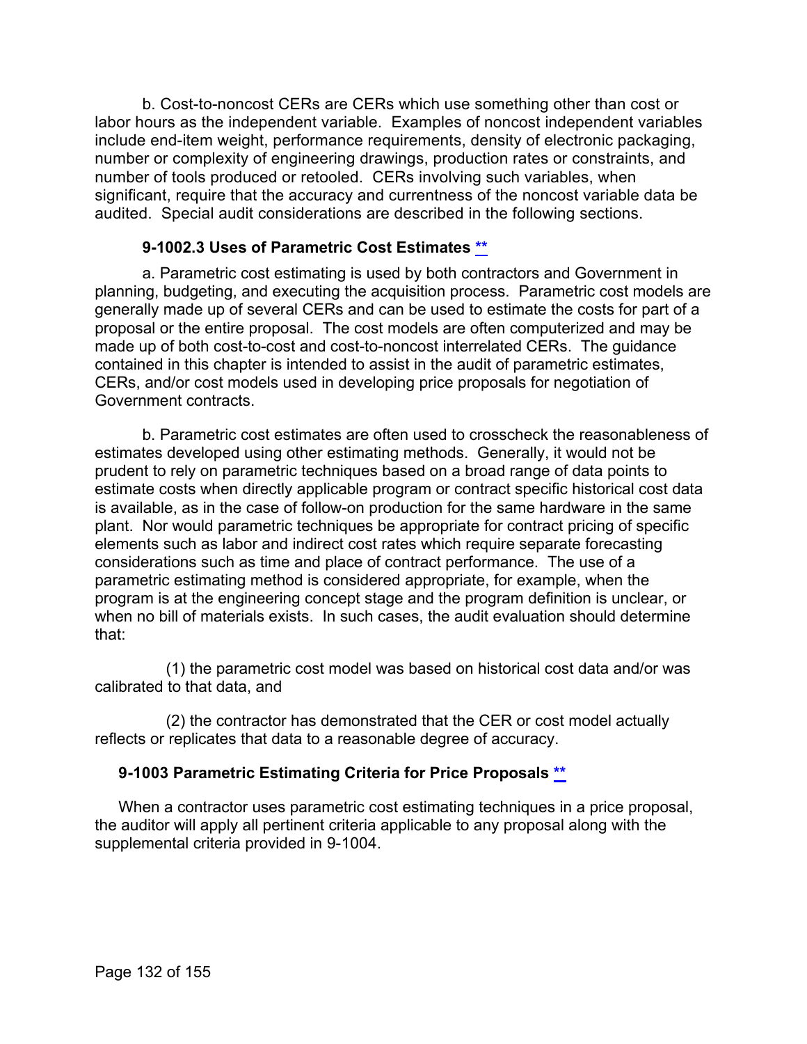b. Cost-to-noncost CERs are CERs which use something other than cost or labor hours as the independent variable. Examples of noncost independent variables include end-item weight, performance requirements, density of electronic packaging, number or complexity of engineering drawings, production rates or constraints, and number of tools produced or retooled. CERs involving such variables, when significant, require that the accuracy and currentness of the noncost variable data be audited. Special audit considerations are described in the following sections.

### 9-1002.3 Uses of Parametric Cost Estimates **

a. Parametric cost estimating is used by both contractors and Government in planning, budgeting, and executing the acquisition process. Parametric cost models are generally made up of several CERs and can be used to estimate the costs for part of a proposal or the entire proposal. The cost models are often computerized and may be made up of both cost-to-cost and cost-to-noncost interrelated CERs. The guidance contained in this chapter is intended to assist in the audit of parametric estimates, CERs, and/or cost models used in developing price proposals for negotiation of Government contracts.

b. Parametric cost estimates are often used to crosscheck the reasonableness of estimates developed using other estimating methods. Generally, it would not be prudent to rely on parametric techniques based on a broad range of data points to estimate costs when directly applicable program or contract specific historical cost data is available, as in the case of follow-on production for the same hardware in the same plant. Nor would parametric techniques be appropriate for contract pricing of specific elements such as labor and indirect cost rates which require separate forecasting considerations such as time and place of contract performance. The use of a parametric estimating method is considered appropriate, for example, when the program is at the engineering concept stage and the program definition is unclear, or when no bill of materials exists. In such cases, the audit evaluation should determine that:

(1) the parametric cost model was based on historical cost data and/or was calibrated to that data, and

(2) the contractor has demonstrated that the CER or cost model actually reflects or replicates that data to a reasonable degree of accuracy.

## 9-1003 Parametric Estimating Criteria for Price Proposals **

When a contractor uses parametric cost estimating techniques in a price proposal, the auditor will apply all pertinent criteria applicable to any proposal along with the supplemental criteria provided in 9-1004.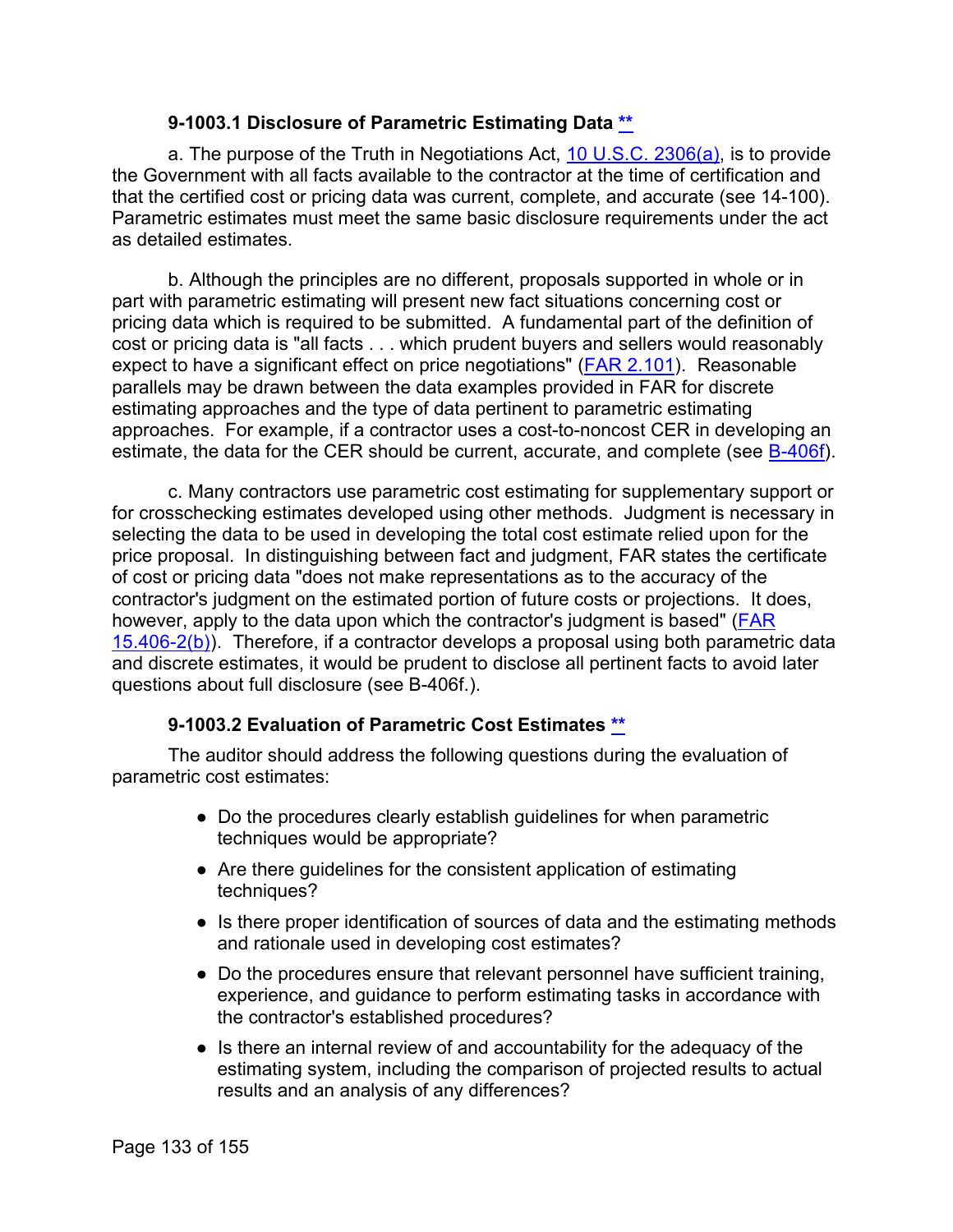### 9-1003.1 Disclosure of Parametric Estimating Data **

a. The purpose of the Truth in Negotiations Act, 10 U.S.C. 2306(a), is to provide the Government with all facts available to the contractor at the time of certification and that the certified cost or pricing data was current, complete, and accurate (see 14-100). Parametric estimates must meet the same basic disclosure requirements under the act as detailed estimates.

b. Although the principles are no different, proposals supported in whole or in part with parametric estimating will present new fact situations concerning cost or pricing data which is required to be submitted. A fundamental part of the definition of cost or pricing data is "all facts . . . which prudent buyers and sellers would reasonably expect to have a significant effect on price negotiations" (FAR 2.101). Reasonable parallels may be drawn between the data examples provided in FAR for discrete estimating approaches and the type of data pertinent to parametric estimating approaches. For example, if a contractor uses a cost-to-noncost CER in developing an estimate, the data for the CER should be current, accurate, and complete (see B-406f).

c. Many contractors use parametric cost estimating for supplementary support or for crosschecking estimates developed using other methods. Judgment is necessary in selecting the data to be used in developing the total cost estimate relied upon for the price proposal. In distinguishing between fact and judgment, FAR states the certificate of cost or pricing data "does not make representations as to the accuracy of the contractor's judgment on the estimated portion of future costs or projections. It does, however, apply to the data upon which the contractor's judgment is based" (FAR 15.406-2(b)). Therefore, if a contractor develops a proposal using both parametric data and discrete estimates, it would be prudent to disclose all pertinent facts to avoid later questions about full disclosure (see B-406f.).

### 9-1003.2 Evaluation of Parametric Cost Estimates **

The auditor should address the following questions during the evaluation of parametric cost estimates:

- Do the procedures clearly establish guidelines for when parametric techniques would be appropriate?
- Are there guidelines for the consistent application of estimating techniques?
- Is there proper identification of sources of data and the estimating methods and rationale used in developing cost estimates?
- Do the procedures ensure that relevant personnel have sufficient training, experience, and guidance to perform estimating tasks in accordance with the contractor's established procedures?
- Is there an internal review of and accountability for the adequacy of the estimating system, including the comparison of projected results to actual results and an analysis of any differences?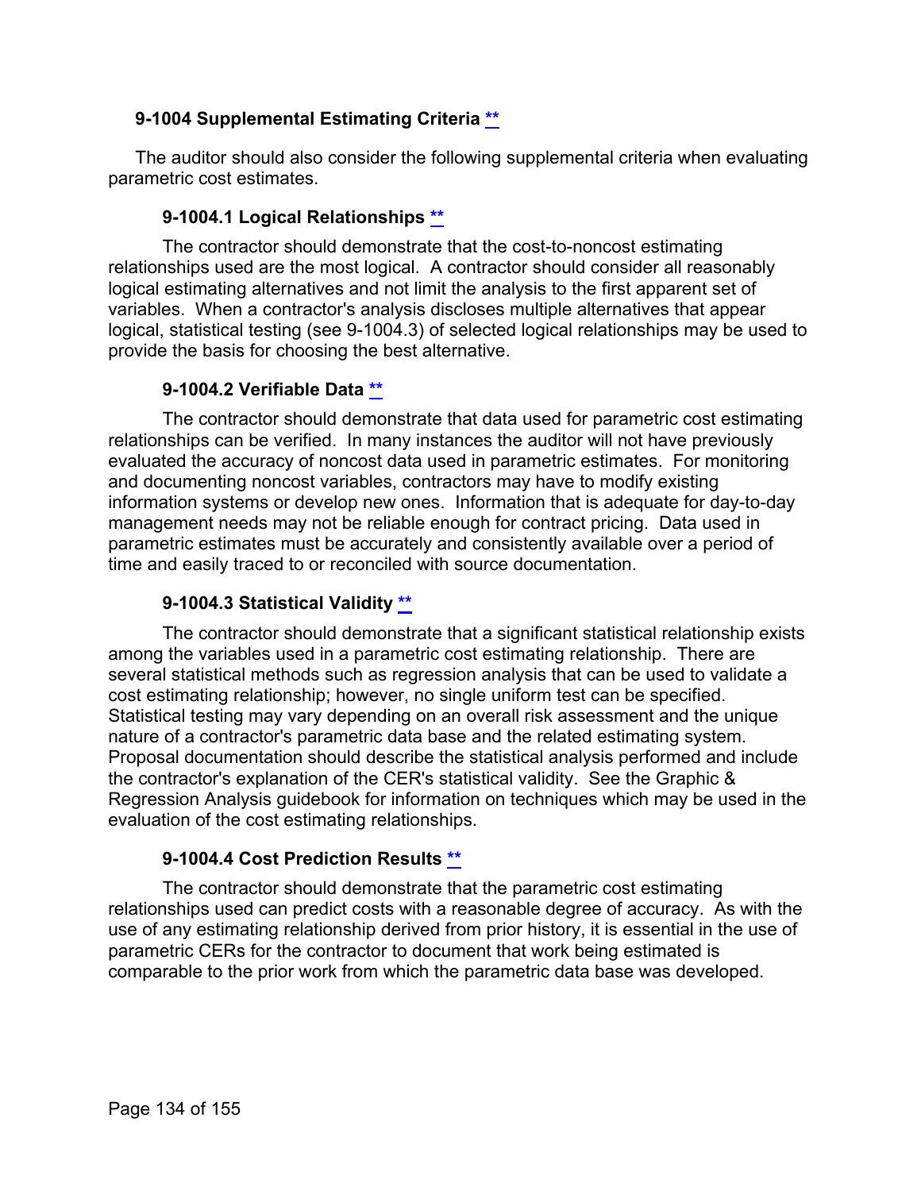## 9-1004 Supplemental Estimating Criteria **

The auditor should also consider the following supplemental criteria when evaluating parametric cost estimates.

### 9-1004.1 Logical Relationships **

The contractor should demonstrate that the cost-to-noncost estimating relationships used are the most logical. A contractor should consider all reasonably logical estimating alternatives and not limit the analysis to the first apparent set of variables. When a contractor's analysis discloses multiple alternatives that appear logical, statistical testing (see 9-1004.3) of selected logical relationships may be used to provide the basis for choosing the best alternative.

### 9-1004.2 Verifiable Data **

The contractor should demonstrate that data used for parametric cost estimating relationships can be verified. In many instances the auditor will not have previously evaluated the accuracy of noncost data used in parametric estimates. For monitoring and documenting noncost variables, contractors may have to modify existing information systems or develop new ones. Information that is adequate for day-to-day management needs may not be reliable enough for contract pricing. Data used in parametric estimates must be accurately and consistently available over a period of time and easily traced to or reconciled with source documentation.

### 9-1004.3 Statistical Validity **

The contractor should demonstrate that a significant statistical relationship exists among the variables used in a parametric cost estimating relationship. There are several statistical methods such as regression analysis that can be used to validate a cost estimating relationship; however, no single uniform test can be specified. Statistical testing may vary depending on an overall risk assessment and the unique nature of a contractor's parametric data base and the related estimating system. Proposal documentation should describe the statistical analysis performed and include the contractor's explanation of the CER's statistical validity. See the Graphic & Regression Analysis guidebook for information on techniques which may be used in the evaluation of the cost estimating relationships.

### 9-1004.4 Cost Prediction Results **

The contractor should demonstrate that the parametric cost estimating relationships used can predict costs with a reasonable degree of accuracy. As with the use of any estimating relationship derived from prior history, it is essential in the use of parametric CERs for the contractor to document that work being estimated is comparable to the prior work from which the parametric data base was developed.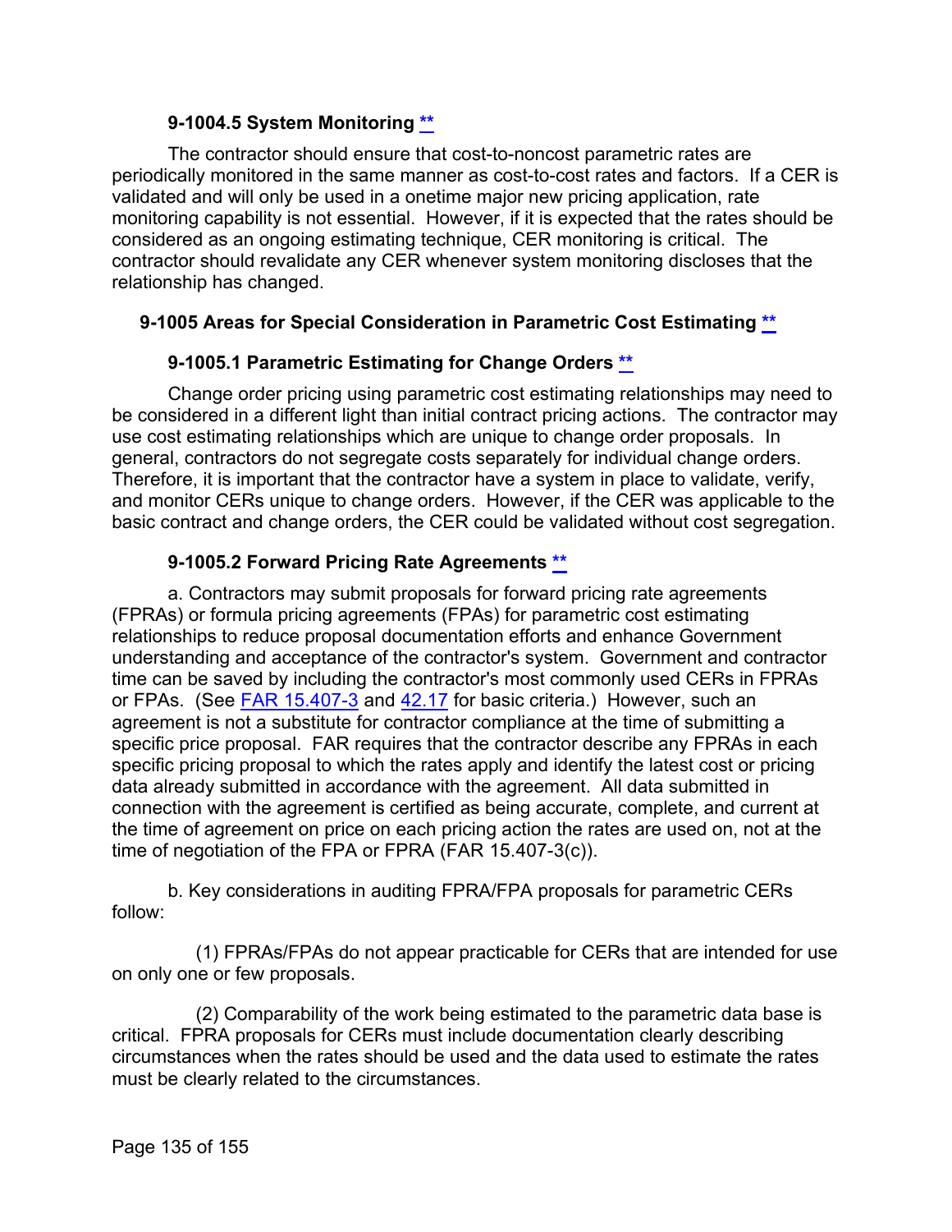#### 9-1004.5 System Monitoring [**](#)

The contractor should ensure that cost-to-noncost parametric rates are periodically monitored in the same manner as cost-to-cost rates and factors. If a CER is validated and will only be used in a onetime major new pricing application, rate monitoring capability is not essential. However, if it is expected that the rates should be considered as an ongoing estimating technique, CER monitoring is critical. The contractor should revalidate any CER whenever system monitoring discloses that the relationship has changed.

### 9-1005 Areas for Special Consideration in Parametric Cost Estimating [**](#)

#### 9-1005.1 Parametric Estimating for Change Orders [**](#)

Change order pricing using parametric cost estimating relationships may need to be considered in a different light than initial contract pricing actions. The contractor may use cost estimating relationships which are unique to change order proposals. In general, contractors do not segregate costs separately for individual change orders. Therefore, it is important that the contractor have a system in place to validate, verify, and monitor CERs unique to change orders. However, if the CER was applicable to the basic contract and change orders, the CER could be validated without cost segregation.

#### 9-1005.2 Forward Pricing Rate Agreements [**](#)

a. Contractors may submit proposals for forward pricing rate agreements (FPRAs) or formula pricing agreements (FPAs) for parametric cost estimating relationships to reduce proposal documentation efforts and enhance Government understanding and acceptance of the contractor's system. Government and contractor time can be saved by including the contractor's most commonly used CERs in FPRAs or FPAs. (See [FAR 15.407-3](#) and [42.17](#) for basic criteria.) However, such an agreement is not a substitute for contractor compliance at the time of submitting a specific price proposal. FAR requires that the contractor describe any FPRAs in each specific pricing proposal to which the rates apply and identify the latest cost or pricing data already submitted in accordance with the agreement. All data submitted in connection with the agreement is certified as being accurate, complete, and current at the time of agreement on price on each pricing action the rates are used on, not at the time of negotiation of the FPA or FPRA (FAR 15.407-3(c)).

b. Key considerations in auditing FPRA/FPA proposals for parametric CERs follow:

(1) FPRAs/FPAs do not appear practicable for CERs that are intended for use on only one or few proposals.

(2) Comparability of the work being estimated to the parametric data base is critical. FPRA proposals for CERs must include documentation clearly describing circumstances when the rates should be used and the data used to estimate the rates must be clearly related to the circumstances.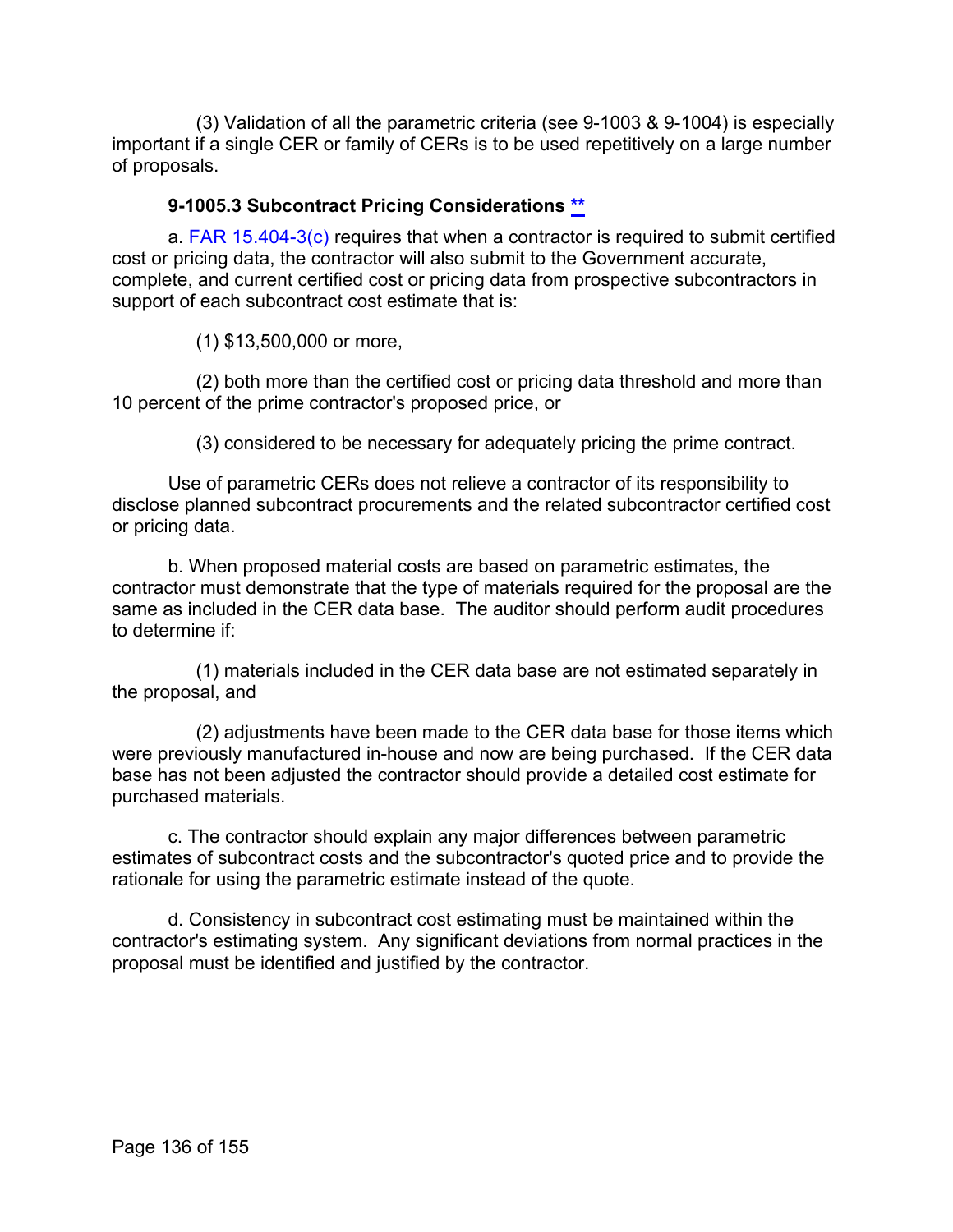(3) Validation of all the parametric criteria (see 9-1003 & 9-1004) is especially important if a single CER or family of CERs is to be used repetitively on a large number of proposals.

### 9-1005.3 Subcontract Pricing Considerations **

a. FAR 15.404-3(c) requires that when a contractor is required to submit certified cost or pricing data, the contractor will also submit to the Government accurate, complete, and current certified cost or pricing data from prospective subcontractors in support of each subcontract cost estimate that is:

(1) $13,500,000 or more,

(2) both more than the certified cost or pricing data threshold and more than 10 percent of the prime contractor's proposed price, or

(3) considered to be necessary for adequately pricing the prime contract.

Use of parametric CERs does not relieve a contractor of its responsibility to disclose planned subcontract procurements and the related subcontractor certified cost or pricing data.

b. When proposed material costs are based on parametric estimates, the contractor must demonstrate that the type of materials required for the proposal are the same as included in the CER data base. The auditor should perform audit procedures to determine if:

(1) materials included in the CER data base are not estimated separately in the proposal, and

(2) adjustments have been made to the CER data base for those items which were previously manufactured in-house and now are being purchased. If the CER data base has not been adjusted the contractor should provide a detailed cost estimate for purchased materials.

c. The contractor should explain any major differences between parametric estimates of subcontract costs and the subcontractor's quoted price and to provide the rationale for using the parametric estimate instead of the quote.

d. Consistency in subcontract cost estimating must be maintained within the contractor's estimating system. Any significant deviations from normal practices in the proposal must be identified and justified by the contractor.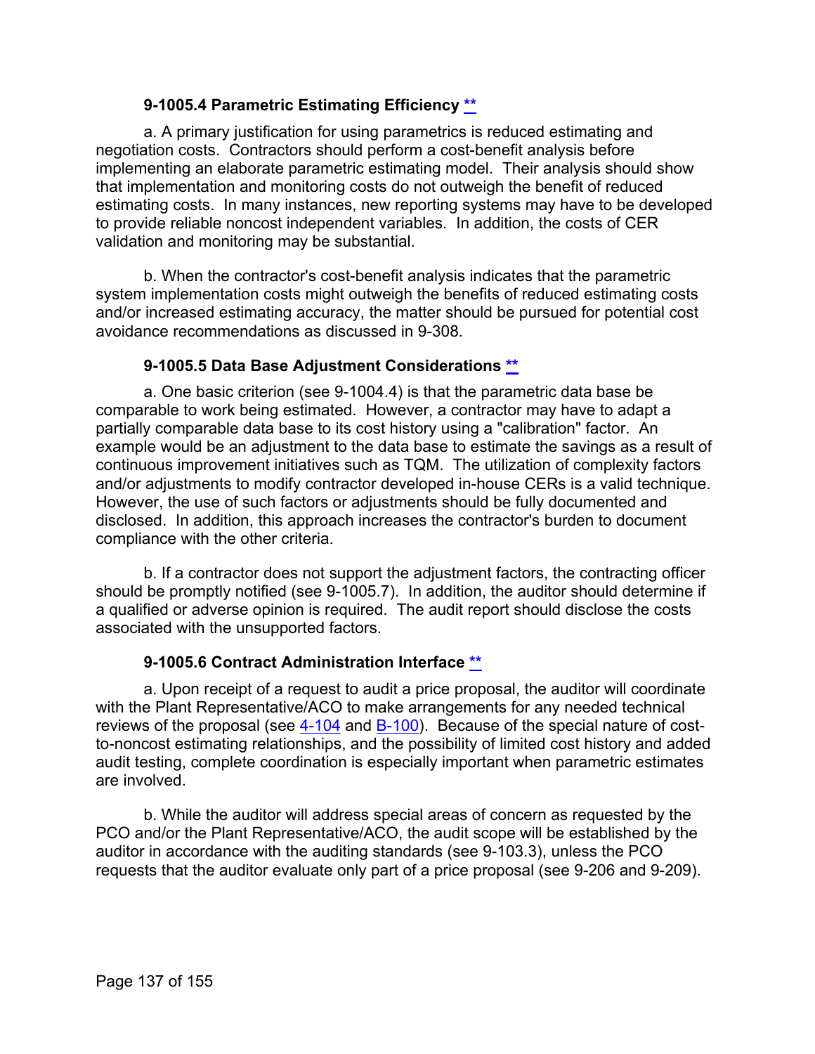### 9-1005.4 Parametric Estimating Efficiency **

a. A primary justification for using parametrics is reduced estimating and negotiation costs. Contractors should perform a cost-benefit analysis before implementing an elaborate parametric estimating model. Their analysis should show that implementation and monitoring costs do not outweigh the benefit of reduced estimating costs. In many instances, new reporting systems may have to be developed to provide reliable noncost independent variables. In addition, the costs of CER validation and monitoring may be substantial.

b. When the contractor's cost-benefit analysis indicates that the parametric system implementation costs might outweigh the benefits of reduced estimating costs and/or increased estimating accuracy, the matter should be pursued for potential cost avoidance recommendations as discussed in 9-308.

### 9-1005.5 Data Base Adjustment Considerations **

a. One basic criterion (see 9-1004.4) is that the parametric data base be comparable to work being estimated. However, a contractor may have to adapt a partially comparable data base to its cost history using a "calibration" factor. An example would be an adjustment to the data base to estimate the savings as a result of continuous improvement initiatives such as TQM. The utilization of complexity factors and/or adjustments to modify contractor developed in-house CERs is a valid technique. However, the use of such factors or adjustments should be fully documented and disclosed. In addition, this approach increases the contractor's burden to document compliance with the other criteria.

b. If a contractor does not support the adjustment factors, the contracting officer should be promptly notified (see 9-1005.7). In addition, the auditor should determine if a qualified or adverse opinion is required. The audit report should disclose the costs associated with the unsupported factors.

### 9-1005.6 Contract Administration Interface **

a. Upon receipt of a request to audit a price proposal, the auditor will coordinate with the Plant Representative/ACO to make arrangements for any needed technical reviews of the proposal (see 4-104 and B-100). Because of the special nature of cost-to-noncost estimating relationships, and the possibility of limited cost history and added audit testing, complete coordination is especially important when parametric estimates are involved.

b. While the auditor will address special areas of concern as requested by the PCO and/or the Plant Representative/ACO, the audit scope will be established by the auditor in accordance with the auditing standards (see 9-103.3), unless the PCO requests that the auditor evaluate only part of a price proposal (see 9-206 and 9-209).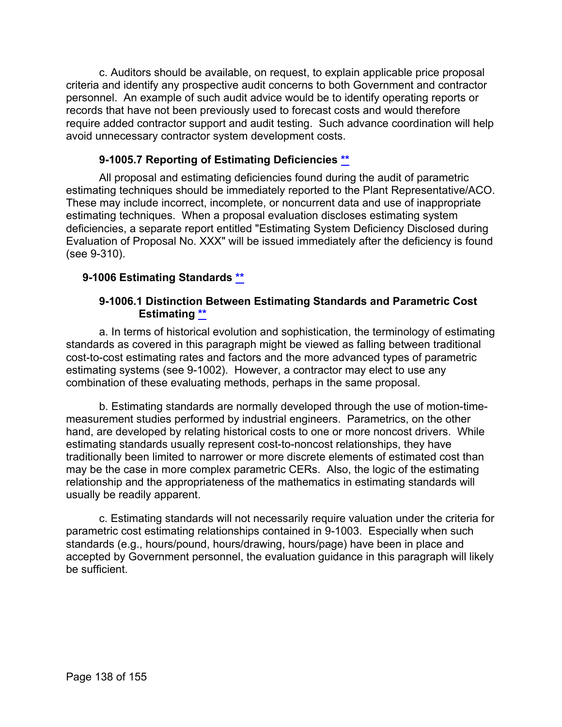c. Auditors should be available, on request, to explain applicable price proposal criteria and identify any prospective audit concerns to both Government and contractor personnel. An example of such audit advice would be to identify operating reports or records that have not been previously used to forecast costs and would therefore require added contractor support and audit testing. Such advance coordination will help avoid unnecessary contractor system development costs.

### 9-1005.7 Reporting of Estimating Deficiencies **

All proposal and estimating deficiencies found during the audit of parametric estimating techniques should be immediately reported to the Plant Representative/ACO. These may include incorrect, incomplete, or noncurrent data and use of inappropriate estimating techniques. When a proposal evaluation discloses estimating system deficiencies, a separate report entitled "Estimating System Deficiency Disclosed during Evaluation of Proposal No. XXX" will be issued immediately after the deficiency is found (see 9-310).

## 9-1006 Estimating Standards **

### 9-1006.1 Distinction Between Estimating Standards and Parametric Cost Estimating **

a. In terms of historical evolution and sophistication, the terminology of estimating standards as covered in this paragraph might be viewed as falling between traditional cost-to-cost estimating rates and factors and the more advanced types of parametric estimating systems (see 9-1002). However, a contractor may elect to use any combination of these evaluating methods, perhaps in the same proposal.

b. Estimating standards are normally developed through the use of motion-time-measurement studies performed by industrial engineers. Parametrics, on the other hand, are developed by relating historical costs to one or more noncost drivers. While estimating standards usually represent cost-to-noncost relationships, they have traditionally been limited to narrower or more discrete elements of estimated cost than may be the case in more complex parametric CERs. Also, the logic of the estimating relationship and the appropriateness of the mathematics in estimating standards will usually be readily apparent.

c. Estimating standards will not necessarily require valuation under the criteria for parametric cost estimating relationships contained in 9-1003. Especially when such standards (e.g., hours/pound, hours/drawing, hours/page) have been in place and accepted by Government personnel, the evaluation guidance in this paragraph will likely be sufficient.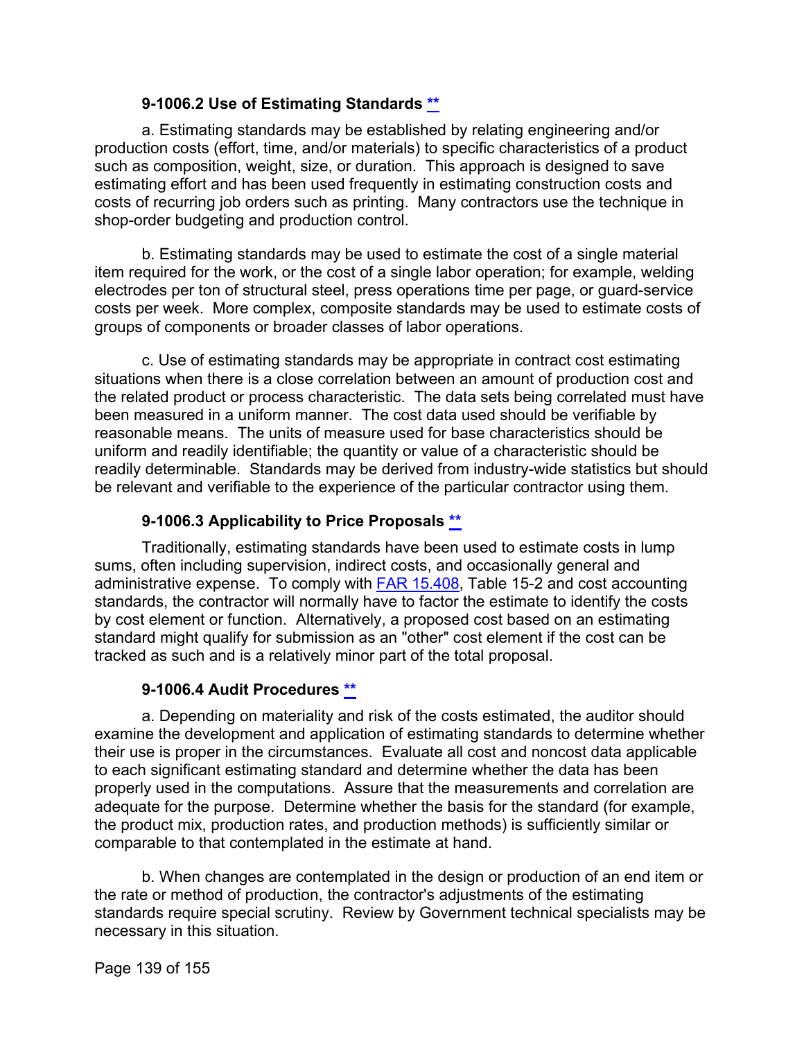### 9-1006.2 Use of Estimating Standards [**](#)

a. Estimating standards may be established by relating engineering and/or production costs (effort, time, and/or materials) to specific characteristics of a product such as composition, weight, size, or duration. This approach is designed to save estimating effort and has been used frequently in estimating construction costs and costs of recurring job orders such as printing. Many contractors use the technique in shop-order budgeting and production control.

b. Estimating standards may be used to estimate the cost of a single material item required for the work, or the cost of a single labor operation; for example, welding electrodes per ton of structural steel, press operations time per page, or guard-service costs per week. More complex, composite standards may be used to estimate costs of groups of components or broader classes of labor operations.

c. Use of estimating standards may be appropriate in contract cost estimating situations when there is a close correlation between an amount of production cost and the related product or process characteristic. The data sets being correlated must have been measured in a uniform manner. The cost data used should be verifiable by reasonable means. The units of measure used for base characteristics should be uniform and readily identifiable; the quantity or value of a characteristic should be readily determinable. Standards may be derived from industry-wide statistics but should be relevant and verifiable to the experience of the particular contractor using them.

### 9-1006.3 Applicability to Price Proposals [**](#)

Traditionally, estimating standards have been used to estimate costs in lump sums, often including supervision, indirect costs, and occasionally general and administrative expense. To comply with [FAR 15.408](#), Table 15-2 and cost accounting standards, the contractor will normally have to factor the estimate to identify the costs by cost element or function. Alternatively, a proposed cost based on an estimating standard might qualify for submission as an "other" cost element if the cost can be tracked as such and is a relatively minor part of the total proposal.

### 9-1006.4 Audit Procedures [**](#)

a. Depending on materiality and risk of the costs estimated, the auditor should examine the development and application of estimating standards to determine whether their use is proper in the circumstances. Evaluate all cost and noncost data applicable to each significant estimating standard and determine whether the data has been properly used in the computations. Assure that the measurements and correlation are adequate for the purpose. Determine whether the basis for the standard (for example, the product mix, production rates, and production methods) is sufficiently similar or comparable to that contemplated in the estimate at hand.

b. When changes are contemplated in the design or production of an end item or the rate or method of production, the contractor's adjustments of the estimating standards require special scrutiny. Review by Government technical specialists may be necessary in this situation.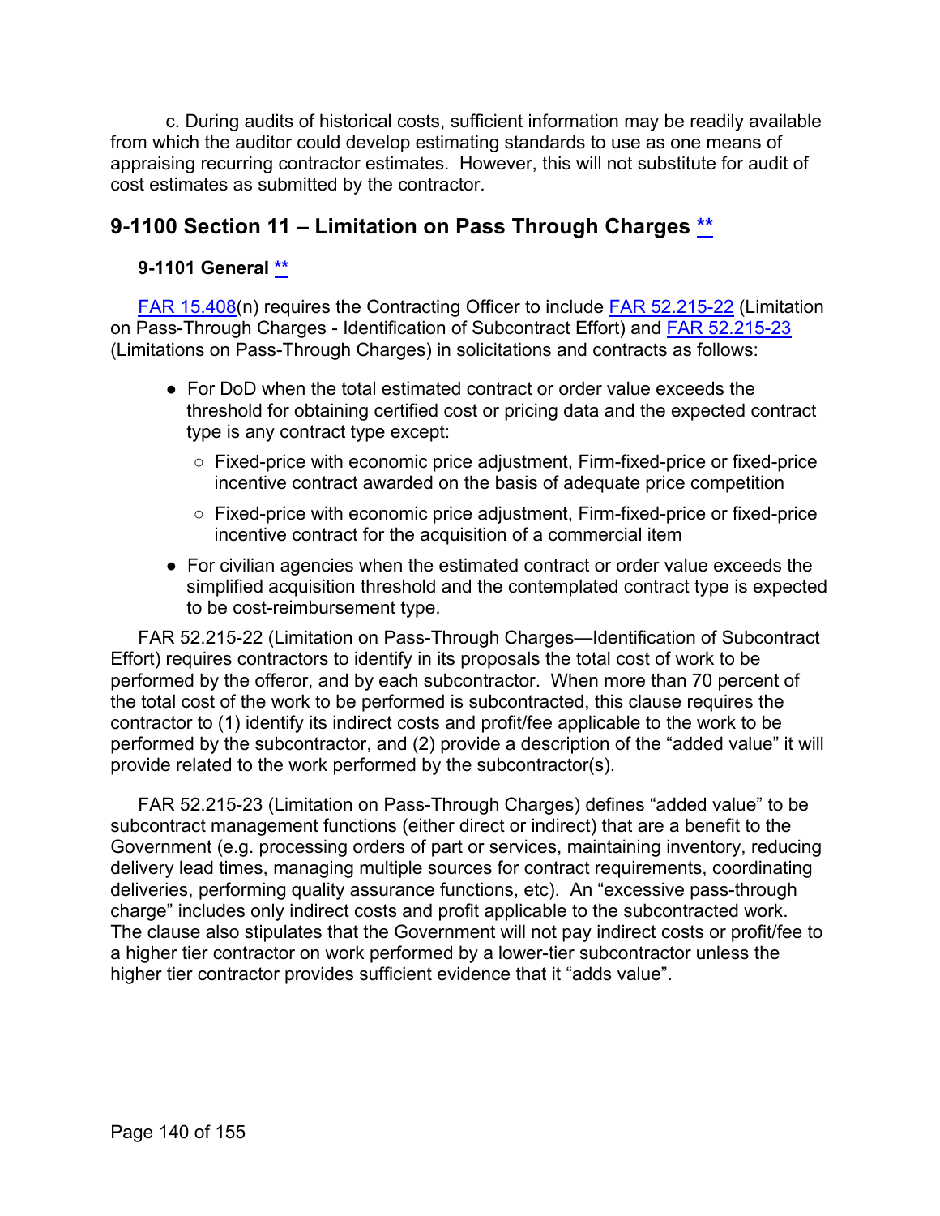c. During audits of historical costs, sufficient information may be readily available from which the auditor could develop estimating standards to use as one means of appraising recurring contractor estimates. However, this will not substitute for audit of cost estimates as submitted by the contractor.

## 9-1100 Section 11 – Limitation on Pass Through Charges **

### 9-1101 General **

FAR 15.408(n) requires the Contracting Officer to include FAR 52.215-22 (Limitation on Pass-Through Charges - Identification of Subcontract Effort) and FAR 52.215-23 (Limitations on Pass-Through Charges) in solicitations and contracts as follows:

- For DoD when the total estimated contract or order value exceeds the threshold for obtaining certified cost or pricing data and the expected contract type is any contract type except:
  - Fixed-price with economic price adjustment, Firm-fixed-price or fixed-price incentive contract awarded on the basis of adequate price competition
  - Fixed-price with economic price adjustment, Firm-fixed-price or fixed-price incentive contract for the acquisition of a commercial item
- For civilian agencies when the estimated contract or order value exceeds the simplified acquisition threshold and the contemplated contract type is expected to be cost-reimbursement type.

FAR 52.215-22 (Limitation on Pass-Through Charges—Identification of Subcontract Effort) requires contractors to identify in its proposals the total cost of work to be performed by the offeror, and by each subcontractor. When more than 70 percent of the total cost of the work to be performed is subcontracted, this clause requires the contractor to (1) identify its indirect costs and profit/fee applicable to the work to be performed by the subcontractor, and (2) provide a description of the "added value" it will provide related to the work performed by the subcontractor(s).

FAR 52.215-23 (Limitation on Pass-Through Charges) defines "added value" to be subcontract management functions (either direct or indirect) that are a benefit to the Government (e.g. processing orders of part or services, maintaining inventory, reducing delivery lead times, managing multiple sources for contract requirements, coordinating deliveries, performing quality assurance functions, etc). An "excessive pass-through charge" includes only indirect costs and profit applicable to the subcontracted work. The clause also stipulates that the Government will not pay indirect costs or profit/fee to a higher tier contractor on work performed by a lower-tier subcontractor unless the higher tier contractor provides sufficient evidence that it "adds value".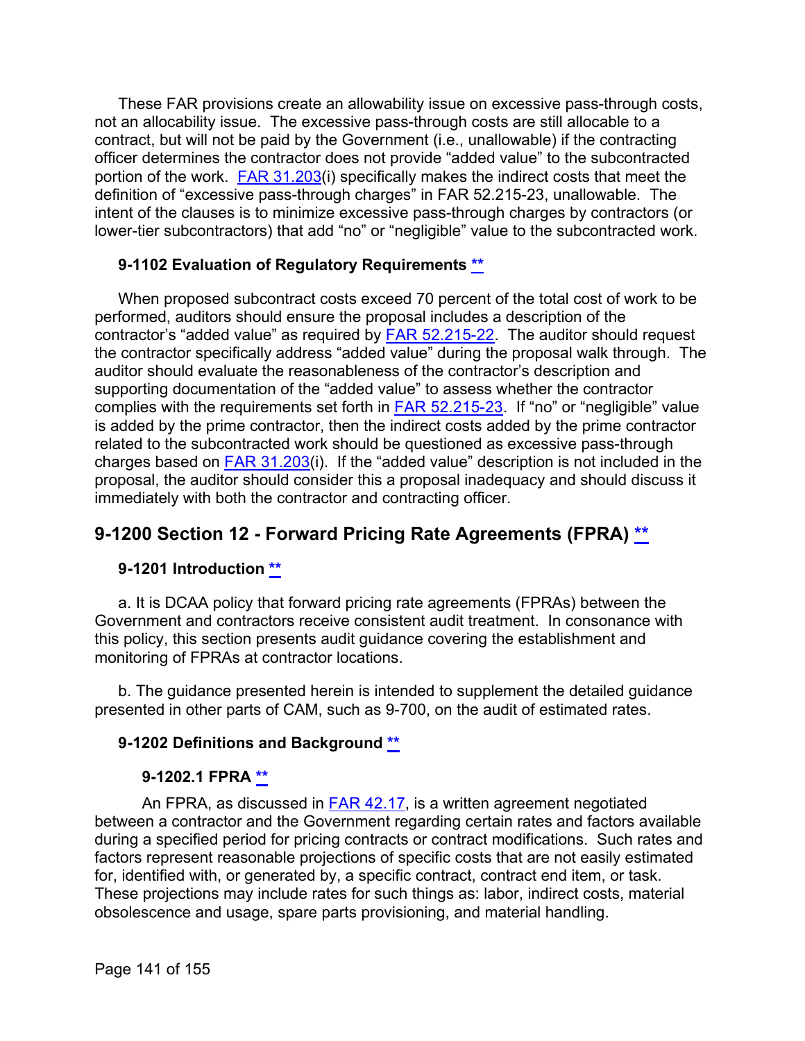These FAR provisions create an allowability issue on excessive pass-through costs, not an allocability issue. The excessive pass-through costs are still allocable to a contract, but will not be paid by the Government (i.e., unallowable) if the contracting officer determines the contractor does not provide "added value" to the subcontracted portion of the work. FAR 31.203(i) specifically makes the indirect costs that meet the definition of "excessive pass-through charges" in FAR 52.215-23, unallowable. The intent of the clauses is to minimize excessive pass-through charges by contractors (or lower-tier subcontractors) that add "no" or "negligible" value to the subcontracted work.

### 9-1102 Evaluation of Regulatory Requirements **

When proposed subcontract costs exceed 70 percent of the total cost of work to be performed, auditors should ensure the proposal includes a description of the contractor's "added value" as required by FAR 52.215-22. The auditor should request the contractor specifically address "added value" during the proposal walk through. The auditor should evaluate the reasonableness of the contractor's description and supporting documentation of the "added value" to assess whether the contractor complies with the requirements set forth in FAR 52.215-23. If "no" or "negligible" value is added by the prime contractor, then the indirect costs added by the prime contractor related to the subcontracted work should be questioned as excessive pass-through charges based on FAR 31.203(i). If the "added value" description is not included in the proposal, the auditor should consider this a proposal inadequacy and should discuss it immediately with both the contractor and contracting officer.

## 9-1200 Section 12 - Forward Pricing Rate Agreements (FPRA) **

### 9-1201 Introduction **

a. It is DCAA policy that forward pricing rate agreements (FPRAs) between the Government and contractors receive consistent audit treatment. In consonance with this policy, this section presents audit guidance covering the establishment and monitoring of FPRAs at contractor locations.

b. The guidance presented herein is intended to supplement the detailed guidance presented in other parts of CAM, such as 9-700, on the audit of estimated rates.

### 9-1202 Definitions and Background **

#### 9-1202.1 FPRA **

An FPRA, as discussed in FAR 42.17, is a written agreement negotiated between a contractor and the Government regarding certain rates and factors available during a specified period for pricing contracts or contract modifications. Such rates and factors represent reasonable projections of specific costs that are not easily estimated for, identified with, or generated by, a specific contract, contract end item, or task. These projections may include rates for such things as: labor, indirect costs, material obsolescence and usage, spare parts provisioning, and material handling.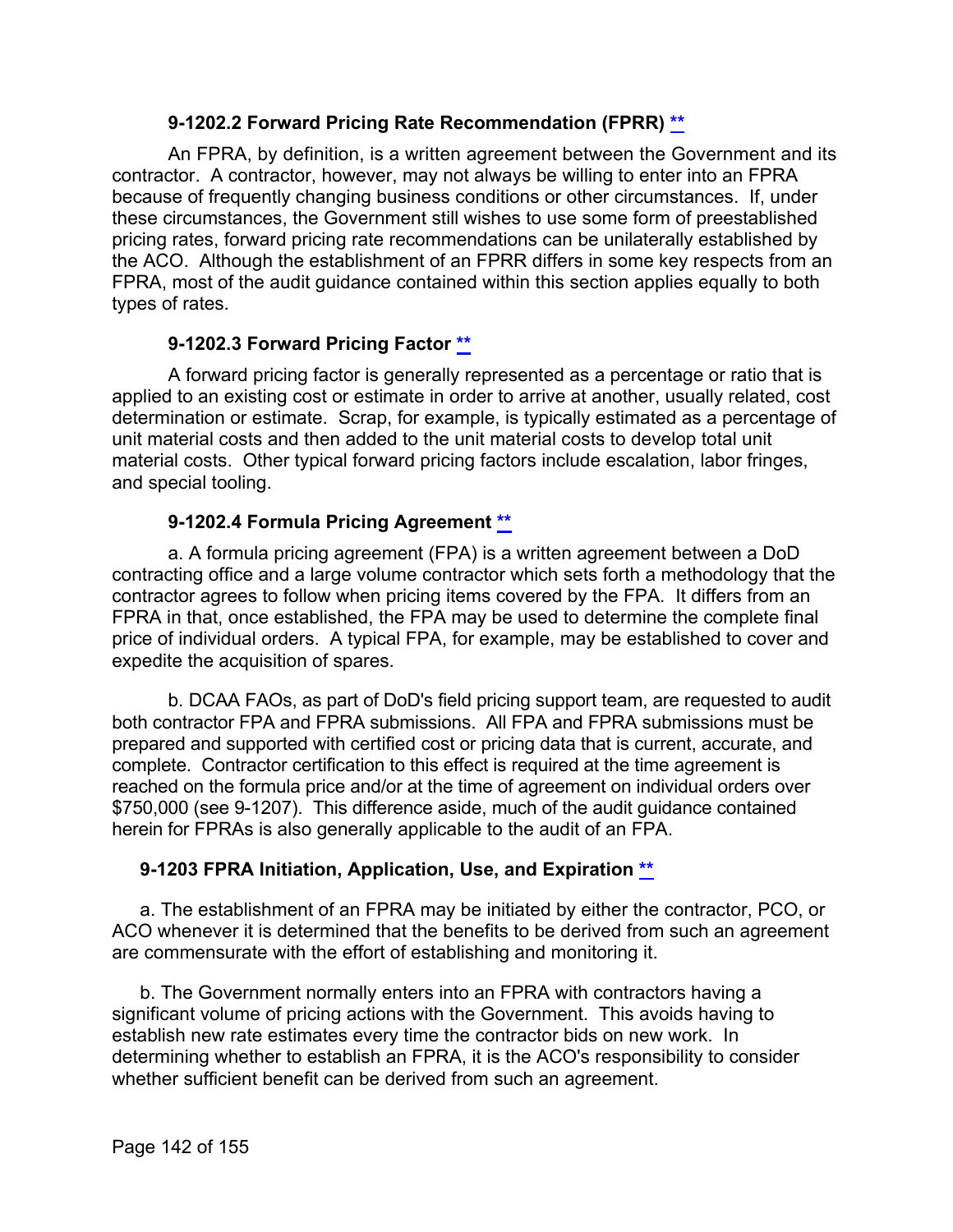### 9-1202.2 Forward Pricing Rate Recommendation (FPRR) **

An FPRA, by definition, is a written agreement between the Government and its contractor. A contractor, however, may not always be willing to enter into an FPRA because of frequently changing business conditions or other circumstances. If, under these circumstances, the Government still wishes to use some form of preestablished pricing rates, forward pricing rate recommendations can be unilaterally established by the ACO. Although the establishment of an FPRR differs in some key respects from an FPRA, most of the audit guidance contained within this section applies equally to both types of rates.

### 9-1202.3 Forward Pricing Factor **

A forward pricing factor is generally represented as a percentage or ratio that is applied to an existing cost or estimate in order to arrive at another, usually related, cost determination or estimate. Scrap, for example, is typically estimated as a percentage of unit material costs and then added to the unit material costs to develop total unit material costs. Other typical forward pricing factors include escalation, labor fringes, and special tooling.

### 9-1202.4 Formula Pricing Agreement **

a. A formula pricing agreement (FPA) is a written agreement between a DoD contracting office and a large volume contractor which sets forth a methodology that the contractor agrees to follow when pricing items covered by the FPA. It differs from an FPRA in that, once established, the FPA may be used to determine the complete final price of individual orders. A typical FPA, for example, may be established to cover and expedite the acquisition of spares.

b. DCAA FAOs, as part of DoD's field pricing support team, are requested to audit both contractor FPA and FPRA submissions. All FPA and FPRA submissions must be prepared and supported with certified cost or pricing data that is current, accurate, and complete. Contractor certification to this effect is required at the time agreement is reached on the formula price and/or at the time of agreement on individual orders over $750,000 (see 9-1207). This difference aside, much of the audit guidance contained herein for FPRAs is also generally applicable to the audit of an FPA.

## 9-1203 FPRA Initiation, Application, Use, and Expiration **

a. The establishment of an FPRA may be initiated by either the contractor, PCO, or ACO whenever it is determined that the benefits to be derived from such an agreement are commensurate with the effort of establishing and monitoring it.

b. The Government normally enters into an FPRA with contractors having a significant volume of pricing actions with the Government. This avoids having to establish new rate estimates every time the contractor bids on new work. In determining whether to establish an FPRA, it is the ACO's responsibility to consider whether sufficient benefit can be derived from such an agreement.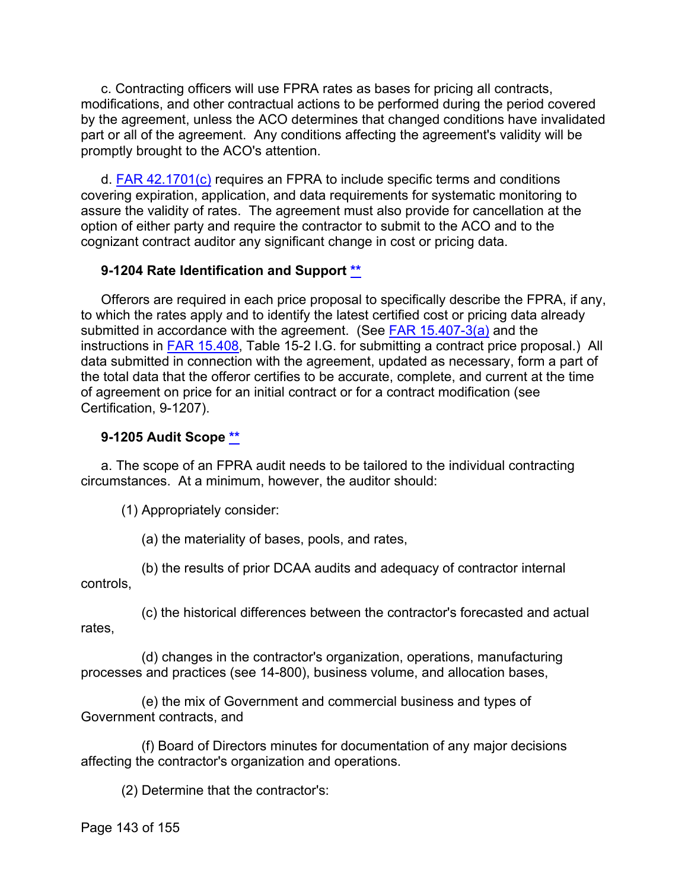c. Contracting officers will use FPRA rates as bases for pricing all contracts, modifications, and other contractual actions to be performed during the period covered by the agreement, unless the ACO determines that changed conditions have invalidated part or all of the agreement. Any conditions affecting the agreement's validity will be promptly brought to the ACO's attention.

d. [FAR 42.1701(c)](#) requires an FPRA to include specific terms and conditions covering expiration, application, and data requirements for systematic monitoring to assure the validity of rates. The agreement must also provide for cancellation at the option of either party and require the contractor to submit to the ACO and to the cognizant contract auditor any significant change in cost or pricing data.

### 9-1204 Rate Identification and Support [**](#)

Offerors are required in each price proposal to specifically describe the FPRA, if any, to which the rates apply and to identify the latest certified cost or pricing data already submitted in accordance with the agreement. (See [FAR 15.407-3(a)](#) and the instructions in [FAR 15.408](#), Table 15-2 I.G. for submitting a contract price proposal.) All data submitted in connection with the agreement, updated as necessary, form a part of the total data that the offeror certifies to be accurate, complete, and current at the time of agreement on price for an initial contract or for a contract modification (see Certification, 9-1207).

### 9-1205 Audit Scope [**](#)

a. The scope of an FPRA audit needs to be tailored to the individual contracting circumstances. At a minimum, however, the auditor should:

(1) Appropriately consider:

(a) the materiality of bases, pools, and rates,

(b) the results of prior DCAA audits and adequacy of contractor internal controls,

(c) the historical differences between the contractor's forecasted and actual rates,

(d) changes in the contractor's organization, operations, manufacturing processes and practices (see 14-800), business volume, and allocation bases,

(e) the mix of Government and commercial business and types of Government contracts, and

(f) Board of Directors minutes for documentation of any major decisions affecting the contractor's organization and operations.

(2) Determine that the contractor's: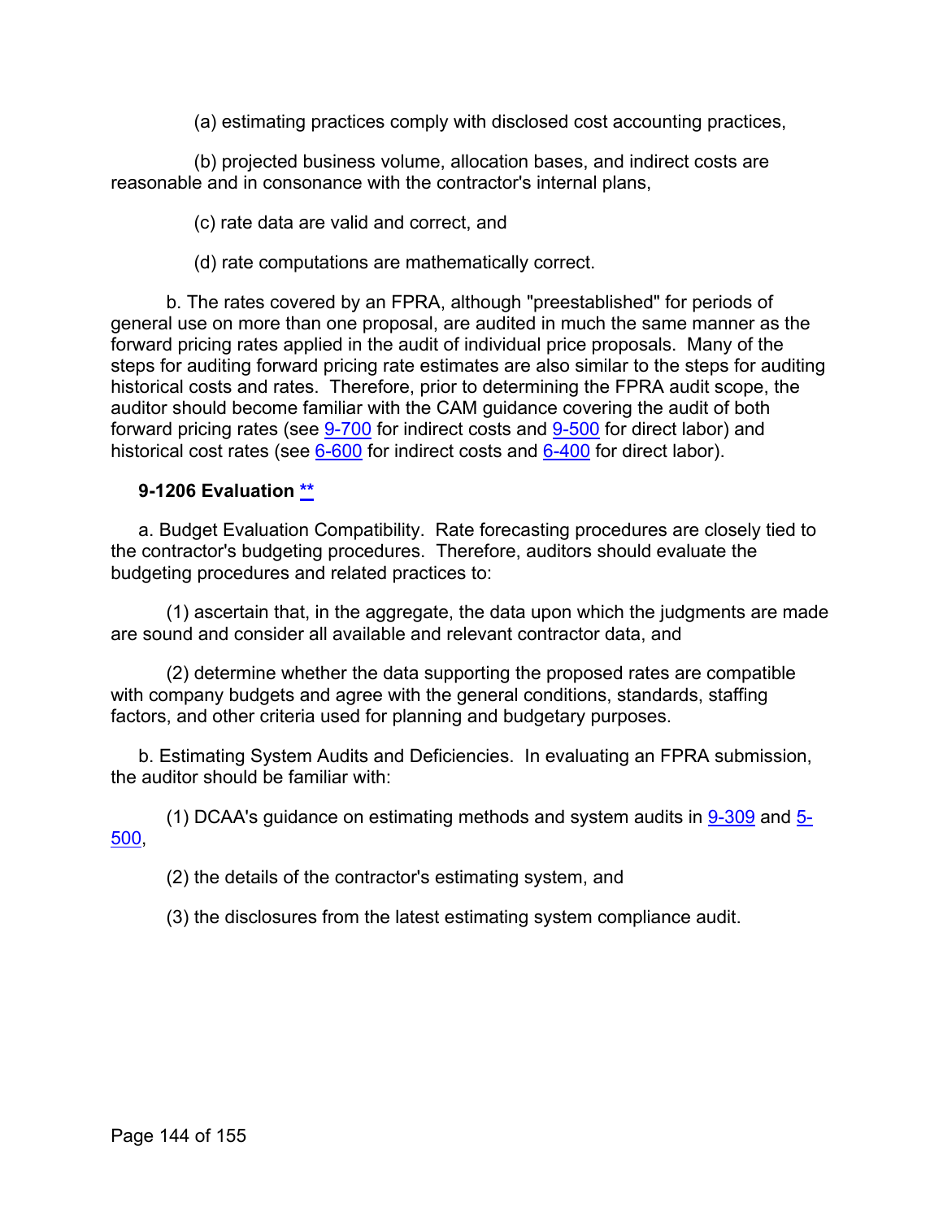(a) estimating practices comply with disclosed cost accounting practices,

(b) projected business volume, allocation bases, and indirect costs are reasonable and in consonance with the contractor's internal plans,

(c) rate data are valid and correct, and

(d) rate computations are mathematically correct.

b. The rates covered by an FPRA, although "preestablished" for periods of general use on more than one proposal, are audited in much the same manner as the forward pricing rates applied in the audit of individual price proposals. Many of the steps for auditing forward pricing rate estimates are also similar to the steps for auditing historical costs and rates. Therefore, prior to determining the FPRA audit scope, the auditor should become familiar with the CAM guidance covering the audit of both forward pricing rates (see 9-700 for indirect costs and 9-500 for direct labor) and historical cost rates (see 6-600 for indirect costs and 6-400 for direct labor).

### 9-1206 Evaluation **

a. Budget Evaluation Compatibility. Rate forecasting procedures are closely tied to the contractor's budgeting procedures. Therefore, auditors should evaluate the budgeting procedures and related practices to:

(1) ascertain that, in the aggregate, the data upon which the judgments are made are sound and consider all available and relevant contractor data, and

(2) determine whether the data supporting the proposed rates are compatible with company budgets and agree with the general conditions, standards, staffing factors, and other criteria used for planning and budgetary purposes.

b. Estimating System Audits and Deficiencies. In evaluating an FPRA submission, the auditor should be familiar with:

(1) DCAA's guidance on estimating methods and system audits in 9-309 and 5-500,

(2) the details of the contractor's estimating system, and

(3) the disclosures from the latest estimating system compliance audit.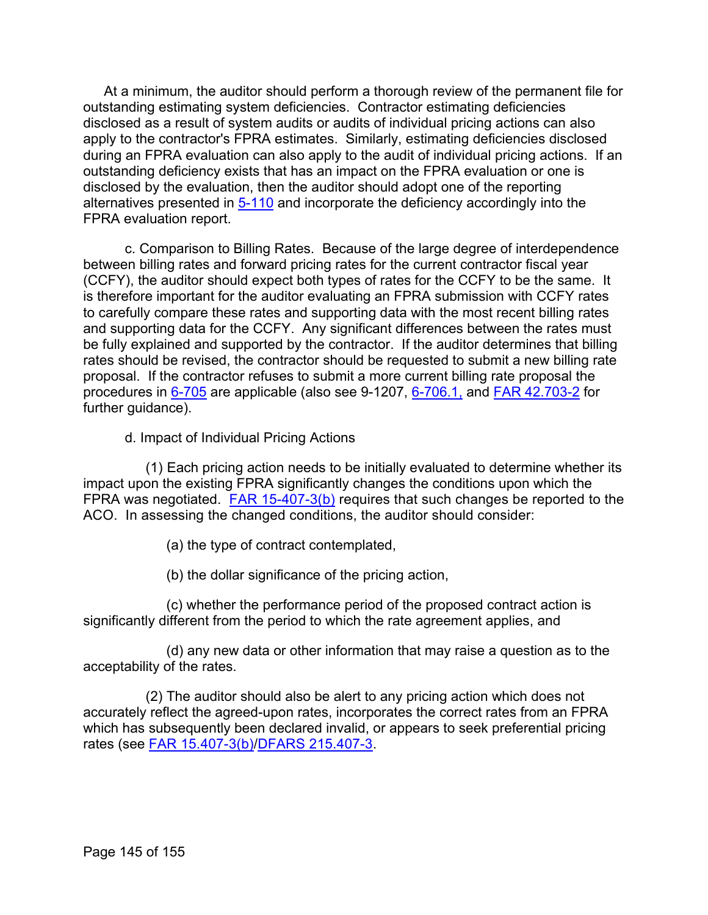At a minimum, the auditor should perform a thorough review of the permanent file for outstanding estimating system deficiencies. Contractor estimating deficiencies disclosed as a result of system audits or audits of individual pricing actions can also apply to the contractor's FPRA estimates. Similarly, estimating deficiencies disclosed during an FPRA evaluation can also apply to the audit of individual pricing actions. If an outstanding deficiency exists that has an impact on the FPRA evaluation or one is disclosed by the evaluation, then the auditor should adopt one of the reporting alternatives presented in 5-110 and incorporate the deficiency accordingly into the FPRA evaluation report.

c. Comparison to Billing Rates. Because of the large degree of interdependence between billing rates and forward pricing rates for the current contractor fiscal year (CCFY), the auditor should expect both types of rates for the CCFY to be the same. It is therefore important for the auditor evaluating an FPRA submission with CCFY rates to carefully compare these rates and supporting data with the most recent billing rates and supporting data for the CCFY. Any significant differences between the rates must be fully explained and supported by the contractor. If the auditor determines that billing rates should be revised, the contractor should be requested to submit a new billing rate proposal. If the contractor refuses to submit a more current billing rate proposal the procedures in 6-705 are applicable (also see 9-1207, 6-706.1, and FAR 42.703-2 for further guidance).

d. Impact of Individual Pricing Actions

(1) Each pricing action needs to be initially evaluated to determine whether its impact upon the existing FPRA significantly changes the conditions upon which the FPRA was negotiated. FAR 15-407-3(b) requires that such changes be reported to the ACO. In assessing the changed conditions, the auditor should consider:

(a) the type of contract contemplated,

(b) the dollar significance of the pricing action,

(c) whether the performance period of the proposed contract action is significantly different from the period to which the rate agreement applies, and

(d) any new data or other information that may raise a question as to the acceptability of the rates.

(2) The auditor should also be alert to any pricing action which does not accurately reflect the agreed-upon rates, incorporates the correct rates from an FPRA which has subsequently been declared invalid, or appears to seek preferential pricing rates (see FAR 15.407-3(b)/DFARS 215.407-3.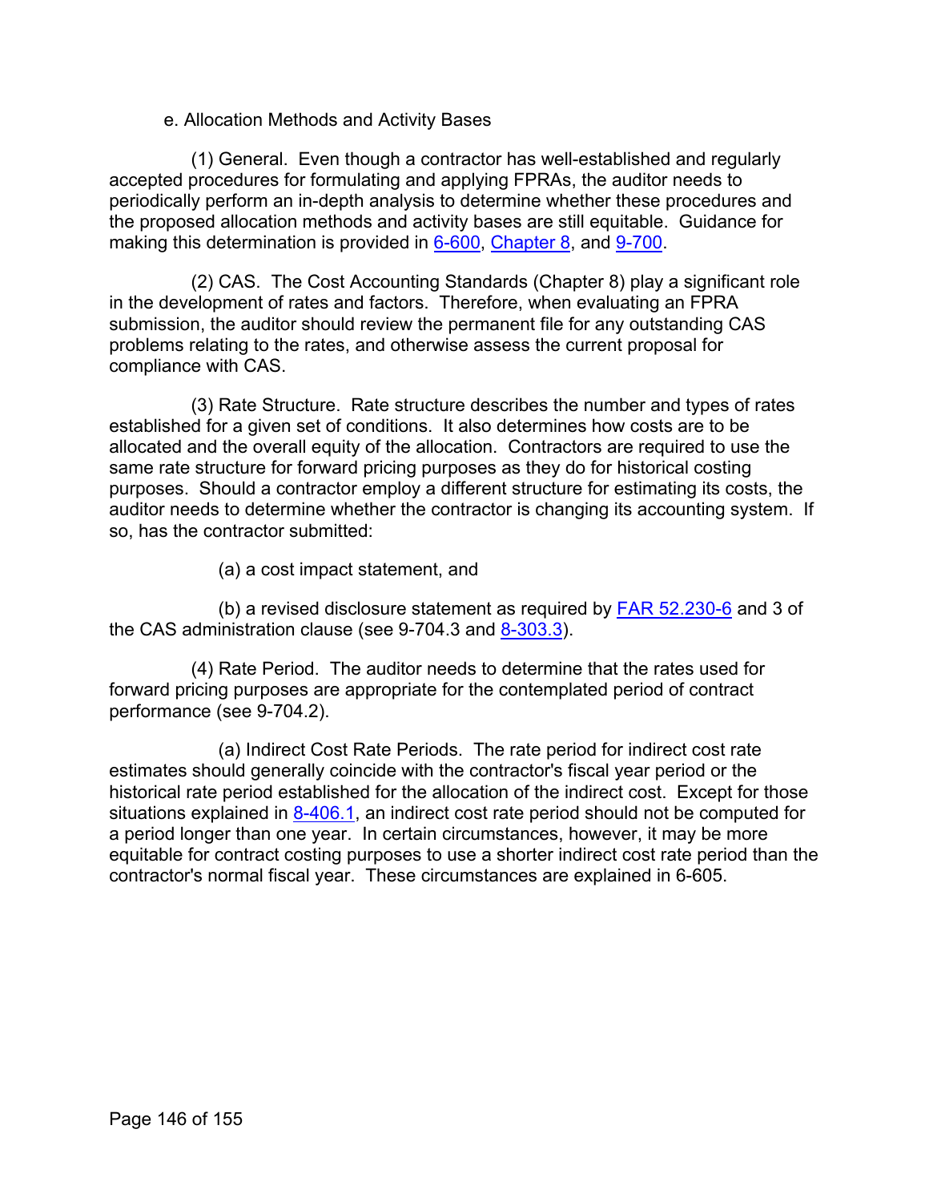e. Allocation Methods and Activity Bases

(1) General. Even though a contractor has well-established and regularly accepted procedures for formulating and applying FPRAs, the auditor needs to periodically perform an in-depth analysis to determine whether these procedures and the proposed allocation methods and activity bases are still equitable. Guidance for making this determination is provided in 6-600, Chapter 8, and 9-700.

(2) CAS. The Cost Accounting Standards (Chapter 8) play a significant role in the development of rates and factors. Therefore, when evaluating an FPRA submission, the auditor should review the permanent file for any outstanding CAS problems relating to the rates, and otherwise assess the current proposal for compliance with CAS.

(3) Rate Structure. Rate structure describes the number and types of rates established for a given set of conditions. It also determines how costs are to be allocated and the overall equity of the allocation. Contractors are required to use the same rate structure for forward pricing purposes as they do for historical costing purposes. Should a contractor employ a different structure for estimating its costs, the auditor needs to determine whether the contractor is changing its accounting system. If so, has the contractor submitted:

(a) a cost impact statement, and

(b) a revised disclosure statement as required by FAR 52.230-6 and 3 of the CAS administration clause (see 9-704.3 and 8-303.3).

(4) Rate Period. The auditor needs to determine that the rates used for forward pricing purposes are appropriate for the contemplated period of contract performance (see 9-704.2).

(a) Indirect Cost Rate Periods. The rate period for indirect cost rate estimates should generally coincide with the contractor's fiscal year period or the historical rate period established for the allocation of the indirect cost. Except for those situations explained in 8-406.1, an indirect cost rate period should not be computed for a period longer than one year. In certain circumstances, however, it may be more equitable for contract costing purposes to use a shorter indirect cost rate period than the contractor's normal fiscal year. These circumstances are explained in 6-605.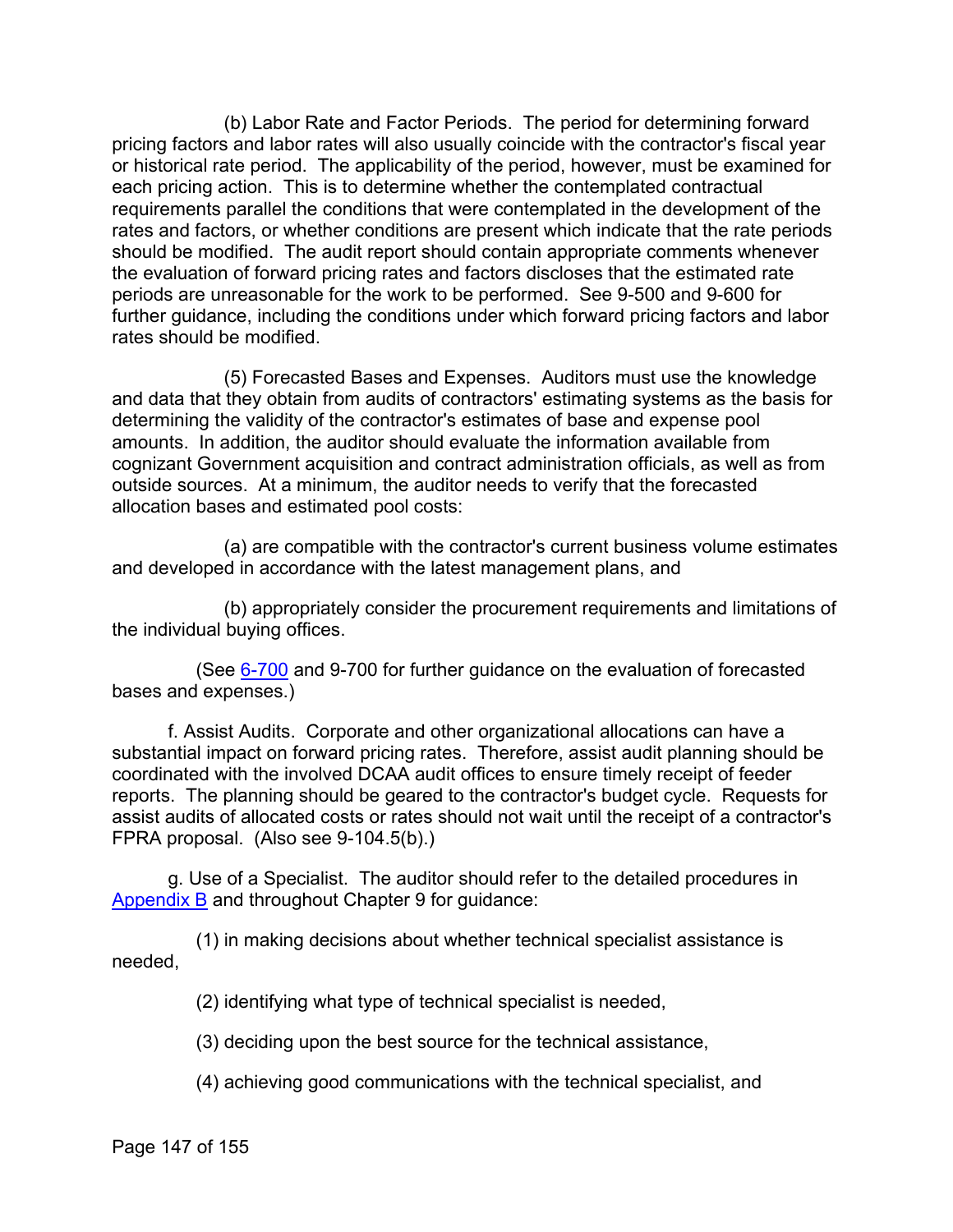(b) Labor Rate and Factor Periods. The period for determining forward pricing factors and labor rates will also usually coincide with the contractor's fiscal year or historical rate period. The applicability of the period, however, must be examined for each pricing action. This is to determine whether the contemplated contractual requirements parallel the conditions that were contemplated in the development of the rates and factors, or whether conditions are present which indicate that the rate periods should be modified. The audit report should contain appropriate comments whenever the evaluation of forward pricing rates and factors discloses that the estimated rate periods are unreasonable for the work to be performed. See 9-500 and 9-600 for further guidance, including the conditions under which forward pricing factors and labor rates should be modified.

(5) Forecasted Bases and Expenses. Auditors must use the knowledge and data that they obtain from audits of contractors' estimating systems as the basis for determining the validity of the contractor's estimates of base and expense pool amounts. In addition, the auditor should evaluate the information available from cognizant Government acquisition and contract administration officials, as well as from outside sources. At a minimum, the auditor needs to verify that the forecasted allocation bases and estimated pool costs:

(a) are compatible with the contractor's current business volume estimates and developed in accordance with the latest management plans, and

(b) appropriately consider the procurement requirements and limitations of the individual buying offices.

(See 6-700 and 9-700 for further guidance on the evaluation of forecasted bases and expenses.)

f. Assist Audits. Corporate and other organizational allocations can have a substantial impact on forward pricing rates. Therefore, assist audit planning should be coordinated with the involved DCAA audit offices to ensure timely receipt of feeder reports. The planning should be geared to the contractor's budget cycle. Requests for assist audits of allocated costs or rates should not wait until the receipt of a contractor's FPRA proposal. (Also see 9-104.5(b).)

g. Use of a Specialist. The auditor should refer to the detailed procedures in Appendix B and throughout Chapter 9 for guidance:

(1) in making decisions about whether technical specialist assistance is needed,

(2) identifying what type of technical specialist is needed,

(3) deciding upon the best source for the technical assistance,

(4) achieving good communications with the technical specialist, and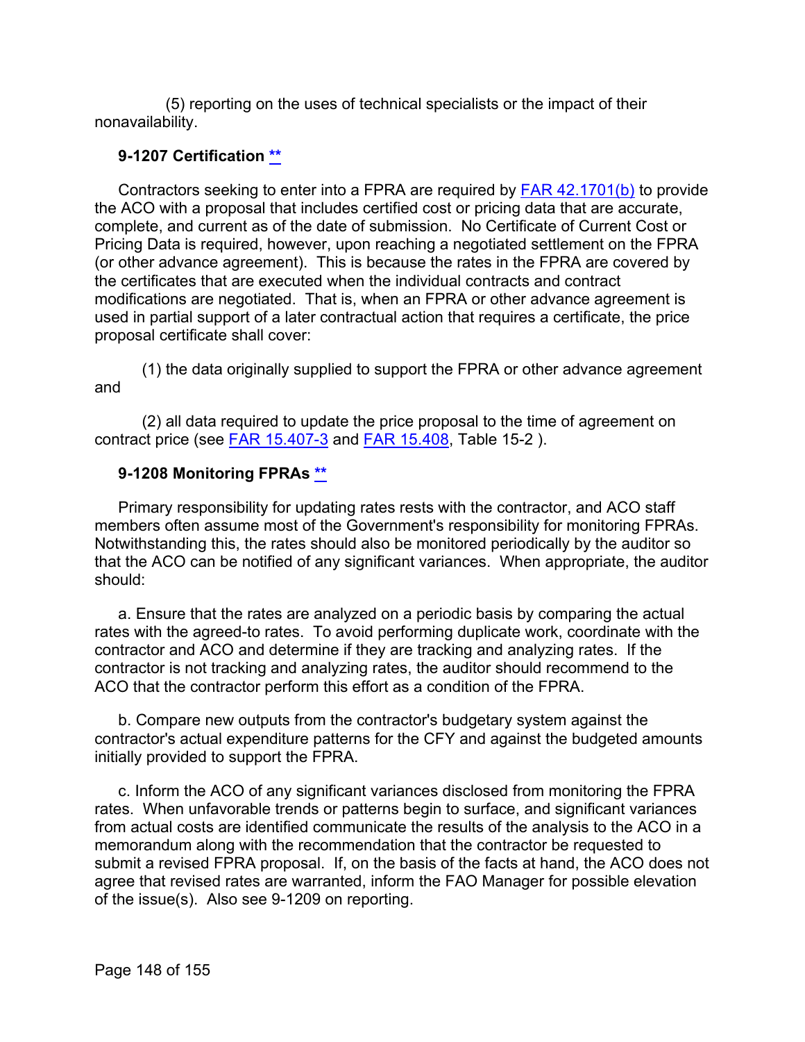(5) reporting on the uses of technical specialists or the impact of their nonavailability.

### 9-1207 Certification **

Contractors seeking to enter into a FPRA are required by FAR 42.1701(b) to provide the ACO with a proposal that includes certified cost or pricing data that are accurate, complete, and current as of the date of submission. No Certificate of Current Cost or Pricing Data is required, however, upon reaching a negotiated settlement on the FPRA (or other advance agreement). This is because the rates in the FPRA are covered by the certificates that are executed when the individual contracts and contract modifications are negotiated. That is, when an FPRA or other advance agreement is used in partial support of a later contractual action that requires a certificate, the price proposal certificate shall cover:

(1) the data originally supplied to support the FPRA or other advance agreement and

(2) all data required to update the price proposal to the time of agreement on contract price (see FAR 15.407-3 and FAR 15.408, Table 15-2 ).

### 9-1208 Monitoring FPRAs **

Primary responsibility for updating rates rests with the contractor, and ACO staff members often assume most of the Government's responsibility for monitoring FPRAs. Notwithstanding this, the rates should also be monitored periodically by the auditor so that the ACO can be notified of any significant variances. When appropriate, the auditor should:

a. Ensure that the rates are analyzed on a periodic basis by comparing the actual rates with the agreed-to rates. To avoid performing duplicate work, coordinate with the contractor and ACO and determine if they are tracking and analyzing rates. If the contractor is not tracking and analyzing rates, the auditor should recommend to the ACO that the contractor perform this effort as a condition of the FPRA.

b. Compare new outputs from the contractor's budgetary system against the contractor's actual expenditure patterns for the CFY and against the budgeted amounts initially provided to support the FPRA.

c. Inform the ACO of any significant variances disclosed from monitoring the FPRA rates. When unfavorable trends or patterns begin to surface, and significant variances from actual costs are identified communicate the results of the analysis to the ACO in a memorandum along with the recommendation that the contractor be requested to submit a revised FPRA proposal. If, on the basis of the facts at hand, the ACO does not agree that revised rates are warranted, inform the FAO Manager for possible elevation of the issue(s). Also see 9-1209 on reporting.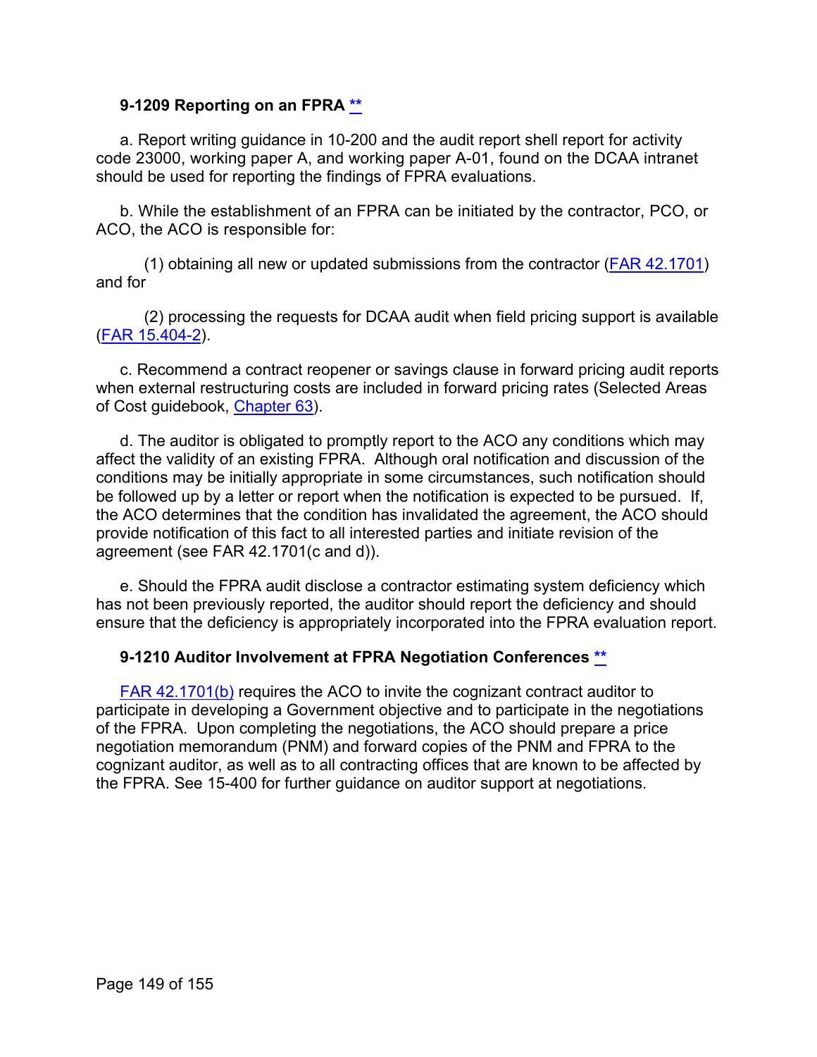### 9-1209 Reporting on an FPRA **

a. Report writing guidance in 10-200 and the audit report shell report for activity code 23000, working paper A, and working paper A-01, found on the DCAA intranet should be used for reporting the findings of FPRA evaluations.

b. While the establishment of an FPRA can be initiated by the contractor, PCO, or ACO, the ACO is responsible for:

(1) obtaining all new or updated submissions from the contractor (FAR 42.1701) and for

(2) processing the requests for DCAA audit when field pricing support is available (FAR 15.404-2).

c. Recommend a contract reopener or savings clause in forward pricing audit reports when external restructuring costs are included in forward pricing rates (Selected Areas of Cost guidebook, Chapter 63).

d. The auditor is obligated to promptly report to the ACO any conditions which may affect the validity of an existing FPRA. Although oral notification and discussion of the conditions may be initially appropriate in some circumstances, such notification should be followed up by a letter or report when the notification is expected to be pursued. If, the ACO determines that the condition has invalidated the agreement, the ACO should provide notification of this fact to all interested parties and initiate revision of the agreement (see FAR 42.1701(c and d)).

e. Should the FPRA audit disclose a contractor estimating system deficiency which has not been previously reported, the auditor should report the deficiency and should ensure that the deficiency is appropriately incorporated into the FPRA evaluation report.

### 9-1210 Auditor Involvement at FPRA Negotiation Conferences **

FAR 42.1701(b) requires the ACO to invite the cognizant contract auditor to participate in developing a Government objective and to participate in the negotiations of the FPRA. Upon completing the negotiations, the ACO should prepare a price negotiation memorandum (PNM) and forward copies of the PNM and FPRA to the cognizant auditor, as well as to all contracting offices that are known to be affected by the FPRA. See 15-400 for further guidance on auditor support at negotiations.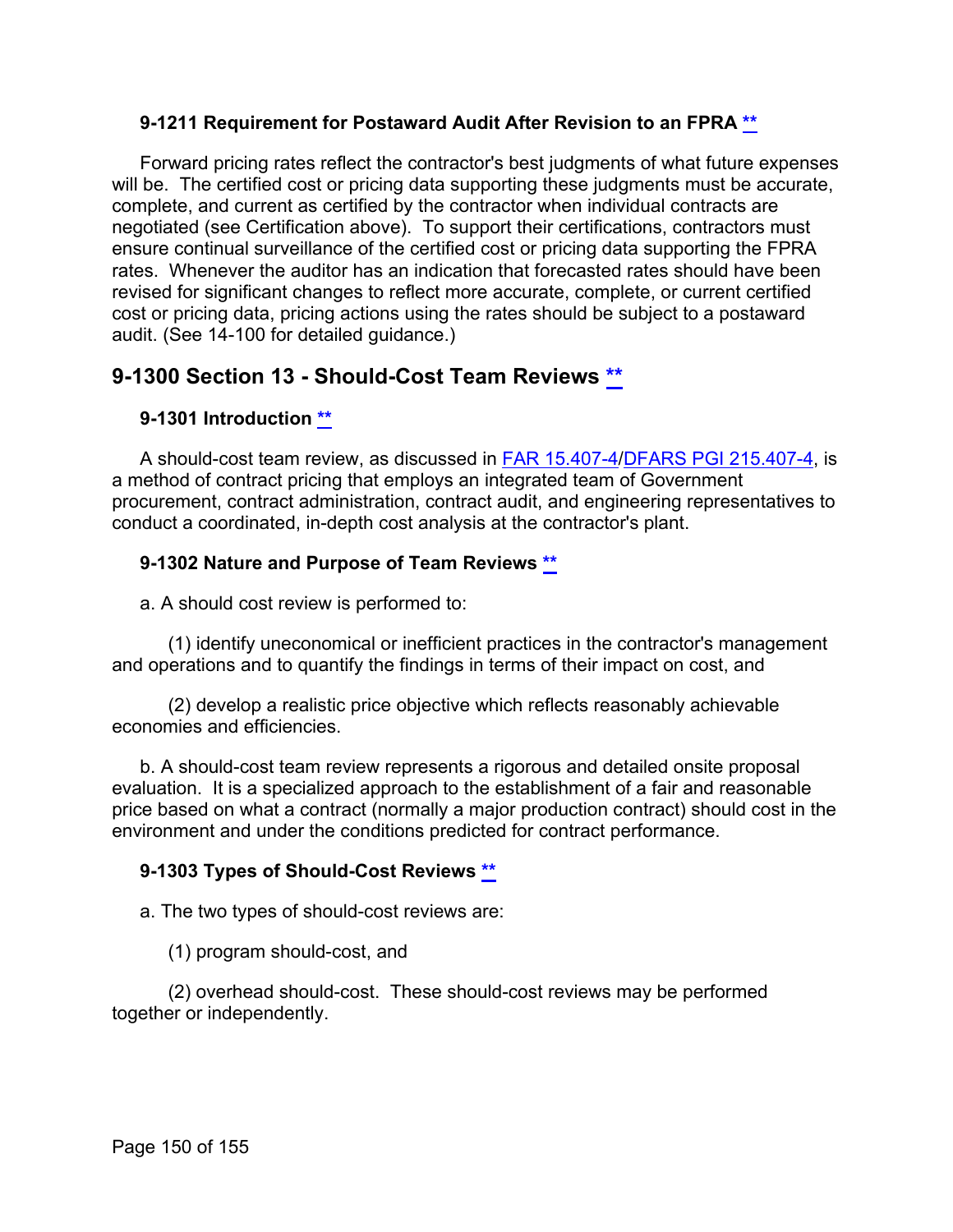### 9-1211 Requirement for Postaward Audit After Revision to an FPRA **

Forward pricing rates reflect the contractor's best judgments of what future expenses will be. The certified cost or pricing data supporting these judgments must be accurate, complete, and current as certified by the contractor when individual contracts are negotiated (see Certification above). To support their certifications, contractors must ensure continual surveillance of the certified cost or pricing data supporting the FPRA rates. Whenever the auditor has an indication that forecasted rates should have been revised for significant changes to reflect more accurate, complete, or current certified cost or pricing data, pricing actions using the rates should be subject to a postaward audit. (See 14-100 for detailed guidance.)

## 9-1300 Section 13 - Should-Cost Team Reviews **

### 9-1301 Introduction **

A should-cost team review, as discussed in FAR 15.407-4/DFARS PGI 215.407-4, is a method of contract pricing that employs an integrated team of Government procurement, contract administration, contract audit, and engineering representatives to conduct a coordinated, in-depth cost analysis at the contractor's plant.

### 9-1302 Nature and Purpose of Team Reviews **

a. A should cost review is performed to:

(1) identify uneconomical or inefficient practices in the contractor's management and operations and to quantify the findings in terms of their impact on cost, and

(2) develop a realistic price objective which reflects reasonably achievable economies and efficiencies.

b. A should-cost team review represents a rigorous and detailed onsite proposal evaluation. It is a specialized approach to the establishment of a fair and reasonable price based on what a contract (normally a major production contract) should cost in the environment and under the conditions predicted for contract performance.

### 9-1303 Types of Should-Cost Reviews **

a. The two types of should-cost reviews are:

(1) program should-cost, and

(2) overhead should-cost. These should-cost reviews may be performed together or independently.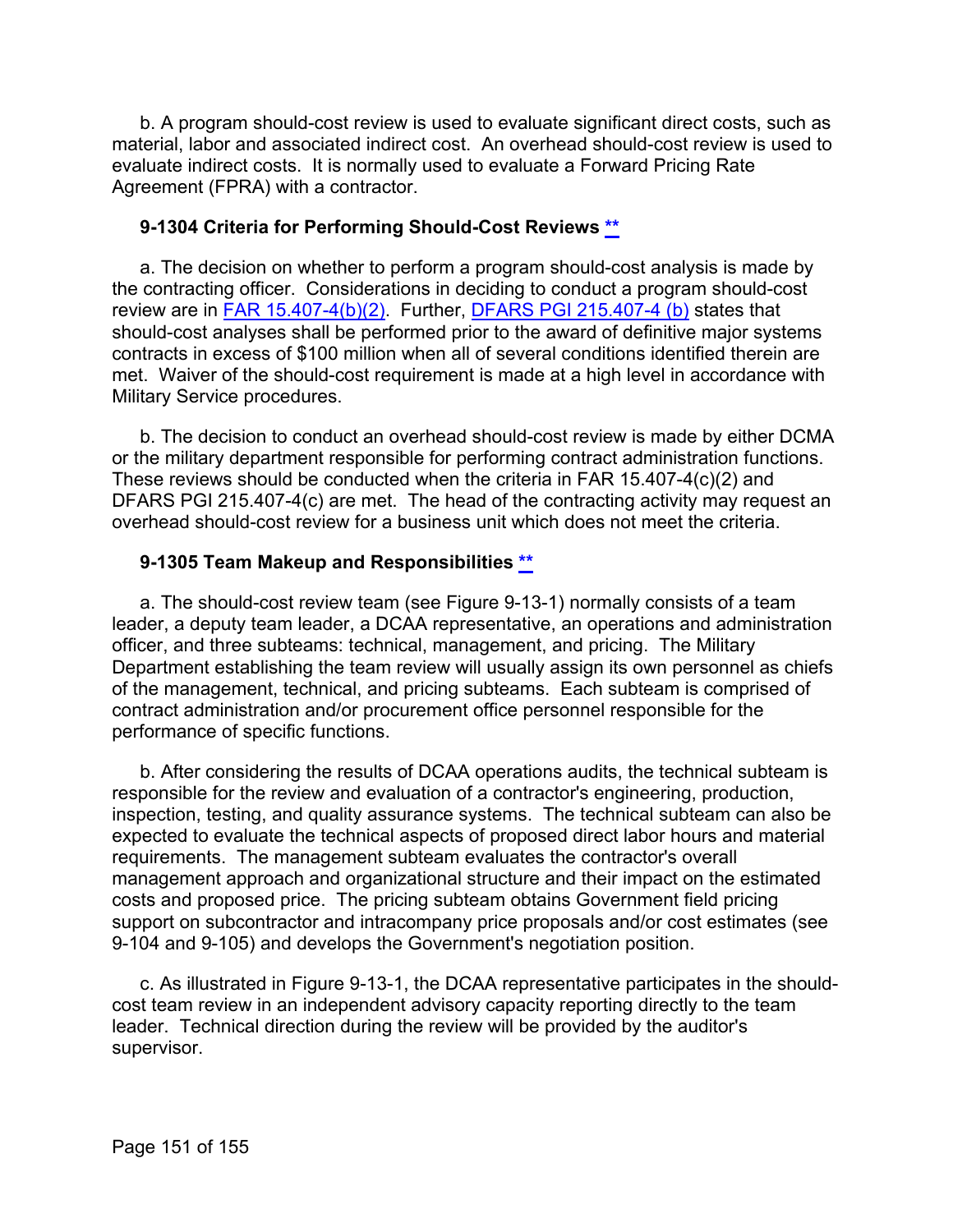b. A program should-cost review is used to evaluate significant direct costs, such as material, labor and associated indirect cost. An overhead should-cost review is used to evaluate indirect costs. It is normally used to evaluate a Forward Pricing Rate Agreement (FPRA) with a contractor.

### 9-1304 Criteria for Performing Should-Cost Reviews **

a. The decision on whether to perform a program should-cost analysis is made by the contracting officer. Considerations in deciding to conduct a program should-cost review are in FAR 15.407-4(b)(2). Further, DFARS PGI 215.407-4 (b) states that should-cost analyses shall be performed prior to the award of definitive major systems contracts in excess of $100 million when all of several conditions identified therein are met. Waiver of the should-cost requirement is made at a high level in accordance with Military Service procedures.

b. The decision to conduct an overhead should-cost review is made by either DCMA or the military department responsible for performing contract administration functions. These reviews should be conducted when the criteria in FAR 15.407-4(c)(2) and DFARS PGI 215.407-4(c) are met. The head of the contracting activity may request an overhead should-cost review for a business unit which does not meet the criteria.

### 9-1305 Team Makeup and Responsibilities **

a. The should-cost review team (see Figure 9-13-1) normally consists of a team leader, a deputy team leader, a DCAA representative, an operations and administration officer, and three subteams: technical, management, and pricing. The Military Department establishing the team review will usually assign its own personnel as chiefs of the management, technical, and pricing subteams. Each subteam is comprised of contract administration and/or procurement office personnel responsible for the performance of specific functions.

b. After considering the results of DCAA operations audits, the technical subteam is responsible for the review and evaluation of a contractor's engineering, production, inspection, testing, and quality assurance systems. The technical subteam can also be expected to evaluate the technical aspects of proposed direct labor hours and material requirements. The management subteam evaluates the contractor's overall management approach and organizational structure and their impact on the estimated costs and proposed price. The pricing subteam obtains Government field pricing support on subcontractor and intracompany price proposals and/or cost estimates (see 9-104 and 9-105) and develops the Government's negotiation position.

c. As illustrated in Figure 9-13-1, the DCAA representative participates in the should-cost team review in an independent advisory capacity reporting directly to the team leader. Technical direction during the review will be provided by the auditor's supervisor.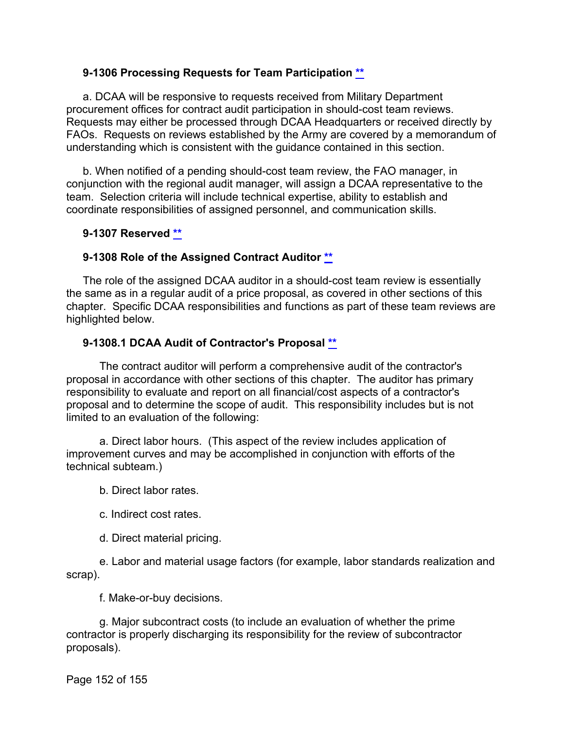### 9-1306 Processing Requests for Team Participation [**](#)

a. DCAA will be responsive to requests received from Military Department procurement offices for contract audit participation in should-cost team reviews. Requests may either be processed through DCAA Headquarters or received directly by FAOs. Requests on reviews established by the Army are covered by a memorandum of understanding which is consistent with the guidance contained in this section.

b. When notified of a pending should-cost team review, the FAO manager, in conjunction with the regional audit manager, will assign a DCAA representative to the team. Selection criteria will include technical expertise, ability to establish and coordinate responsibilities of assigned personnel, and communication skills.

### 9-1307 Reserved [**](#)

### 9-1308 Role of the Assigned Contract Auditor [**](#)

The role of the assigned DCAA auditor in a should-cost team review is essentially the same as in a regular audit of a price proposal, as covered in other sections of this chapter. Specific DCAA responsibilities and functions as part of these team reviews are highlighted below.

### 9-1308.1 DCAA Audit of Contractor's Proposal [**](#)

The contract auditor will perform a comprehensive audit of the contractor's proposal in accordance with other sections of this chapter. The auditor has primary responsibility to evaluate and report on all financial/cost aspects of a contractor's proposal and to determine the scope of audit. This responsibility includes but is not limited to an evaluation of the following:

a. Direct labor hours. (This aspect of the review includes application of improvement curves and may be accomplished in conjunction with efforts of the technical subteam.)

b. Direct labor rates.

c. Indirect cost rates.

d. Direct material pricing.

e. Labor and material usage factors (for example, labor standards realization and scrap).

f. Make-or-buy decisions.

g. Major subcontract costs (to include an evaluation of whether the prime contractor is properly discharging its responsibility for the review of subcontractor proposals).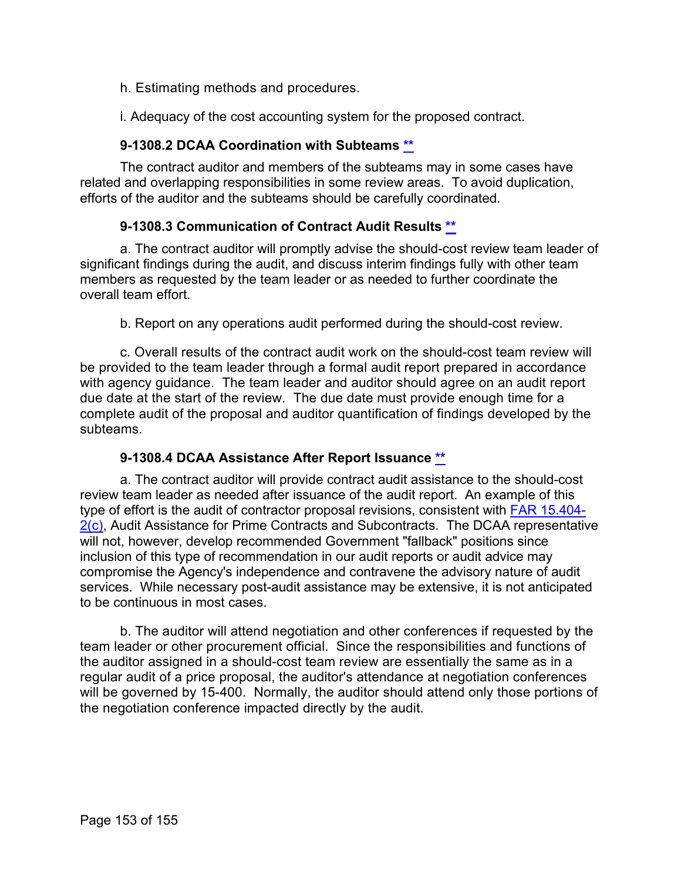h. Estimating methods and procedures.

i. Adequacy of the cost accounting system for the proposed contract.

### 9-1308.2 DCAA Coordination with Subteams **

The contract auditor and members of the subteams may in some cases have related and overlapping responsibilities in some review areas. To avoid duplication, efforts of the auditor and the subteams should be carefully coordinated.

### 9-1308.3 Communication of Contract Audit Results **

a. The contract auditor will promptly advise the should-cost review team leader of significant findings during the audit, and discuss interim findings fully with other team members as requested by the team leader or as needed to further coordinate the overall team effort.

b. Report on any operations audit performed during the should-cost review.

c. Overall results of the contract audit work on the should-cost team review will be provided to the team leader through a formal audit report prepared in accordance with agency guidance. The team leader and auditor should agree on an audit report due date at the start of the review. The due date must provide enough time for a complete audit of the proposal and auditor quantification of findings developed by the subteams.

### 9-1308.4 DCAA Assistance After Report Issuance **

a. The contract auditor will provide contract audit assistance to the should-cost review team leader as needed after issuance of the audit report. An example of this type of effort is the audit of contractor proposal revisions, consistent with FAR 15.404-2(c), Audit Assistance for Prime Contracts and Subcontracts. The DCAA representative will not, however, develop recommended Government "fallback" positions since inclusion of this type of recommendation in our audit reports or audit advice may compromise the Agency's independence and contravene the advisory nature of audit services. While necessary post-audit assistance may be extensive, it is not anticipated to be continuous in most cases.

b. The auditor will attend negotiation and other conferences if requested by the team leader or other procurement official. Since the responsibilities and functions of the auditor assigned in a should-cost team review are essentially the same as in a regular audit of a price proposal, the auditor's attendance at negotiation conferences will be governed by 15-400. Normally, the auditor should attend only those portions of the negotiation conference impacted directly by the audit.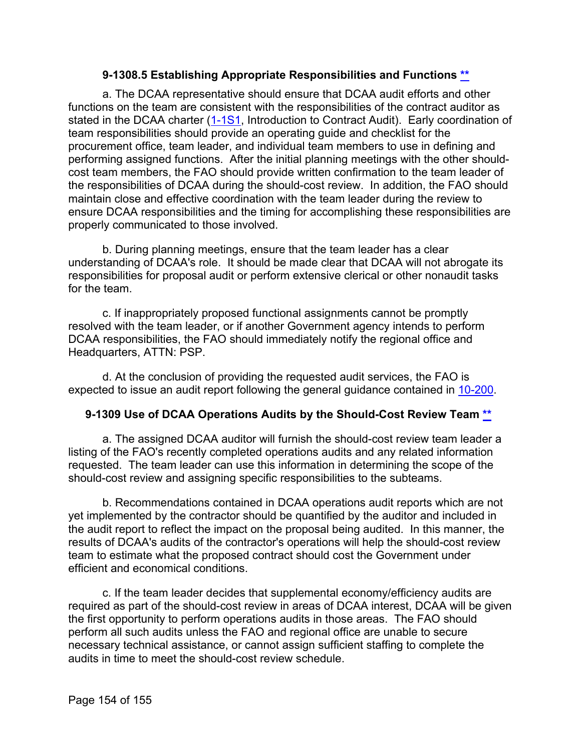### 9-1308.5 Establishing Appropriate Responsibilities and Functions **

a. The DCAA representative should ensure that DCAA audit efforts and other functions on the team are consistent with the responsibilities of the contract auditor as stated in the DCAA charter (1-1S1, Introduction to Contract Audit). Early coordination of team responsibilities should provide an operating guide and checklist for the procurement office, team leader, and individual team members to use in defining and performing assigned functions. After the initial planning meetings with the other should-cost team members, the FAO should provide written confirmation to the team leader of the responsibilities of DCAA during the should-cost review. In addition, the FAO should maintain close and effective coordination with the team leader during the review to ensure DCAA responsibilities and the timing for accomplishing these responsibilities are properly communicated to those involved.

b. During planning meetings, ensure that the team leader has a clear understanding of DCAA's role. It should be made clear that DCAA will not abrogate its responsibilities for proposal audit or perform extensive clerical or other nonaudit tasks for the team.

c. If inappropriately proposed functional assignments cannot be promptly resolved with the team leader, or if another Government agency intends to perform DCAA responsibilities, the FAO should immediately notify the regional office and Headquarters, ATTN: PSP.

d. At the conclusion of providing the requested audit services, the FAO is expected to issue an audit report following the general guidance contained in 10-200.

### 9-1309 Use of DCAA Operations Audits by the Should-Cost Review Team **

a. The assigned DCAA auditor will furnish the should-cost review team leader a listing of the FAO's recently completed operations audits and any related information requested. The team leader can use this information in determining the scope of the should-cost review and assigning specific responsibilities to the subteams.

b. Recommendations contained in DCAA operations audit reports which are not yet implemented by the contractor should be quantified by the auditor and included in the audit report to reflect the impact on the proposal being audited. In this manner, the results of DCAA's audits of the contractor's operations will help the should-cost review team to estimate what the proposed contract should cost the Government under efficient and economical conditions.

c. If the team leader decides that supplemental economy/efficiency audits are required as part of the should-cost review in areas of DCAA interest, DCAA will be given the first opportunity to perform operations audits in those areas. The FAO should perform all such audits unless the FAO and regional office are unable to secure necessary technical assistance, or cannot assign sufficient staffing to complete the audits in time to meet the should-cost review schedule.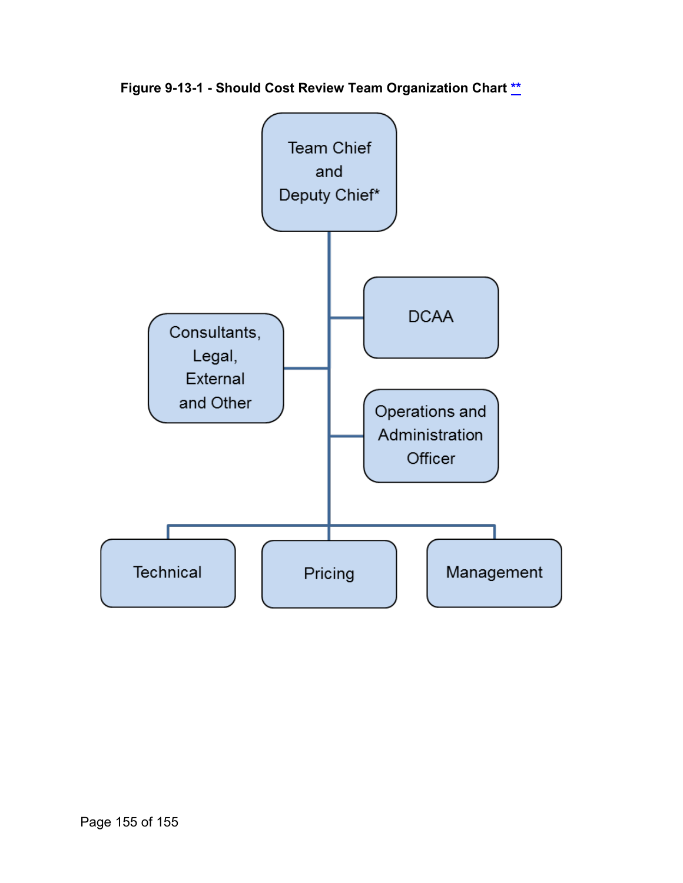**Figure 9-13-1 - Should Cost Review Team Organization Chart **

Team Chief and Deputy Chief*

DCAA

Consultants, Legal, External and Other

Operations and Administration Officer

Technical

Pricing

Management